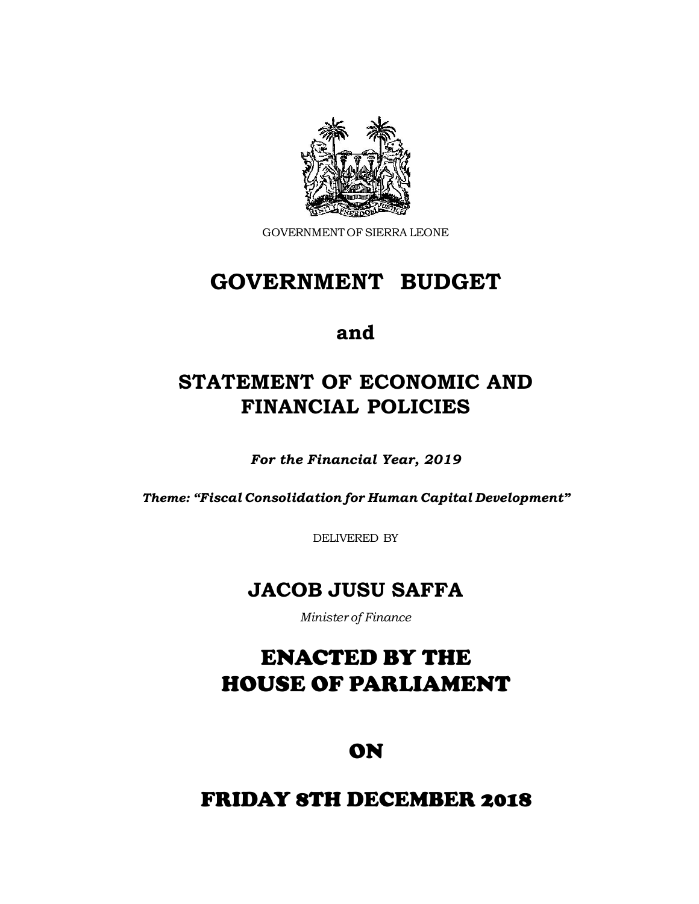GOVERNMENT OF SIERRA LEONE

# GOVERNMENT BUDGET

## and

# STATEMENT OF ECONOMIC AND FINANCIAL POLICIES

***For the Financial Year, 2019***

***Theme: "Fiscal Consolidation for Human Capital Development"***

DELIVERED BY

## JACOB JUSU SAFFA

*Minister of Finance*

# ENACTED BY THE HOUSE OF PARLIAMENT

# ON

# FRIDAY 8TH DECEMBER 2018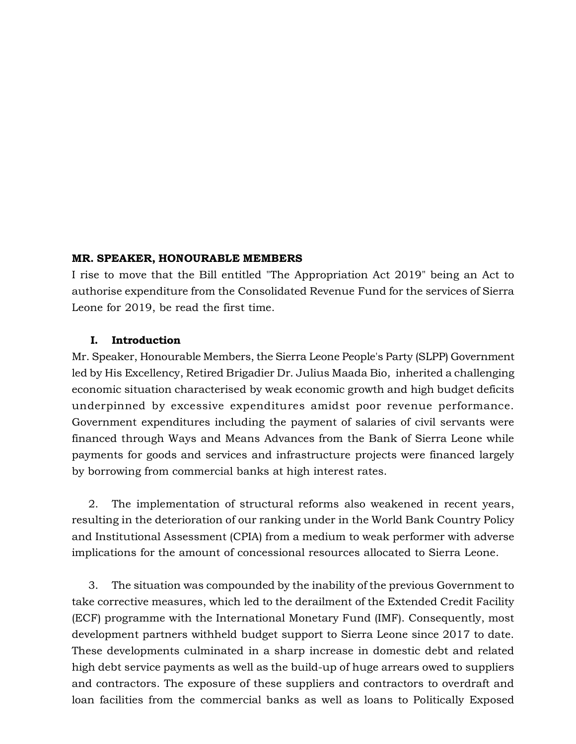**MR. SPEAKER, HONOURABLE MEMBERS**

I rise to move that the Bill entitled "The Appropriation Act 2019" being an Act to authorise expenditure from the Consolidated Revenue Fund for the services of Sierra Leone for 2019, be read the first time.

## I. Introduction

Mr. Speaker, Honourable Members, the Sierra Leone People's Party (SLPP) Government led by His Excellency, Retired Brigadier Dr. Julius Maada Bio, inherited a challenging economic situation characterised by weak economic growth and high budget deficits underpinned by excessive expenditures amidst poor revenue performance. Government expenditures including the payment of salaries of civil servants were financed through Ways and Means Advances from the Bank of Sierra Leone while payments for goods and services and infrastructure projects were financed largely by borrowing from commercial banks at high interest rates.

2. The implementation of structural reforms also weakened in recent years, resulting in the deterioration of our ranking under in the World Bank Country Policy and Institutional Assessment (CPIA) from a medium to weak performer with adverse implications for the amount of concessional resources allocated to Sierra Leone.

3. The situation was compounded by the inability of the previous Government to take corrective measures, which led to the derailment of the Extended Credit Facility (ECF) programme with the International Monetary Fund (IMF). Consequently, most development partners withheld budget support to Sierra Leone since 2017 to date. These developments culminated in a sharp increase in domestic debt and related high debt service payments as well as the build-up of huge arrears owed to suppliers and contractors. The exposure of these suppliers and contractors to overdraft and loan facilities from the commercial banks as well as loans to Politically Exposed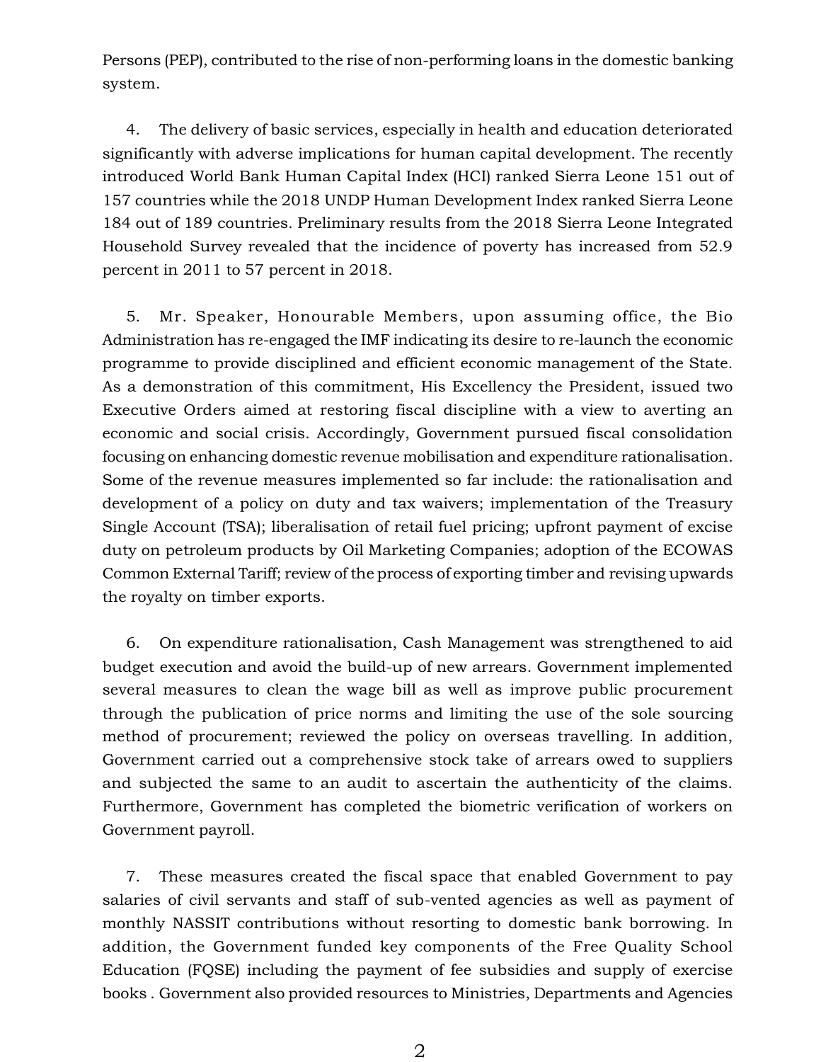Persons (PEP), contributed to the rise of non-performing loans in the domestic banking system.

4. The delivery of basic services, especially in health and education deteriorated significantly with adverse implications for human capital development. The recently introduced World Bank Human Capital Index (HCI) ranked Sierra Leone 151 out of 157 countries while the 2018 UNDP Human Development Index ranked Sierra Leone 184 out of 189 countries. Preliminary results from the 2018 Sierra Leone Integrated Household Survey revealed that the incidence of poverty has increased from 52.9 percent in 2011 to 57 percent in 2018.

5. Mr. Speaker, Honourable Members, upon assuming office, the Bio Administration has re-engaged the IMF indicating its desire to re-launch the economic programme to provide disciplined and efficient economic management of the State. As a demonstration of this commitment, His Excellency the President, issued two Executive Orders aimed at restoring fiscal discipline with a view to averting an economic and social crisis. Accordingly, Government pursued fiscal consolidation focusing on enhancing domestic revenue mobilisation and expenditure rationalisation. Some of the revenue measures implemented so far include: the rationalisation and development of a policy on duty and tax waivers; implementation of the Treasury Single Account (TSA); liberalisation of retail fuel pricing; upfront payment of excise duty on petroleum products by Oil Marketing Companies; adoption of the ECOWAS Common External Tariff; review of the process of exporting timber and revising upwards the royalty on timber exports.

6. On expenditure rationalisation, Cash Management was strengthened to aid budget execution and avoid the build-up of new arrears. Government implemented several measures to clean the wage bill as well as improve public procurement through the publication of price norms and limiting the use of the sole sourcing method of procurement; reviewed the policy on overseas travelling. In addition, Government carried out a comprehensive stock take of arrears owed to suppliers and subjected the same to an audit to ascertain the authenticity of the claims. Furthermore, Government has completed the biometric verification of workers on Government payroll.

7. These measures created the fiscal space that enabled Government to pay salaries of civil servants and staff of sub-vented agencies as well as payment of monthly NASSIT contributions without resorting to domestic bank borrowing. In addition, the Government funded key components of the Free Quality School Education (FQSE) including the payment of fee subsidies and supply of exercise books . Government also provided resources to Ministries, Departments and Agencies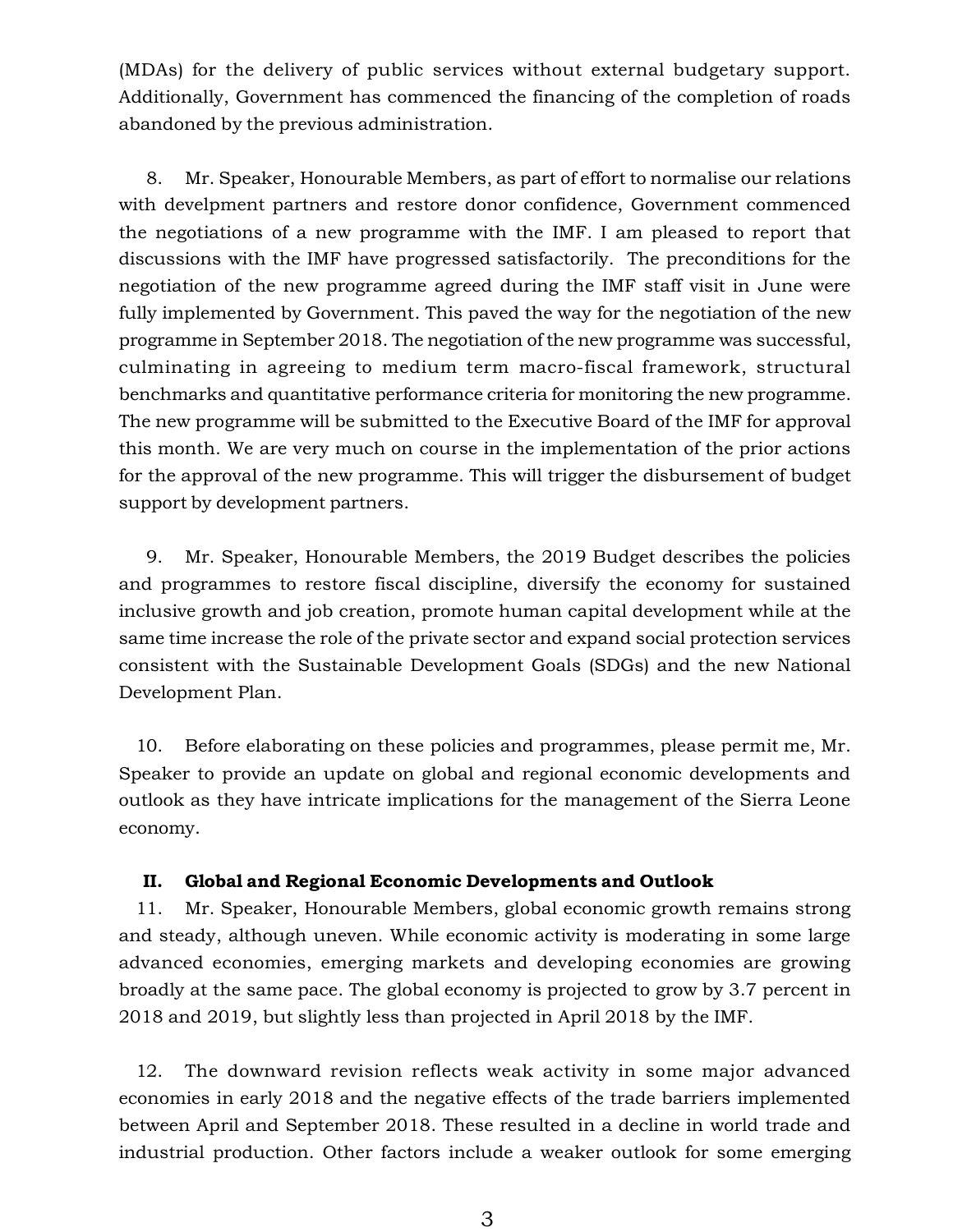(MDAs) for the delivery of public services without external budgetary support. Additionally, Government has commenced the financing of the completion of roads abandoned by the previous administration.

8. Mr. Speaker, Honourable Members, as part of effort to normalise our relations with develpment partners and restore donor confidence, Government commenced the negotiations of a new programme with the IMF. I am pleased to report that discussions with the IMF have progressed satisfactorily. The preconditions for the negotiation of the new programme agreed during the IMF staff visit in June were fully implemented by Government. This paved the way for the negotiation of the new programme in September 2018. The negotiation of the new programme was successful, culminating in agreeing to medium term macro-fiscal framework, structural benchmarks and quantitative performance criteria for monitoring the new programme. The new programme will be submitted to the Executive Board of the IMF for approval this month. We are very much on course in the implementation of the prior actions for the approval of the new programme. This will trigger the disbursement of budget support by development partners.

9. Mr. Speaker, Honourable Members, the 2019 Budget describes the policies and programmes to restore fiscal discipline, diversify the economy for sustained inclusive growth and job creation, promote human capital development while at the same time increase the role of the private sector and expand social protection services consistent with the Sustainable Development Goals (SDGs) and the new National Development Plan.

10. Before elaborating on these policies and programmes, please permit me, Mr. Speaker to provide an update on global and regional economic developments and outlook as they have intricate implications for the management of the Sierra Leone economy.

## II. Global and Regional Economic Developments and Outlook

11. Mr. Speaker, Honourable Members, global economic growth remains strong and steady, although uneven. While economic activity is moderating in some large advanced economies, emerging markets and developing economies are growing broadly at the same pace. The global economy is projected to grow by 3.7 percent in 2018 and 2019, but slightly less than projected in April 2018 by the IMF.

12. The downward revision reflects weak activity in some major advanced economies in early 2018 and the negative effects of the trade barriers implemented between April and September 2018. These resulted in a decline in world trade and industrial production. Other factors include a weaker outlook for some emerging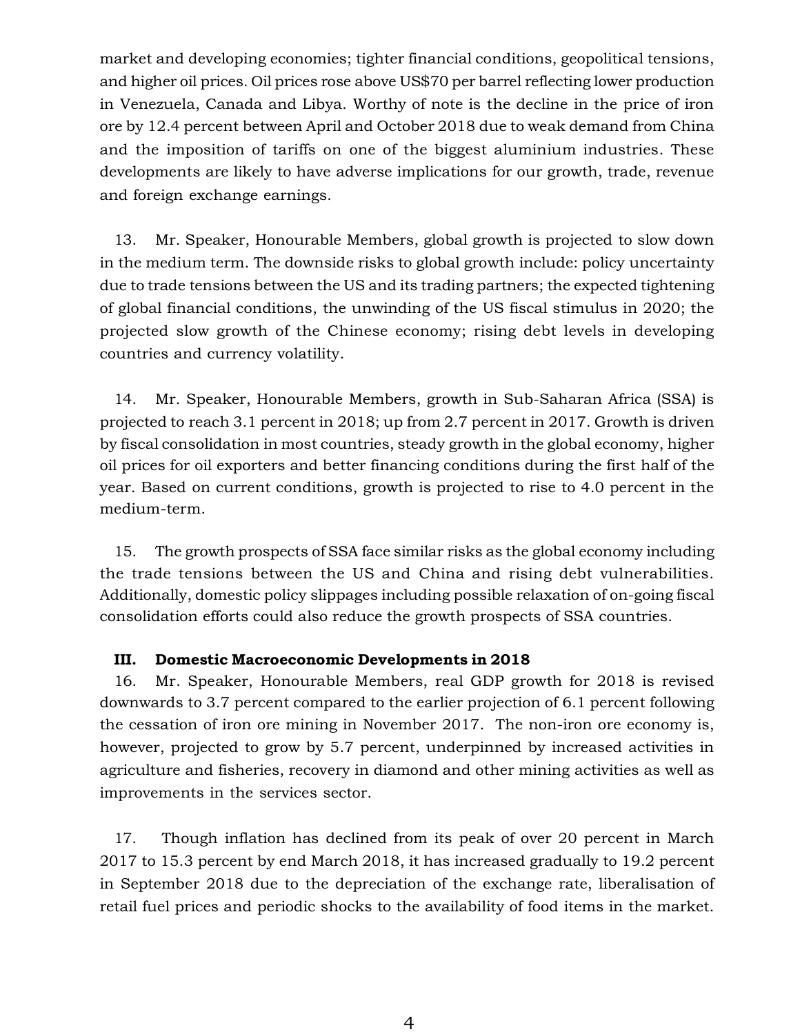market and developing economies; tighter financial conditions, geopolitical tensions, and higher oil prices. Oil prices rose above US$70 per barrel reflecting lower production in Venezuela, Canada and Libya. Worthy of note is the decline in the price of iron ore by 12.4 percent between April and October 2018 due to weak demand from China and the imposition of tariffs on one of the biggest aluminium industries. These developments are likely to have adverse implications for our growth, trade, revenue and foreign exchange earnings.

13. Mr. Speaker, Honourable Members, global growth is projected to slow down in the medium term. The downside risks to global growth include: policy uncertainty due to trade tensions between the US and its trading partners; the expected tightening of global financial conditions, the unwinding of the US fiscal stimulus in 2020; the projected slow growth of the Chinese economy; rising debt levels in developing countries and currency volatility.

14. Mr. Speaker, Honourable Members, growth in Sub-Saharan Africa (SSA) is projected to reach 3.1 percent in 2018; up from 2.7 percent in 2017. Growth is driven by fiscal consolidation in most countries, steady growth in the global economy, higher oil prices for oil exporters and better financing conditions during the first half of the year. Based on current conditions, growth is projected to rise to 4.0 percent in the medium-term.

15. The growth prospects of SSA face similar risks as the global economy including the trade tensions between the US and China and rising debt vulnerabilities. Additionally, domestic policy slippages including possible relaxation of on-going fiscal consolidation efforts could also reduce the growth prospects of SSA countries.

## III. Domestic Macroeconomic Developments in 2018

16. Mr. Speaker, Honourable Members, real GDP growth for 2018 is revised downwards to 3.7 percent compared to the earlier projection of 6.1 percent following the cessation of iron ore mining in November 2017. The non-iron ore economy is, however, projected to grow by 5.7 percent, underpinned by increased activities in agriculture and fisheries, recovery in diamond and other mining activities as well as improvements in the services sector.

17. Though inflation has declined from its peak of over 20 percent in March 2017 to 15.3 percent by end March 2018, it has increased gradually to 19.2 percent in September 2018 due to the depreciation of the exchange rate, liberalisation of retail fuel prices and periodic shocks to the availability of food items in the market.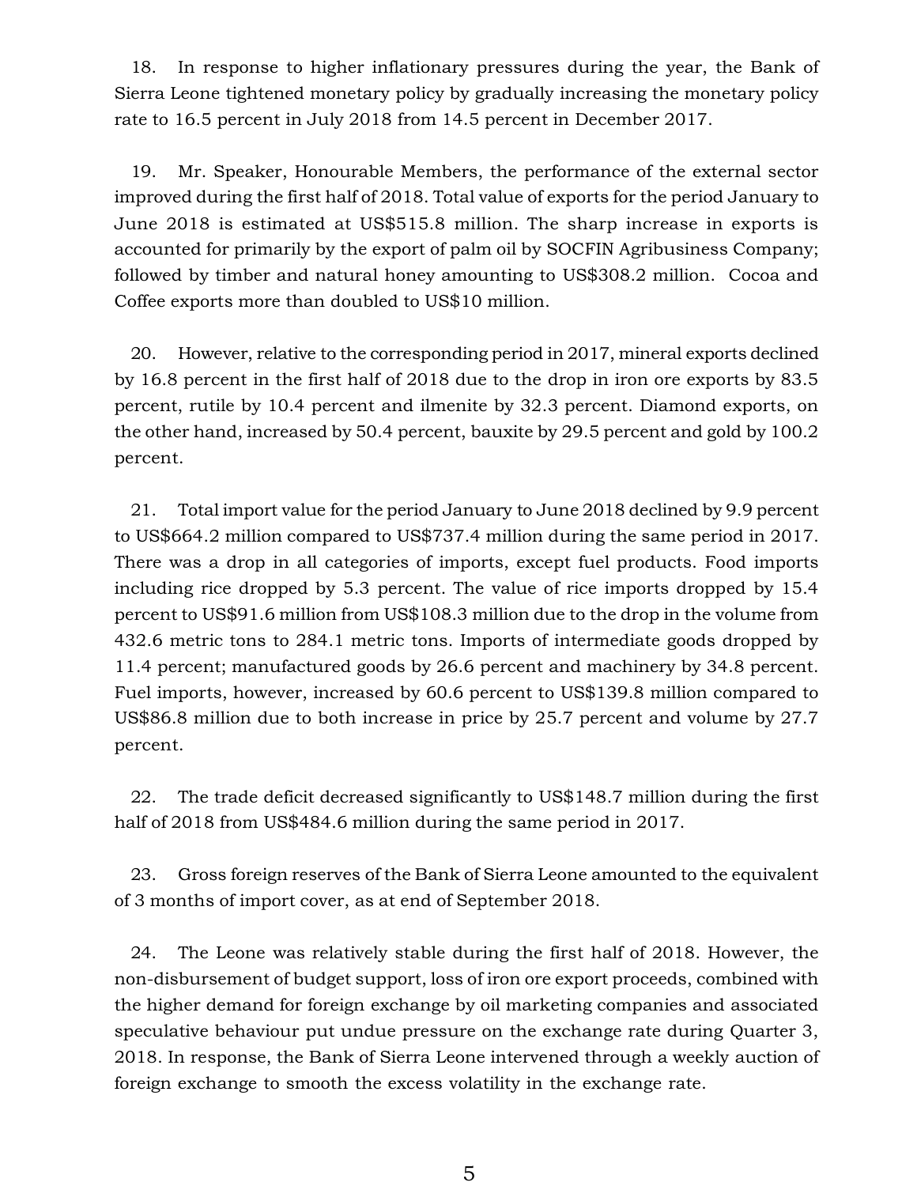18. In response to higher inflationary pressures during the year, the Bank of Sierra Leone tightened monetary policy by gradually increasing the monetary policy rate to 16.5 percent in July 2018 from 14.5 percent in December 2017.

19. Mr. Speaker, Honourable Members, the performance of the external sector improved during the first half of 2018. Total value of exports for the period January to June 2018 is estimated at US$515.8 million. The sharp increase in exports is accounted for primarily by the export of palm oil by SOCFIN Agribusiness Company; followed by timber and natural honey amounting to US$308.2 million. Cocoa and Coffee exports more than doubled to US$10 million.

20. However, relative to the corresponding period in 2017, mineral exports declined by 16.8 percent in the first half of 2018 due to the drop in iron ore exports by 83.5 percent, rutile by 10.4 percent and ilmenite by 32.3 percent. Diamond exports, on the other hand, increased by 50.4 percent, bauxite by 29.5 percent and gold by 100.2 percent.

21. Total import value for the period January to June 2018 declined by 9.9 percent to US$664.2 million compared to US$737.4 million during the same period in 2017. There was a drop in all categories of imports, except fuel products. Food imports including rice dropped by 5.3 percent. The value of rice imports dropped by 15.4 percent to US$91.6 million from US$108.3 million due to the drop in the volume from 432.6 metric tons to 284.1 metric tons. Imports of intermediate goods dropped by 11.4 percent; manufactured goods by 26.6 percent and machinery by 34.8 percent. Fuel imports, however, increased by 60.6 percent to US$139.8 million compared to US$86.8 million due to both increase in price by 25.7 percent and volume by 27.7 percent.

22. The trade deficit decreased significantly to US$148.7 million during the first half of 2018 from US$484.6 million during the same period in 2017.

23. Gross foreign reserves of the Bank of Sierra Leone amounted to the equivalent of 3 months of import cover, as at end of September 2018.

24. The Leone was relatively stable during the first half of 2018. However, the non-disbursement of budget support, loss of iron ore export proceeds, combined with the higher demand for foreign exchange by oil marketing companies and associated speculative behaviour put undue pressure on the exchange rate during Quarter 3, 2018. In response, the Bank of Sierra Leone intervened through a weekly auction of foreign exchange to smooth the excess volatility in the exchange rate.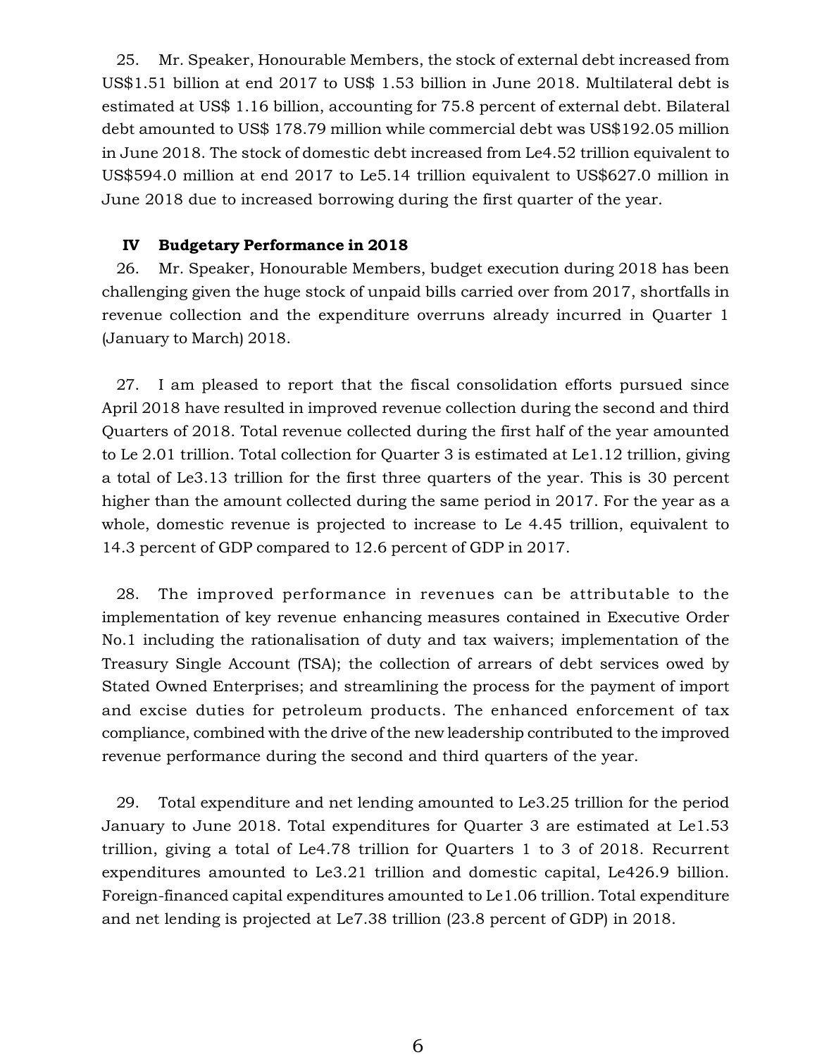25. Mr. Speaker, Honourable Members, the stock of external debt increased from US$1.51 billion at end 2017 to US$ 1.53 billion in June 2018. Multilateral debt is estimated at US$ 1.16 billion, accounting for 75.8 percent of external debt. Bilateral debt amounted to US$ 178.79 million while commercial debt was US$192.05 million in June 2018. The stock of domestic debt increased from Le4.52 trillion equivalent to US$594.0 million at end 2017 to Le5.14 trillion equivalent to US$627.0 million in June 2018 due to increased borrowing during the first quarter of the year.

### IV Budgetary Performance in 2018

26. Mr. Speaker, Honourable Members, budget execution during 2018 has been challenging given the huge stock of unpaid bills carried over from 2017, shortfalls in revenue collection and the expenditure overruns already incurred in Quarter 1 (January to March) 2018.

27. I am pleased to report that the fiscal consolidation efforts pursued since April 2018 have resulted in improved revenue collection during the second and third Quarters of 2018. Total revenue collected during the first half of the year amounted to Le 2.01 trillion. Total collection for Quarter 3 is estimated at Le1.12 trillion, giving a total of Le3.13 trillion for the first three quarters of the year. This is 30 percent higher than the amount collected during the same period in 2017. For the year as a whole, domestic revenue is projected to increase to Le 4.45 trillion, equivalent to 14.3 percent of GDP compared to 12.6 percent of GDP in 2017.

28. The improved performance in revenues can be attributable to the implementation of key revenue enhancing measures contained in Executive Order No.1 including the rationalisation of duty and tax waivers; implementation of the Treasury Single Account (TSA); the collection of arrears of debt services owed by Stated Owned Enterprises; and streamlining the process for the payment of import and excise duties for petroleum products. The enhanced enforcement of tax compliance, combined with the drive of the new leadership contributed to the improved revenue performance during the second and third quarters of the year.

29. Total expenditure and net lending amounted to Le3.25 trillion for the period January to June 2018. Total expenditures for Quarter 3 are estimated at Le1.53 trillion, giving a total of Le4.78 trillion for Quarters 1 to 3 of 2018. Recurrent expenditures amounted to Le3.21 trillion and domestic capital, Le426.9 billion. Foreign-financed capital expenditures amounted to Le1.06 trillion. Total expenditure and net lending is projected at Le7.38 trillion (23.8 percent of GDP) in 2018.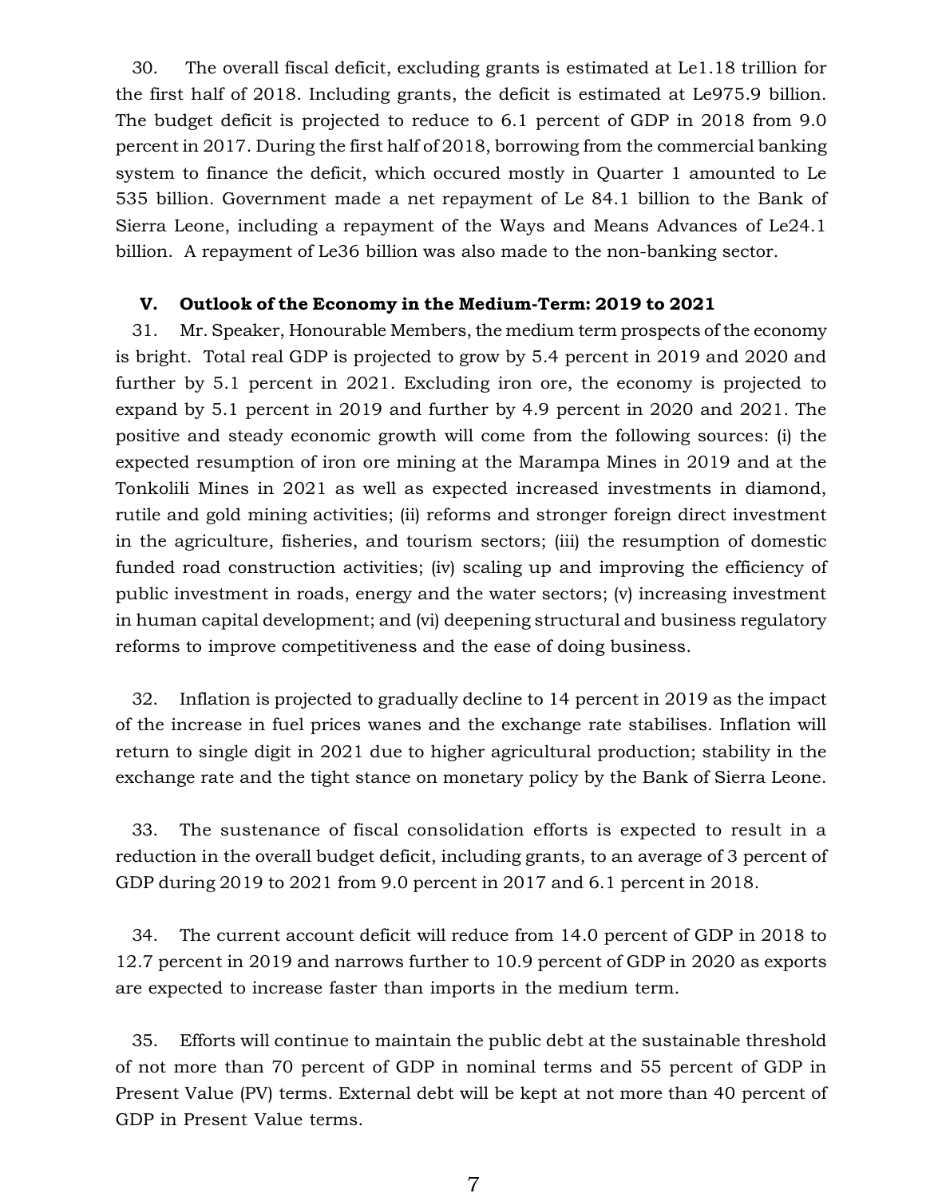30. The overall fiscal deficit, excluding grants is estimated at Le1.18 trillion for the first half of 2018. Including grants, the deficit is estimated at Le975.9 billion. The budget deficit is projected to reduce to 6.1 percent of GDP in 2018 from 9.0 percent in 2017. During the first half of 2018, borrowing from the commercial banking system to finance the deficit, which occured mostly in Quarter 1 amounted to Le 535 billion. Government made a net repayment of Le 84.1 billion to the Bank of Sierra Leone, including a repayment of the Ways and Means Advances of Le24.1 billion. A repayment of Le36 billion was also made to the non-banking sector.

### V. Outlook of the Economy in the Medium-Term: 2019 to 2021

31. Mr. Speaker, Honourable Members, the medium term prospects of the economy is bright. Total real GDP is projected to grow by 5.4 percent in 2019 and 2020 and further by 5.1 percent in 2021. Excluding iron ore, the economy is projected to expand by 5.1 percent in 2019 and further by 4.9 percent in 2020 and 2021. The positive and steady economic growth will come from the following sources: (i) the expected resumption of iron ore mining at the Marampa Mines in 2019 and at the Tonkolili Mines in 2021 as well as expected increased investments in diamond, rutile and gold mining activities; (ii) reforms and stronger foreign direct investment in the agriculture, fisheries, and tourism sectors; (iii) the resumption of domestic funded road construction activities; (iv) scaling up and improving the efficiency of public investment in roads, energy and the water sectors; (v) increasing investment in human capital development; and (vi) deepening structural and business regulatory reforms to improve competitiveness and the ease of doing business.

32. Inflation is projected to gradually decline to 14 percent in 2019 as the impact of the increase in fuel prices wanes and the exchange rate stabilises. Inflation will return to single digit in 2021 due to higher agricultural production; stability in the exchange rate and the tight stance on monetary policy by the Bank of Sierra Leone.

33. The sustenance of fiscal consolidation efforts is expected to result in a reduction in the overall budget deficit, including grants, to an average of 3 percent of GDP during 2019 to 2021 from 9.0 percent in 2017 and 6.1 percent in 2018.

34. The current account deficit will reduce from 14.0 percent of GDP in 2018 to 12.7 percent in 2019 and narrows further to 10.9 percent of GDP in 2020 as exports are expected to increase faster than imports in the medium term.

35. Efforts will continue to maintain the public debt at the sustainable threshold of not more than 70 percent of GDP in nominal terms and 55 percent of GDP in Present Value (PV) terms. External debt will be kept at not more than 40 percent of GDP in Present Value terms.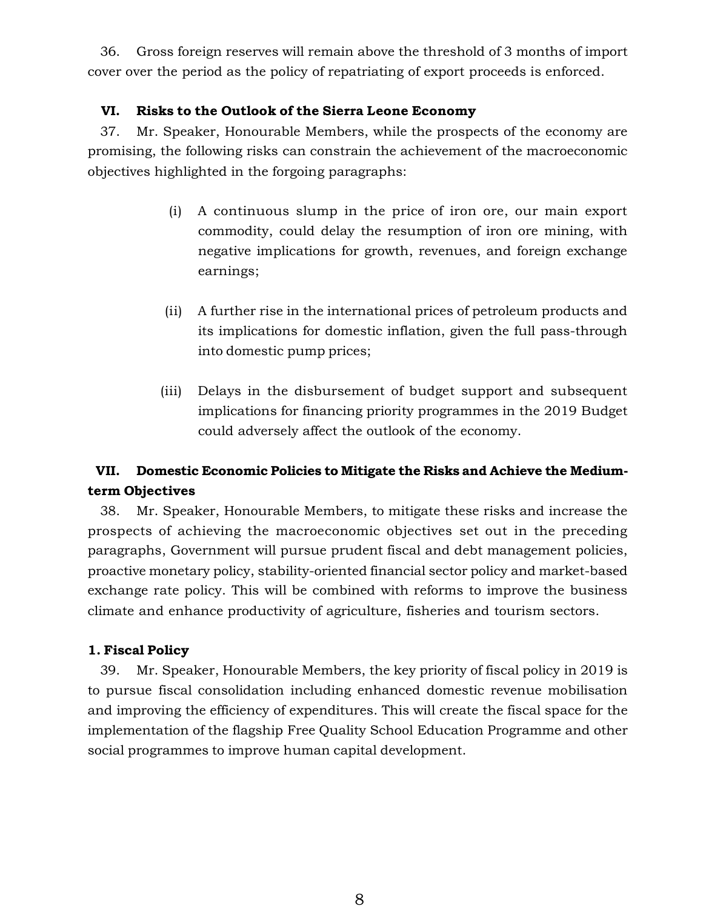36. Gross foreign reserves will remain above the threshold of 3 months of import cover over the period as the policy of repatriating of export proceeds is enforced.

## VI. Risks to the Outlook of the Sierra Leone Economy

37. Mr. Speaker, Honourable Members, while the prospects of the economy are promising, the following risks can constrain the achievement of the macroeconomic objectives highlighted in the forgoing paragraphs:

(i) A continuous slump in the price of iron ore, our main export commodity, could delay the resumption of iron ore mining, with negative implications for growth, revenues, and foreign exchange earnings;

(ii) A further rise in the international prices of petroleum products and its implications for domestic inflation, given the full pass-through into domestic pump prices;

(iii) Delays in the disbursement of budget support and subsequent implications for financing priority programmes in the 2019 Budget could adversely affect the outlook of the economy.

## VII. Domestic Economic Policies to Mitigate the Risks and Achieve the Medium-term Objectives

38. Mr. Speaker, Honourable Members, to mitigate these risks and increase the prospects of achieving the macroeconomic objectives set out in the preceding paragraphs, Government will pursue prudent fiscal and debt management policies, proactive monetary policy, stability-oriented financial sector policy and market-based exchange rate policy. This will be combined with reforms to improve the business climate and enhance productivity of agriculture, fisheries and tourism sectors.

### 1. Fiscal Policy

39. Mr. Speaker, Honourable Members, the key priority of fiscal policy in 2019 is to pursue fiscal consolidation including enhanced domestic revenue mobilisation and improving the efficiency of expenditures. This will create the fiscal space for the implementation of the flagship Free Quality School Education Programme and other social programmes to improve human capital development.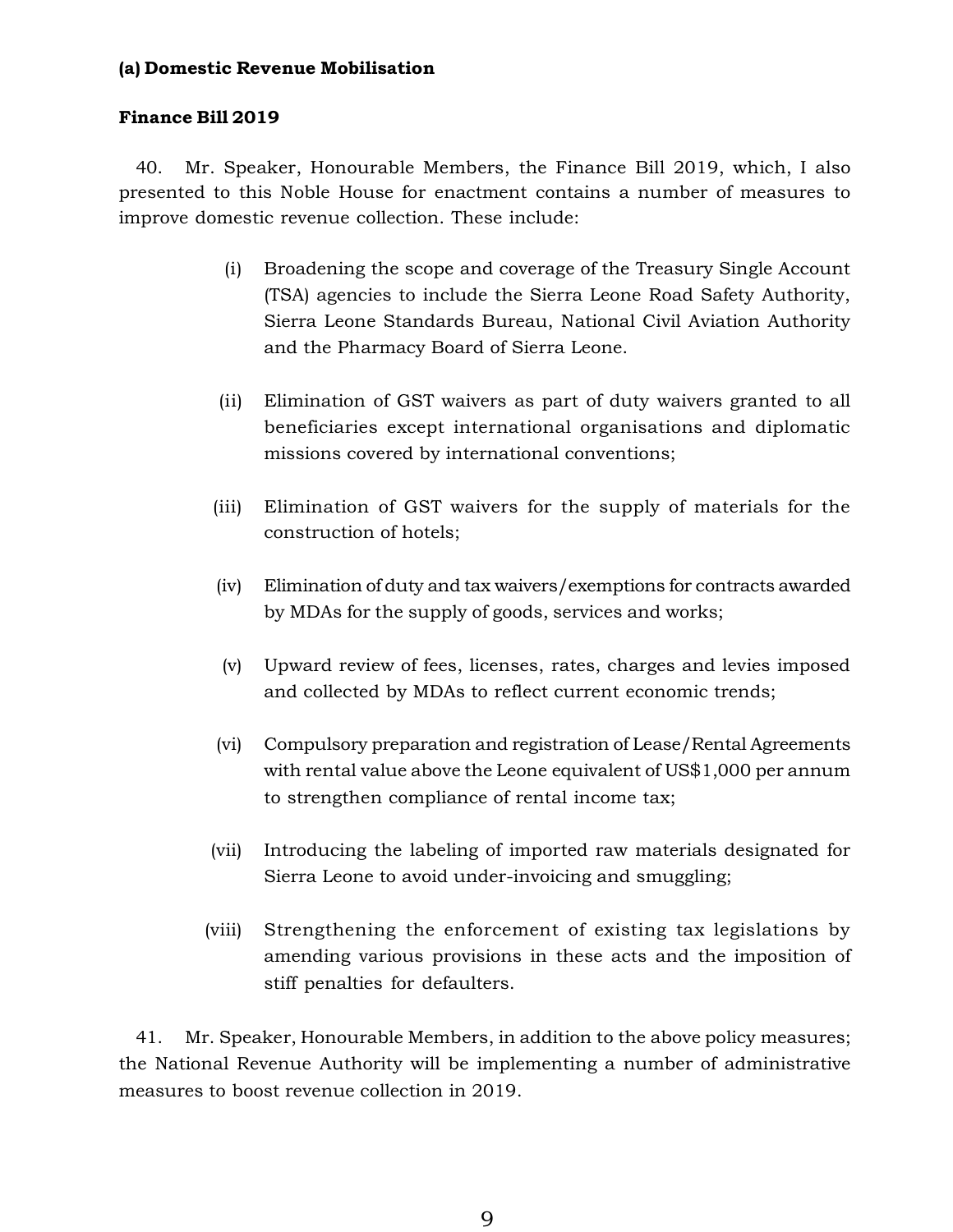**(a) Domestic Revenue Mobilisation**

**Finance Bill 2019**

40. Mr. Speaker, Honourable Members, the Finance Bill 2019, which, I also presented to this Noble House for enactment contains a number of measures to improve domestic revenue collection. These include:

(i) Broadening the scope and coverage of the Treasury Single Account (TSA) agencies to include the Sierra Leone Road Safety Authority, Sierra Leone Standards Bureau, National Civil Aviation Authority and the Pharmacy Board of Sierra Leone.

(ii) Elimination of GST waivers as part of duty waivers granted to all beneficiaries except international organisations and diplomatic missions covered by international conventions;

(iii) Elimination of GST waivers for the supply of materials for the construction of hotels;

(iv) Elimination of duty and tax waivers/exemptions for contracts awarded by MDAs for the supply of goods, services and works;

(v) Upward review of fees, licenses, rates, charges and levies imposed and collected by MDAs to reflect current economic trends;

(vi) Compulsory preparation and registration of Lease/Rental Agreements with rental value above the Leone equivalent of US$1,000 per annum to strengthen compliance of rental income tax;

(vii) Introducing the labeling of imported raw materials designated for Sierra Leone to avoid under-invoicing and smuggling;

(viii) Strengthening the enforcement of existing tax legislations by amending various provisions in these acts and the imposition of stiff penalties for defaulters.

41. Mr. Speaker, Honourable Members, in addition to the above policy measures; the National Revenue Authority will be implementing a number of administrative measures to boost revenue collection in 2019.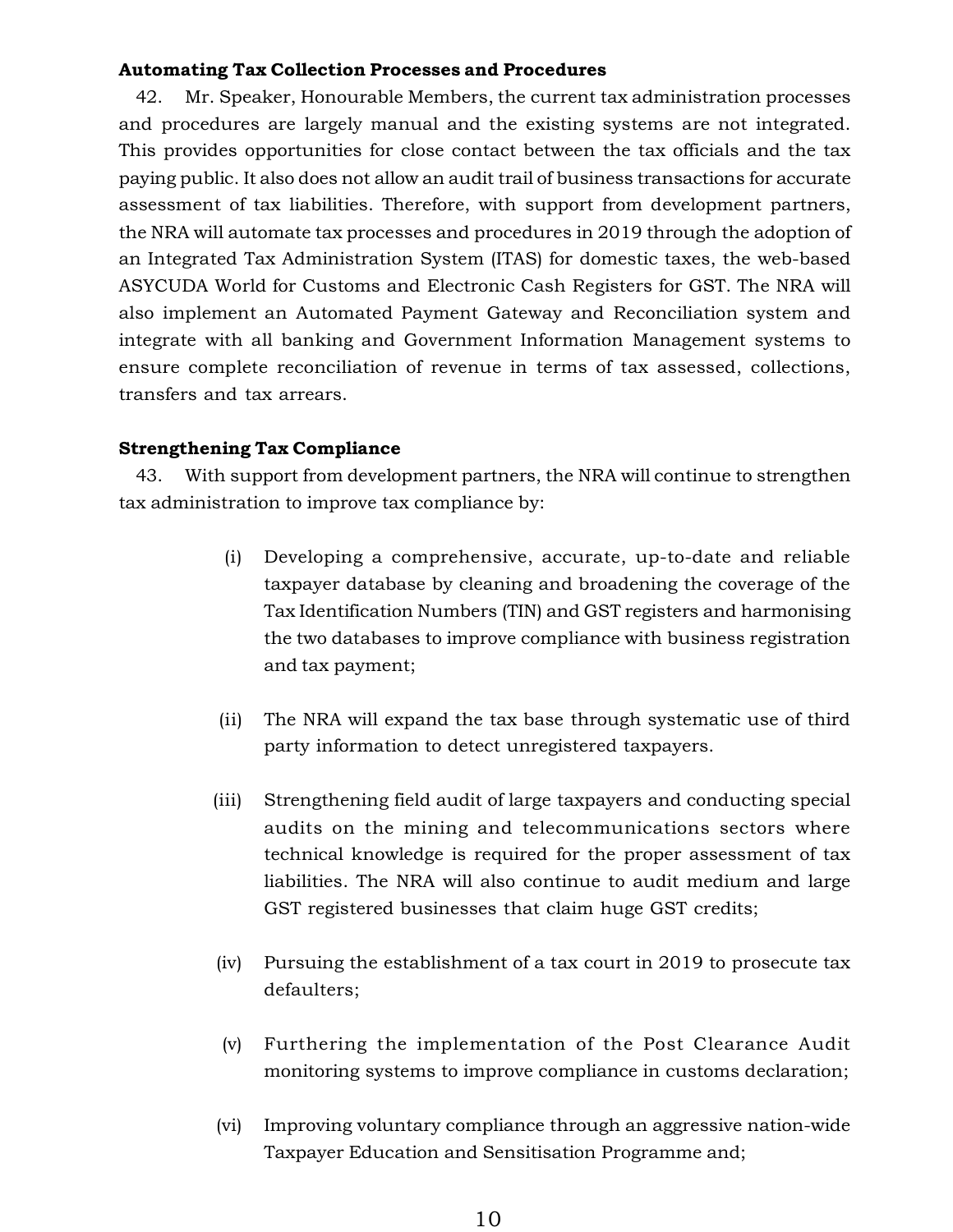**Automating Tax Collection Processes and Procedures**

42. Mr. Speaker, Honourable Members, the current tax administration processes and procedures are largely manual and the existing systems are not integrated. This provides opportunities for close contact between the tax officials and the tax paying public. It also does not allow an audit trail of business transactions for accurate assessment of tax liabilities. Therefore, with support from development partners, the NRA will automate tax processes and procedures in 2019 through the adoption of an Integrated Tax Administration System (ITAS) for domestic taxes, the web-based ASYCUDA World for Customs and Electronic Cash Registers for GST. The NRA will also implement an Automated Payment Gateway and Reconciliation system and integrate with all banking and Government Information Management systems to ensure complete reconciliation of revenue in terms of tax assessed, collections, transfers and tax arrears.

**Strengthening Tax Compliance**

43. With support from development partners, the NRA will continue to strengthen tax administration to improve tax compliance by:

(i) Developing a comprehensive, accurate, up-to-date and reliable taxpayer database by cleaning and broadening the coverage of the Tax Identification Numbers (TIN) and GST registers and harmonising the two databases to improve compliance with business registration and tax payment;

(ii) The NRA will expand the tax base through systematic use of third party information to detect unregistered taxpayers.

(iii) Strengthening field audit of large taxpayers and conducting special audits on the mining and telecommunications sectors where technical knowledge is required for the proper assessment of tax liabilities. The NRA will also continue to audit medium and large GST registered businesses that claim huge GST credits;

(iv) Pursuing the establishment of a tax court in 2019 to prosecute tax defaulters;

(v) Furthering the implementation of the Post Clearance Audit monitoring systems to improve compliance in customs declaration;

(vi) Improving voluntary compliance through an aggressive nation-wide Taxpayer Education and Sensitisation Programme and;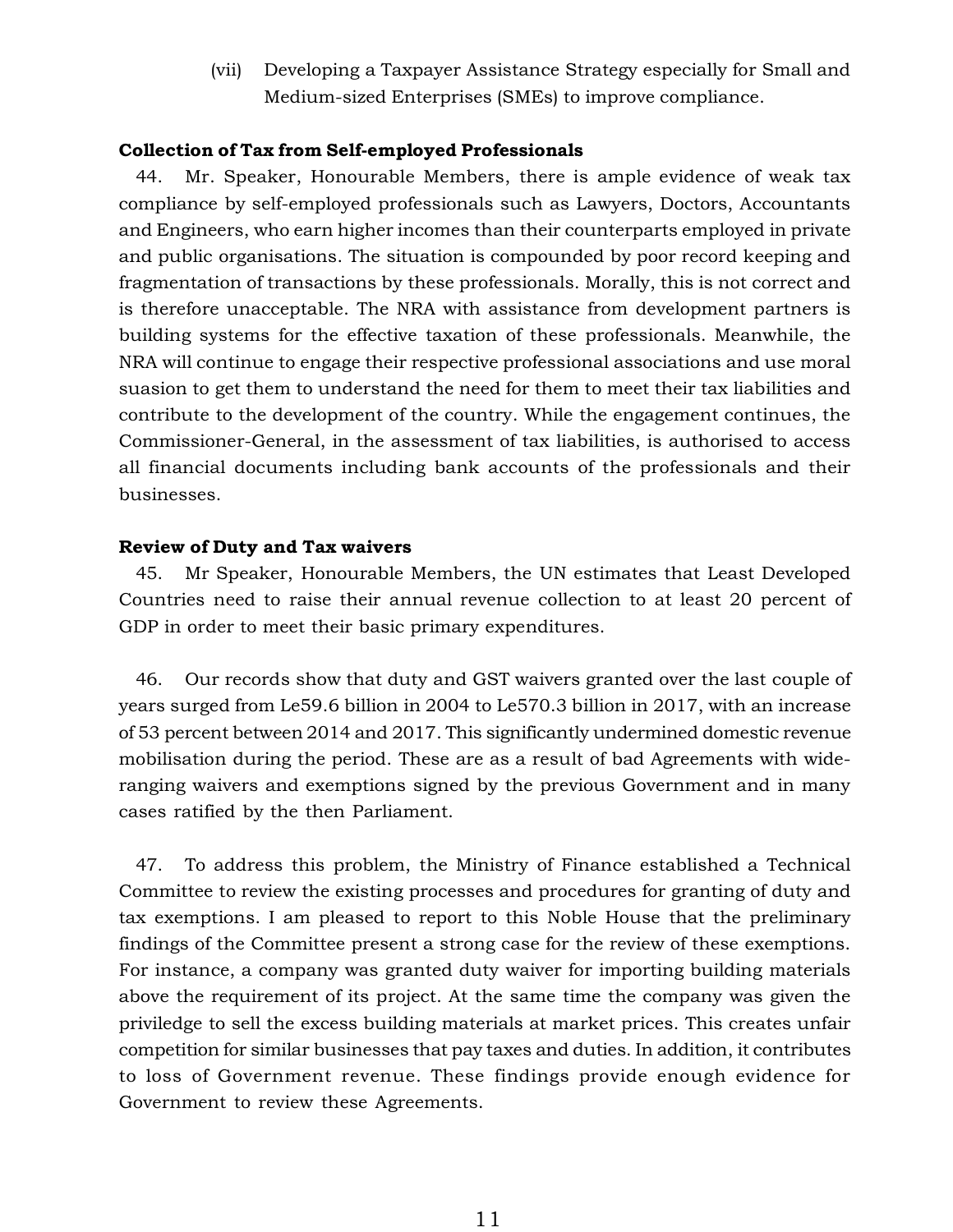(vii) Developing a Taxpayer Assistance Strategy especially for Small and Medium-sized Enterprises (SMEs) to improve compliance.

**Collection of Tax from Self-employed Professionals**

44. Mr. Speaker, Honourable Members, there is ample evidence of weak tax compliance by self-employed professionals such as Lawyers, Doctors, Accountants and Engineers, who earn higher incomes than their counterparts employed in private and public organisations. The situation is compounded by poor record keeping and fragmentation of transactions by these professionals. Morally, this is not correct and is therefore unacceptable. The NRA with assistance from development partners is building systems for the effective taxation of these professionals. Meanwhile, the NRA will continue to engage their respective professional associations and use moral suasion to get them to understand the need for them to meet their tax liabilities and contribute to the development of the country. While the engagement continues, the Commissioner-General, in the assessment of tax liabilities, is authorised to access all financial documents including bank accounts of the professionals and their businesses.

**Review of Duty and Tax waivers**

45. Mr Speaker, Honourable Members, the UN estimates that Least Developed Countries need to raise their annual revenue collection to at least 20 percent of GDP in order to meet their basic primary expenditures.

46. Our records show that duty and GST waivers granted over the last couple of years surged from Le59.6 billion in 2004 to Le570.3 billion in 2017, with an increase of 53 percent between 2014 and 2017. This significantly undermined domestic revenue mobilisation during the period. These are as a result of bad Agreements with wide-ranging waivers and exemptions signed by the previous Government and in many cases ratified by the then Parliament.

47. To address this problem, the Ministry of Finance established a Technical Committee to review the existing processes and procedures for granting of duty and tax exemptions. I am pleased to report to this Noble House that the preliminary findings of the Committee present a strong case for the review of these exemptions. For instance, a company was granted duty waiver for importing building materials above the requirement of its project. At the same time the company was given the priviledge to sell the excess building materials at market prices. This creates unfair competition for similar businesses that pay taxes and duties. In addition, it contributes to loss of Government revenue. These findings provide enough evidence for Government to review these Agreements.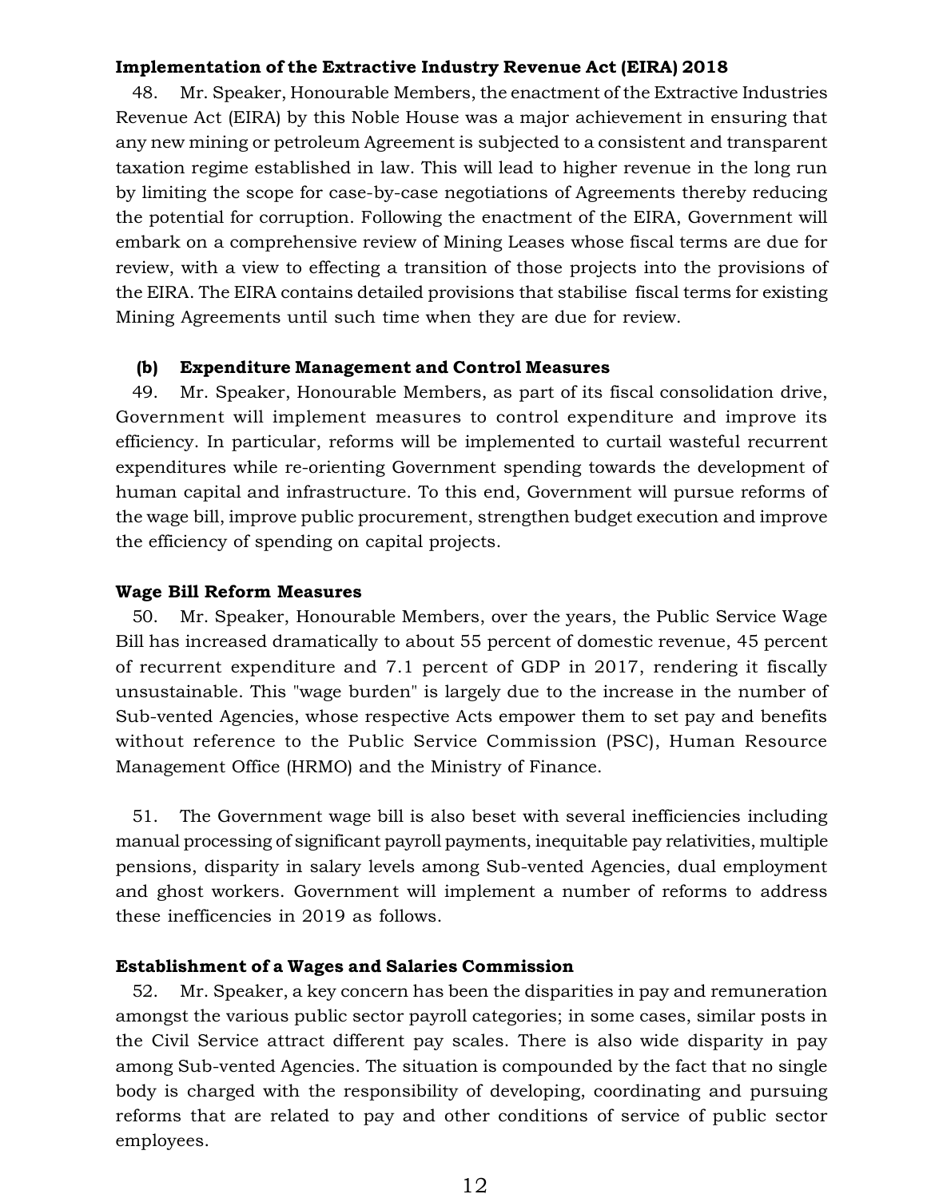**Implementation of the Extractive Industry Revenue Act (EIRA) 2018**

48. Mr. Speaker, Honourable Members, the enactment of the Extractive Industries Revenue Act (EIRA) by this Noble House was a major achievement in ensuring that any new mining or petroleum Agreement is subjected to a consistent and transparent taxation regime established in law. This will lead to higher revenue in the long run by limiting the scope for case-by-case negotiations of Agreements thereby reducing the potential for corruption. Following the enactment of the EIRA, Government will embark on a comprehensive review of Mining Leases whose fiscal terms are due for review, with a view to effecting a transition of those projects into the provisions of the EIRA. The EIRA contains detailed provisions that stabilise fiscal terms for existing Mining Agreements until such time when they are due for review.

**(b) Expenditure Management and Control Measures**

49. Mr. Speaker, Honourable Members, as part of its fiscal consolidation drive, Government will implement measures to control expenditure and improve its efficiency. In particular, reforms will be implemented to curtail wasteful recurrent expenditures while re-orienting Government spending towards the development of human capital and infrastructure. To this end, Government will pursue reforms of the wage bill, improve public procurement, strengthen budget execution and improve the efficiency of spending on capital projects.

**Wage Bill Reform Measures**

50. Mr. Speaker, Honourable Members, over the years, the Public Service Wage Bill has increased dramatically to about 55 percent of domestic revenue, 45 percent of recurrent expenditure and 7.1 percent of GDP in 2017, rendering it fiscally unsustainable. This "wage burden" is largely due to the increase in the number of Sub-vented Agencies, whose respective Acts empower them to set pay and benefits without reference to the Public Service Commission (PSC), Human Resource Management Office (HRMO) and the Ministry of Finance.

51. The Government wage bill is also beset with several inefficiencies including manual processing of significant payroll payments, inequitable pay relativities, multiple pensions, disparity in salary levels among Sub-vented Agencies, dual employment and ghost workers. Government will implement a number of reforms to address these inefficencies in 2019 as follows.

**Establishment of a Wages and Salaries Commission**

52. Mr. Speaker, a key concern has been the disparities in pay and remuneration amongst the various public sector payroll categories; in some cases, similar posts in the Civil Service attract different pay scales. There is also wide disparity in pay among Sub-vented Agencies. The situation is compounded by the fact that no single body is charged with the responsibility of developing, coordinating and pursuing reforms that are related to pay and other conditions of service of public sector employees.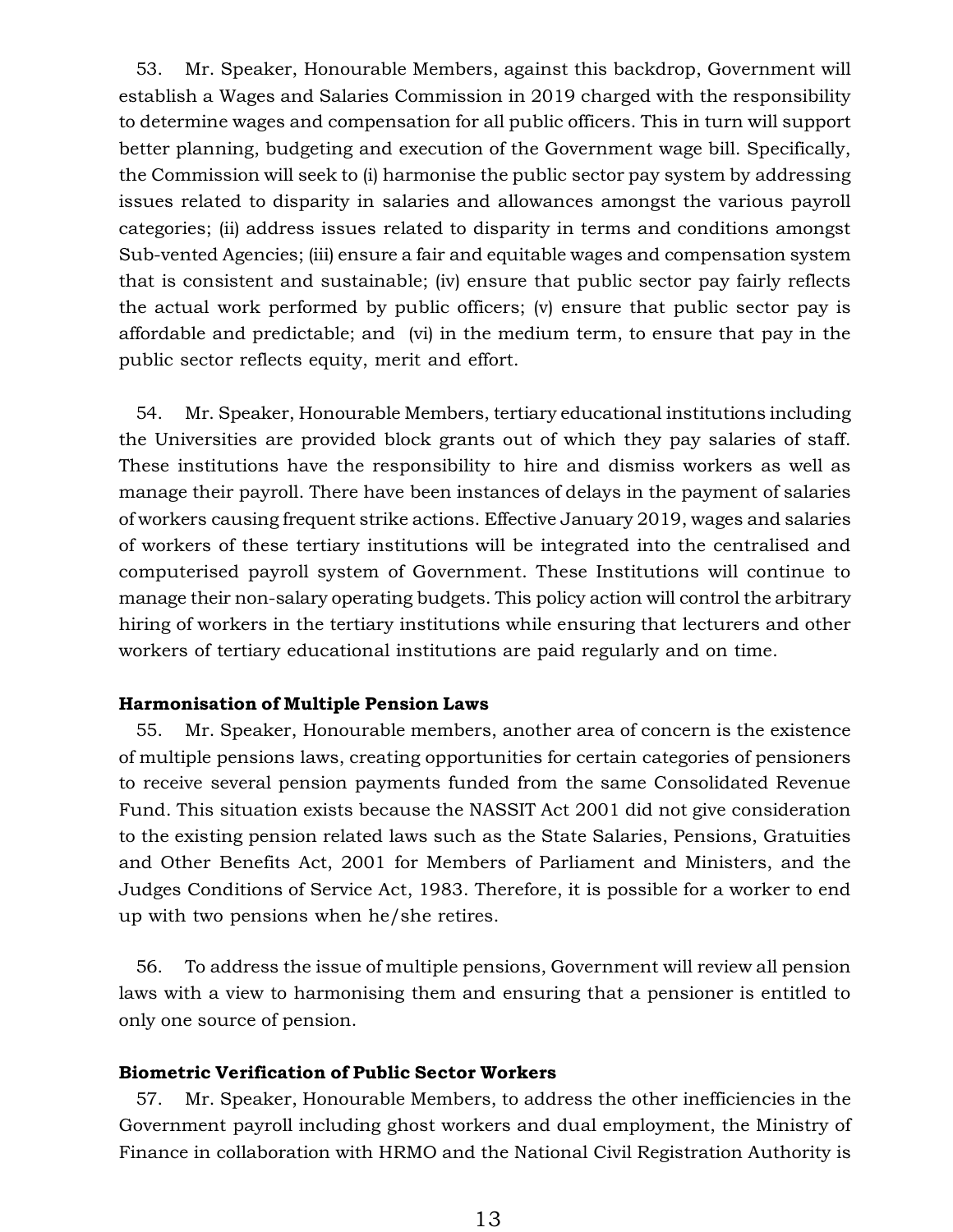53. Mr. Speaker, Honourable Members, against this backdrop, Government will establish a Wages and Salaries Commission in 2019 charged with the responsibility to determine wages and compensation for all public officers. This in turn will support better planning, budgeting and execution of the Government wage bill. Specifically, the Commission will seek to (i) harmonise the public sector pay system by addressing issues related to disparity in salaries and allowances amongst the various payroll categories; (ii) address issues related to disparity in terms and conditions amongst Sub-vented Agencies; (iii) ensure a fair and equitable wages and compensation system that is consistent and sustainable; (iv) ensure that public sector pay fairly reflects the actual work performed by public officers; (v) ensure that public sector pay is affordable and predictable; and (vi) in the medium term, to ensure that pay in the public sector reflects equity, merit and effort.

54. Mr. Speaker, Honourable Members, tertiary educational institutions including the Universities are provided block grants out of which they pay salaries of staff. These institutions have the responsibility to hire and dismiss workers as well as manage their payroll. There have been instances of delays in the payment of salaries of workers causing frequent strike actions. Effective January 2019, wages and salaries of workers of these tertiary institutions will be integrated into the centralised and computerised payroll system of Government. These Institutions will continue to manage their non-salary operating budgets. This policy action will control the arbitrary hiring of workers in the tertiary institutions while ensuring that lecturers and other workers of tertiary educational institutions are paid regularly and on time.

**Harmonisation of Multiple Pension Laws**

55. Mr. Speaker, Honourable members, another area of concern is the existence of multiple pensions laws, creating opportunities for certain categories of pensioners to receive several pension payments funded from the same Consolidated Revenue Fund. This situation exists because the NASSIT Act 2001 did not give consideration to the existing pension related laws such as the State Salaries, Pensions, Gratuities and Other Benefits Act, 2001 for Members of Parliament and Ministers, and the Judges Conditions of Service Act, 1983. Therefore, it is possible for a worker to end up with two pensions when he/she retires.

56. To address the issue of multiple pensions, Government will review all pension laws with a view to harmonising them and ensuring that a pensioner is entitled to only one source of pension.

**Biometric Verification of Public Sector Workers**

57. Mr. Speaker, Honourable Members, to address the other inefficiencies in the Government payroll including ghost workers and dual employment, the Ministry of Finance in collaboration with HRMO and the National Civil Registration Authority is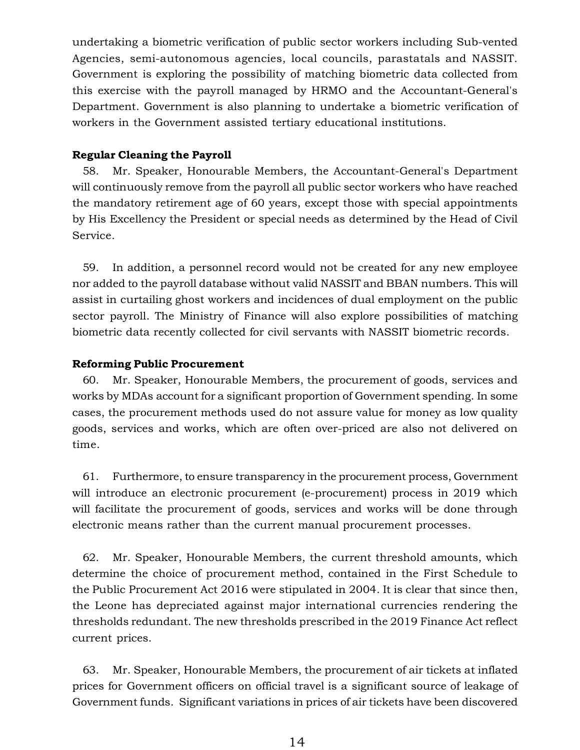undertaking a biometric verification of public sector workers including Sub-vented Agencies, semi-autonomous agencies, local councils, parastatals and NASSIT. Government is exploring the possibility of matching biometric data collected from this exercise with the payroll managed by HRMO and the Accountant-General's Department. Government is also planning to undertake a biometric verification of workers in the Government assisted tertiary educational institutions.

**Regular Cleaning the Payroll**

58. Mr. Speaker, Honourable Members, the Accountant-General's Department will continuously remove from the payroll all public sector workers who have reached the mandatory retirement age of 60 years, except those with special appointments by His Excellency the President or special needs as determined by the Head of Civil Service.

59. In addition, a personnel record would not be created for any new employee nor added to the payroll database without valid NASSIT and BBAN numbers. This will assist in curtailing ghost workers and incidences of dual employment on the public sector payroll. The Ministry of Finance will also explore possibilities of matching biometric data recently collected for civil servants with NASSIT biometric records.

**Reforming Public Procurement**

60. Mr. Speaker, Honourable Members, the procurement of goods, services and works by MDAs account for a significant proportion of Government spending. In some cases, the procurement methods used do not assure value for money as low quality goods, services and works, which are often over-priced are also not delivered on time.

61. Furthermore, to ensure transparency in the procurement process, Government will introduce an electronic procurement (e-procurement) process in 2019 which will facilitate the procurement of goods, services and works will be done through electronic means rather than the current manual procurement processes.

62. Mr. Speaker, Honourable Members, the current threshold amounts, which determine the choice of procurement method, contained in the First Schedule to the Public Procurement Act 2016 were stipulated in 2004. It is clear that since then, the Leone has depreciated against major international currencies rendering the thresholds redundant. The new thresholds prescribed in the 2019 Finance Act reflect current prices.

63. Mr. Speaker, Honourable Members, the procurement of air tickets at inflated prices for Government officers on official travel is a significant source of leakage of Government funds. Significant variations in prices of air tickets have been discovered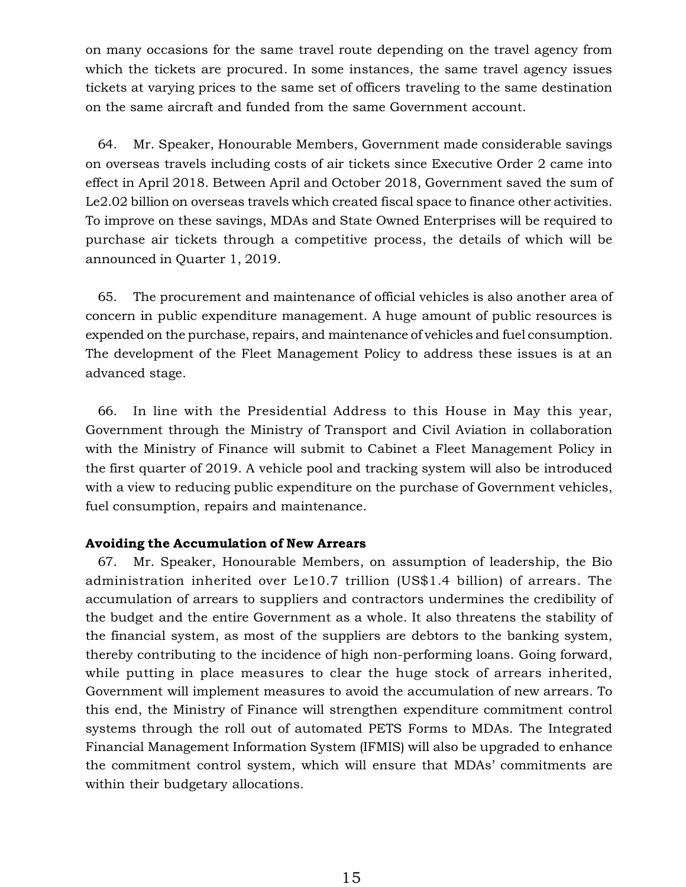on many occasions for the same travel route depending on the travel agency from which the tickets are procured. In some instances, the same travel agency issues tickets at varying prices to the same set of officers traveling to the same destination on the same aircraft and funded from the same Government account.

64. Mr. Speaker, Honourable Members, Government made considerable savings on overseas travels including costs of air tickets since Executive Order 2 came into effect in April 2018. Between April and October 2018, Government saved the sum of Le2.02 billion on overseas travels which created fiscal space to finance other activities. To improve on these savings, MDAs and State Owned Enterprises will be required to purchase air tickets through a competitive process, the details of which will be announced in Quarter 1, 2019.

65. The procurement and maintenance of official vehicles is also another area of concern in public expenditure management. A huge amount of public resources is expended on the purchase, repairs, and maintenance of vehicles and fuel consumption. The development of the Fleet Management Policy to address these issues is at an advanced stage.

66. In line with the Presidential Address to this House in May this year, Government through the Ministry of Transport and Civil Aviation in collaboration with the Ministry of Finance will submit to Cabinet a Fleet Management Policy in the first quarter of 2019. A vehicle pool and tracking system will also be introduced with a view to reducing public expenditure on the purchase of Government vehicles, fuel consumption, repairs and maintenance.

**Avoiding the Accumulation of New Arrears**

67. Mr. Speaker, Honourable Members, on assumption of leadership, the Bio administration inherited over Le10.7 trillion (US$1.4 billion) of arrears. The accumulation of arrears to suppliers and contractors undermines the credibility of the budget and the entire Government as a whole. It also threatens the stability of the financial system, as most of the suppliers are debtors to the banking system, thereby contributing to the incidence of high non-performing loans. Going forward, while putting in place measures to clear the huge stock of arrears inherited, Government will implement measures to avoid the accumulation of new arrears. To this end, the Ministry of Finance will strengthen expenditure commitment control systems through the roll out of automated PETS Forms to MDAs. The Integrated Financial Management Information System (IFMIS) will also be upgraded to enhance the commitment control system, which will ensure that MDAs' commitments are within their budgetary allocations.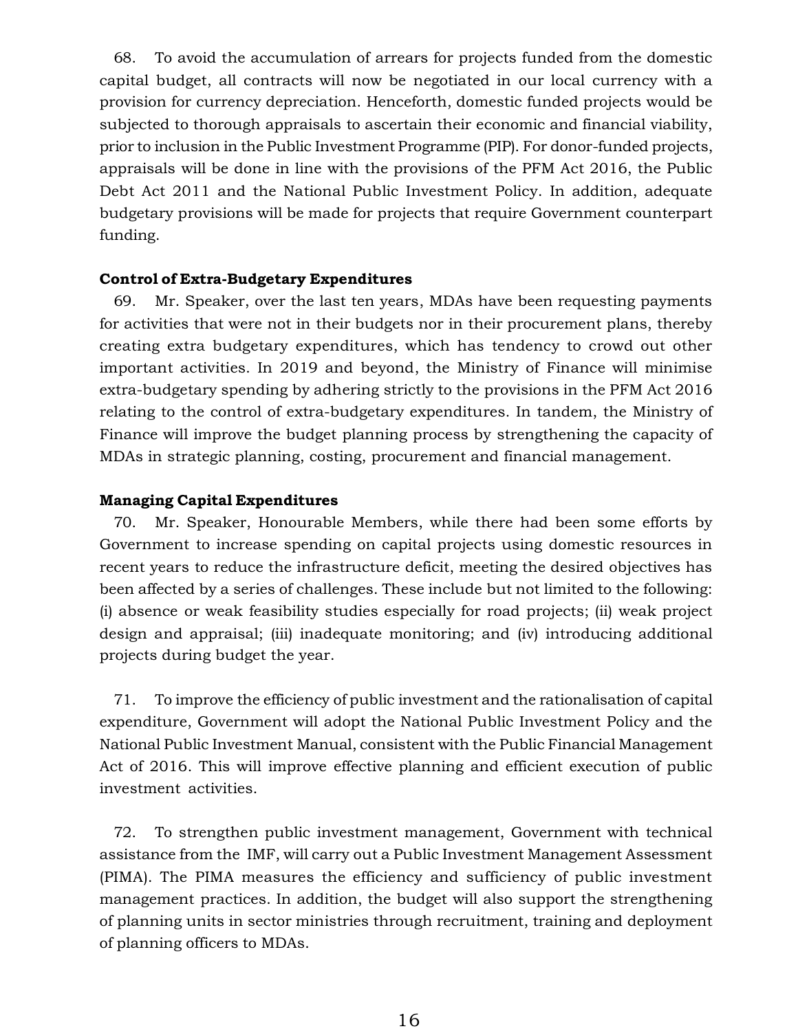68. To avoid the accumulation of arrears for projects funded from the domestic capital budget, all contracts will now be negotiated in our local currency with a provision for currency depreciation. Henceforth, domestic funded projects would be subjected to thorough appraisals to ascertain their economic and financial viability, prior to inclusion in the Public Investment Programme (PIP). For donor-funded projects, appraisals will be done in line with the provisions of the PFM Act 2016, the Public Debt Act 2011 and the National Public Investment Policy. In addition, adequate budgetary provisions will be made for projects that require Government counterpart funding.

**Control of Extra-Budgetary Expenditures**

69. Mr. Speaker, over the last ten years, MDAs have been requesting payments for activities that were not in their budgets nor in their procurement plans, thereby creating extra budgetary expenditures, which has tendency to crowd out other important activities. In 2019 and beyond, the Ministry of Finance will minimise extra-budgetary spending by adhering strictly to the provisions in the PFM Act 2016 relating to the control of extra-budgetary expenditures. In tandem, the Ministry of Finance will improve the budget planning process by strengthening the capacity of MDAs in strategic planning, costing, procurement and financial management.

**Managing Capital Expenditures**

70. Mr. Speaker, Honourable Members, while there had been some efforts by Government to increase spending on capital projects using domestic resources in recent years to reduce the infrastructure deficit, meeting the desired objectives has been affected by a series of challenges. These include but not limited to the following: (i) absence or weak feasibility studies especially for road projects; (ii) weak project design and appraisal; (iii) inadequate monitoring; and (iv) introducing additional projects during budget the year.

71. To improve the efficiency of public investment and the rationalisation of capital expenditure, Government will adopt the National Public Investment Policy and the National Public Investment Manual, consistent with the Public Financial Management Act of 2016. This will improve effective planning and efficient execution of public investment activities.

72. To strengthen public investment management, Government with technical assistance from the IMF, will carry out a Public Investment Management Assessment (PIMA). The PIMA measures the efficiency and sufficiency of public investment management practices. In addition, the budget will also support the strengthening of planning units in sector ministries through recruitment, training and deployment of planning officers to MDAs.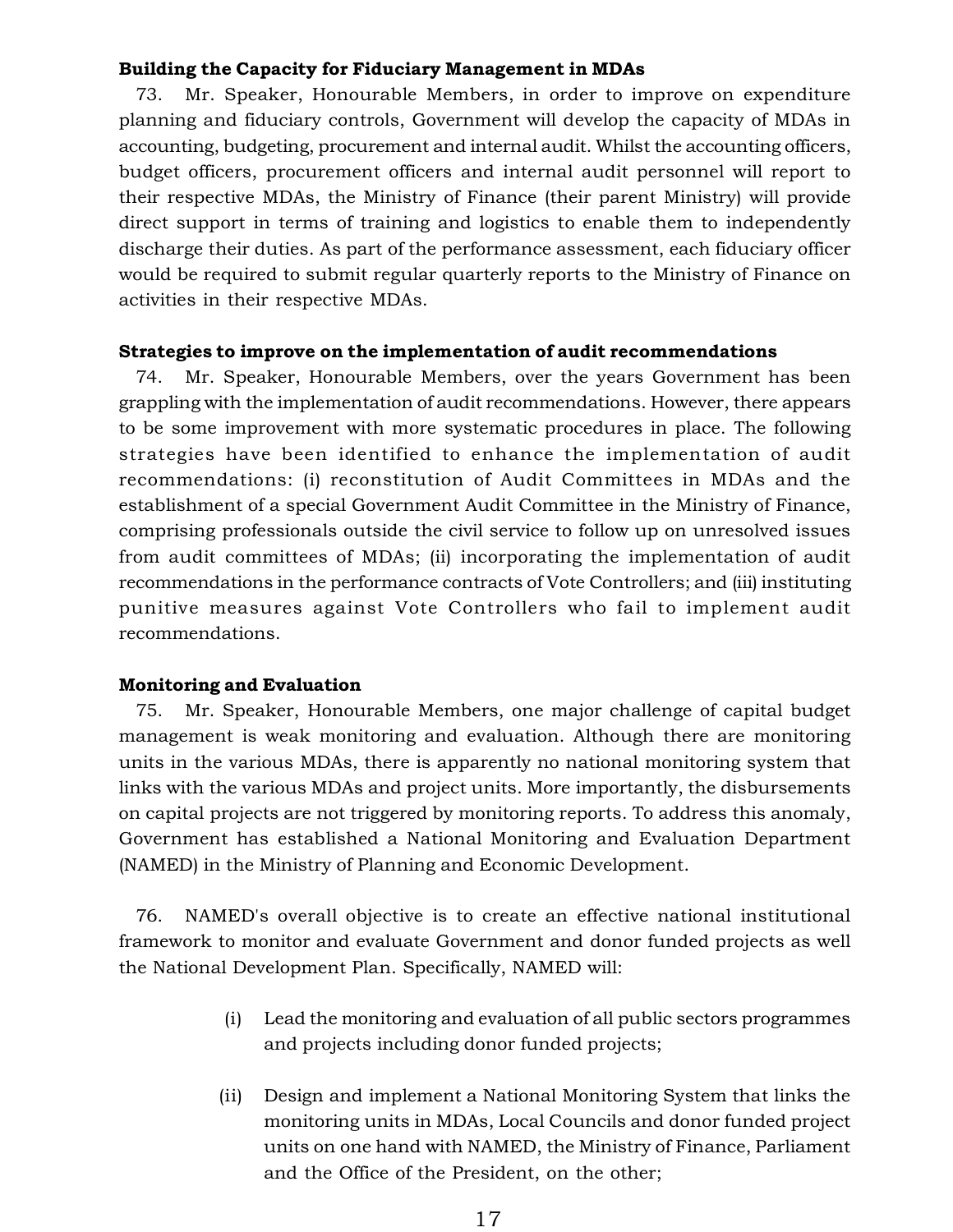**Building the Capacity for Fiduciary Management in MDAs**

73. Mr. Speaker, Honourable Members, in order to improve on expenditure planning and fiduciary controls, Government will develop the capacity of MDAs in accounting, budgeting, procurement and internal audit. Whilst the accounting officers, budget officers, procurement officers and internal audit personnel will report to their respective MDAs, the Ministry of Finance (their parent Ministry) will provide direct support in terms of training and logistics to enable them to independently discharge their duties. As part of the performance assessment, each fiduciary officer would be required to submit regular quarterly reports to the Ministry of Finance on activities in their respective MDAs.

**Strategies to improve on the implementation of audit recommendations**

74. Mr. Speaker, Honourable Members, over the years Government has been grappling with the implementation of audit recommendations. However, there appears to be some improvement with more systematic procedures in place. The following strategies have been identified to enhance the implementation of audit recommendations: (i) reconstitution of Audit Committees in MDAs and the establishment of a special Government Audit Committee in the Ministry of Finance, comprising professionals outside the civil service to follow up on unresolved issues from audit committees of MDAs; (ii) incorporating the implementation of audit recommendations in the performance contracts of Vote Controllers; and (iii) instituting punitive measures against Vote Controllers who fail to implement audit recommendations.

**Monitoring and Evaluation**

75. Mr. Speaker, Honourable Members, one major challenge of capital budget management is weak monitoring and evaluation. Although there are monitoring units in the various MDAs, there is apparently no national monitoring system that links with the various MDAs and project units. More importantly, the disbursements on capital projects are not triggered by monitoring reports. To address this anomaly, Government has established a National Monitoring and Evaluation Department (NAMED) in the Ministry of Planning and Economic Development.

76. NAMED's overall objective is to create an effective national institutional framework to monitor and evaluate Government and donor funded projects as well the National Development Plan. Specifically, NAMED will:

(i) Lead the monitoring and evaluation of all public sectors programmes and projects including donor funded projects;

(ii) Design and implement a National Monitoring System that links the monitoring units in MDAs, Local Councils and donor funded project units on one hand with NAMED, the Ministry of Finance, Parliament and the Office of the President, on the other;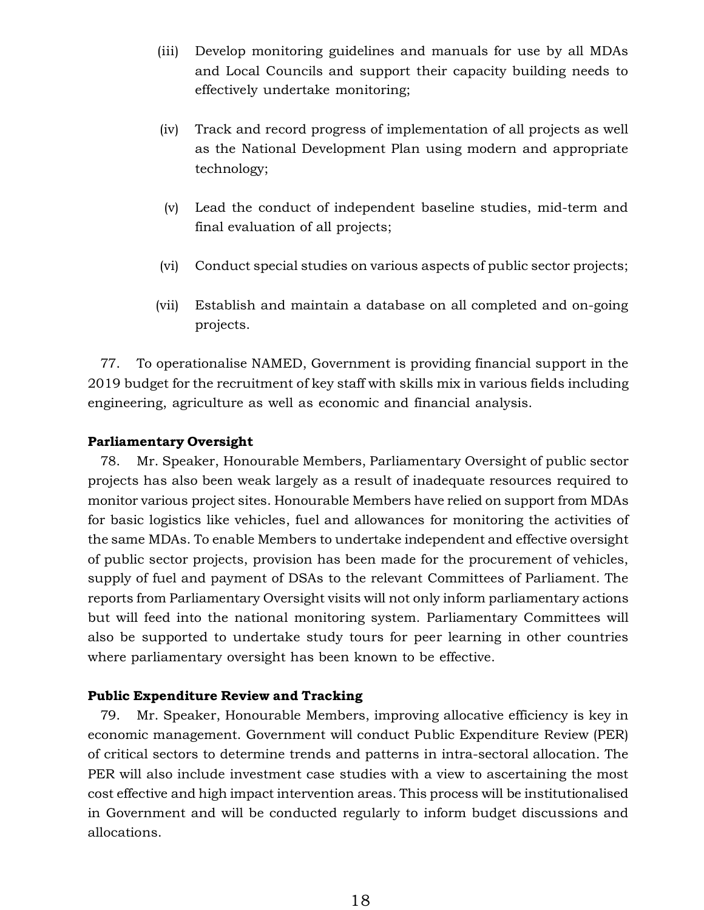(iii) Develop monitoring guidelines and manuals for use by all MDAs and Local Councils and support their capacity building needs to effectively undertake monitoring;

(iv) Track and record progress of implementation of all projects as well as the National Development Plan using modern and appropriate technology;

(v) Lead the conduct of independent baseline studies, mid-term and final evaluation of all projects;

(vi) Conduct special studies on various aspects of public sector projects;

(vii) Establish and maintain a database on all completed and on-going projects.

77. To operationalise NAMED, Government is providing financial support in the 2019 budget for the recruitment of key staff with skills mix in various fields including engineering, agriculture as well as economic and financial analysis.

**Parliamentary Oversight**

78. Mr. Speaker, Honourable Members, Parliamentary Oversight of public sector projects has also been weak largely as a result of inadequate resources required to monitor various project sites. Honourable Members have relied on support from MDAs for basic logistics like vehicles, fuel and allowances for monitoring the activities of the same MDAs. To enable Members to undertake independent and effective oversight of public sector projects, provision has been made for the procurement of vehicles, supply of fuel and payment of DSAs to the relevant Committees of Parliament. The reports from Parliamentary Oversight visits will not only inform parliamentary actions but will feed into the national monitoring system. Parliamentary Committees will also be supported to undertake study tours for peer learning in other countries where parliamentary oversight has been known to be effective.

**Public Expenditure Review and Tracking**

79. Mr. Speaker, Honourable Members, improving allocative efficiency is key in economic management. Government will conduct Public Expenditure Review (PER) of critical sectors to determine trends and patterns in intra-sectoral allocation. The PER will also include investment case studies with a view to ascertaining the most cost effective and high impact intervention areas. This process will be institutionalised in Government and will be conducted regularly to inform budget discussions and allocations.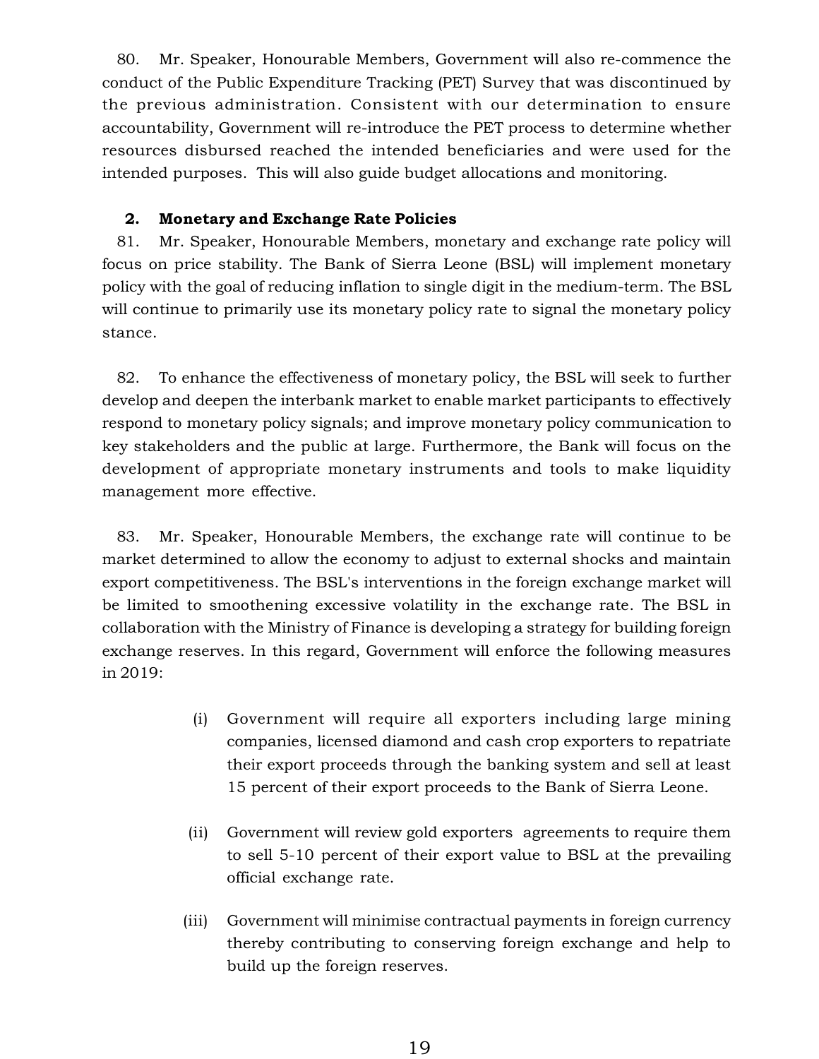80. Mr. Speaker, Honourable Members, Government will also re-commence the conduct of the Public Expenditure Tracking (PET) Survey that was discontinued by the previous administration. Consistent with our determination to ensure accountability, Government will re-introduce the PET process to determine whether resources disbursed reached the intended beneficiaries and were used for the intended purposes. This will also guide budget allocations and monitoring.

### 2. Monetary and Exchange Rate Policies

81. Mr. Speaker, Honourable Members, monetary and exchange rate policy will focus on price stability. The Bank of Sierra Leone (BSL) will implement monetary policy with the goal of reducing inflation to single digit in the medium-term. The BSL will continue to primarily use its monetary policy rate to signal the monetary policy stance.

82. To enhance the effectiveness of monetary policy, the BSL will seek to further develop and deepen the interbank market to enable market participants to effectively respond to monetary policy signals; and improve monetary policy communication to key stakeholders and the public at large. Furthermore, the Bank will focus on the development of appropriate monetary instruments and tools to make liquidity management more effective.

83. Mr. Speaker, Honourable Members, the exchange rate will continue to be market determined to allow the economy to adjust to external shocks and maintain export competitiveness. The BSL's interventions in the foreign exchange market will be limited to smoothening excessive volatility in the exchange rate. The BSL in collaboration with the Ministry of Finance is developing a strategy for building foreign exchange reserves. In this regard, Government will enforce the following measures in 2019:

(i) Government will require all exporters including large mining companies, licensed diamond and cash crop exporters to repatriate their export proceeds through the banking system and sell at least 15 percent of their export proceeds to the Bank of Sierra Leone.

(ii) Government will review gold exporters agreements to require them to sell 5-10 percent of their export value to BSL at the prevailing official exchange rate.

(iii) Government will minimise contractual payments in foreign currency thereby contributing to conserving foreign exchange and help to build up the foreign reserves.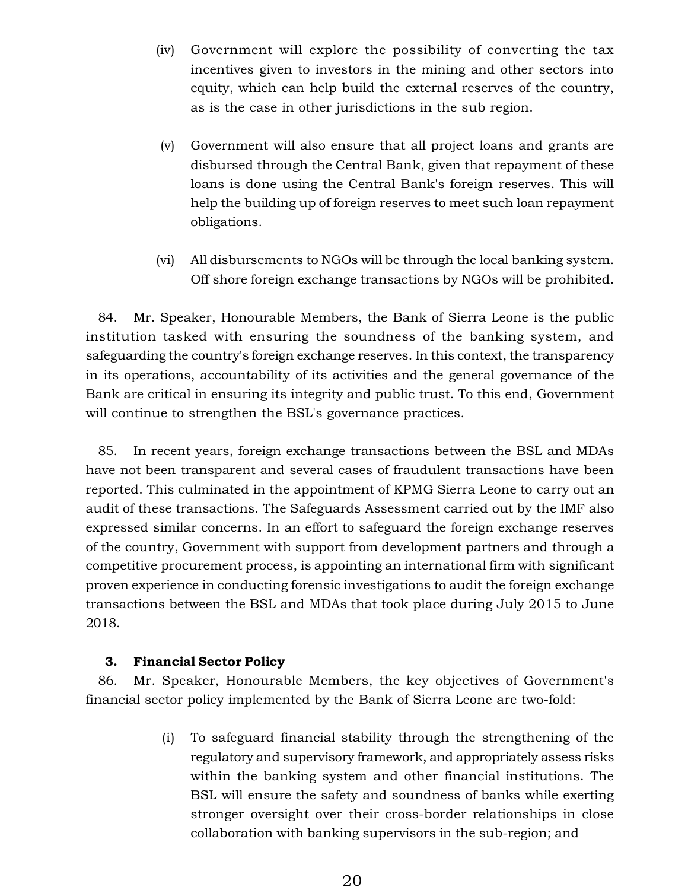(iv) Government will explore the possibility of converting the tax incentives given to investors in the mining and other sectors into equity, which can help build the external reserves of the country, as is the case in other jurisdictions in the sub region.

(v) Government will also ensure that all project loans and grants are disbursed through the Central Bank, given that repayment of these loans is done using the Central Bank's foreign reserves. This will help the building up of foreign reserves to meet such loan repayment obligations.

(vi) All disbursements to NGOs will be through the local banking system. Off shore foreign exchange transactions by NGOs will be prohibited.

84. Mr. Speaker, Honourable Members, the Bank of Sierra Leone is the public institution tasked with ensuring the soundness of the banking system, and safeguarding the country's foreign exchange reserves. In this context, the transparency in its operations, accountability of its activities and the general governance of the Bank are critical in ensuring its integrity and public trust. To this end, Government will continue to strengthen the BSL's governance practices.

85. In recent years, foreign exchange transactions between the BSL and MDAs have not been transparent and several cases of fraudulent transactions have been reported. This culminated in the appointment of KPMG Sierra Leone to carry out an audit of these transactions. The Safeguards Assessment carried out by the IMF also expressed similar concerns. In an effort to safeguard the foreign exchange reserves of the country, Government with support from development partners and through a competitive procurement process, is appointing an international firm with significant proven experience in conducting forensic investigations to audit the foreign exchange transactions between the BSL and MDAs that took place during July 2015 to June 2018.

### 3. Financial Sector Policy

86. Mr. Speaker, Honourable Members, the key objectives of Government's financial sector policy implemented by the Bank of Sierra Leone are two-fold:

(i) To safeguard financial stability through the strengthening of the regulatory and supervisory framework, and appropriately assess risks within the banking system and other financial institutions. The BSL will ensure the safety and soundness of banks while exerting stronger oversight over their cross-border relationships in close collaboration with banking supervisors in the sub-region; and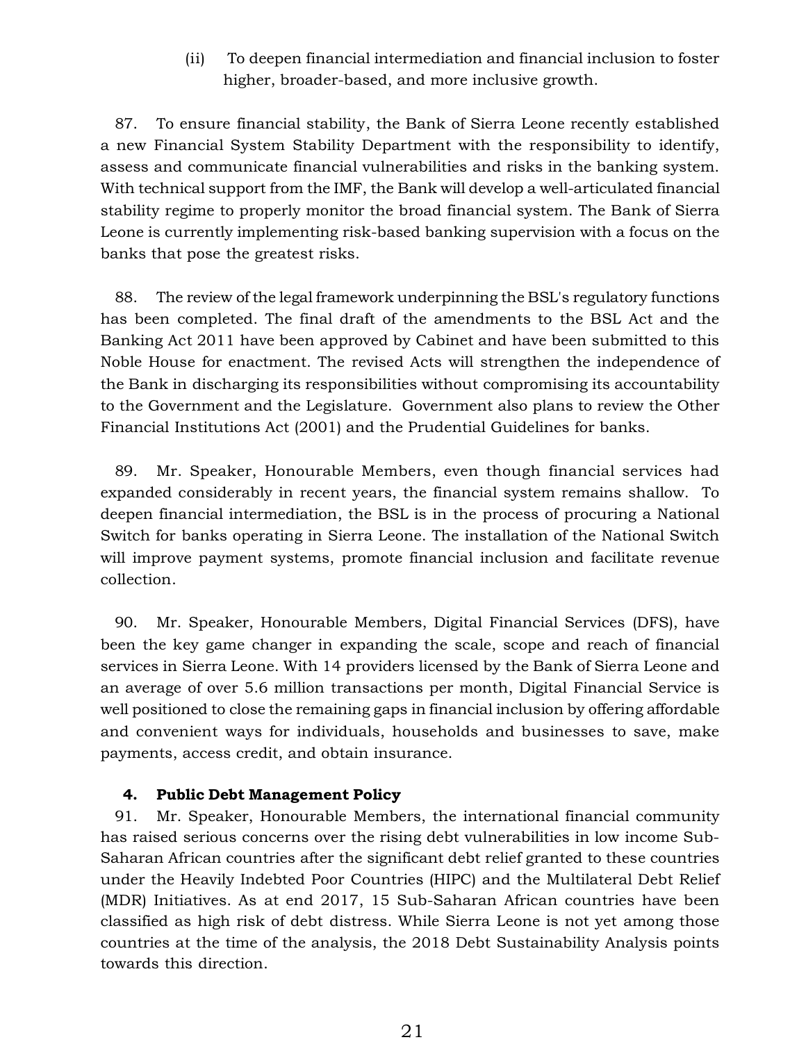(ii) To deepen financial intermediation and financial inclusion to foster higher, broader-based, and more inclusive growth.

87. To ensure financial stability, the Bank of Sierra Leone recently established a new Financial System Stability Department with the responsibility to identify, assess and communicate financial vulnerabilities and risks in the banking system. With technical support from the IMF, the Bank will develop a well-articulated financial stability regime to properly monitor the broad financial system. The Bank of Sierra Leone is currently implementing risk-based banking supervision with a focus on the banks that pose the greatest risks.

88. The review of the legal framework underpinning the BSL's regulatory functions has been completed. The final draft of the amendments to the BSL Act and the Banking Act 2011 have been approved by Cabinet and have been submitted to this Noble House for enactment. The revised Acts will strengthen the independence of the Bank in discharging its responsibilities without compromising its accountability to the Government and the Legislature. Government also plans to review the Other Financial Institutions Act (2001) and the Prudential Guidelines for banks.

89. Mr. Speaker, Honourable Members, even though financial services had expanded considerably in recent years, the financial system remains shallow. To deepen financial intermediation, the BSL is in the process of procuring a National Switch for banks operating in Sierra Leone. The installation of the National Switch will improve payment systems, promote financial inclusion and facilitate revenue collection.

90. Mr. Speaker, Honourable Members, Digital Financial Services (DFS), have been the key game changer in expanding the scale, scope and reach of financial services in Sierra Leone. With 14 providers licensed by the Bank of Sierra Leone and an average of over 5.6 million transactions per month, Digital Financial Service is well positioned to close the remaining gaps in financial inclusion by offering affordable and convenient ways for individuals, households and businesses to save, make payments, access credit, and obtain insurance.

### 4. Public Debt Management Policy

91. Mr. Speaker, Honourable Members, the international financial community has raised serious concerns over the rising debt vulnerabilities in low income Sub-Saharan African countries after the significant debt relief granted to these countries under the Heavily Indebted Poor Countries (HIPC) and the Multilateral Debt Relief (MDR) Initiatives. As at end 2017, 15 Sub-Saharan African countries have been classified as high risk of debt distress. While Sierra Leone is not yet among those countries at the time of the analysis, the 2018 Debt Sustainability Analysis points towards this direction.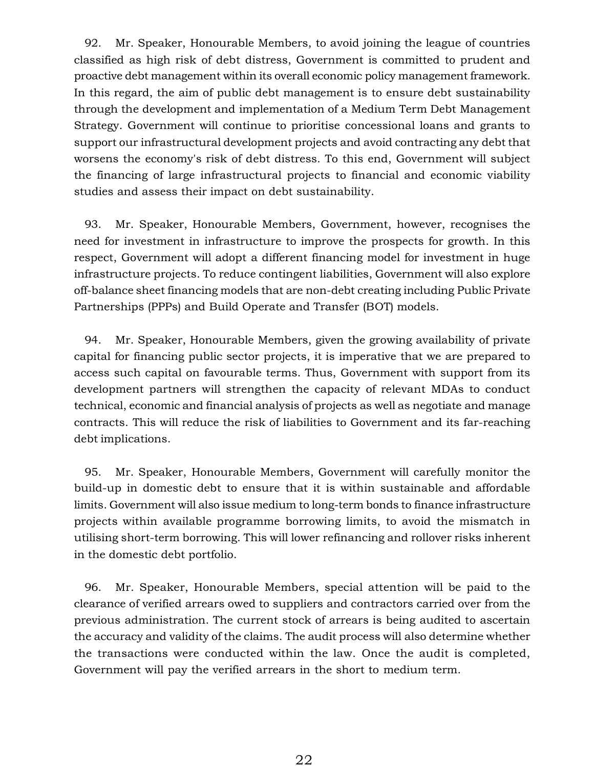92. Mr. Speaker, Honourable Members, to avoid joining the league of countries classified as high risk of debt distress, Government is committed to prudent and proactive debt management within its overall economic policy management framework. In this regard, the aim of public debt management is to ensure debt sustainability through the development and implementation of a Medium Term Debt Management Strategy. Government will continue to prioritise concessional loans and grants to support our infrastructural development projects and avoid contracting any debt that worsens the economy's risk of debt distress. To this end, Government will subject the financing of large infrastructural projects to financial and economic viability studies and assess their impact on debt sustainability.

93. Mr. Speaker, Honourable Members, Government, however, recognises the need for investment in infrastructure to improve the prospects for growth. In this respect, Government will adopt a different financing model for investment in huge infrastructure projects. To reduce contingent liabilities, Government will also explore off-balance sheet financing models that are non-debt creating including Public Private Partnerships (PPPs) and Build Operate and Transfer (BOT) models.

94. Mr. Speaker, Honourable Members, given the growing availability of private capital for financing public sector projects, it is imperative that we are prepared to access such capital on favourable terms. Thus, Government with support from its development partners will strengthen the capacity of relevant MDAs to conduct technical, economic and financial analysis of projects as well as negotiate and manage contracts. This will reduce the risk of liabilities to Government and its far-reaching debt implications.

95. Mr. Speaker, Honourable Members, Government will carefully monitor the build-up in domestic debt to ensure that it is within sustainable and affordable limits. Government will also issue medium to long-term bonds to finance infrastructure projects within available programme borrowing limits, to avoid the mismatch in utilising short-term borrowing. This will lower refinancing and rollover risks inherent in the domestic debt portfolio.

96. Mr. Speaker, Honourable Members, special attention will be paid to the clearance of verified arrears owed to suppliers and contractors carried over from the previous administration. The current stock of arrears is being audited to ascertain the accuracy and validity of the claims. The audit process will also determine whether the transactions were conducted within the law. Once the audit is completed, Government will pay the verified arrears in the short to medium term.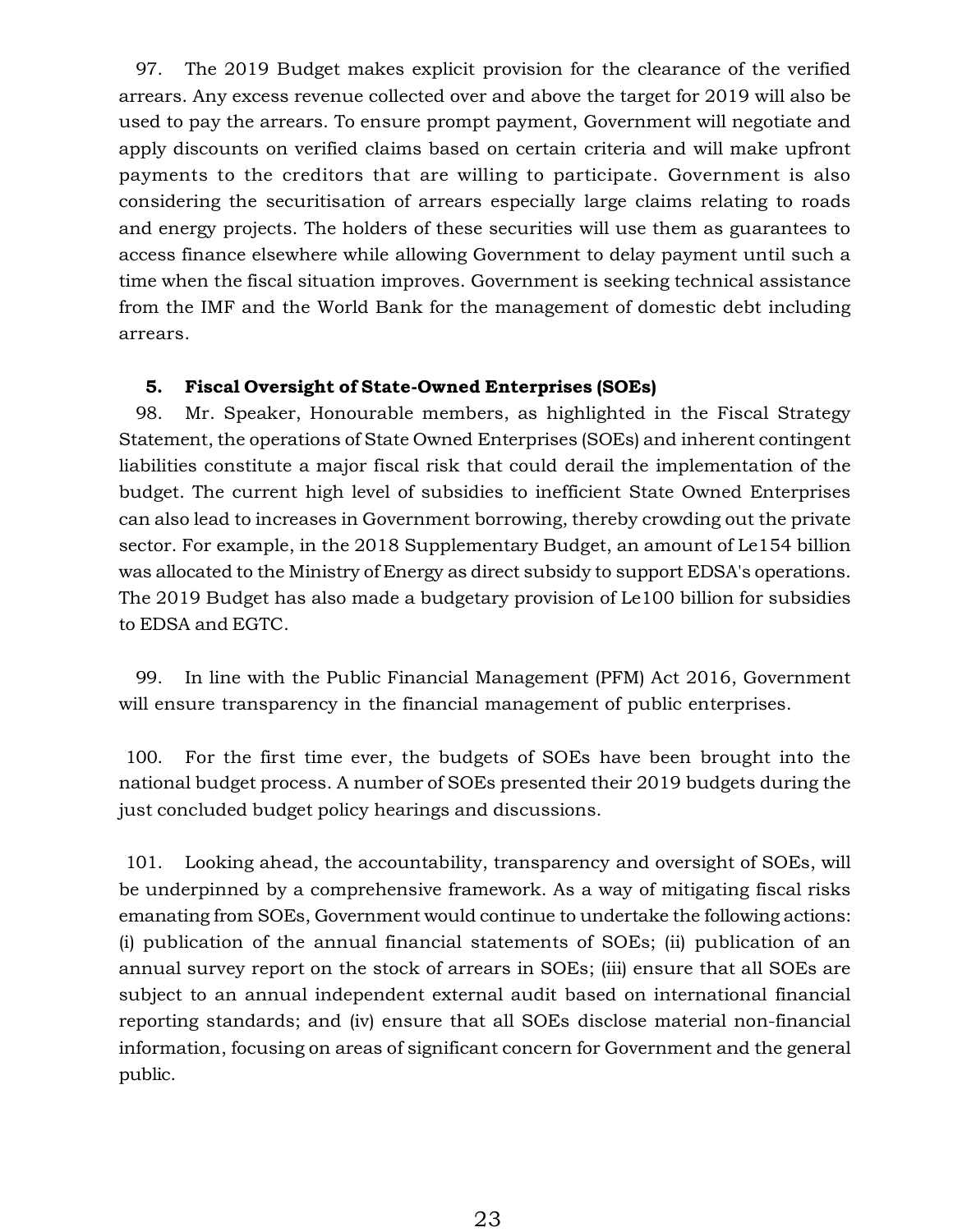97. The 2019 Budget makes explicit provision for the clearance of the verified arrears. Any excess revenue collected over and above the target for 2019 will also be used to pay the arrears. To ensure prompt payment, Government will negotiate and apply discounts on verified claims based on certain criteria and will make upfront payments to the creditors that are willing to participate. Government is also considering the securitisation of arrears especially large claims relating to roads and energy projects. The holders of these securities will use them as guarantees to access finance elsewhere while allowing Government to delay payment until such a time when the fiscal situation improves. Government is seeking technical assistance from the IMF and the World Bank for the management of domestic debt including arrears.

### 5. Fiscal Oversight of State-Owned Enterprises (SOEs)

98. Mr. Speaker, Honourable members, as highlighted in the Fiscal Strategy Statement, the operations of State Owned Enterprises (SOEs) and inherent contingent liabilities constitute a major fiscal risk that could derail the implementation of the budget. The current high level of subsidies to inefficient State Owned Enterprises can also lead to increases in Government borrowing, thereby crowding out the private sector. For example, in the 2018 Supplementary Budget, an amount of Le154 billion was allocated to the Ministry of Energy as direct subsidy to support EDSA's operations. The 2019 Budget has also made a budgetary provision of Le100 billion for subsidies to EDSA and EGTC.

99. In line with the Public Financial Management (PFM) Act 2016, Government will ensure transparency in the financial management of public enterprises.

100. For the first time ever, the budgets of SOEs have been brought into the national budget process. A number of SOEs presented their 2019 budgets during the just concluded budget policy hearings and discussions.

101. Looking ahead, the accountability, transparency and oversight of SOEs, will be underpinned by a comprehensive framework. As a way of mitigating fiscal risks emanating from SOEs, Government would continue to undertake the following actions: (i) publication of the annual financial statements of SOEs; (ii) publication of an annual survey report on the stock of arrears in SOEs; (iii) ensure that all SOEs are subject to an annual independent external audit based on international financial reporting standards; and (iv) ensure that all SOEs disclose material non-financial information, focusing on areas of significant concern for Government and the general public.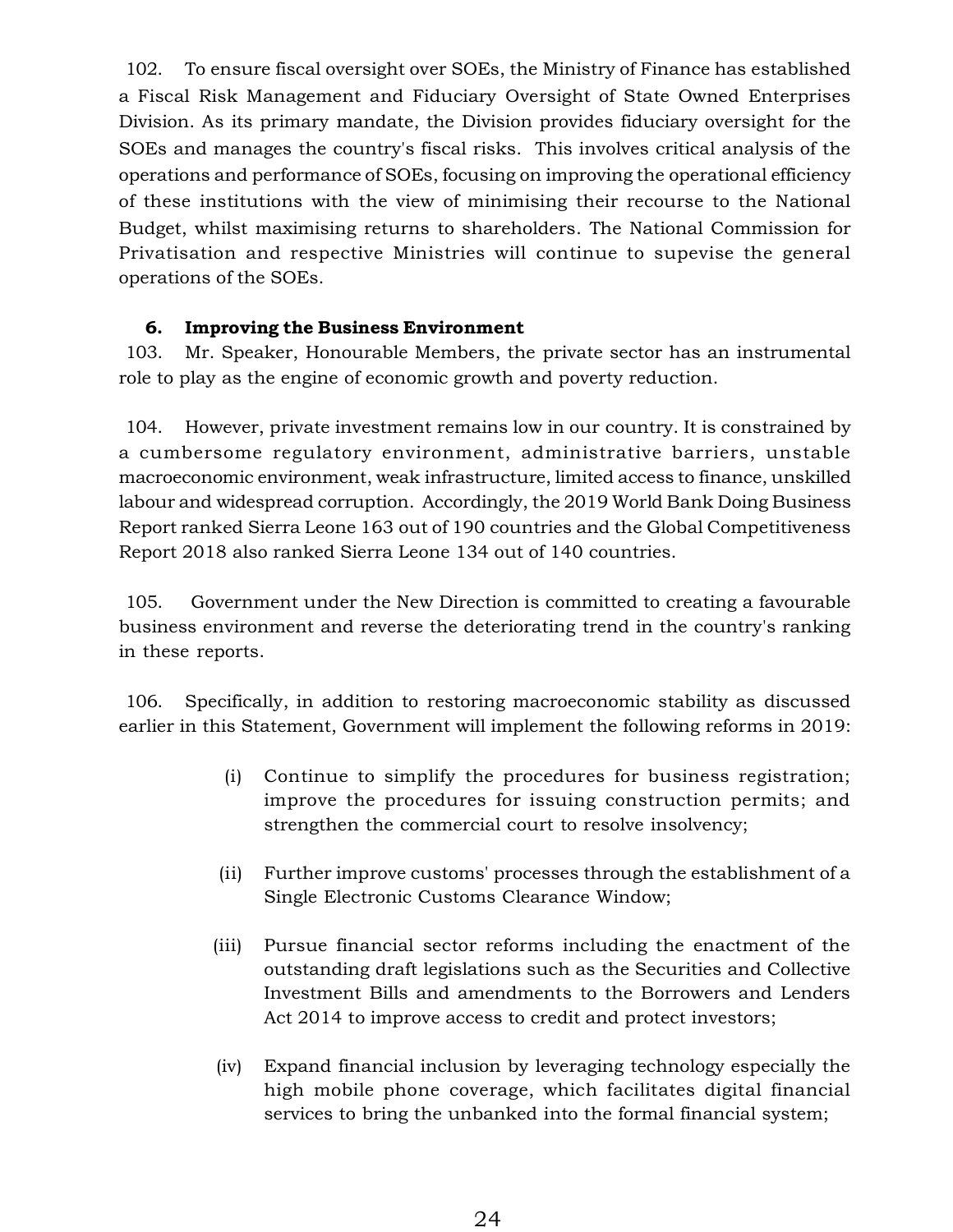102. To ensure fiscal oversight over SOEs, the Ministry of Finance has established a Fiscal Risk Management and Fiduciary Oversight of State Owned Enterprises Division. As its primary mandate, the Division provides fiduciary oversight for the SOEs and manages the country's fiscal risks. This involves critical analysis of the operations and performance of SOEs, focusing on improving the operational efficiency of these institutions with the view of minimising their recourse to the National Budget, whilst maximising returns to shareholders. The National Commission for Privatisation and respective Ministries will continue to supevise the general operations of the SOEs.

### 6. Improving the Business Environment

103. Mr. Speaker, Honourable Members, the private sector has an instrumental role to play as the engine of economic growth and poverty reduction.

104. However, private investment remains low in our country. It is constrained by a cumbersome regulatory environment, administrative barriers, unstable macroeconomic environment, weak infrastructure, limited access to finance, unskilled labour and widespread corruption. Accordingly, the 2019 World Bank Doing Business Report ranked Sierra Leone 163 out of 190 countries and the Global Competitiveness Report 2018 also ranked Sierra Leone 134 out of 140 countries.

105. Government under the New Direction is committed to creating a favourable business environment and reverse the deteriorating trend in the country's ranking in these reports.

106. Specifically, in addition to restoring macroeconomic stability as discussed earlier in this Statement, Government will implement the following reforms in 2019:

(i) Continue to simplify the procedures for business registration; improve the procedures for issuing construction permits; and strengthen the commercial court to resolve insolvency;

(ii) Further improve customs' processes through the establishment of a Single Electronic Customs Clearance Window;

(iii) Pursue financial sector reforms including the enactment of the outstanding draft legislations such as the Securities and Collective Investment Bills and amendments to the Borrowers and Lenders Act 2014 to improve access to credit and protect investors;

(iv) Expand financial inclusion by leveraging technology especially the high mobile phone coverage, which facilitates digital financial services to bring the unbanked into the formal financial system;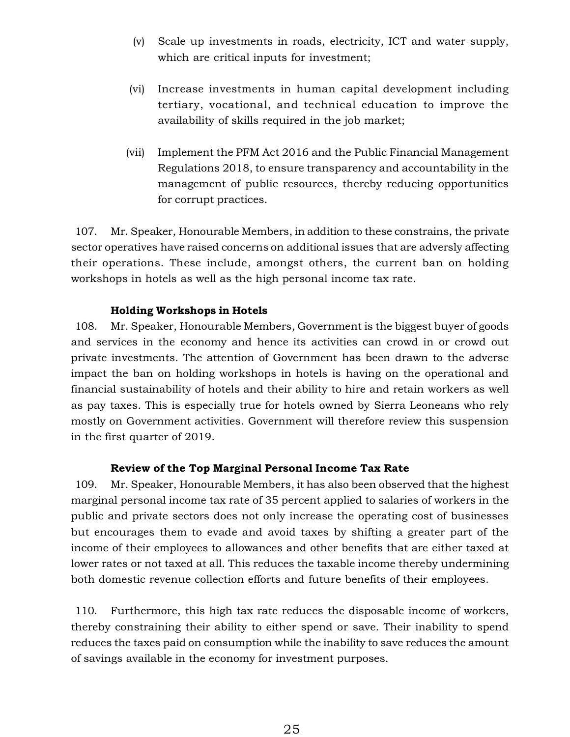(v) Scale up investments in roads, electricity, ICT and water supply, which are critical inputs for investment;

(vi) Increase investments in human capital development including tertiary, vocational, and technical education to improve the availability of skills required in the job market;

(vii) Implement the PFM Act 2016 and the Public Financial Management Regulations 2018, to ensure transparency and accountability in the management of public resources, thereby reducing opportunities for corrupt practices.

107. Mr. Speaker, Honourable Members, in addition to these constrains, the private sector operatives have raised concerns on additional issues that are adversly affecting their operations. These include, amongst others, the current ban on holding workshops in hotels as well as the high personal income tax rate.

**Holding Workshops in Hotels**

108. Mr. Speaker, Honourable Members, Government is the biggest buyer of goods and services in the economy and hence its activities can crowd in or crowd out private investments. The attention of Government has been drawn to the adverse impact the ban on holding workshops in hotels is having on the operational and financial sustainability of hotels and their ability to hire and retain workers as well as pay taxes. This is especially true for hotels owned by Sierra Leoneans who rely mostly on Government activities. Government will therefore review this suspension in the first quarter of 2019.

**Review of the Top Marginal Personal Income Tax Rate**

109. Mr. Speaker, Honourable Members, it has also been observed that the highest marginal personal income tax rate of 35 percent applied to salaries of workers in the public and private sectors does not only increase the operating cost of businesses but encourages them to evade and avoid taxes by shifting a greater part of the income of their employees to allowances and other benefits that are either taxed at lower rates or not taxed at all. This reduces the taxable income thereby undermining both domestic revenue collection efforts and future benefits of their employees.

110. Furthermore, this high tax rate reduces the disposable income of workers, thereby constraining their ability to either spend or save. Their inability to spend reduces the taxes paid on consumption while the inability to save reduces the amount of savings available in the economy for investment purposes.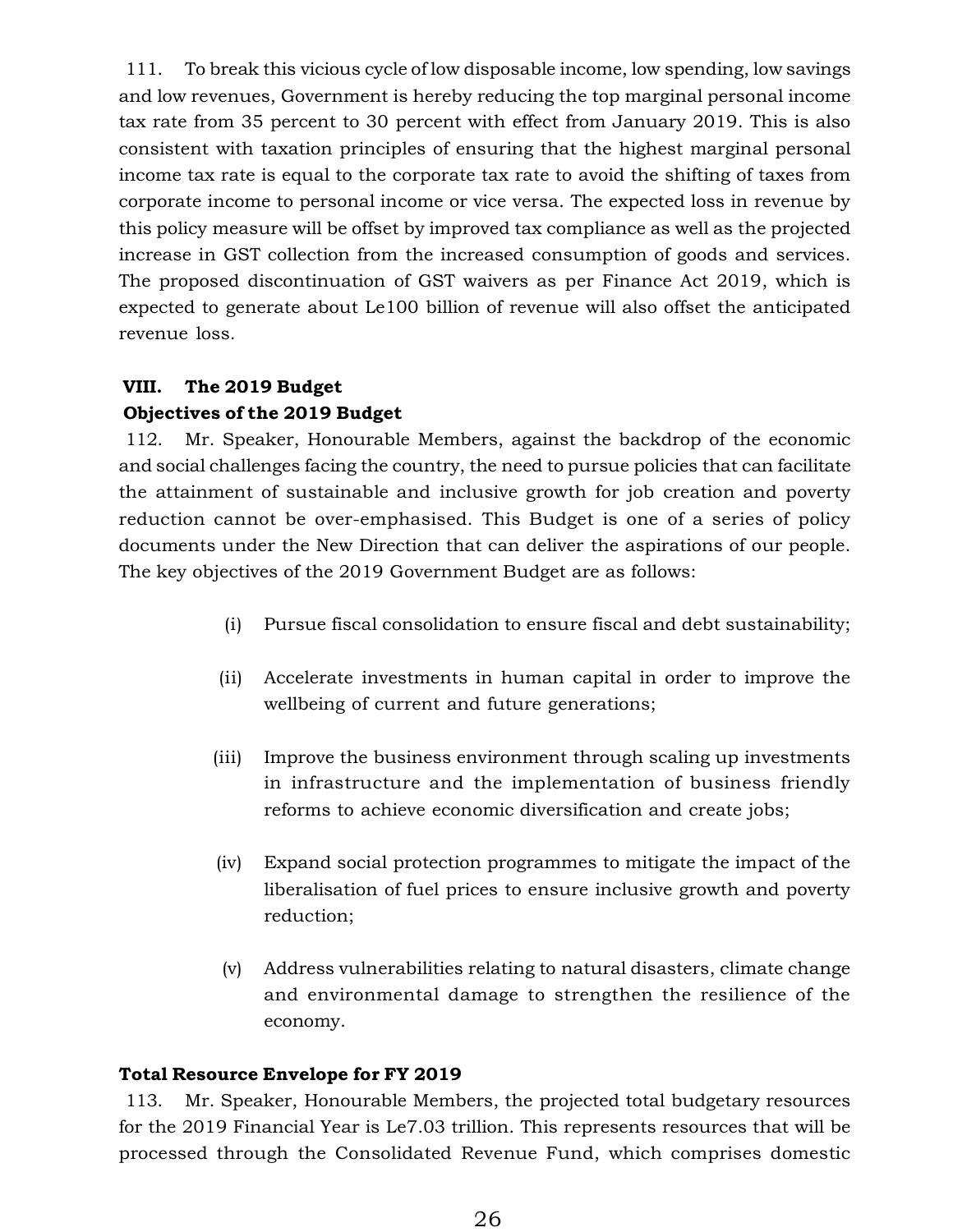111. To break this vicious cycle of low disposable income, low spending, low savings and low revenues, Government is hereby reducing the top marginal personal income tax rate from 35 percent to 30 percent with effect from January 2019. This is also consistent with taxation principles of ensuring that the highest marginal personal income tax rate is equal to the corporate tax rate to avoid the shifting of taxes from corporate income to personal income or vice versa. The expected loss in revenue by this policy measure will be offset by improved tax compliance as well as the projected increase in GST collection from the increased consumption of goods and services. The proposed discontinuation of GST waivers as per Finance Act 2019, which is expected to generate about Le100 billion of revenue will also offset the anticipated revenue loss.

## VIII. The 2019 Budget

### Objectives of the 2019 Budget

112. Mr. Speaker, Honourable Members, against the backdrop of the economic and social challenges facing the country, the need to pursue policies that can facilitate the attainment of sustainable and inclusive growth for job creation and poverty reduction cannot be over-emphasised. This Budget is one of a series of policy documents under the New Direction that can deliver the aspirations of our people. The key objectives of the 2019 Government Budget are as follows:

(i) Pursue fiscal consolidation to ensure fiscal and debt sustainability;

(ii) Accelerate investments in human capital in order to improve the wellbeing of current and future generations;

(iii) Improve the business environment through scaling up investments in infrastructure and the implementation of business friendly reforms to achieve economic diversification and create jobs;

(iv) Expand social protection programmes to mitigate the impact of the liberalisation of fuel prices to ensure inclusive growth and poverty reduction;

(v) Address vulnerabilities relating to natural disasters, climate change and environmental damage to strengthen the resilience of the economy.

### Total Resource Envelope for FY 2019

113. Mr. Speaker, Honourable Members, the projected total budgetary resources for the 2019 Financial Year is Le7.03 trillion. This represents resources that will be processed through the Consolidated Revenue Fund, which comprises domestic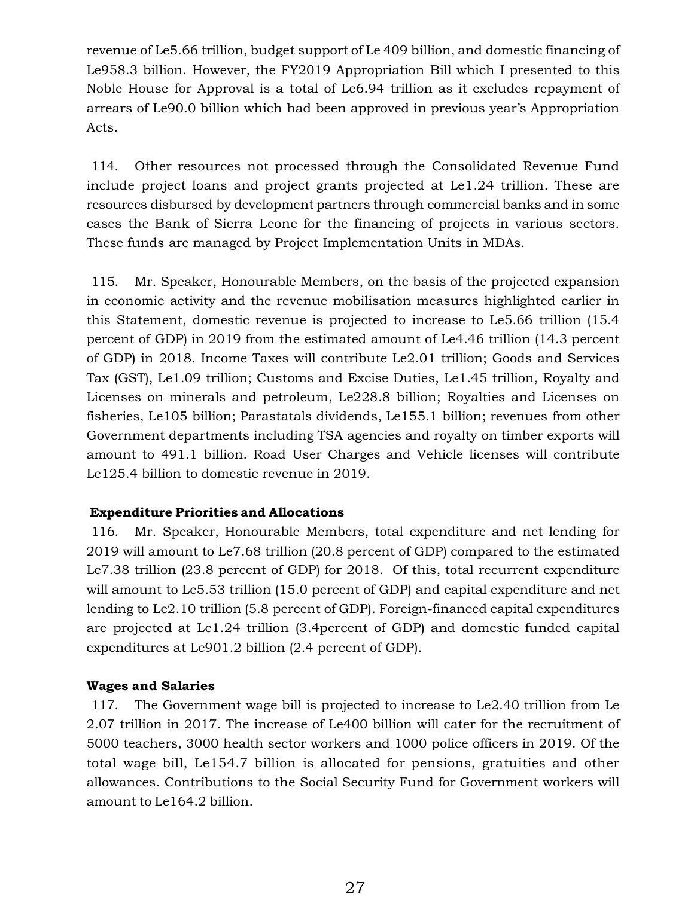revenue of Le5.66 trillion, budget support of Le 409 billion, and domestic financing of Le958.3 billion. However, the FY2019 Appropriation Bill which I presented to this Noble House for Approval is a total of Le6.94 trillion as it excludes repayment of arrears of Le90.0 billion which had been approved in previous year's Appropriation Acts.

114. Other resources not processed through the Consolidated Revenue Fund include project loans and project grants projected at Le1.24 trillion. These are resources disbursed by development partners through commercial banks and in some cases the Bank of Sierra Leone for the financing of projects in various sectors. These funds are managed by Project Implementation Units in MDAs.

115. Mr. Speaker, Honourable Members, on the basis of the projected expansion in economic activity and the revenue mobilisation measures highlighted earlier in this Statement, domestic revenue is projected to increase to Le5.66 trillion (15.4 percent of GDP) in 2019 from the estimated amount of Le4.46 trillion (14.3 percent of GDP) in 2018. Income Taxes will contribute Le2.01 trillion; Goods and Services Tax (GST), Le1.09 trillion; Customs and Excise Duties, Le1.45 trillion, Royalty and Licenses on minerals and petroleum, Le228.8 billion; Royalties and Licenses on fisheries, Le105 billion; Parastatals dividends, Le155.1 billion; revenues from other Government departments including TSA agencies and royalty on timber exports will amount to 491.1 billion. Road User Charges and Vehicle licenses will contribute Le125.4 billion to domestic revenue in 2019.

### Expenditure Priorities and Allocations

116. Mr. Speaker, Honourable Members, total expenditure and net lending for 2019 will amount to Le7.68 trillion (20.8 percent of GDP) compared to the estimated Le7.38 trillion (23.8 percent of GDP) for 2018. Of this, total recurrent expenditure will amount to Le5.53 trillion (15.0 percent of GDP) and capital expenditure and net lending to Le2.10 trillion (5.8 percent of GDP). Foreign-financed capital expenditures are projected at Le1.24 trillion (3.4percent of GDP) and domestic funded capital expenditures at Le901.2 billion (2.4 percent of GDP).

### Wages and Salaries

117. The Government wage bill is projected to increase to Le2.40 trillion from Le 2.07 trillion in 2017. The increase of Le400 billion will cater for the recruitment of 5000 teachers, 3000 health sector workers and 1000 police officers in 2019. Of the total wage bill, Le154.7 billion is allocated for pensions, gratuities and other allowances. Contributions to the Social Security Fund for Government workers will amount to Le164.2 billion.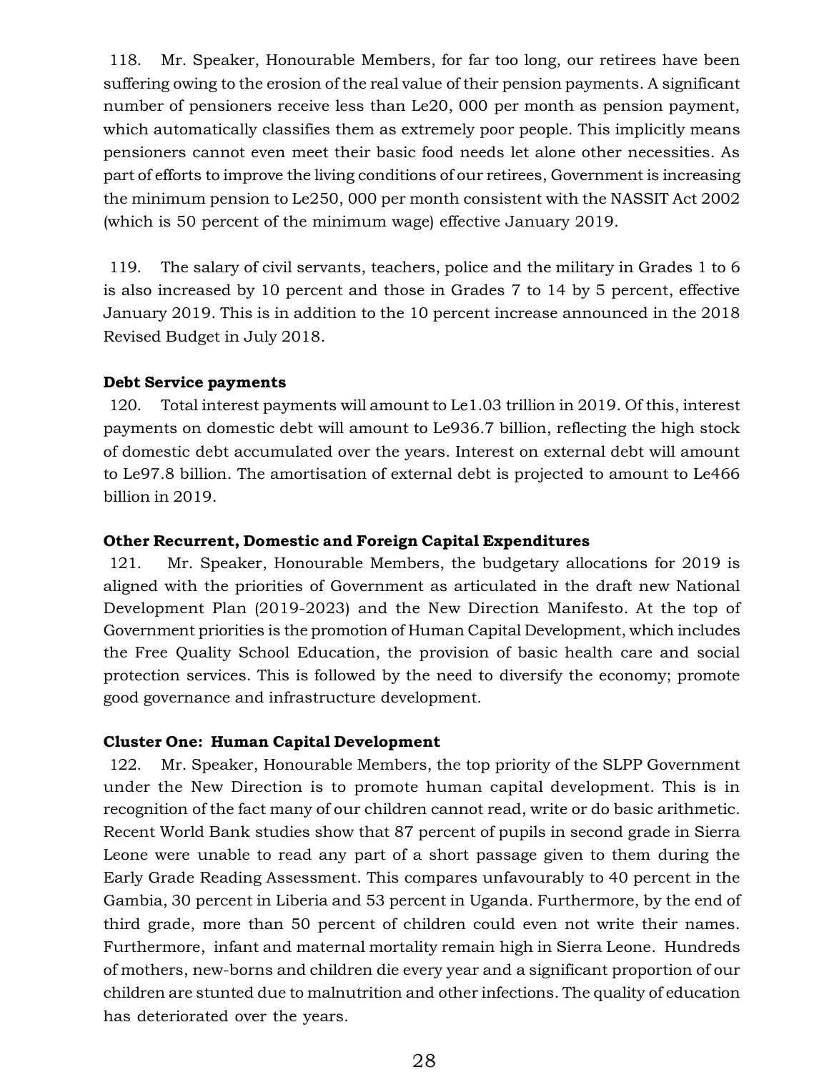118. Mr. Speaker, Honourable Members, for far too long, our retirees have been suffering owing to the erosion of the real value of their pension payments. A significant number of pensioners receive less than Le20, 000 per month as pension payment, which automatically classifies them as extremely poor people. This implicitly means pensioners cannot even meet their basic food needs let alone other necessities. As part of efforts to improve the living conditions of our retirees, Government is increasing the minimum pension to Le250, 000 per month consistent with the NASSIT Act 2002 (which is 50 percent of the minimum wage) effective January 2019.

119. The salary of civil servants, teachers, police and the military in Grades 1 to 6 is also increased by 10 percent and those in Grades 7 to 14 by 5 percent, effective January 2019. This is in addition to the 10 percent increase announced in the 2018 Revised Budget in July 2018.

**Debt Service payments**

120. Total interest payments will amount to Le1.03 trillion in 2019. Of this, interest payments on domestic debt will amount to Le936.7 billion, reflecting the high stock of domestic debt accumulated over the years. Interest on external debt will amount to Le97.8 billion. The amortisation of external debt is projected to amount to Le466 billion in 2019.

**Other Recurrent, Domestic and Foreign Capital Expenditures**

121. Mr. Speaker, Honourable Members, the budgetary allocations for 2019 is aligned with the priorities of Government as articulated in the draft new National Development Plan (2019-2023) and the New Direction Manifesto. At the top of Government priorities is the promotion of Human Capital Development, which includes the Free Quality School Education, the provision of basic health care and social protection services. This is followed by the need to diversify the economy; promote good governance and infrastructure development.

**Cluster One: Human Capital Development**

122. Mr. Speaker, Honourable Members, the top priority of the SLPP Government under the New Direction is to promote human capital development. This is in recognition of the fact many of our children cannot read, write or do basic arithmetic. Recent World Bank studies show that 87 percent of pupils in second grade in Sierra Leone were unable to read any part of a short passage given to them during the Early Grade Reading Assessment. This compares unfavourably to 40 percent in the Gambia, 30 percent in Liberia and 53 percent in Uganda. Furthermore, by the end of third grade, more than 50 percent of children could even not write their names. Furthermore, infant and maternal mortality remain high in Sierra Leone. Hundreds of mothers, new-borns and children die every year and a significant proportion of our children are stunted due to malnutrition and other infections. The quality of education has deteriorated over the years.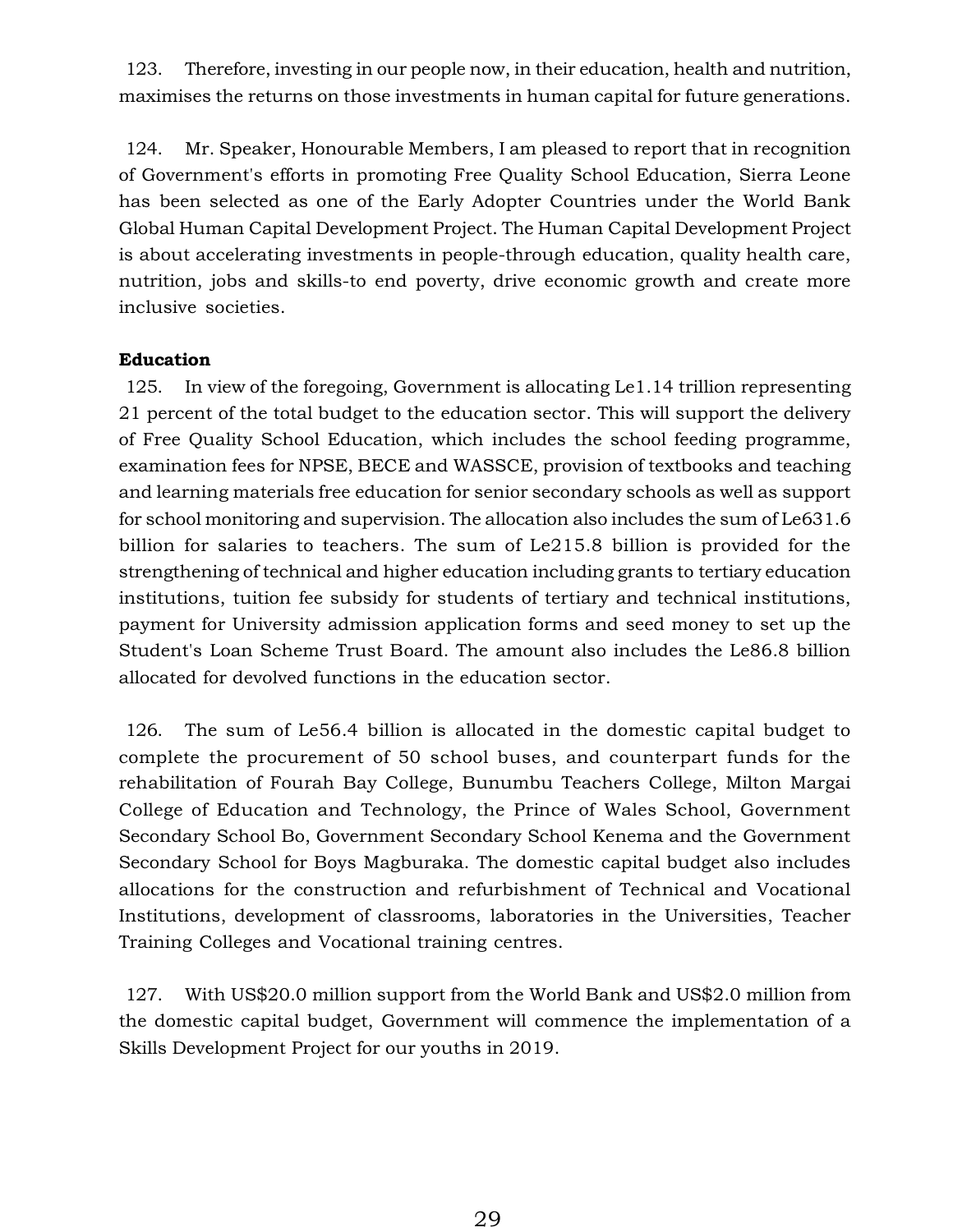123. Therefore, investing in our people now, in their education, health and nutrition, maximises the returns on those investments in human capital for future generations.

124. Mr. Speaker, Honourable Members, I am pleased to report that in recognition of Government's efforts in promoting Free Quality School Education, Sierra Leone has been selected as one of the Early Adopter Countries under the World Bank Global Human Capital Development Project. The Human Capital Development Project is about accelerating investments in people-through education, quality health care, nutrition, jobs and skills-to end poverty, drive economic growth and create more inclusive societies.

**Education**

125. In view of the foregoing, Government is allocating Le1.14 trillion representing 21 percent of the total budget to the education sector. This will support the delivery of Free Quality School Education, which includes the school feeding programme, examination fees for NPSE, BECE and WASSCE, provision of textbooks and teaching and learning materials free education for senior secondary schools as well as support for school monitoring and supervision. The allocation also includes the sum of Le631.6 billion for salaries to teachers. The sum of Le215.8 billion is provided for the strengthening of technical and higher education including grants to tertiary education institutions, tuition fee subsidy for students of tertiary and technical institutions, payment for University admission application forms and seed money to set up the Student's Loan Scheme Trust Board. The amount also includes the Le86.8 billion allocated for devolved functions in the education sector.

126. The sum of Le56.4 billion is allocated in the domestic capital budget to complete the procurement of 50 school buses, and counterpart funds for the rehabilitation of Fourah Bay College, Bunumbu Teachers College, Milton Margai College of Education and Technology, the Prince of Wales School, Government Secondary School Bo, Government Secondary School Kenema and the Government Secondary School for Boys Magburaka. The domestic capital budget also includes allocations for the construction and refurbishment of Technical and Vocational Institutions, development of classrooms, laboratories in the Universities, Teacher Training Colleges and Vocational training centres.

127. With US$20.0 million support from the World Bank and US$2.0 million from the domestic capital budget, Government will commence the implementation of a Skills Development Project for our youths in 2019.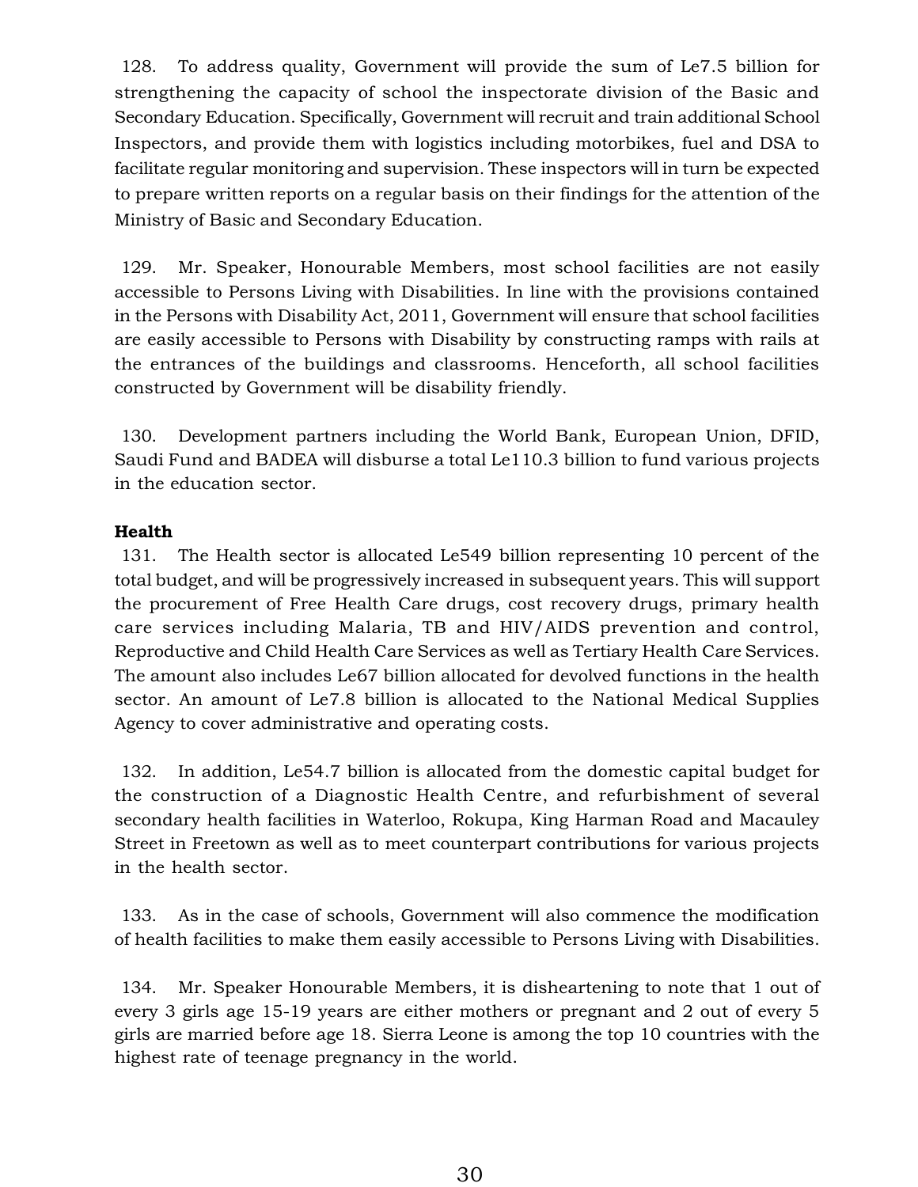128. To address quality, Government will provide the sum of Le7.5 billion for strengthening the capacity of school the inspectorate division of the Basic and Secondary Education. Specifically, Government will recruit and train additional School Inspectors, and provide them with logistics including motorbikes, fuel and DSA to facilitate regular monitoring and supervision. These inspectors will in turn be expected to prepare written reports on a regular basis on their findings for the attention of the Ministry of Basic and Secondary Education.

129. Mr. Speaker, Honourable Members, most school facilities are not easily accessible to Persons Living with Disabilities. In line with the provisions contained in the Persons with Disability Act, 2011, Government will ensure that school facilities are easily accessible to Persons with Disability by constructing ramps with rails at the entrances of the buildings and classrooms. Henceforth, all school facilities constructed by Government will be disability friendly.

130. Development partners including the World Bank, European Union, DFID, Saudi Fund and BADEA will disburse a total Le110.3 billion to fund various projects in the education sector.

**Health**

131. The Health sector is allocated Le549 billion representing 10 percent of the total budget, and will be progressively increased in subsequent years. This will support the procurement of Free Health Care drugs, cost recovery drugs, primary health care services including Malaria, TB and HIV/AIDS prevention and control, Reproductive and Child Health Care Services as well as Tertiary Health Care Services. The amount also includes Le67 billion allocated for devolved functions in the health sector. An amount of Le7.8 billion is allocated to the National Medical Supplies Agency to cover administrative and operating costs.

132. In addition, Le54.7 billion is allocated from the domestic capital budget for the construction of a Diagnostic Health Centre, and refurbishment of several secondary health facilities in Waterloo, Rokupa, King Harman Road and Macauley Street in Freetown as well as to meet counterpart contributions for various projects in the health sector.

133. As in the case of schools, Government will also commence the modification of health facilities to make them easily accessible to Persons Living with Disabilities.

134. Mr. Speaker Honourable Members, it is disheartening to note that 1 out of every 3 girls age 15-19 years are either mothers or pregnant and 2 out of every 5 girls are married before age 18. Sierra Leone is among the top 10 countries with the highest rate of teenage pregnancy in the world.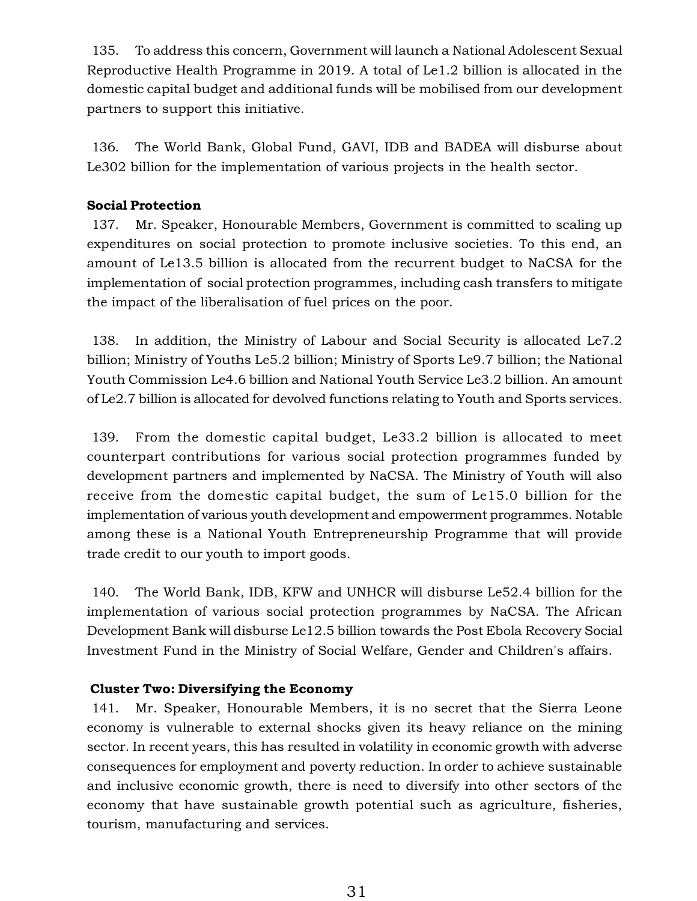135. To address this concern, Government will launch a National Adolescent Sexual Reproductive Health Programme in 2019. A total of Le1.2 billion is allocated in the domestic capital budget and additional funds will be mobilised from our development partners to support this initiative.

136. The World Bank, Global Fund, GAVI, IDB and BADEA will disburse about Le302 billion for the implementation of various projects in the health sector.

**Social Protection**

137. Mr. Speaker, Honourable Members, Government is committed to scaling up expenditures on social protection to promote inclusive societies. To this end, an amount of Le13.5 billion is allocated from the recurrent budget to NaCSA for the implementation of social protection programmes, including cash transfers to mitigate the impact of the liberalisation of fuel prices on the poor.

138. In addition, the Ministry of Labour and Social Security is allocated Le7.2 billion; Ministry of Youths Le5.2 billion; Ministry of Sports Le9.7 billion; the National Youth Commission Le4.6 billion and National Youth Service Le3.2 billion. An amount of Le2.7 billion is allocated for devolved functions relating to Youth and Sports services.

139. From the domestic capital budget, Le33.2 billion is allocated to meet counterpart contributions for various social protection programmes funded by development partners and implemented by NaCSA. The Ministry of Youth will also receive from the domestic capital budget, the sum of Le15.0 billion for the implementation of various youth development and empowerment programmes. Notable among these is a National Youth Entrepreneurship Programme that will provide trade credit to our youth to import goods.

140. The World Bank, IDB, KFW and UNHCR will disburse Le52.4 billion for the implementation of various social protection programmes by NaCSA. The African Development Bank will disburse Le12.5 billion towards the Post Ebola Recovery Social Investment Fund in the Ministry of Social Welfare, Gender and Children's affairs.

**Cluster Two: Diversifying the Economy**

141. Mr. Speaker, Honourable Members, it is no secret that the Sierra Leone economy is vulnerable to external shocks given its heavy reliance on the mining sector. In recent years, this has resulted in volatility in economic growth with adverse consequences for employment and poverty reduction. In order to achieve sustainable and inclusive economic growth, there is need to diversify into other sectors of the economy that have sustainable growth potential such as agriculture, fisheries, tourism, manufacturing and services.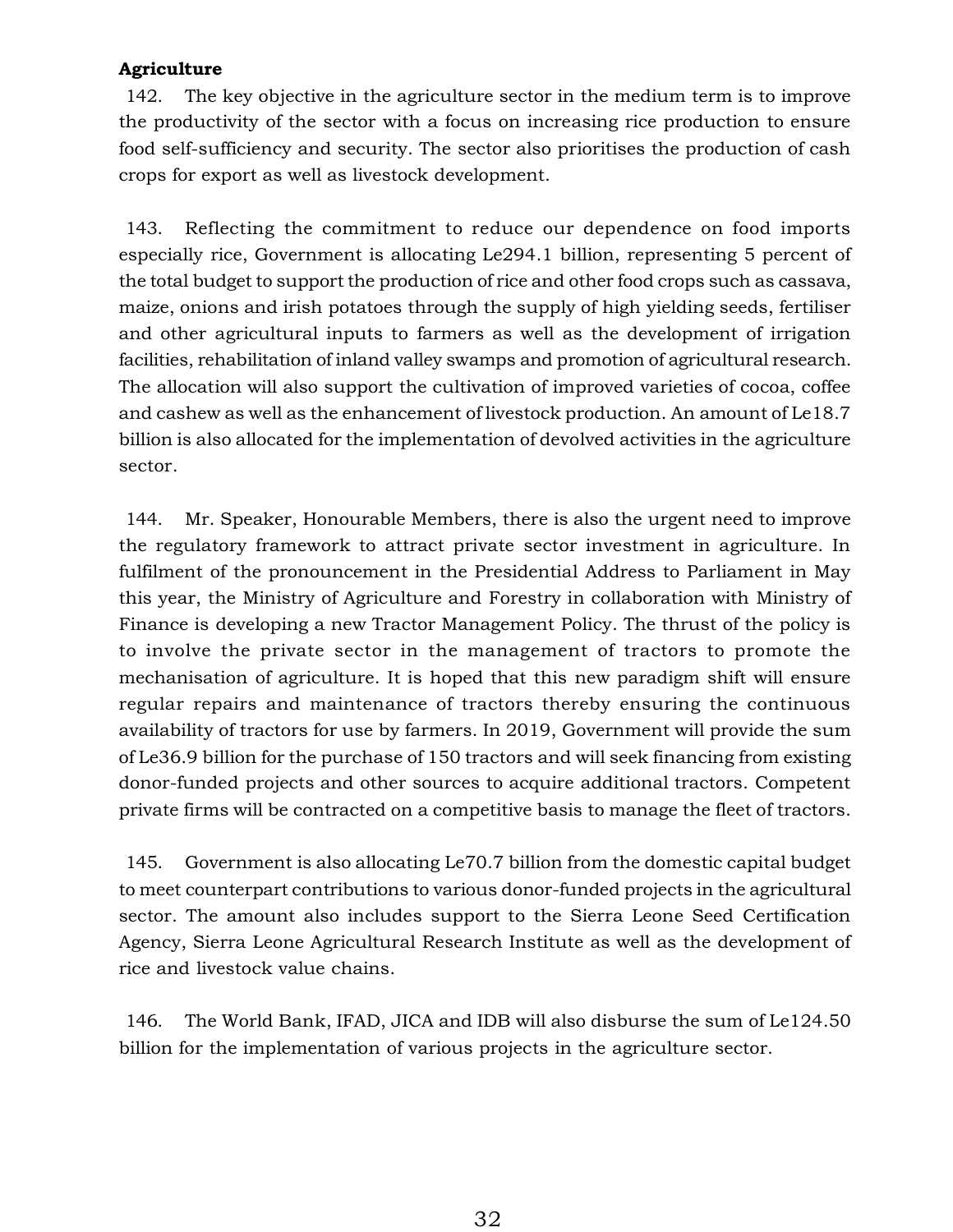**Agriculture**

142. The key objective in the agriculture sector in the medium term is to improve the productivity of the sector with a focus on increasing rice production to ensure food self-sufficiency and security. The sector also prioritises the production of cash crops for export as well as livestock development.

143. Reflecting the commitment to reduce our dependence on food imports especially rice, Government is allocating Le294.1 billion, representing 5 percent of the total budget to support the production of rice and other food crops such as cassava, maize, onions and irish potatoes through the supply of high yielding seeds, fertiliser and other agricultural inputs to farmers as well as the development of irrigation facilities, rehabilitation of inland valley swamps and promotion of agricultural research. The allocation will also support the cultivation of improved varieties of cocoa, coffee and cashew as well as the enhancement of livestock production. An amount of Le18.7 billion is also allocated for the implementation of devolved activities in the agriculture sector.

144. Mr. Speaker, Honourable Members, there is also the urgent need to improve the regulatory framework to attract private sector investment in agriculture. In fulfilment of the pronouncement in the Presidential Address to Parliament in May this year, the Ministry of Agriculture and Forestry in collaboration with Ministry of Finance is developing a new Tractor Management Policy. The thrust of the policy is to involve the private sector in the management of tractors to promote the mechanisation of agriculture. It is hoped that this new paradigm shift will ensure regular repairs and maintenance of tractors thereby ensuring the continuous availability of tractors for use by farmers. In 2019, Government will provide the sum of Le36.9 billion for the purchase of 150 tractors and will seek financing from existing donor-funded projects and other sources to acquire additional tractors. Competent private firms will be contracted on a competitive basis to manage the fleet of tractors.

145. Government is also allocating Le70.7 billion from the domestic capital budget to meet counterpart contributions to various donor-funded projects in the agricultural sector. The amount also includes support to the Sierra Leone Seed Certification Agency, Sierra Leone Agricultural Research Institute as well as the development of rice and livestock value chains.

146. The World Bank, IFAD, JICA and IDB will also disburse the sum of Le124.50 billion for the implementation of various projects in the agriculture sector.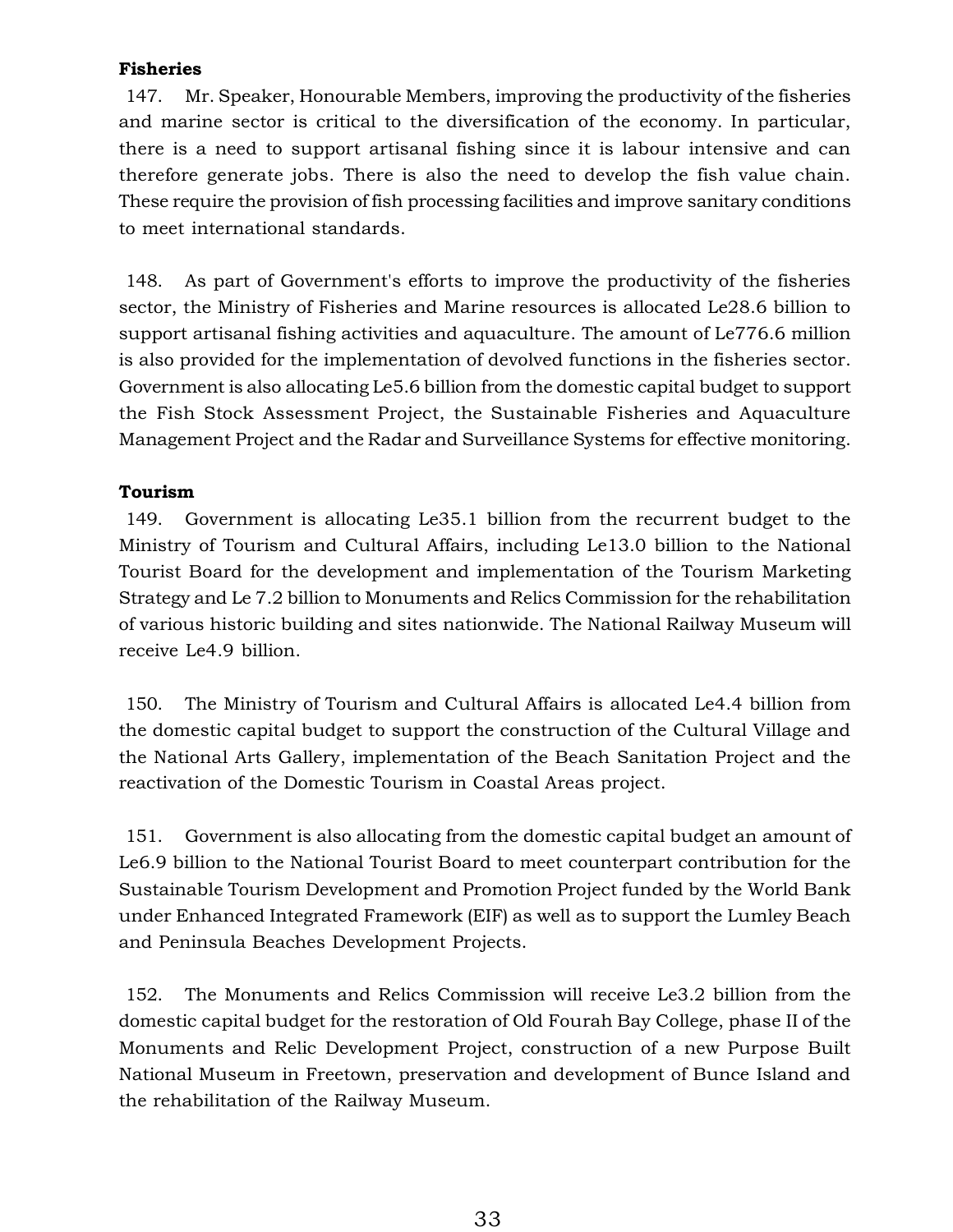**Fisheries**

147. Mr. Speaker, Honourable Members, improving the productivity of the fisheries and marine sector is critical to the diversification of the economy. In particular, there is a need to support artisanal fishing since it is labour intensive and can therefore generate jobs. There is also the need to develop the fish value chain. These require the provision of fish processing facilities and improve sanitary conditions to meet international standards.

148. As part of Government's efforts to improve the productivity of the fisheries sector, the Ministry of Fisheries and Marine resources is allocated Le28.6 billion to support artisanal fishing activities and aquaculture. The amount of Le776.6 million is also provided for the implementation of devolved functions in the fisheries sector. Government is also allocating Le5.6 billion from the domestic capital budget to support the Fish Stock Assessment Project, the Sustainable Fisheries and Aquaculture Management Project and the Radar and Surveillance Systems for effective monitoring.

**Tourism**

149. Government is allocating Le35.1 billion from the recurrent budget to the Ministry of Tourism and Cultural Affairs, including Le13.0 billion to the National Tourist Board for the development and implementation of the Tourism Marketing Strategy and Le 7.2 billion to Monuments and Relics Commission for the rehabilitation of various historic building and sites nationwide. The National Railway Museum will receive Le4.9 billion.

150. The Ministry of Tourism and Cultural Affairs is allocated Le4.4 billion from the domestic capital budget to support the construction of the Cultural Village and the National Arts Gallery, implementation of the Beach Sanitation Project and the reactivation of the Domestic Tourism in Coastal Areas project.

151. Government is also allocating from the domestic capital budget an amount of Le6.9 billion to the National Tourist Board to meet counterpart contribution for the Sustainable Tourism Development and Promotion Project funded by the World Bank under Enhanced Integrated Framework (EIF) as well as to support the Lumley Beach and Peninsula Beaches Development Projects.

152. The Monuments and Relics Commission will receive Le3.2 billion from the domestic capital budget for the restoration of Old Fourah Bay College, phase II of the Monuments and Relic Development Project, construction of a new Purpose Built National Museum in Freetown, preservation and development of Bunce Island and the rehabilitation of the Railway Museum.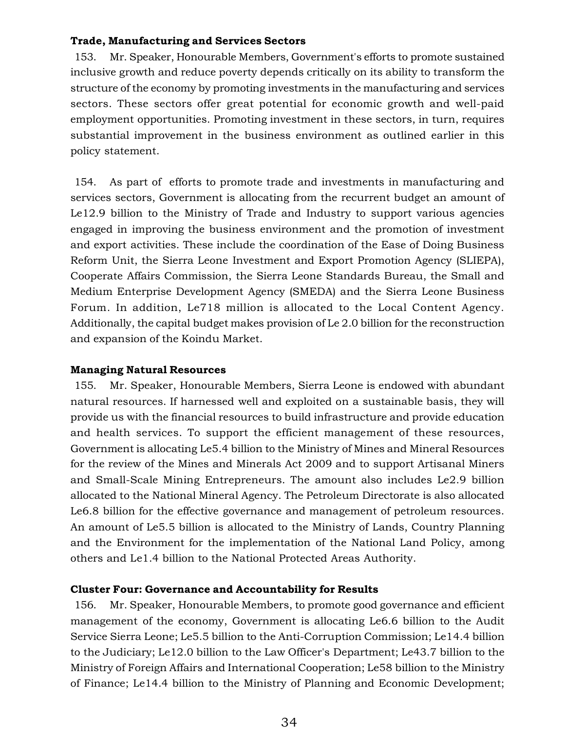**Trade, Manufacturing and Services Sectors**

153. Mr. Speaker, Honourable Members, Government's efforts to promote sustained inclusive growth and reduce poverty depends critically on its ability to transform the structure of the economy by promoting investments in the manufacturing and services sectors. These sectors offer great potential for economic growth and well-paid employment opportunities. Promoting investment in these sectors, in turn, requires substantial improvement in the business environment as outlined earlier in this policy statement.

154. As part of efforts to promote trade and investments in manufacturing and services sectors, Government is allocating from the recurrent budget an amount of Le12.9 billion to the Ministry of Trade and Industry to support various agencies engaged in improving the business environment and the promotion of investment and export activities. These include the coordination of the Ease of Doing Business Reform Unit, the Sierra Leone Investment and Export Promotion Agency (SLIEPA), Cooperate Affairs Commission, the Sierra Leone Standards Bureau, the Small and Medium Enterprise Development Agency (SMEDA) and the Sierra Leone Business Forum. In addition, Le718 million is allocated to the Local Content Agency. Additionally, the capital budget makes provision of Le 2.0 billion for the reconstruction and expansion of the Koindu Market.

**Managing Natural Resources**

155. Mr. Speaker, Honourable Members, Sierra Leone is endowed with abundant natural resources. If harnessed well and exploited on a sustainable basis, they will provide us with the financial resources to build infrastructure and provide education and health services. To support the efficient management of these resources, Government is allocating Le5.4 billion to the Ministry of Mines and Mineral Resources for the review of the Mines and Minerals Act 2009 and to support Artisanal Miners and Small-Scale Mining Entrepreneurs. The amount also includes Le2.9 billion allocated to the National Mineral Agency. The Petroleum Directorate is also allocated Le6.8 billion for the effective governance and management of petroleum resources. An amount of Le5.5 billion is allocated to the Ministry of Lands, Country Planning and the Environment for the implementation of the National Land Policy, among others and Le1.4 billion to the National Protected Areas Authority.

**Cluster Four: Governance and Accountability for Results**

156. Mr. Speaker, Honourable Members, to promote good governance and efficient management of the economy, Government is allocating Le6.6 billion to the Audit Service Sierra Leone; Le5.5 billion to the Anti-Corruption Commission; Le14.4 billion to the Judiciary; Le12.0 billion to the Law Officer's Department; Le43.7 billion to the Ministry of Foreign Affairs and International Cooperation; Le58 billion to the Ministry of Finance; Le14.4 billion to the Ministry of Planning and Economic Development;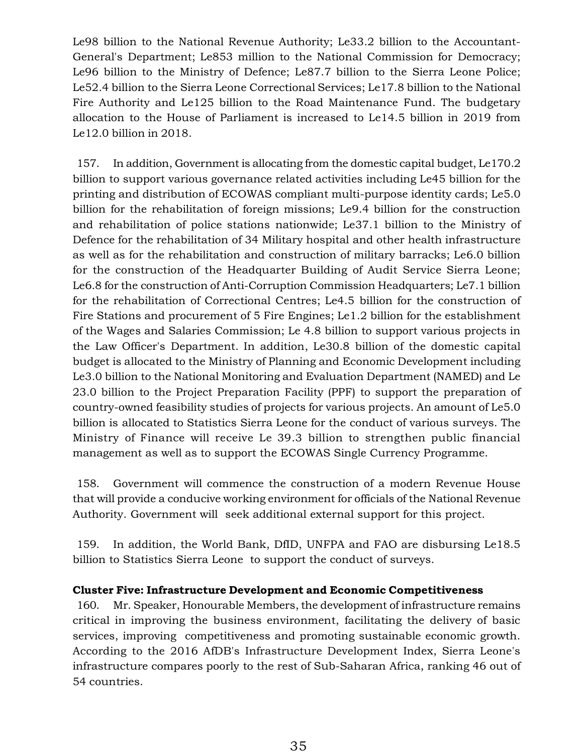Le98 billion to the National Revenue Authority; Le33.2 billion to the Accountant-General's Department; Le853 million to the National Commission for Democracy; Le96 billion to the Ministry of Defence; Le87.7 billion to the Sierra Leone Police; Le52.4 billion to the Sierra Leone Correctional Services; Le17.8 billion to the National Fire Authority and Le125 billion to the Road Maintenance Fund. The budgetary allocation to the House of Parliament is increased to Le14.5 billion in 2019 from Le12.0 billion in 2018.

157. In addition, Government is allocating from the domestic capital budget, Le170.2 billion to support various governance related activities including Le45 billion for the printing and distribution of ECOWAS compliant multi-purpose identity cards; Le5.0 billion for the rehabilitation of foreign missions; Le9.4 billion for the construction and rehabilitation of police stations nationwide; Le37.1 billion to the Ministry of Defence for the rehabilitation of 34 Military hospital and other health infrastructure as well as for the rehabilitation and construction of military barracks; Le6.0 billion for the construction of the Headquarter Building of Audit Service Sierra Leone; Le6.8 for the construction of Anti-Corruption Commission Headquarters; Le7.1 billion for the rehabilitation of Correctional Centres; Le4.5 billion for the construction of Fire Stations and procurement of 5 Fire Engines; Le1.2 billion for the establishment of the Wages and Salaries Commission; Le 4.8 billion to support various projects in the Law Officer's Department. In addition, Le30.8 billion of the domestic capital budget is allocated to the Ministry of Planning and Economic Development including Le3.0 billion to the National Monitoring and Evaluation Department (NAMED) and Le 23.0 billion to the Project Preparation Facility (PPF) to support the preparation of country-owned feasibility studies of projects for various projects. An amount of Le5.0 billion is allocated to Statistics Sierra Leone for the conduct of various surveys. The Ministry of Finance will receive Le 39.3 billion to strengthen public financial management as well as to support the ECOWAS Single Currency Programme.

158. Government will commence the construction of a modern Revenue House that will provide a conducive working environment for officials of the National Revenue Authority. Government will seek additional external support for this project.

159. In addition, the World Bank, DfID, UNFPA and FAO are disbursing Le18.5 billion to Statistics Sierra Leone to support the conduct of surveys.

**Cluster Five: Infrastructure Development and Economic Competitiveness**

160. Mr. Speaker, Honourable Members, the development of infrastructure remains critical in improving the business environment, facilitating the delivery of basic services, improving competitiveness and promoting sustainable economic growth. According to the 2016 AfDB's Infrastructure Development Index, Sierra Leone's infrastructure compares poorly to the rest of Sub-Saharan Africa, ranking 46 out of 54 countries.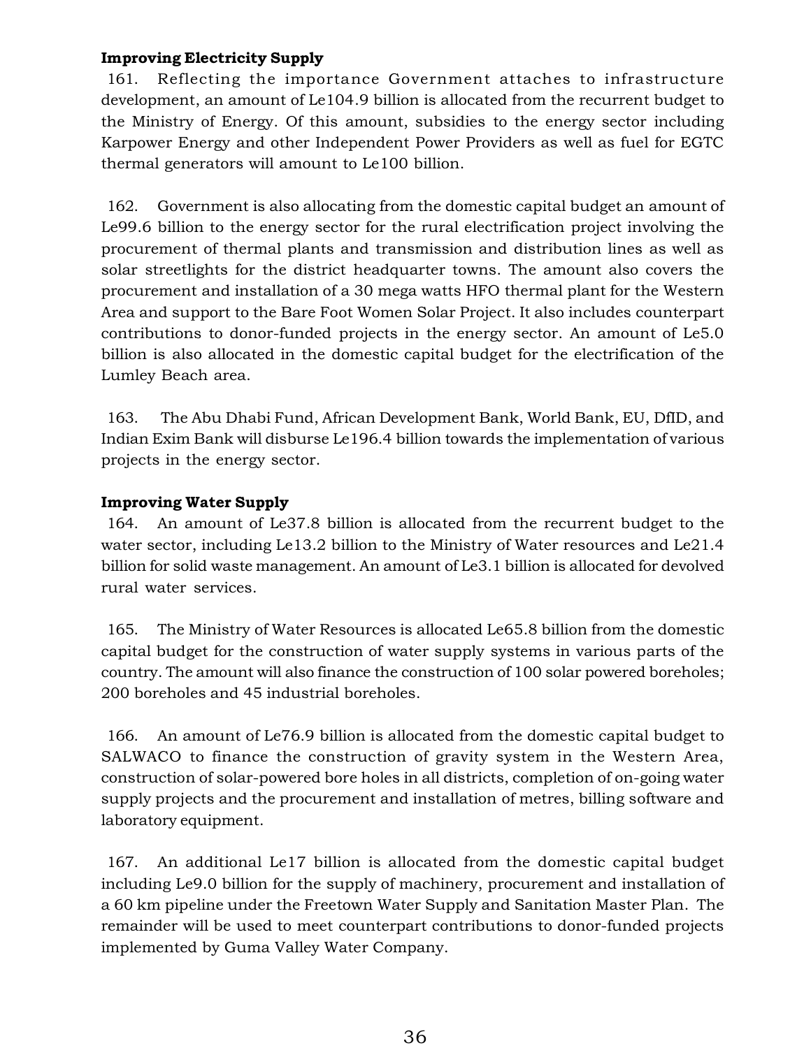**Improving Electricity Supply**

161. Reflecting the importance Government attaches to infrastructure development, an amount of Le104.9 billion is allocated from the recurrent budget to the Ministry of Energy. Of this amount, subsidies to the energy sector including Karpower Energy and other Independent Power Providers as well as fuel for EGTC thermal generators will amount to Le100 billion.

162. Government is also allocating from the domestic capital budget an amount of Le99.6 billion to the energy sector for the rural electrification project involving the procurement of thermal plants and transmission and distribution lines as well as solar streetlights for the district headquarter towns. The amount also covers the procurement and installation of a 30 mega watts HFO thermal plant for the Western Area and support to the Bare Foot Women Solar Project. It also includes counterpart contributions to donor-funded projects in the energy sector. An amount of Le5.0 billion is also allocated in the domestic capital budget for the electrification of the Lumley Beach area.

163. The Abu Dhabi Fund, African Development Bank, World Bank, EU, DfID, and Indian Exim Bank will disburse Le196.4 billion towards the implementation of various projects in the energy sector.

**Improving Water Supply**

164. An amount of Le37.8 billion is allocated from the recurrent budget to the water sector, including Le13.2 billion to the Ministry of Water resources and Le21.4 billion for solid waste management. An amount of Le3.1 billion is allocated for devolved rural water services.

165. The Ministry of Water Resources is allocated Le65.8 billion from the domestic capital budget for the construction of water supply systems in various parts of the country. The amount will also finance the construction of 100 solar powered boreholes; 200 boreholes and 45 industrial boreholes.

166. An amount of Le76.9 billion is allocated from the domestic capital budget to SALWACO to finance the construction of gravity system in the Western Area, construction of solar-powered bore holes in all districts, completion of on-going water supply projects and the procurement and installation of metres, billing software and laboratory equipment.

167. An additional Le17 billion is allocated from the domestic capital budget including Le9.0 billion for the supply of machinery, procurement and installation of a 60 km pipeline under the Freetown Water Supply and Sanitation Master Plan. The remainder will be used to meet counterpart contributions to donor-funded projects implemented by Guma Valley Water Company.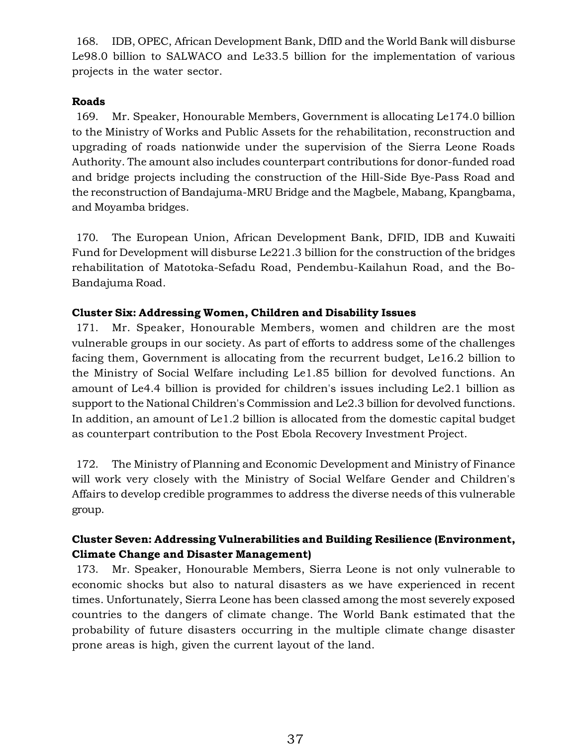168. IDB, OPEC, African Development Bank, DfID and the World Bank will disburse Le98.0 billion to SALWACO and Le33.5 billion for the implementation of various projects in the water sector.

**Roads**

169. Mr. Speaker, Honourable Members, Government is allocating Le174.0 billion to the Ministry of Works and Public Assets for the rehabilitation, reconstruction and upgrading of roads nationwide under the supervision of the Sierra Leone Roads Authority. The amount also includes counterpart contributions for donor-funded road and bridge projects including the construction of the Hill-Side Bye-Pass Road and the reconstruction of Bandajuma-MRU Bridge and the Magbele, Mabang, Kpangbama, and Moyamba bridges.

170. The European Union, African Development Bank, DFID, IDB and Kuwaiti Fund for Development will disburse Le221.3 billion for the construction of the bridges rehabilitation of Matotoka-Sefadu Road, Pendembu-Kailahun Road, and the Bo-Bandajuma Road.

**Cluster Six: Addressing Women, Children and Disability Issues**

171. Mr. Speaker, Honourable Members, women and children are the most vulnerable groups in our society. As part of efforts to address some of the challenges facing them, Government is allocating from the recurrent budget, Le16.2 billion to the Ministry of Social Welfare including Le1.85 billion for devolved functions. An amount of Le4.4 billion is provided for children's issues including Le2.1 billion as support to the National Children's Commission and Le2.3 billion for devolved functions. In addition, an amount of Le1.2 billion is allocated from the domestic capital budget as counterpart contribution to the Post Ebola Recovery Investment Project.

172. The Ministry of Planning and Economic Development and Ministry of Finance will work very closely with the Ministry of Social Welfare Gender and Children's Affairs to develop credible programmes to address the diverse needs of this vulnerable group.

**Cluster Seven: Addressing Vulnerabilities and Building Resilience (Environment, Climate Change and Disaster Management)**

173. Mr. Speaker, Honourable Members, Sierra Leone is not only vulnerable to economic shocks but also to natural disasters as we have experienced in recent times. Unfortunately, Sierra Leone has been classed among the most severely exposed countries to the dangers of climate change. The World Bank estimated that the probability of future disasters occurring in the multiple climate change disaster prone areas is high, given the current layout of the land.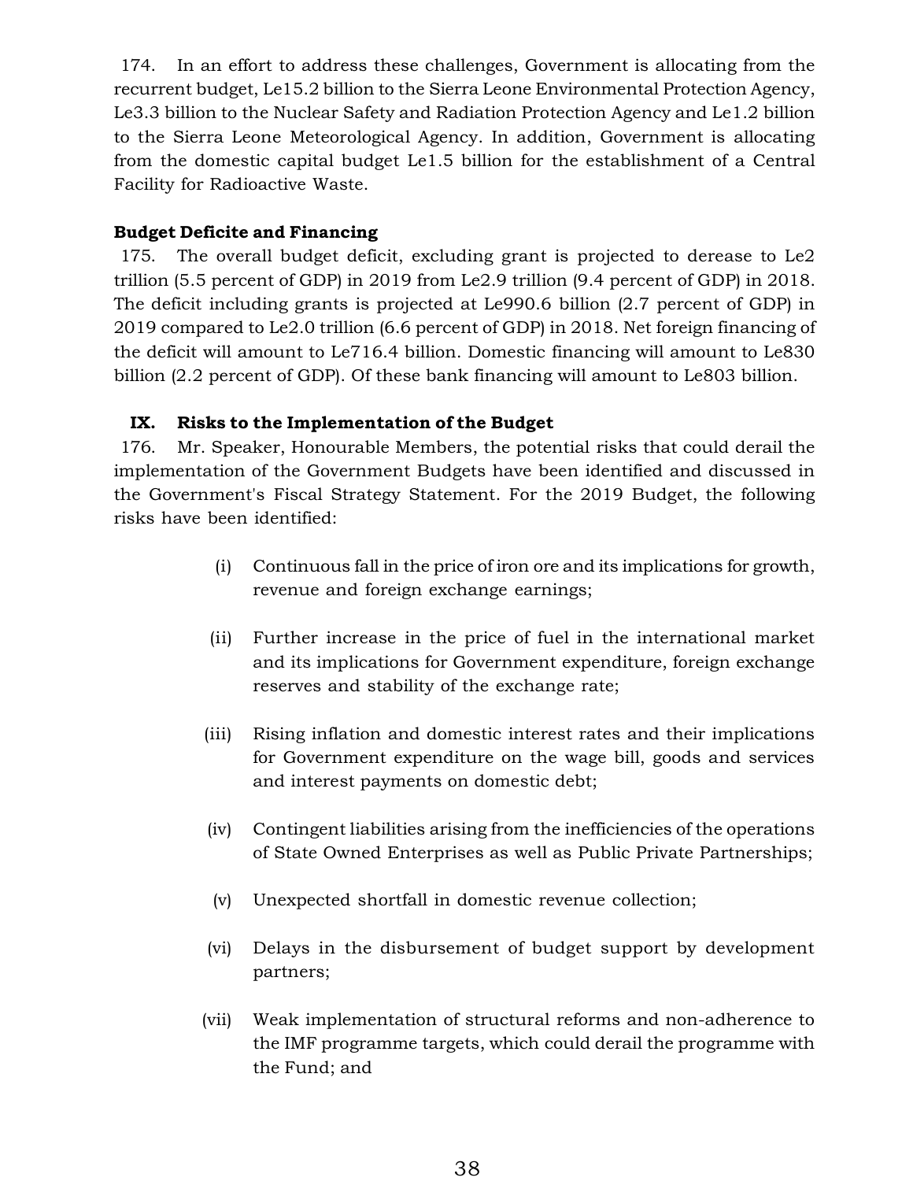174. In an effort to address these challenges, Government is allocating from the recurrent budget, Le15.2 billion to the Sierra Leone Environmental Protection Agency, Le3.3 billion to the Nuclear Safety and Radiation Protection Agency and Le1.2 billion to the Sierra Leone Meteorological Agency. In addition, Government is allocating from the domestic capital budget Le1.5 billion for the establishment of a Central Facility for Radioactive Waste.

**Budget Deficite and Financing**

175. The overall budget deficit, excluding grant is projected to derease to Le2 trillion (5.5 percent of GDP) in 2019 from Le2.9 trillion (9.4 percent of GDP) in 2018. The deficit including grants is projected at Le990.6 billion (2.7 percent of GDP) in 2019 compared to Le2.0 trillion (6.6 percent of GDP) in 2018. Net foreign financing of the deficit will amount to Le716.4 billion. Domestic financing will amount to Le830 billion (2.2 percent of GDP). Of these bank financing will amount to Le803 billion.

## IX. Risks to the Implementation of the Budget

176. Mr. Speaker, Honourable Members, the potential risks that could derail the implementation of the Government Budgets have been identified and discussed in the Government's Fiscal Strategy Statement. For the 2019 Budget, the following risks have been identified:

(i) Continuous fall in the price of iron ore and its implications for growth, revenue and foreign exchange earnings;

(ii) Further increase in the price of fuel in the international market and its implications for Government expenditure, foreign exchange reserves and stability of the exchange rate;

(iii) Rising inflation and domestic interest rates and their implications for Government expenditure on the wage bill, goods and services and interest payments on domestic debt;

(iv) Contingent liabilities arising from the inefficiencies of the operations of State Owned Enterprises as well as Public Private Partnerships;

(v) Unexpected shortfall in domestic revenue collection;

(vi) Delays in the disbursement of budget support by development partners;

(vii) Weak implementation of structural reforms and non-adherence to the IMF programme targets, which could derail the programme with the Fund; and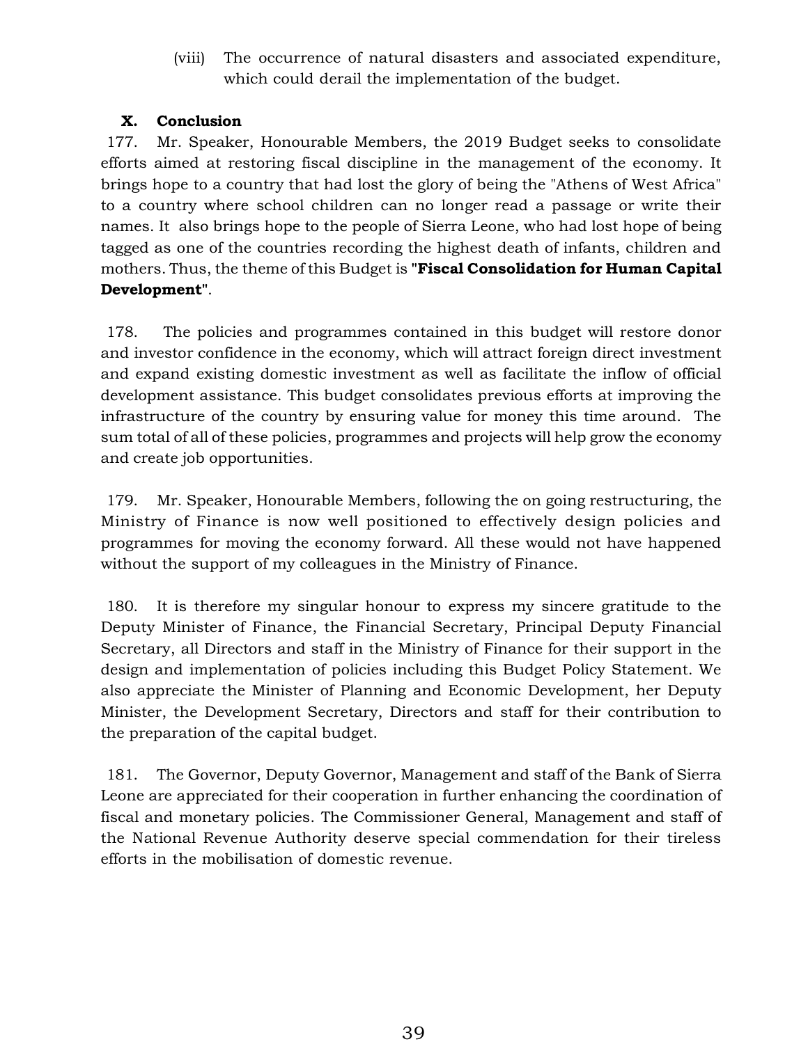(viii) The occurrence of natural disasters and associated expenditure, which could derail the implementation of the budget.

## X. Conclusion

177. Mr. Speaker, Honourable Members, the 2019 Budget seeks to consolidate efforts aimed at restoring fiscal discipline in the management of the economy. It brings hope to a country that had lost the glory of being the "Athens of West Africa" to a country where school children can no longer read a passage or write their names. It also brings hope to the people of Sierra Leone, who had lost hope of being tagged as one of the countries recording the highest death of infants, children and mothers. Thus, the theme of this Budget is **"Fiscal Consolidation for Human Capital Development"**.

178. The policies and programmes contained in this budget will restore donor and investor confidence in the economy, which will attract foreign direct investment and expand existing domestic investment as well as facilitate the inflow of official development assistance. This budget consolidates previous efforts at improving the infrastructure of the country by ensuring value for money this time around. The sum total of all of these policies, programmes and projects will help grow the economy and create job opportunities.

179. Mr. Speaker, Honourable Members, following the on going restructuring, the Ministry of Finance is now well positioned to effectively design policies and programmes for moving the economy forward. All these would not have happened without the support of my colleagues in the Ministry of Finance.

180. It is therefore my singular honour to express my sincere gratitude to the Deputy Minister of Finance, the Financial Secretary, Principal Deputy Financial Secretary, all Directors and staff in the Ministry of Finance for their support in the design and implementation of policies including this Budget Policy Statement. We also appreciate the Minister of Planning and Economic Development, her Deputy Minister, the Development Secretary, Directors and staff for their contribution to the preparation of the capital budget.

181. The Governor, Deputy Governor, Management and staff of the Bank of Sierra Leone are appreciated for their cooperation in further enhancing the coordination of fiscal and monetary policies. The Commissioner General, Management and staff of the National Revenue Authority deserve special commendation for their tireless efforts in the mobilisation of domestic revenue.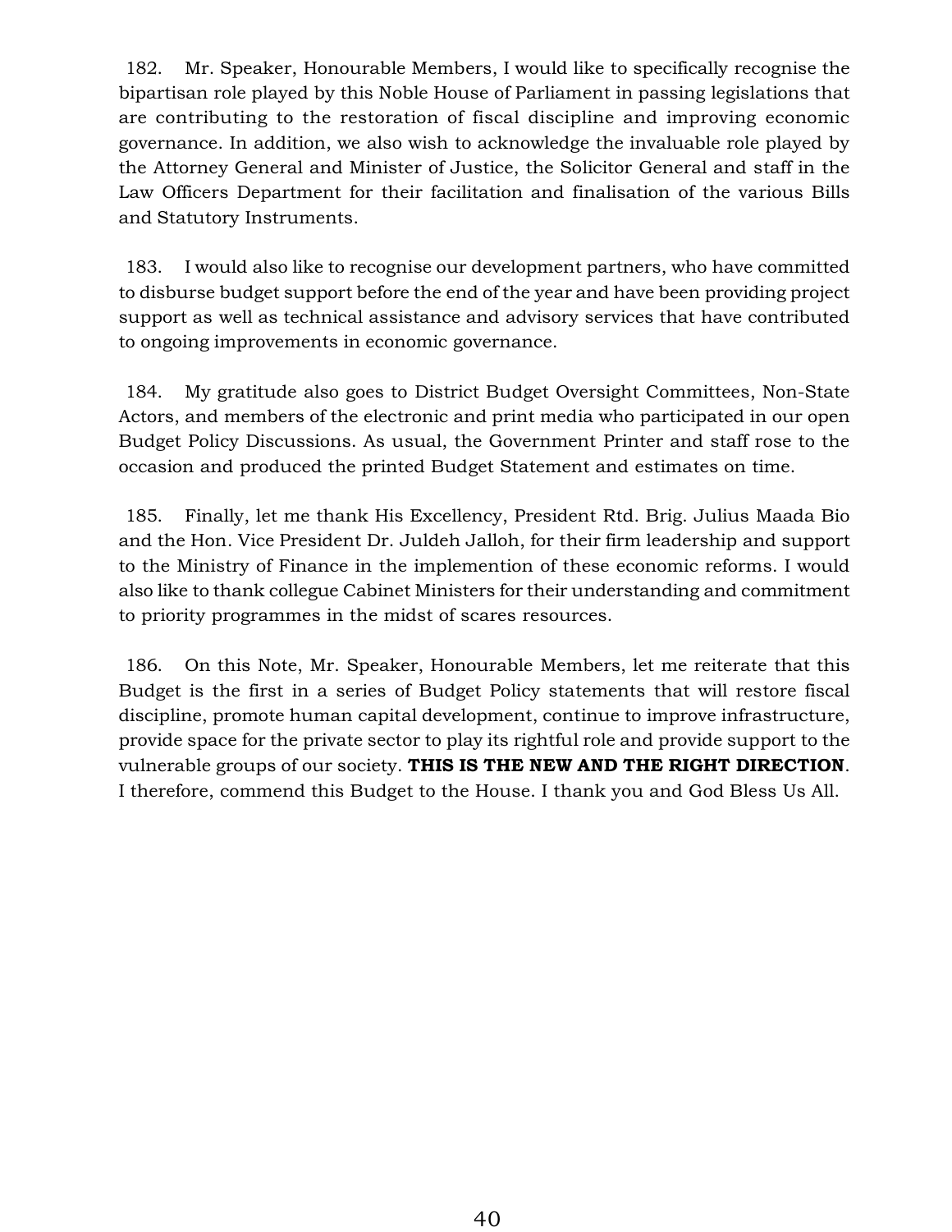182. Mr. Speaker, Honourable Members, I would like to specifically recognise the bipartisan role played by this Noble House of Parliament in passing legislations that are contributing to the restoration of fiscal discipline and improving economic governance. In addition, we also wish to acknowledge the invaluable role played by the Attorney General and Minister of Justice, the Solicitor General and staff in the Law Officers Department for their facilitation and finalisation of the various Bills and Statutory Instruments.

183. I would also like to recognise our development partners, who have committed to disburse budget support before the end of the year and have been providing project support as well as technical assistance and advisory services that have contributed to ongoing improvements in economic governance.

184. My gratitude also goes to District Budget Oversight Committees, Non-State Actors, and members of the electronic and print media who participated in our open Budget Policy Discussions. As usual, the Government Printer and staff rose to the occasion and produced the printed Budget Statement and estimates on time.

185. Finally, let me thank His Excellency, President Rtd. Brig. Julius Maada Bio and the Hon. Vice President Dr. Juldeh Jalloh, for their firm leadership and support to the Ministry of Finance in the implemention of these economic reforms. I would also like to thank collegue Cabinet Ministers for their understanding and commitment to priority programmes in the midst of scares resources.

186. On this Note, Mr. Speaker, Honourable Members, let me reiterate that this Budget is the first in a series of Budget Policy statements that will restore fiscal discipline, promote human capital development, continue to improve infrastructure, provide space for the private sector to play its rightful role and provide support to the vulnerable groups of our society. **THIS IS THE NEW AND THE RIGHT DIRECTION**. I therefore, commend this Budget to the House. I thank you and God Bless Us All.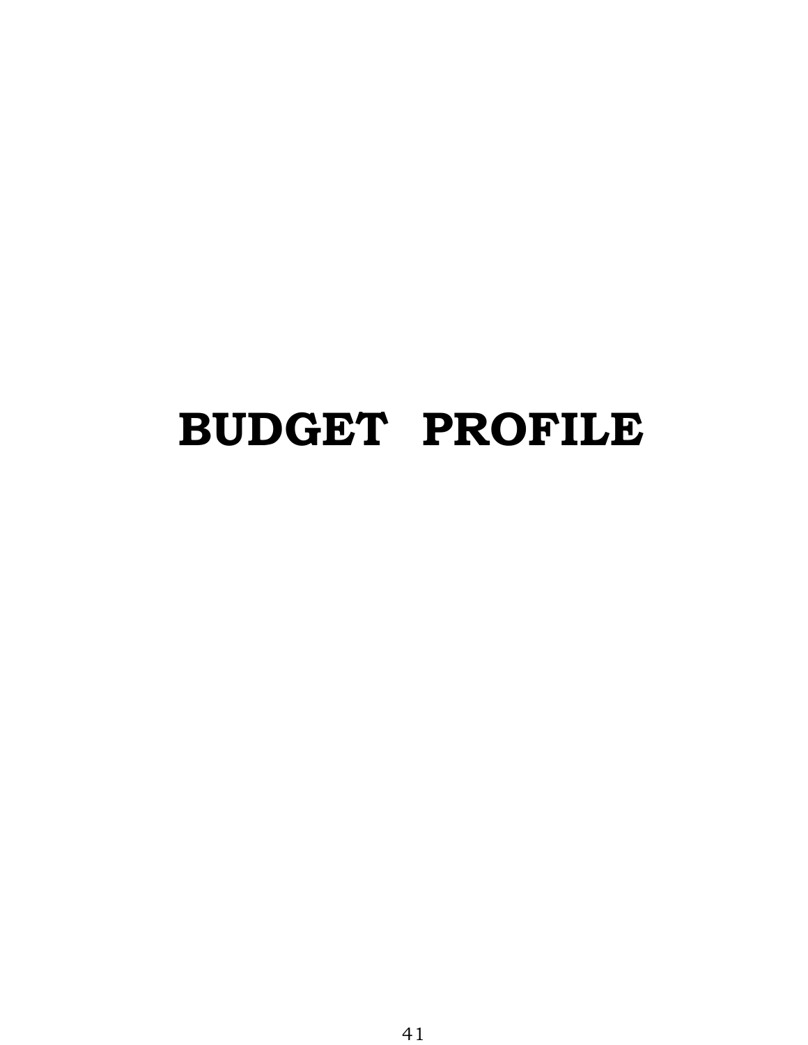# BUDGET PROFILE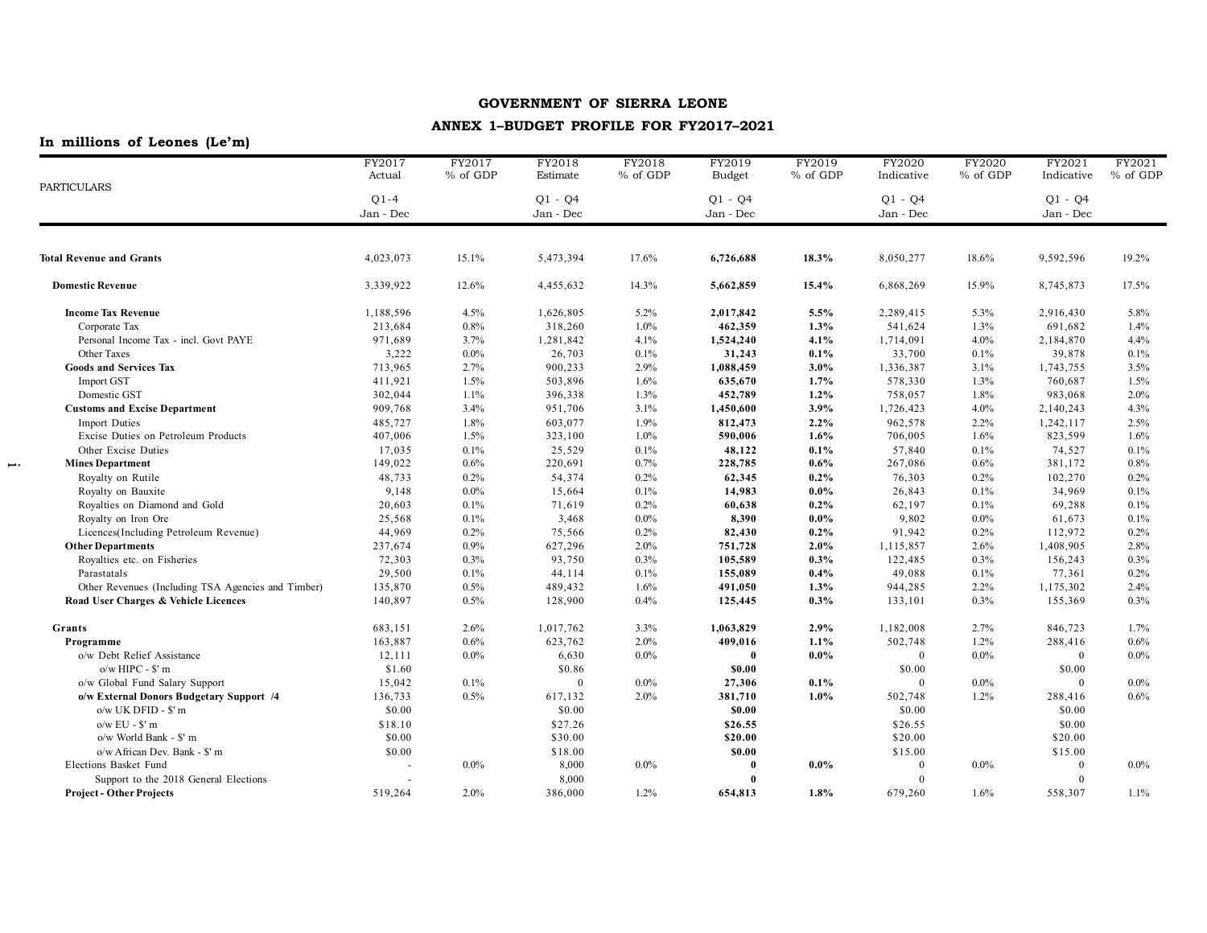## GOVERNMENT OF SIERRA LEONE

## ANNEX 1–BUDGET PROFILE FOR FY2017–2021

**In millions of Leones (Le'm)**

| PARTICULARS | FY2017 Actual Q1-4 Jan - Dec | FY2017 % of GDP | FY2018 Estimate Q1 - Q4 Jan - Dec | FY2018 % of GDP | FY2019 Budget Q1 - Q4 Jan - Dec | FY2019 % of GDP | FY2020 Indicative Q1 - Q4 Jan - Dec | FY2020 % of GDP | FY2021 Indicative Q1 - Q4 Jan - Dec | FY2021 % of GDP |
|---|---|---|---|---|---|---|---|---|---|---|
| **Total Revenue and Grants** | 4,023,073 | 15.1% | 5,473,394 | 17.6% | **6,726,688** | **18.3%** | 8,050,277 | 18.6% | 9,592,596 | 19.2% |
| **Domestic Revenue** | 3,339,922 | 12.6% | 4,455,632 | 14.3% | **5,662,859** | **15.4%** | 6,868,269 | 15.9% | 8,745,873 | 17.5% |
| **Income Tax Revenue** | 1,188,596 | 4.5% | 1,626,805 | 5.2% | **2,017,842** | **5.5%** | 2,289,415 | 5.3% | 2,916,430 | 5.8% |
| Corporate Tax | 213,684 | 0.8% | 318,260 | 1.0% | **462,359** | **1.3%** | 541,624 | 1.3% | 691,682 | 1.4% |
| Personal Income Tax - incl. Govt PAYE | 971,689 | 3.7% | 1,281,842 | 4.1% | **1,524,240** | **4.1%** | 1,714,091 | 4.0% | 2,184,870 | 4.4% |
| Other Taxes | 3,222 | 0.0% | 26,703 | 0.1% | **31,243** | **0.1%** | 33,700 | 0.1% | 39,878 | 0.1% |
| **Goods and Services Tax** | 713,965 | 2.7% | 900,233 | 2.9% | **1,088,459** | **3.0%** | 1,336,387 | 3.1% | 1,743,755 | 3.5% |
| Import GST | 411,921 | 1.5% | 503,896 | 1.6% | **635,670** | **1.7%** | 578,330 | 1.3% | 760,687 | 1.5% |
| Domestic GST | 302,044 | 1.1% | 396,338 | 1.3% | **452,789** | **1.2%** | 758,057 | 1.8% | 983,068 | 2.0% |
| **Customs and Excise Department** | 909,768 | 3.4% | 951,706 | 3.1% | **1,450,600** | **3.9%** | 1,726,423 | 4.0% | 2,140,243 | 4.3% |
| Import Duties | 485,727 | 1.8% | 603,077 | 1.9% | **812,473** | **2.2%** | 962,578 | 2.2% | 1,242,117 | 2.5% |
| Excise Duties on Petroleum Products | 407,006 | 1.5% | 323,100 | 1.0% | **590,006** | **1.6%** | 706,005 | 1.6% | 823,599 | 1.6% |
| Other Excise Duties | 17,035 | 0.1% | 25,529 | 0.1% | **48,122** | **0.1%** | 57,840 | 0.1% | 74,527 | 0.1% |
| **Mines Department** | 149,022 | 0.6% | 220,691 | 0.7% | **228,785** | **0.6%** | 267,086 | 0.6% | 381,172 | 0.8% |
| Royalty on Rutile | 48,733 | 0.2% | 54,374 | 0.2% | **62,345** | **0.2%** | 76,303 | 0.2% | 102,270 | 0.2% |
| Royalty on Bauxite | 9,148 | 0.0% | 15,664 | 0.1% | **14,983** | **0.0%** | 26,843 | 0.1% | 34,969 | 0.1% |
| Royalties on Diamond and Gold | 20,603 | 0.1% | 71,619 | 0.2% | **60,638** | **0.2%** | 62,197 | 0.1% | 69,288 | 0.1% |
| Royalty on Iron Ore | 25,568 | 0.1% | 3,468 | 0.0% | **8,390** | **0.0%** | 9,802 | 0.0% | 61,673 | 0.1% |
| Licences(Including Petroleum Revenue) | 44,969 | 0.2% | 75,566 | 0.2% | **82,430** | **0.2%** | 91,942 | 0.2% | 112,972 | 0.2% |
| **Other Departments** | 237,674 | 0.9% | 627,296 | 2.0% | **751,728** | **2.0%** | 1,115,857 | 2.6% | 1,408,905 | 2.8% |
| Royalties etc. on Fisheries | 72,303 | 0.3% | 93,750 | 0.3% | **105,589** | **0.3%** | 122,485 | 0.3% | 156,243 | 0.3% |
| Parastatals | 29,500 | 0.1% | 44,114 | 0.1% | **155,089** | **0.4%** | 49,088 | 0.1% | 77,361 | 0.2% |
| Other Revenues (Including TSA Agencies and Timber) | 135,870 | 0.5% | 489,432 | 1.6% | **491,050** | **1.3%** | 944,285 | 2.2% | 1,175,302 | 2.4% |
| **Road User Charges & Vehicle Licences** | 140,897 | 0.5% | 128,900 | 0.4% | **125,445** | **0.3%** | 133,101 | 0.3% | 155,369 | 0.3% |
| **Grants** | 683,151 | 2.6% | 1,017,762 | 3.3% | **1,063,829** | **2.9%** | 1,182,008 | 2.7% | 846,723 | 1.7% |
| **Programme** | 163,887 | 0.6% | 623,762 | 2.0% | **409,016** | **1.1%** | 502,748 | 1.2% | 288,416 | 0.6% |
| o/w Debt Relief Assistance | 12,111 | 0.0% | 6,630 | 0.0% | **0** | **0.0%** | 0 | 0.0% | 0 | 0.0% |
| o/w HIPC - $' m | $1.60 | | $0.86 | | **$0.00** | | $0.00 | | $0.00 | |
| o/w Global Fund Salary Support | 15,042 | 0.1% | 0 | 0.0% | **27,306** | **0.1%** | 0 | 0.0% | 0 | 0.0% |
| **o/w External Donors Budgetary Support /4** | 136,733 | 0.5% | 617,132 | 2.0% | **381,710** | **1.0%** | 502,748 | 1.2% | 288,416 | 0.6% |
| o/w UK DFID - $' m | $0.00 | | $0.00 | | **$0.00** | | $0.00 | | $0.00 | |
| o/w EU - $' m | $18.10 | | $27.26 | | **$26.55** | | $26.55 | | $0.00 | |
| o/w World Bank - $' m | $0.00 | | $30.00 | | **$20.00** | | $20.00 | | $20.00 | |
| o/w African Dev. Bank - $' m | $0.00 | | $18.00 | | **$0.00** | | $15.00 | | $15.00 | |
| Elections Basket Fund | - | 0.0% | 8,000 | 0.0% | **0** | **0.0%** | 0 | 0.0% | 0 | 0.0% |
| Support to the 2018 General Elections | - | | 8,000 | | **0** | | 0 | | 0 | |
| **Project - Other Projects** | 519,264 | 2.0% | 386,000 | 1.2% | **654,813** | **1.8%** | 679,260 | 1.6% | 558,307 | 1.1% |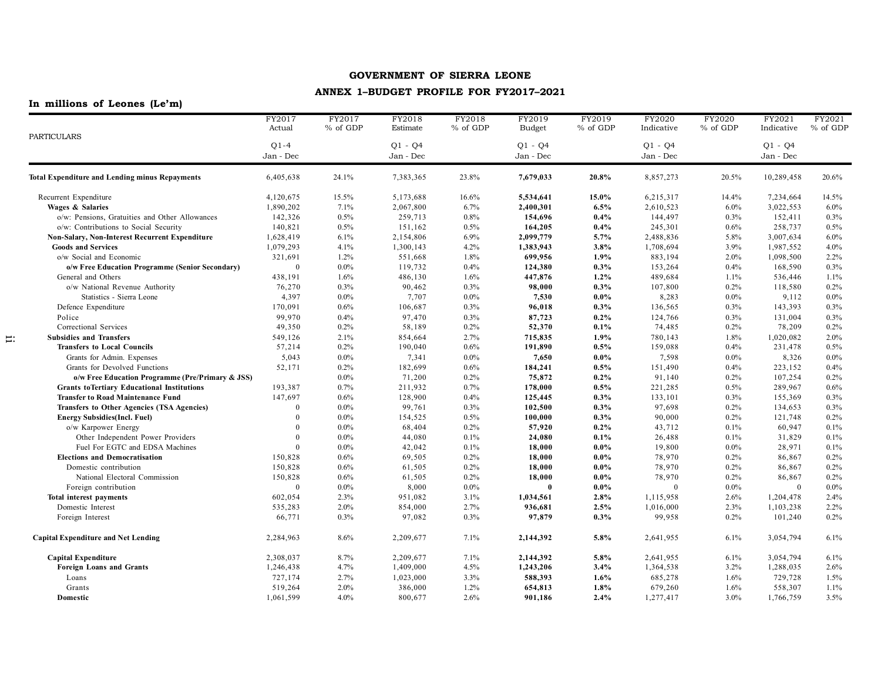# GOVERNMENT OF SIERRA LEONE

## ANNEX 1–BUDGET PROFILE FOR FY2017–2021

**In millions of Leones (Le'm)**

| PARTICULARS | FY2017 Actual Q1-4 Jan - Dec | FY2017 % of GDP | FY2018 Estimate Q1 - Q4 Jan - Dec | FY2018 % of GDP | FY2019 Budget Q1 - Q4 Jan - Dec | FY2019 % of GDP | FY2020 Indicative Q1 - Q4 Jan - Dec | FY2020 % of GDP | FY2021 Indicative Q1 - Q4 Jan - Dec | FY2021 % of GDP |
|---|---|---|---|---|---|---|---|---|---|---|
| **Total Expenditure and Lending minus Repayments** | 6,405,638 | 24.1% | 7,383,365 | 23.8% | **7,679,033** | **20.8%** | 8,857,273 | 20.5% | 10,289,458 | 20.6% |
| Recurrent Expenditure | 4,120,675 | 15.5% | 5,173,688 | 16.6% | **5,534,641** | **15.0%** | 6,215,317 | 14.4% | 7,234,664 | 14.5% |
| **Wages & Salaries** | 1,890,202 | 7.1% | 2,067,800 | 6.7% | **2,400,301** | **6.5%** | 2,610,523 | 6.0% | 3,022,553 | 6.0% |
| o/w: Pensions, Gratuities and Other Allowances | 142,326 | 0.5% | 259,713 | 0.8% | **154,696** | **0.4%** | 144,497 | 0.3% | 152,411 | 0.3% |
| o/w: Contributions to Social Security | 140,821 | 0.5% | 151,162 | 0.5% | **164,205** | **0.4%** | 245,301 | 0.6% | 258,737 | 0.5% |
| **Non-Salary, Non-Interest Recurrent Expenditure** | 1,628,419 | 6.1% | 2,154,806 | 6.9% | **2,099,779** | **5.7%** | 2,488,836 | 5.8% | 3,007,634 | 6.0% |
| **Goods and Services** | 1,079,293 | 4.1% | 1,300,143 | 4.2% | **1,383,943** | **3.8%** | 1,708,694 | 3.9% | 1,987,552 | 4.0% |
| o/w Social and Economic | 321,691 | 1.2% | 551,668 | 1.8% | **699,956** | **1.9%** | 883,194 | 2.0% | 1,098,500 | 2.2% |
| **o/w Free Education Programme (Senior Secondary)** | 0 | 0.0% | 119,732 | 0.4% | **124,380** | **0.3%** | 153,264 | 0.4% | 168,590 | 0.3% |
| General and Others | 438,191 | 1.6% | 486,130 | 1.6% | **447,876** | **1.2%** | 489,684 | 1.1% | 536,446 | 1.1% |
| o/w National Revenue Authority | 76,270 | 0.3% | 90,462 | 0.3% | **98,000** | **0.3%** | 107,800 | 0.2% | 118,580 | 0.2% |
| Statistics - Sierra Leone | 4,397 | 0.0% | 7,707 | 0.0% | **7,530** | **0.0%** | 8,283 | 0.0% | 9,112 | 0.0% |
| Defence Expenditure | 170,091 | 0.6% | 106,687 | 0.3% | **96,018** | **0.3%** | 136,565 | 0.3% | 143,393 | 0.3% |
| Police | 99,970 | 0.4% | 97,470 | 0.3% | **87,723** | **0.2%** | 124,766 | 0.3% | 131,004 | 0.3% |
| Correctional Services | 49,350 | 0.2% | 58,189 | 0.2% | **52,370** | **0.1%** | 74,485 | 0.2% | 78,209 | 0.2% |
| **Subsidies and Transfers** | 549,126 | 2.1% | 854,664 | 2.7% | **715,835** | **1.9%** | 780,143 | 1.8% | 1,020,082 | 2.0% |
| **Transfers to Local Councils** | 57,214 | 0.2% | 190,040 | 0.6% | **191,890** | **0.5%** | 159,088 | 0.4% | 231,478 | 0.5% |
| Grants for Admin. Expenses | 5,043 | 0.0% | 7,341 | 0.0% | **7,650** | **0.0%** | 7,598 | 0.0% | 8,326 | 0.0% |
| Grants for Devolved Functions | 52,171 | 0.2% | 182,699 | 0.6% | **184,241** | **0.5%** | 151,490 | 0.4% | 223,152 | 0.4% |
| **o/w Free Education Programme (Pre/Primary & JSS)** | | 0.0% | 71,200 | 0.2% | **75,872** | **0.2%** | 91,140 | 0.2% | 107,254 | 0.2% |
| **Grants toTertiary Educational Institutions** | 193,387 | 0.7% | 211,932 | 0.7% | **178,000** | **0.5%** | 221,285 | 0.5% | 289,967 | 0.6% |
| **Transfer to Road Maintenance Fund** | 147,697 | 0.6% | 128,900 | 0.4% | **125,445** | **0.3%** | 133,101 | 0.3% | 155,369 | 0.3% |
| **Transfers to Other Agencies (TSA Agencies)** | 0 | 0.0% | 99,761 | 0.3% | **102,500** | **0.3%** | 97,698 | 0.2% | 134,653 | 0.3% |
| **Energy Subsidies(Incl. Fuel)** | 0 | 0.0% | 154,525 | 0.5% | **100,000** | **0.3%** | 90,000 | 0.2% | 121,748 | 0.2% |
| o/w Karpower Energy | 0 | 0.0% | 68,404 | 0.2% | **57,920** | **0.2%** | 43,712 | 0.1% | 60,947 | 0.1% |
| Other Independent Power Providers | 0 | 0.0% | 44,080 | 0.1% | **24,080** | **0.1%** | 26,488 | 0.1% | 31,829 | 0.1% |
| Fuel For EGTC and EDSA Machines | 0 | 0.0% | 42,042 | 0.1% | **18,000** | **0.0%** | 19,800 | 0.0% | 28,971 | 0.1% |
| **Elections and Democratisation** | 150,828 | 0.6% | 69,505 | 0.2% | **18,000** | **0.0%** | 78,970 | 0.2% | 86,867 | 0.2% |
| Domestic contribution | 150,828 | 0.6% | 61,505 | 0.2% | **18,000** | **0.0%** | 78,970 | 0.2% | 86,867 | 0.2% |
| National Electoral Commission | 150,828 | 0.6% | 61,505 | 0.2% | **18,000** | **0.0%** | 78,970 | 0.2% | 86,867 | 0.2% |
| Foreign contribution | 0 | 0.0% | 8,000 | 0.0% | **0** | **0.0%** | 0 | 0.0% | 0 | 0.0% |
| **Total interest payments** | 602,054 | 2.3% | 951,082 | 3.1% | **1,034,561** | **2.8%** | 1,115,958 | 2.6% | 1,204,478 | 2.4% |
| Domestic Interest | 535,283 | 2.0% | 854,000 | 2.7% | **936,681** | **2.5%** | 1,016,000 | 2.3% | 1,103,238 | 2.2% |
| Foreign Interest | 66,771 | 0.3% | 97,082 | 0.3% | **97,879** | **0.3%** | 99,958 | 0.2% | 101,240 | 0.2% |
| **Capital Expenditure and Net Lending** | 2,284,963 | 8.6% | 2,209,677 | 7.1% | **2,144,392** | **5.8%** | 2,641,955 | 6.1% | 3,054,794 | 6.1% |
| **Capital Expenditure** | 2,308,037 | 8.7% | 2,209,677 | 7.1% | **2,144,392** | **5.8%** | 2,641,955 | 6.1% | 3,054,794 | 6.1% |
| **Foreign Loans and Grants** | 1,246,438 | 4.7% | 1,409,000 | 4.5% | **1,243,206** | **3.4%** | 1,364,538 | 3.2% | 1,288,035 | 2.6% |
| Loans | 727,174 | 2.7% | 1,023,000 | 3.3% | **588,393** | **1.6%** | 685,278 | 1.6% | 729,728 | 1.5% |
| Grants | 519,264 | 2.0% | 386,000 | 1.2% | **654,813** | **1.8%** | 679,260 | 1.6% | 558,307 | 1.1% |
| **Domestic** | 1,061,599 | 4.0% | 800,677 | 2.6% | **901,186** | **2.4%** | 1,277,417 | 3.0% | 1,766,759 | 3.5% |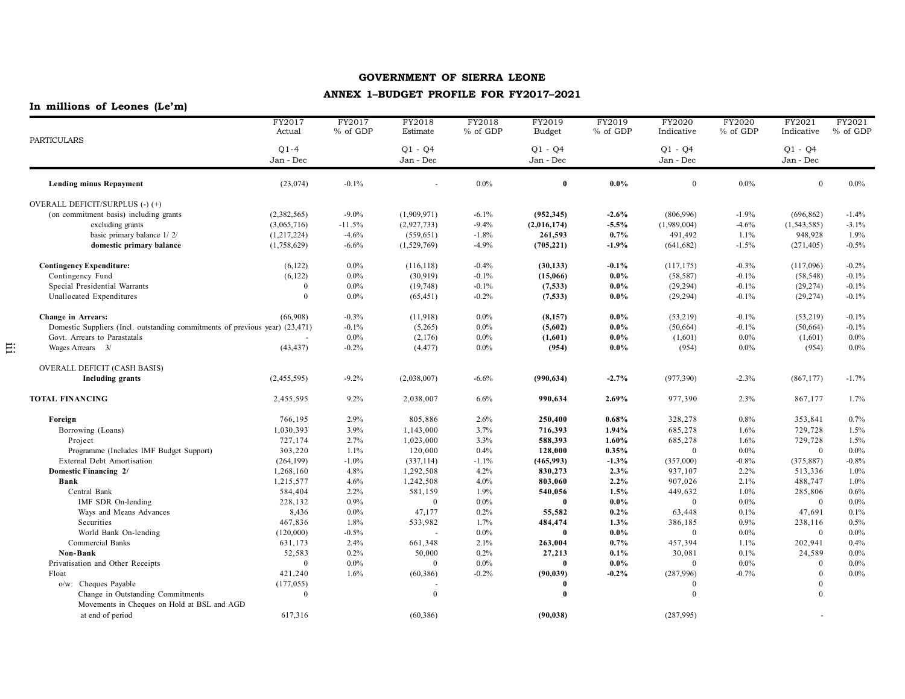# GOVERNMENT OF SIERRA LEONE

## ANNEX 1–BUDGET PROFILE FOR FY2017–2021

**In millions of Leones (Le'm)**

| PARTICULARS | FY2017 Actual Q1-4 Jan - Dec | FY2017 % of GDP | FY2018 Estimate Q1 - Q4 Jan - Dec | FY2018 % of GDP | FY2019 Budget Q1 - Q4 Jan - Dec | FY2019 % of GDP | FY2020 Indicative Q1 - Q4 Jan - Dec | FY2020 % of GDP | FY2021 Indicative Q1 - Q4 Jan - Dec | FY2021 % of GDP |
|---|---|---|---|---|---|---|---|---|---|---|
| **Lending minus Repayment** | (23,074) | -0.1% | - | 0.0% | **0** | **0.0%** | 0 | 0.0% | 0 | 0.0% |
| OVERALL DEFICIT/SURPLUS (-) (+) | | | | | | | | | | |
| (on commitment basis) including grants | (2,382,565) | -9.0% | (1,909,971) | -6.1% | **(952,345)** | **-2.6%** | (806,996) | -1.9% | (696,862) | -1.4% |
| excluding grants | (3,065,716) | -11.5% | (2,927,733) | -9.4% | **(2,016,174)** | **-5.5%** | (1,989,004) | -4.6% | (1,543,585) | -3.1% |
| basic primary balance 1/ 2/ | (1,217,224) | -4.6% | (559,651) | -1.8% | **261,593** | **0.7%** | 491,492 | 1.1% | 948,928 | 1.9% |
| **domestic primary balance** | (1,758,629) | -6.6% | (1,529,769) | -4.9% | **(705,221)** | **-1.9%** | (641,682) | -1.5% | (271,405) | -0.5% |
| **Contingency Expenditure:** | (6,122) | 0.0% | (116,118) | -0.4% | **(30,133)** | **-0.1%** | (117,175) | -0.3% | (117,096) | -0.2% |
| Contingency Fund | (6,122) | 0.0% | (30,919) | -0.1% | **(15,066)** | **0.0%** | (58,587) | -0.1% | (58,548) | -0.1% |
| Special Presidential Warrants | 0 | 0.0% | (19,748) | -0.1% | **(7,533)** | **0.0%** | (29,294) | -0.1% | (29,274) | -0.1% |
| Unallocated Expenditures | 0 | 0.0% | (65,451) | -0.2% | **(7,533)** | **0.0%** | (29,294) | -0.1% | (29,274) | -0.1% |
| **Change in Arrears:** | (66,908) | -0.3% | (11,918) | 0.0% | **(8,157)** | **0.0%** | (53,219) | -0.1% | (53,219) | -0.1% |
| Domestic Suppliers (Incl. outstanding commitments of previous year) | (23,471) | -0.1% | (5,265) | 0.0% | **(5,602)** | **0.0%** | (50,664) | -0.1% | (50,664) | -0.1% |
| Govt. Arrears to Parastatals | - | 0.0% | (2,176) | 0.0% | **(1,601)** | **0.0%** | (1,601) | 0.0% | (1,601) | 0.0% |
| Wages Arrears 3/ | (43,437) | -0.2% | (4,477) | 0.0% | **(954)** | **0.0%** | (954) | 0.0% | (954) | 0.0% |
| OVERALL DEFICIT (CASH BASIS) | | | | | | | | | | |
| **Including grants** | (2,455,595) | -9.2% | (2,038,007) | -6.6% | **(990,634)** | **-2.7%** | (977,390) | -2.3% | (867,177) | -1.7% |
| **TOTAL FINANCING** | 2,455,595 | 9.2% | 2,038,007 | 6.6% | **990,634** | **2.69%** | 977,390 | 2.3% | 867,177 | 1.7% |
| **Foreign** | 766,195 | 2.9% | 805,886 | 2.6% | **250,400** | **0.68%** | 328,278 | 0.8% | 353,841 | 0.7% |
| Borrowing (Loans) | 1,030,393 | 3.9% | 1,143,000 | 3.7% | **716,393** | **1.94%** | 685,278 | 1.6% | 729,728 | 1.5% |
| Project | 727,174 | 2.7% | 1,023,000 | 3.3% | **588,393** | **1.60%** | 685,278 | 1.6% | 729,728 | 1.5% |
| Programme (Includes IMF Budget Support) | 303,220 | 1.1% | 120,000 | 0.4% | **128,000** | **0.35%** | 0 | 0.0% | 0 | 0.0% |
| External Debt Amortisation | (264,199) | -1.0% | (337,114) | -1.1% | **(465,993)** | **-1.3%** | (357,000) | -0.8% | (375,887) | -0.8% |
| **Domestic Financing 2/** | 1,268,160 | 4.8% | 1,292,508 | 4.2% | **830,273** | **2.3%** | 937,107 | 2.2% | 513,336 | 1.0% |
| **Bank** | 1,215,577 | 4.6% | 1,242,508 | 4.0% | **803,060** | **2.2%** | 907,026 | 2.1% | 488,747 | 1.0% |
| Central Bank | 584,404 | 2.2% | 581,159 | 1.9% | **540,056** | **1.5%** | 449,632 | 1.0% | 285,806 | 0.6% |
| IMF SDR On-lending | 228,132 | 0.9% | 0 | 0.0% | **0** | **0.0%** | 0 | 0.0% | 0 | 0.0% |
| Ways and Means Advances | 8,436 | 0.0% | 47,177 | 0.2% | **55,582** | **0.2%** | 63,448 | 0.1% | 47,691 | 0.1% |
| Securities | 467,836 | 1.8% | 533,982 | 1.7% | **484,474** | **1.3%** | 386,185 | 0.9% | 238,116 | 0.5% |
| World Bank On-lending | (120,000) | -0.5% | - | 0.0% | **0** | **0.0%** | 0 | 0.0% | 0 | 0.0% |
| Commercial Banks | 631,173 | 2.4% | 661,348 | 2.1% | **263,004** | **0.7%** | 457,394 | 1.1% | 202,941 | 0.4% |
| **Non-Bank** | 52,583 | 0.2% | 50,000 | 0.2% | **27,213** | **0.1%** | 30,081 | 0.1% | 24,589 | 0.0% |
| Privatisation and Other Receipts | 0 | 0.0% | 0 | 0.0% | **0** | **0.0%** | 0 | 0.0% | 0 | 0.0% |
| Float | 421,240 | 1.6% | (60,386) | -0.2% | **(90,039)** | **-0.2%** | (287,996) | -0.7% | 0 | 0.0% |
| o/w: Cheques Payable | (177,055) | | - | | **0** | | 0 | | 0 | |
| Change in Outstanding Commitments | 0 | | 0 | | **0** | | 0 | | 0 | |
| Movements in Cheques on Hold at BSL and AGD at end of period | 617,316 | | (60,386) | | **(90,038)** | | (287,995) | | - | |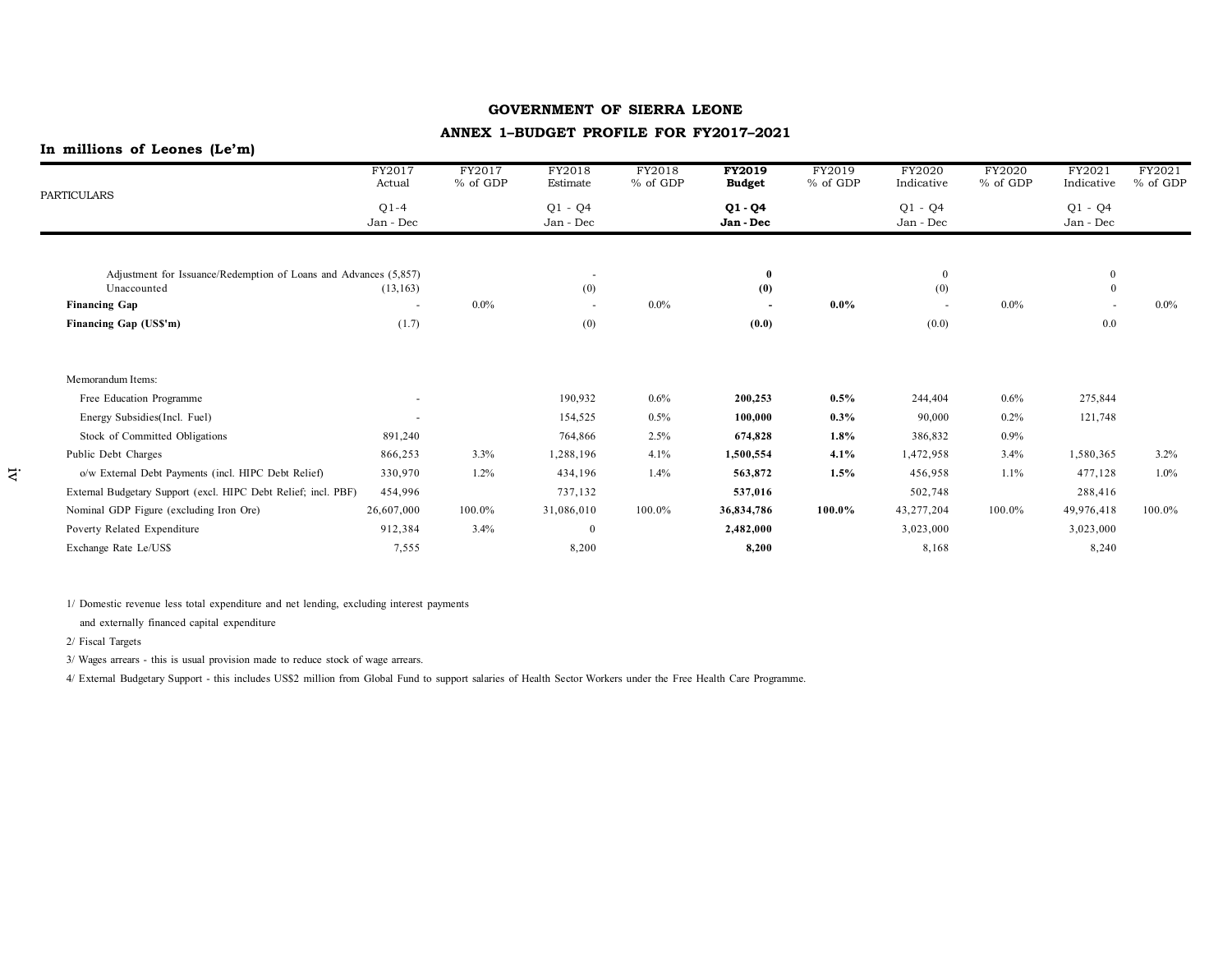# GOVERNMENT OF SIERRA LEONE

## ANNEX 1–BUDGET PROFILE FOR FY2017–2021

**In millions of Leones (Le'm)**

| PARTICULARS | FY2017 Actual Q1-4 Jan - Dec | FY2017 % of GDP | FY2018 Estimate Q1 - Q4 Jan - Dec | FY2018 % of GDP | **FY2019 Budget Q1 - Q4 Jan - Dec** | FY2019 % of GDP | FY2020 Indicative Q1 - Q4 Jan - Dec | FY2020 % of GDP | FY2021 Indicative Q1 - Q4 Jan - Dec | FY2021 % of GDP |
|---|---|---|---|---|---|---|---|---|---|---|
| Adjustment for Issuance/Redemption of Loans and Advances | (5,857) | | - | | **0** | | 0 | | 0 | |
| Unaccounted | (13,163) | | (0) | | **(0)** | | (0) | | 0 | |
| **Financing Gap** | - | 0.0% | - | 0.0% | **-** | **0.0%** | - | 0.0% | - | 0.0% |
| **Financing Gap (US$'m)** | (1.7) | | (0) | | **(0.0)** | | (0.0) | | 0.0 | |
| | | | | | | | | | | |
| Memorandum Items: | | | | | | | | | | |
| Free Education Programme | - | | 190,932 | 0.6% | **200,253** | **0.5%** | 244,404 | 0.6% | 275,844 | |
| Energy Subsidies(Incl. Fuel) | - | | 154,525 | 0.5% | **100,000** | **0.3%** | 90,000 | 0.2% | 121,748 | |
| Stock of Committed Obligations | 891,240 | | 764,866 | 2.5% | **674,828** | **1.8%** | 386,832 | 0.9% | | |
| Public Debt Charges | 866,253 | 3.3% | 1,288,196 | 4.1% | **1,500,554** | **4.1%** | 1,472,958 | 3.4% | 1,580,365 | 3.2% |
| o/w External Debt Payments (incl. HIPC Debt Relief) | 330,970 | 1.2% | 434,196 | 1.4% | **563,872** | **1.5%** | 456,958 | 1.1% | 477,128 | 1.0% |
| External Budgetary Support (excl. HIPC Debt Relief; incl. PBF) | 454,996 | | 737,132 | | **537,016** | | 502,748 | | 288,416 | |
| Nominal GDP Figure (excluding Iron Ore) | 26,607,000 | 100.0% | 31,086,010 | 100.0% | **36,834,786** | **100.0%** | 43,277,204 | 100.0% | 49,976,418 | 100.0% |
| Poverty Related Expenditure | 912,384 | 3.4% | 0 | | **2,482,000** | | 3,023,000 | | 3,023,000 | |
| Exchange Rate Le/US$ | 7,555 | | 8,200 | | **8,200** | | 8,168 | | 8,240 | |

1/ Domestic revenue less total expenditure and net lending, excluding interest payments and externally financed capital expenditure

2/ Fiscal Targets

3/ Wages arrears - this is usual provision made to reduce stock of wage arrears.

4/ External Budgetary Support - this includes US$2 million from Global Fund to support salaries of Health Sector Workers under the Free Health Care Programme.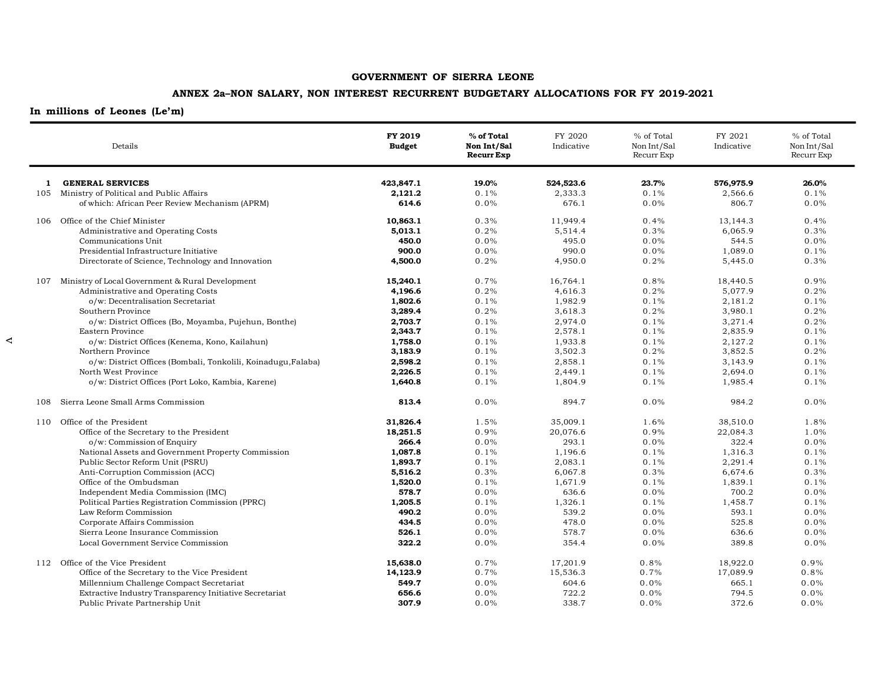**GOVERNMENT OF SIERRA LEONE**

**ANNEX 2a–NON SALARY, NON INTEREST RECURRENT BUDGETARY ALLOCATIONS FOR FY 2019-2021**

**In millions of Leones (Le'm)**

| | Details | FY 2019 Budget | % of Total Non Int/Sal Recurr Exp | FY 2020 Indicative | % of Total Non Int/Sal Recurr Exp | FY 2021 Indicative | % of Total Non Int/Sal Recurr Exp |
|---|---|---|---|---|---|---|---|
| **1** | **GENERAL SERVICES** | **423,847.1** | **19.0%** | **524,523.6** | **23.7%** | **576,975.9** | **26.0%** |
| 105 | Ministry of Political and Public Affairs | **2,121.2** | 0.1% | 2,333.3 | 0.1% | 2,566.6 | 0.1% |
| | of which: African Peer Review Mechanism (APRM) | **614.6** | 0.0% | 676.1 | 0.0% | 806.7 | 0.0% |
| 106 | Office of the Chief Minister | **10,863.1** | 0.3% | 11,949.4 | 0.4% | 13,144.3 | 0.4% |
| | Administrative and Operating Costs | **5,013.1** | 0.2% | 5,514.4 | 0.3% | 6,065.9 | 0.3% |
| | Communications Unit | **450.0** | 0.0% | 495.0 | 0.0% | 544.5 | 0.0% |
| | Presidential Infrastructure Initiative | **900.0** | 0.0% | 990.0 | 0.0% | 1,089.0 | 0.1% |
| | Directorate of Science, Technology and Innovation | **4,500.0** | 0.2% | 4,950.0 | 0.2% | 5,445.0 | 0.3% |
| 107 | Ministry of Local Government & Rural Development | **15,240.1** | 0.7% | 16,764.1 | 0.8% | 18,440.5 | 0.9% |
| | Administrative and Operating Costs | **4,196.6** | 0.2% | 4,616.3 | 0.2% | 5,077.9 | 0.2% |
| | o/w: Decentralisation Secretariat | **1,802.6** | 0.1% | 1,982.9 | 0.1% | 2,181.2 | 0.1% |
| | Southern Province | **3,289.4** | 0.2% | 3,618.3 | 0.2% | 3,980.1 | 0.2% |
| | o/w: District Offices (Bo, Moyamba, Pujehun, Bonthe) | **2,703.7** | 0.1% | 2,974.0 | 0.1% | 3,271.4 | 0.2% |
| | Eastern Province | **2,343.7** | 0.1% | 2,578.1 | 0.1% | 2,835.9 | 0.1% |
| | o/w: District Offices (Kenema, Kono, Kailahun) | **1,758.0** | 0.1% | 1,933.8 | 0.1% | 2,127.2 | 0.1% |
| | Northern Province | **3,183.9** | 0.1% | 3,502.3 | 0.2% | 3,852.5 | 0.2% |
| | o/w: District Offices (Bombali, Tonkolili, Koinadugu,Falaba) | **2,598.2** | 0.1% | 2,858.1 | 0.1% | 3,143.9 | 0.1% |
| | North West Province | **2,226.5** | 0.1% | 2,449.1 | 0.1% | 2,694.0 | 0.1% |
| | o/w: District Offices (Port Loko, Kambia, Karene) | **1,640.8** | 0.1% | 1,804.9 | 0.1% | 1,985.4 | 0.1% |
| 108 | Sierra Leone Small Arms Commission | **813.4** | 0.0% | 894.7 | 0.0% | 984.2 | 0.0% |
| 110 | Office of the President | **31,826.4** | 1.5% | 35,009.1 | 1.6% | 38,510.0 | 1.8% |
| | Office of the Secretary to the President | **18,251.5** | 0.9% | 20,076.6 | 0.9% | 22,084.3 | 1.0% |
| | o/w: Commission of Enquiry | **266.4** | 0.0% | 293.1 | 0.0% | 322.4 | 0.0% |
| | National Assets and Government Property Commission | **1,087.8** | 0.1% | 1,196.6 | 0.1% | 1,316.3 | 0.1% |
| | Public Sector Reform Unit (PSRU) | **1,893.7** | 0.1% | 2,083.1 | 0.1% | 2,291.4 | 0.1% |
| | Anti-Corruption Commission (ACC) | **5,516.2** | 0.3% | 6,067.8 | 0.3% | 6,674.6 | 0.3% |
| | Office of the Ombudsman | **1,520.0** | 0.1% | 1,671.9 | 0.1% | 1,839.1 | 0.1% |
| | Independent Media Commission (IMC) | **578.7** | 0.0% | 636.6 | 0.0% | 700.2 | 0.0% |
| | Political Parties Registration Commission (PPRC) | **1,205.5** | 0.1% | 1,326.1 | 0.1% | 1,458.7 | 0.1% |
| | Law Reform Commission | **490.2** | 0.0% | 539.2 | 0.0% | 593.1 | 0.0% |
| | Corporate Affairs Commission | **434.5** | 0.0% | 478.0 | 0.0% | 525.8 | 0.0% |
| | Sierra Leone Insurance Commission | **526.1** | 0.0% | 578.7 | 0.0% | 636.6 | 0.0% |
| | Local Government Service Commission | **322.2** | 0.0% | 354.4 | 0.0% | 389.8 | 0.0% |
| 112 | Office of the Vice President | **15,638.0** | 0.7% | 17,201.9 | 0.8% | 18,922.0 | 0.9% |
| | Office of the Secretary to the Vice President | **14,123.9** | 0.7% | 15,536.3 | 0.7% | 17,089.9 | 0.8% |
| | Millennium Challenge Compact Secretariat | **549.7** | 0.0% | 604.6 | 0.0% | 665.1 | 0.0% |
| | Extractive Industry Transparency Initiative Secretariat | **656.6** | 0.0% | 722.2 | 0.0% | 794.5 | 0.0% |
| | Public Private Partnership Unit | **307.9** | 0.0% | 338.7 | 0.0% | 372.6 | 0.0% |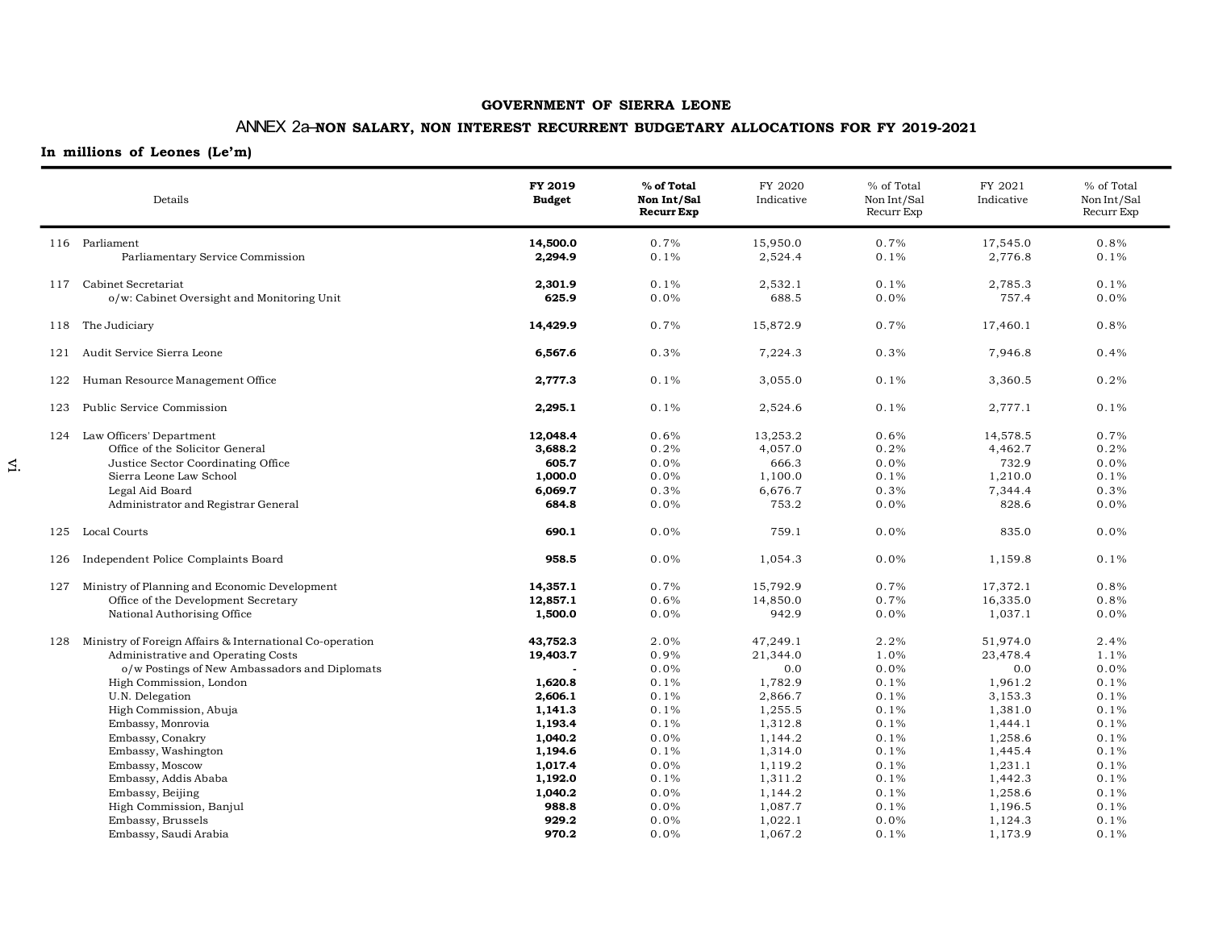**GOVERNMENT OF SIERRA LEONE**

**ANNEX 2a–NON SALARY, NON INTEREST RECURRENT BUDGETARY ALLOCATIONS FOR FY 2019-2021**

**In millions of Leones (Le'm)**

| | Details | FY 2019 Budget | % of Total Non Int/Sal Recurr Exp | FY 2020 Indicative | % of Total Non Int/Sal Recurr Exp | FY 2021 Indicative | % of Total Non Int/Sal Recurr Exp |
|---|---|---|---|---|---|---|---|
| 116 | Parliament | **14,500.0** | 0.7% | 15,950.0 | 0.7% | 17,545.0 | 0.8% |
| | Parliamentary Service Commission | **2,294.9** | 0.1% | 2,524.4 | 0.1% | 2,776.8 | 0.1% |
| 117 | Cabinet Secretariat | **2,301.9** | 0.1% | 2,532.1 | 0.1% | 2,785.3 | 0.1% |
| | o/w: Cabinet Oversight and Monitoring Unit | **625.9** | 0.0% | 688.5 | 0.0% | 757.4 | 0.0% |
| 118 | The Judiciary | **14,429.9** | 0.7% | 15,872.9 | 0.7% | 17,460.1 | 0.8% |
| 121 | Audit Service Sierra Leone | **6,567.6** | 0.3% | 7,224.3 | 0.3% | 7,946.8 | 0.4% |
| 122 | Human Resource Management Office | **2,777.3** | 0.1% | 3,055.0 | 0.1% | 3,360.5 | 0.2% |
| 123 | Public Service Commission | **2,295.1** | 0.1% | 2,524.6 | 0.1% | 2,777.1 | 0.1% |
| 124 | Law Officers' Department | **12,048.4** | 0.6% | 13,253.2 | 0.6% | 14,578.5 | 0.7% |
| | Office of the Solicitor General | **3,688.2** | 0.2% | 4,057.0 | 0.2% | 4,462.7 | 0.2% |
| | Justice Sector Coordinating Office | **605.7** | 0.0% | 666.3 | 0.0% | 732.9 | 0.0% |
| | Sierra Leone Law School | **1,000.0** | 0.0% | 1,100.0 | 0.1% | 1,210.0 | 0.1% |
| | Legal Aid Board | **6,069.7** | 0.3% | 6,676.7 | 0.3% | 7,344.4 | 0.3% |
| | Administrator and Registrar General | **684.8** | 0.0% | 753.2 | 0.0% | 828.6 | 0.0% |
| 125 | Local Courts | **690.1** | 0.0% | 759.1 | 0.0% | 835.0 | 0.0% |
| 126 | Independent Police Complaints Board | **958.5** | 0.0% | 1,054.3 | 0.0% | 1,159.8 | 0.1% |
| 127 | Ministry of Planning and Economic Development | **14,357.1** | 0.7% | 15,792.9 | 0.7% | 17,372.1 | 0.8% |
| | Office of the Development Secretary | **12,857.1** | 0.6% | 14,850.0 | 0.7% | 16,335.0 | 0.8% |
| | National Authorising Office | **1,500.0** | 0.0% | 942.9 | 0.0% | 1,037.1 | 0.0% |
| 128 | Ministry of Foreign Affairs & International Co-operation | **43,752.3** | 2.0% | 47,249.1 | 2.2% | 51,974.0 | 2.4% |
| | Administrative and Operating Costs | **19,403.7** | 0.9% | 21,344.0 | 1.0% | 23,478.4 | 1.1% |
| | o/w Postings of New Ambassadors and Diplomats | **-** | 0.0% | 0.0 | 0.0% | 0.0 | 0.0% |
| | High Commission, London | **1,620.8** | 0.1% | 1,782.9 | 0.1% | 1,961.2 | 0.1% |
| | U.N. Delegation | **2,606.1** | 0.1% | 2,866.7 | 0.1% | 3,153.3 | 0.1% |
| | High Commission, Abuja | **1,141.3** | 0.1% | 1,255.5 | 0.1% | 1,381.0 | 0.1% |
| | Embassy, Monrovia | **1,193.4** | 0.1% | 1,312.8 | 0.1% | 1,444.1 | 0.1% |
| | Embassy, Conakry | **1,040.2** | 0.0% | 1,144.2 | 0.1% | 1,258.6 | 0.1% |
| | Embassy, Washington | **1,194.6** | 0.1% | 1,314.0 | 0.1% | 1,445.4 | 0.1% |
| | Embassy, Moscow | **1,017.4** | 0.0% | 1,119.2 | 0.1% | 1,231.1 | 0.1% |
| | Embassy, Addis Ababa | **1,192.0** | 0.1% | 1,311.2 | 0.1% | 1,442.3 | 0.1% |
| | Embassy, Beijing | **1,040.2** | 0.0% | 1,144.2 | 0.1% | 1,258.6 | 0.1% |
| | High Commission, Banjul | **988.8** | 0.0% | 1,087.7 | 0.1% | 1,196.5 | 0.1% |
| | Embassy, Brussels | **929.2** | 0.0% | 1,022.1 | 0.0% | 1,124.3 | 0.1% |
| | Embassy, Saudi Arabia | **970.2** | 0.0% | 1,067.2 | 0.1% | 1,173.9 | 0.1% |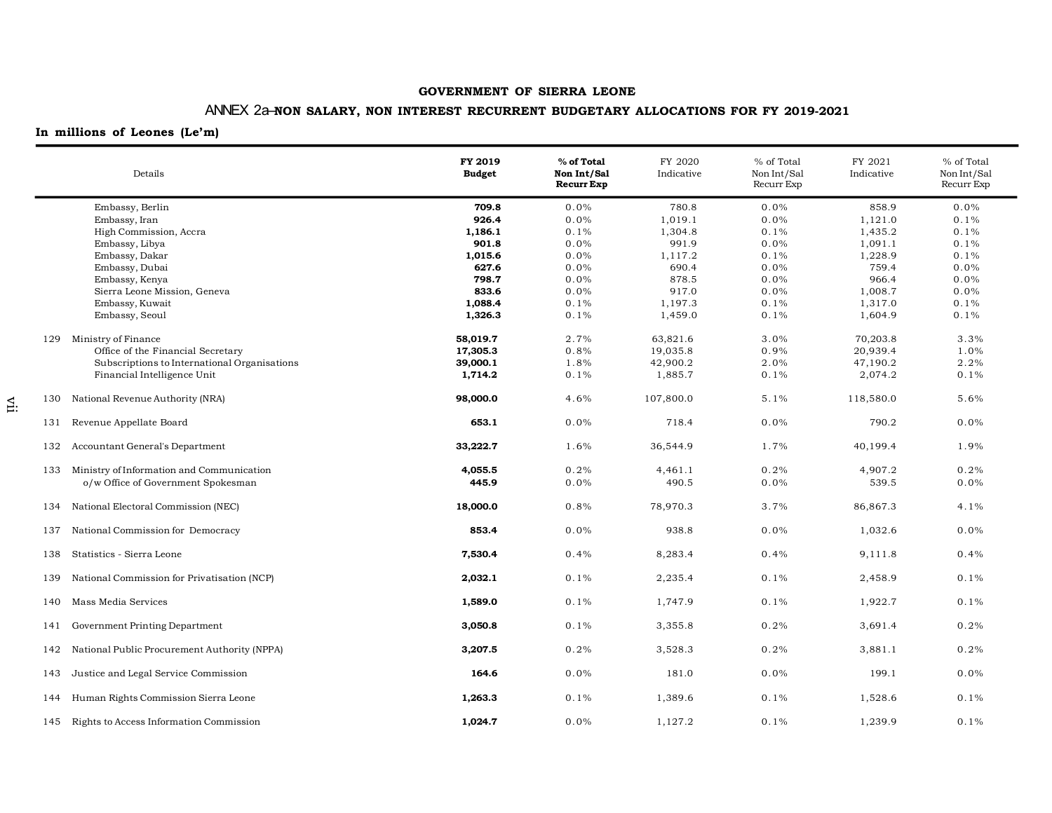**GOVERNMENT OF SIERRA LEONE**

**ANNEX 2a–NON SALARY, NON INTEREST RECURRENT BUDGETARY ALLOCATIONS FOR FY 2019-2021**

**In millions of Leones (Le'm)**

| | Details | FY 2019 Budget | % of Total Non Int/Sal Recurr Exp | FY 2020 Indicative | % of Total Non Int/Sal Recurr Exp | FY 2021 Indicative | % of Total Non Int/Sal Recurr Exp |
|---|---|---|---|---|---|---|---|
| | Embassy, Berlin | **709.8** | 0.0% | 780.8 | 0.0% | 858.9 | 0.0% |
| | Embassy, Iran | **926.4** | 0.0% | 1,019.1 | 0.0% | 1,121.0 | 0.1% |
| | High Commission, Accra | **1,186.1** | 0.1% | 1,304.8 | 0.1% | 1,435.2 | 0.1% |
| | Embassy, Libya | **901.8** | 0.0% | 991.9 | 0.0% | 1,091.1 | 0.1% |
| | Embassy, Dakar | **1,015.6** | 0.0% | 1,117.2 | 0.1% | 1,228.9 | 0.1% |
| | Embassy, Dubai | **627.6** | 0.0% | 690.4 | 0.0% | 759.4 | 0.0% |
| | Embassy, Kenya | **798.7** | 0.0% | 878.5 | 0.0% | 966.4 | 0.0% |
| | Sierra Leone Mission, Geneva | **833.6** | 0.0% | 917.0 | 0.0% | 1,008.7 | 0.0% |
| | Embassy, Kuwait | **1,088.4** | 0.1% | 1,197.3 | 0.1% | 1,317.0 | 0.1% |
| | Embassy, Seoul | **1,326.3** | 0.1% | 1,459.0 | 0.1% | 1,604.9 | 0.1% |
| 129 | Ministry of Finance | **58,019.7** | 2.7% | 63,821.6 | 3.0% | 70,203.8 | 3.3% |
| | Office of the Financial Secretary | **17,305.3** | 0.8% | 19,035.8 | 0.9% | 20,939.4 | 1.0% |
| | Subscriptions to International Organisations | **39,000.1** | 1.8% | 42,900.2 | 2.0% | 47,190.2 | 2.2% |
| | Financial Intelligence Unit | **1,714.2** | 0.1% | 1,885.7 | 0.1% | 2,074.2 | 0.1% |
| 130 | National Revenue Authority (NRA) | **98,000.0** | 4.6% | 107,800.0 | 5.1% | 118,580.0 | 5.6% |
| 131 | Revenue Appellate Board | **653.1** | 0.0% | 718.4 | 0.0% | 790.2 | 0.0% |
| 132 | Accountant General's Department | **33,222.7** | 1.6% | 36,544.9 | 1.7% | 40,199.4 | 1.9% |
| 133 | Ministry of Information and Communication | **4,055.5** | 0.2% | 4,461.1 | 0.2% | 4,907.2 | 0.2% |
| | o/w Office of Government Spokesman | **445.9** | 0.0% | 490.5 | 0.0% | 539.5 | 0.0% |
| 134 | National Electoral Commission (NEC) | **18,000.0** | 0.8% | 78,970.3 | 3.7% | 86,867.3 | 4.1% |
| 137 | National Commission for Democracy | **853.4** | 0.0% | 938.8 | 0.0% | 1,032.6 | 0.0% |
| 138 | Statistics - Sierra Leone | **7,530.4** | 0.4% | 8,283.4 | 0.4% | 9,111.8 | 0.4% |
| 139 | National Commission for Privatisation (NCP) | **2,032.1** | 0.1% | 2,235.4 | 0.1% | 2,458.9 | 0.1% |
| 140 | Mass Media Services | **1,589.0** | 0.1% | 1,747.9 | 0.1% | 1,922.7 | 0.1% |
| 141 | Government Printing Department | **3,050.8** | 0.1% | 3,355.8 | 0.2% | 3,691.4 | 0.2% |
| 142 | National Public Procurement Authority (NPPA) | **3,207.5** | 0.2% | 3,528.3 | 0.2% | 3,881.1 | 0.2% |
| 143 | Justice and Legal Service Commission | **164.6** | 0.0% | 181.0 | 0.0% | 199.1 | 0.0% |
| 144 | Human Rights Commission Sierra Leone | **1,263.3** | 0.1% | 1,389.6 | 0.1% | 1,528.6 | 0.1% |
| 145 | Rights to Access Information Commission | **1,024.7** | 0.0% | 1,127.2 | 0.1% | 1,239.9 | 0.1% |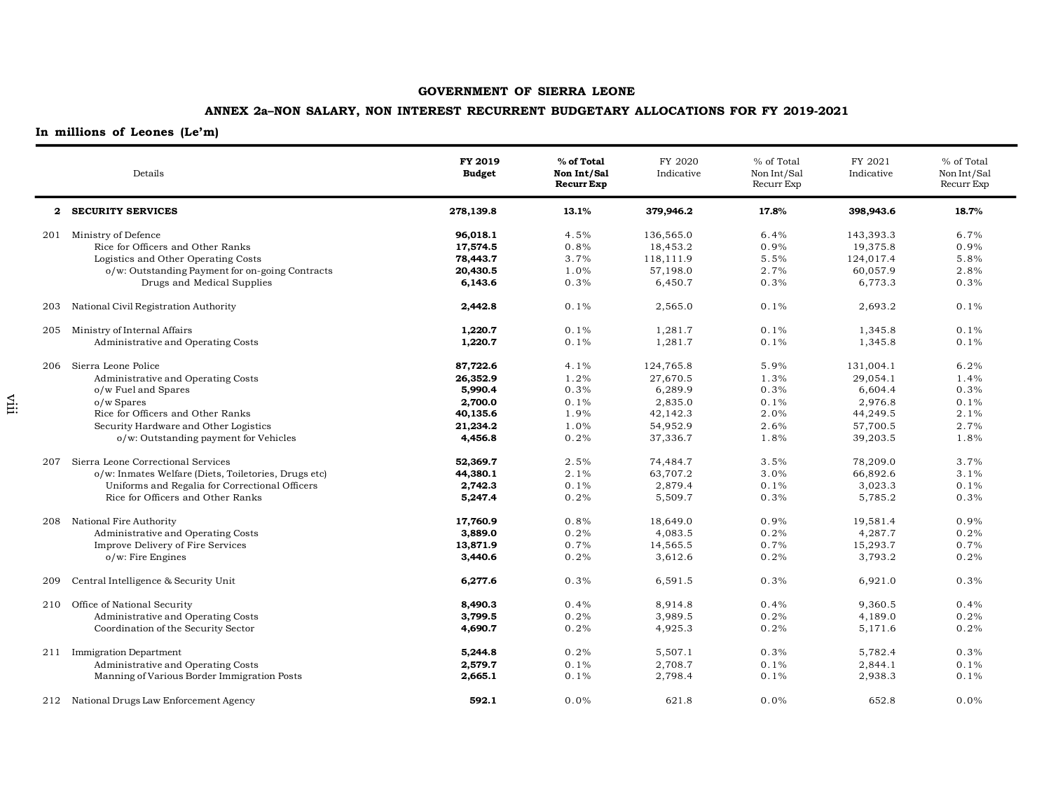**GOVERNMENT OF SIERRA LEONE**

**ANNEX 2a–NON SALARY, NON INTEREST RECURRENT BUDGETARY ALLOCATIONS FOR FY 2019-2021**

**In millions of Leones (Le'm)**

| | Details | FY 2019 Budget | % of Total Non Int/Sal Recurr Exp | FY 2020 Indicative | % of Total Non Int/Sal Recurr Exp | FY 2021 Indicative | % of Total Non Int/Sal Recurr Exp |
|---|---|---|---|---|---|---|---|
| **2** | **SECURITY SERVICES** | **278,139.8** | **13.1%** | **379,946.2** | **17.8%** | **398,943.6** | **18.7%** |
| 201 | Ministry of Defence | **96,018.1** | 4.5% | 136,565.0 | 6.4% | 143,393.3 | 6.7% |
| | Rice for Officers and Other Ranks | **17,574.5** | 0.8% | 18,453.2 | 0.9% | 19,375.8 | 0.9% |
| | Logistics and Other Operating Costs | **78,443.7** | 3.7% | 118,111.9 | 5.5% | 124,017.4 | 5.8% |
| | o/w: Outstanding Payment for on-going Contracts | **20,430.5** | 1.0% | 57,198.0 | 2.7% | 60,057.9 | 2.8% |
| | Drugs and Medical Supplies | **6,143.6** | 0.3% | 6,450.7 | 0.3% | 6,773.3 | 0.3% |
| 203 | National Civil Registration Authority | **2,442.8** | 0.1% | 2,565.0 | 0.1% | 2,693.2 | 0.1% |
| 205 | Ministry of Internal Affairs | **1,220.7** | 0.1% | 1,281.7 | 0.1% | 1,345.8 | 0.1% |
| | Administrative and Operating Costs | **1,220.7** | 0.1% | 1,281.7 | 0.1% | 1,345.8 | 0.1% |
| 206 | Sierra Leone Police | **87,722.6** | 4.1% | 124,765.8 | 5.9% | 131,004.1 | 6.2% |
| | Administrative and Operating Costs | **26,352.9** | 1.2% | 27,670.5 | 1.3% | 29,054.1 | 1.4% |
| | o/w Fuel and Spares | **5,990.4** | 0.3% | 6,289.9 | 0.3% | 6,604.4 | 0.3% |
| | o/w Spares | **2,700.0** | 0.1% | 2,835.0 | 0.1% | 2,976.8 | 0.1% |
| | Rice for Officers and Other Ranks | **40,135.6** | 1.9% | 42,142.3 | 2.0% | 44,249.5 | 2.1% |
| | Security Hardware and Other Logistics | **21,234.2** | 1.0% | 54,952.9 | 2.6% | 57,700.5 | 2.7% |
| | o/w: Outstanding payment for Vehicles | **4,456.8** | 0.2% | 37,336.7 | 1.8% | 39,203.5 | 1.8% |
| 207 | Sierra Leone Correctional Services | **52,369.7** | 2.5% | 74,484.7 | 3.5% | 78,209.0 | 3.7% |
| | o/w: Inmates Welfare (Diets, Toiletories, Drugs etc) | **44,380.1** | 2.1% | 63,707.2 | 3.0% | 66,892.6 | 3.1% |
| | Uniforms and Regalia for Correctional Officers | **2,742.3** | 0.1% | 2,879.4 | 0.1% | 3,023.3 | 0.1% |
| | Rice for Officers and Other Ranks | **5,247.4** | 0.2% | 5,509.7 | 0.3% | 5,785.2 | 0.3% |
| 208 | National Fire Authority | **17,760.9** | 0.8% | 18,649.0 | 0.9% | 19,581.4 | 0.9% |
| | Administrative and Operating Costs | **3,889.0** | 0.2% | 4,083.5 | 0.2% | 4,287.7 | 0.2% |
| | Improve Delivery of Fire Services | **13,871.9** | 0.7% | 14,565.5 | 0.7% | 15,293.7 | 0.7% |
| | o/w: Fire Engines | **3,440.6** | 0.2% | 3,612.6 | 0.2% | 3,793.2 | 0.2% |
| 209 | Central Intelligence & Security Unit | **6,277.6** | 0.3% | 6,591.5 | 0.3% | 6,921.0 | 0.3% |
| 210 | Office of National Security | **8,490.3** | 0.4% | 8,914.8 | 0.4% | 9,360.5 | 0.4% |
| | Administrative and Operating Costs | **3,799.5** | 0.2% | 3,989.5 | 0.2% | 4,189.0 | 0.2% |
| | Coordination of the Security Sector | **4,690.7** | 0.2% | 4,925.3 | 0.2% | 5,171.6 | 0.2% |
| 211 | Immigration Department | **5,244.8** | 0.2% | 5,507.1 | 0.3% | 5,782.4 | 0.3% |
| | Administrative and Operating Costs | **2,579.7** | 0.1% | 2,708.7 | 0.1% | 2,844.1 | 0.1% |
| | Manning of Various Border Immigration Posts | **2,665.1** | 0.1% | 2,798.4 | 0.1% | 2,938.3 | 0.1% |
| 212 | National Drugs Law Enforcement Agency | **592.1** | 0.0% | 621.8 | 0.0% | 652.8 | 0.0% |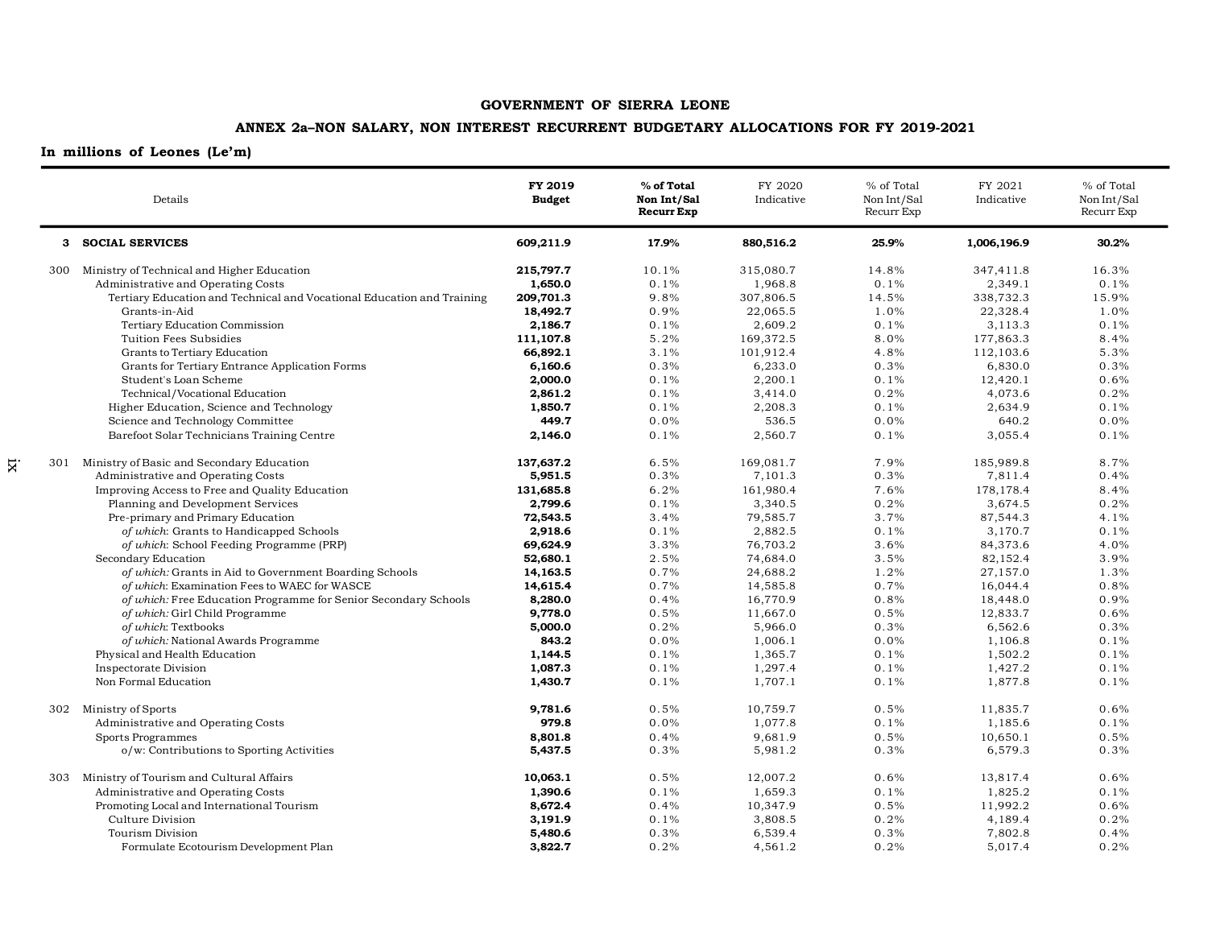**GOVERNMENT OF SIERRA LEONE**

**ANNEX 2a–NON SALARY, NON INTEREST RECURRENT BUDGETARY ALLOCATIONS FOR FY 2019-2021**

**In millions of Leones (Le'm)**

| | Details | FY 2019 Budget | % of Total Non Int/Sal Recurr Exp | FY 2020 Indicative | % of Total Non Int/Sal Recurr Exp | FY 2021 Indicative | % of Total Non Int/Sal Recurr Exp |
|---|---|---|---|---|---|---|---|
| **3** | **SOCIAL SERVICES** | **609,211.9** | **17.9%** | **880,516.2** | **25.9%** | **1,006,196.9** | **30.2%** |
| 300 | Ministry of Technical and Higher Education | **215,797.7** | 10.1% | 315,080.7 | 14.8% | 347,411.8 | 16.3% |
| | Administrative and Operating Costs | **1,650.0** | 0.1% | 1,968.8 | 0.1% | 2,349.1 | 0.1% |
| | Tertiary Education and Technical and Vocational Education and Training | **209,701.3** | 9.8% | 307,806.5 | 14.5% | 338,732.3 | 15.9% |
| | Grants-in-Aid | **18,492.7** | 0.9% | 22,065.5 | 1.0% | 22,328.4 | 1.0% |
| | Tertiary Education Commission | **2,186.7** | 0.1% | 2,609.2 | 0.1% | 3,113.3 | 0.1% |
| | Tuition Fees Subsidies | **111,107.8** | 5.2% | 169,372.5 | 8.0% | 177,863.3 | 8.4% |
| | Grants to Tertiary Education | **66,892.1** | 3.1% | 101,912.4 | 4.8% | 112,103.6 | 5.3% |
| | Grants for Tertiary Entrance Application Forms | **6,160.6** | 0.3% | 6,233.0 | 0.3% | 6,830.0 | 0.3% |
| | Student's Loan Scheme | **2,000.0** | 0.1% | 2,200.1 | 0.1% | 12,420.1 | 0.6% |
| | Technical/Vocational Education | **2,861.2** | 0.1% | 3,414.0 | 0.2% | 4,073.6 | 0.2% |
| | Higher Education, Science and Technology | **1,850.7** | 0.1% | 2,208.3 | 0.1% | 2,634.9 | 0.1% |
| | Science and Technology Committee | **449.7** | 0.0% | 536.5 | 0.0% | 640.2 | 0.0% |
| | Barefoot Solar Technicians Training Centre | **2,146.0** | 0.1% | 2,560.7 | 0.1% | 3,055.4 | 0.1% |
| 301 | Ministry of Basic and Secondary Education | **137,637.2** | 6.5% | 169,081.7 | 7.9% | 185,989.8 | 8.7% |
| | Administrative and Operating Costs | **5,951.5** | 0.3% | 7,101.3 | 0.3% | 7,811.4 | 0.4% |
| | Improving Access to Free and Quality Education | **131,685.8** | 6.2% | 161,980.4 | 7.6% | 178,178.4 | 8.4% |
| | Planning and Development Services | **2,799.6** | 0.1% | 3,340.5 | 0.2% | 3,674.5 | 0.2% |
| | Pre-primary and Primary Education | **72,543.5** | 3.4% | 79,585.7 | 3.7% | 87,544.3 | 4.1% |
| | *of which*: Grants to Handicapped Schools | **2,918.6** | 0.1% | 2,882.5 | 0.1% | 3,170.7 | 0.1% |
| | *of which*: School Feeding Programme (PRP) | **69,624.9** | 3.3% | 76,703.2 | 3.6% | 84,373.6 | 4.0% |
| | Secondary Education | **52,680.1** | 2.5% | 74,684.0 | 3.5% | 82,152.4 | 3.9% |
| | *of which:* Grants in Aid to Government Boarding Schools | **14,163.5** | 0.7% | 24,688.2 | 1.2% | 27,157.0 | 1.3% |
| | *of which*: Examination Fees to WAEC for WASCE | **14,615.4** | 0.7% | 14,585.8 | 0.7% | 16,044.4 | 0.8% |
| | *of which:* Free Education Programme for Senior Secondary Schools | **8,280.0** | 0.4% | 16,770.9 | 0.8% | 18,448.0 | 0.9% |
| | *of which:* Girl Child Programme | **9,778.0** | 0.5% | 11,667.0 | 0.5% | 12,833.7 | 0.6% |
| | *of which*: Textbooks | **5,000.0** | 0.2% | 5,966.0 | 0.3% | 6,562.6 | 0.3% |
| | *of which:* National Awards Programme | **843.2** | 0.0% | 1,006.1 | 0.0% | 1,106.8 | 0.1% |
| | Physical and Health Education | **1,144.5** | 0.1% | 1,365.7 | 0.1% | 1,502.2 | 0.1% |
| | Inspectorate Division | **1,087.3** | 0.1% | 1,297.4 | 0.1% | 1,427.2 | 0.1% |
| | Non Formal Education | **1,430.7** | 0.1% | 1,707.1 | 0.1% | 1,877.8 | 0.1% |
| 302 | Ministry of Sports | **9,781.6** | 0.5% | 10,759.7 | 0.5% | 11,835.7 | 0.6% |
| | Administrative and Operating Costs | **979.8** | 0.0% | 1,077.8 | 0.1% | 1,185.6 | 0.1% |
| | Sports Programmes | **8,801.8** | 0.4% | 9,681.9 | 0.5% | 10,650.1 | 0.5% |
| | o/w: Contributions to Sporting Activities | **5,437.5** | 0.3% | 5,981.2 | 0.3% | 6,579.3 | 0.3% |
| 303 | Ministry of Tourism and Cultural Affairs | **10,063.1** | 0.5% | 12,007.2 | 0.6% | 13,817.4 | 0.6% |
| | Administrative and Operating Costs | **1,390.6** | 0.1% | 1,659.3 | 0.1% | 1,825.2 | 0.1% |
| | Promoting Local and International Tourism | **8,672.4** | 0.4% | 10,347.9 | 0.5% | 11,992.2 | 0.6% |
| | Culture Division | **3,191.9** | 0.1% | 3,808.5 | 0.2% | 4,189.4 | 0.2% |
| | Tourism Division | **5,480.6** | 0.3% | 6,539.4 | 0.3% | 7,802.8 | 0.4% |
| | Formulate Ecotourism Development Plan | **3,822.7** | 0.2% | 4,561.2 | 0.2% | 5,017.4 | 0.2% |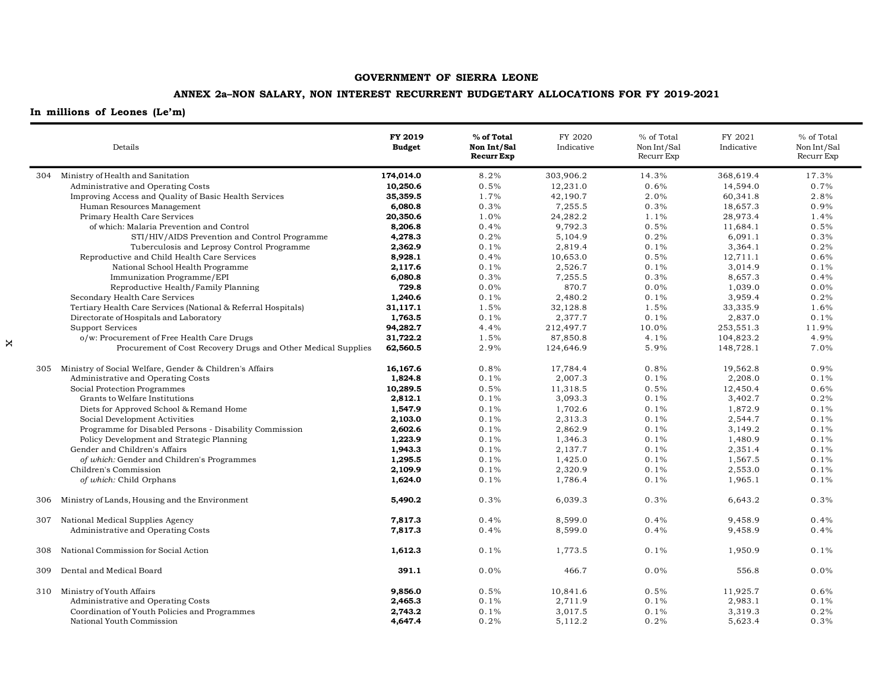**GOVERNMENT OF SIERRA LEONE**

**ANNEX 2a–NON SALARY, NON INTEREST RECURRENT BUDGETARY ALLOCATIONS FOR FY 2019-2021**

**In millions of Leones (Le'm)**

| | Details | **FY 2019 Budget** | **% of Total Non Int/Sal Recurr Exp** | FY 2020 Indicative | % of Total Non Int/Sal Recurr Exp | FY 2021 Indicative | % of Total Non Int/Sal Recurr Exp |
|---|---|---|---|---|---|---|---|
| 304 | Ministry of Health and Sanitation | **174,014.0** | 8.2% | 303,906.2 | 14.3% | 368,619.4 | 17.3% |
| | Administrative and Operating Costs | **10,250.6** | 0.5% | 12,231.0 | 0.6% | 14,594.0 | 0.7% |
| | Improving Access and Quality of Basic Health Services | **35,359.5** | 1.7% | 42,190.7 | 2.0% | 60,341.8 | 2.8% |
| | Human Resources Management | **6,080.8** | 0.3% | 7,255.5 | 0.3% | 18,657.3 | 0.9% |
| | Primary Health Care Services | **20,350.6** | 1.0% | 24,282.2 | 1.1% | 28,973.4 | 1.4% |
| | of which: Malaria Prevention and Control | **8,206.8** | 0.4% | 9,792.3 | 0.5% | 11,684.1 | 0.5% |
| | STI/HIV/AIDS Prevention and Control Programme | **4,278.3** | 0.2% | 5,104.9 | 0.2% | 6,091.1 | 0.3% |
| | Tuberculosis and Leprosy Control Programme | **2,362.9** | 0.1% | 2,819.4 | 0.1% | 3,364.1 | 0.2% |
| | Reproductive and Child Health Care Services | **8,928.1** | 0.4% | 10,653.0 | 0.5% | 12,711.1 | 0.6% |
| | National School Health Programme | **2,117.6** | 0.1% | 2,526.7 | 0.1% | 3,014.9 | 0.1% |
| | Immunization Programme/EPI | **6,080.8** | 0.3% | 7,255.5 | 0.3% | 8,657.3 | 0.4% |
| | Reproductive Health/Family Planning | **729.8** | 0.0% | 870.7 | 0.0% | 1,039.0 | 0.0% |
| | Secondary Health Care Services | **1,240.6** | 0.1% | 2,480.2 | 0.1% | 3,959.4 | 0.2% |
| | Tertiary Health Care Services (National & Referral Hospitals) | **31,117.1** | 1.5% | 32,128.8 | 1.5% | 33,335.9 | 1.6% |
| | Directorate of Hospitals and Laboratory | **1,763.5** | 0.1% | 2,377.7 | 0.1% | 2,837.0 | 0.1% |
| | Support Services | **94,282.7** | 4.4% | 212,497.7 | 10.0% | 253,551.3 | 11.9% |
| | o/w: Procurement of Free Health Care Drugs | **31,722.2** | 1.5% | 87,850.8 | 4.1% | 104,823.2 | 4.9% |
| | Procurement of Cost Recovery Drugs and Other Medical Supplies | **62,560.5** | 2.9% | 124,646.9 | 5.9% | 148,728.1 | 7.0% |
| 305 | Ministry of Social Welfare, Gender & Children's Affairs | **16,167.6** | 0.8% | 17,784.4 | 0.8% | 19,562.8 | 0.9% |
| | Administrative and Operating Costs | **1,824.8** | 0.1% | 2,007.3 | 0.1% | 2,208.0 | 0.1% |
| | Social Protection Programmes | **10,289.5** | 0.5% | 11,318.5 | 0.5% | 12,450.4 | 0.6% |
| | Grants to Welfare Institutions | **2,812.1** | 0.1% | 3,093.3 | 0.1% | 3,402.7 | 0.2% |
| | Diets for Approved School & Remand Home | **1,547.9** | 0.1% | 1,702.6 | 0.1% | 1,872.9 | 0.1% |
| | Social Development Activities | **2,103.0** | 0.1% | 2,313.3 | 0.1% | 2,544.7 | 0.1% |
| | Programme for Disabled Persons - Disability Commission | **2,602.6** | 0.1% | 2,862.9 | 0.1% | 3,149.2 | 0.1% |
| | Policy Development and Strategic Planning | **1,223.9** | 0.1% | 1,346.3 | 0.1% | 1,480.9 | 0.1% |
| | Gender and Children's Affairs | **1,943.3** | 0.1% | 2,137.7 | 0.1% | 2,351.4 | 0.1% |
| | *of which:* Gender and Children's Programmes | **1,295.5** | 0.1% | 1,425.0 | 0.1% | 1,567.5 | 0.1% |
| | Children's Commission | **2,109.9** | 0.1% | 2,320.9 | 0.1% | 2,553.0 | 0.1% |
| | *of which:* Child Orphans | **1,624.0** | 0.1% | 1,786.4 | 0.1% | 1,965.1 | 0.1% |
| 306 | Ministry of Lands, Housing and the Environment | **5,490.2** | 0.3% | 6,039.3 | 0.3% | 6,643.2 | 0.3% |
| 307 | National Medical Supplies Agency | **7,817.3** | 0.4% | 8,599.0 | 0.4% | 9,458.9 | 0.4% |
| | Administrative and Operating Costs | **7,817.3** | 0.4% | 8,599.0 | 0.4% | 9,458.9 | 0.4% |
| 308 | National Commission for Social Action | **1,612.3** | 0.1% | 1,773.5 | 0.1% | 1,950.9 | 0.1% |
| 309 | Dental and Medical Board | **391.1** | 0.0% | 466.7 | 0.0% | 556.8 | 0.0% |
| 310 | Ministry of Youth Affairs | **9,856.0** | 0.5% | 10,841.6 | 0.5% | 11,925.7 | 0.6% |
| | Administrative and Operating Costs | **2,465.3** | 0.1% | 2,711.9 | 0.1% | 2,983.1 | 0.1% |
| | Coordination of Youth Policies and Programmes | **2,743.2** | 0.1% | 3,017.5 | 0.1% | 3,319.3 | 0.2% |
| | National Youth Commission | **4,647.4** | 0.2% | 5,112.2 | 0.2% | 5,623.4 | 0.3% |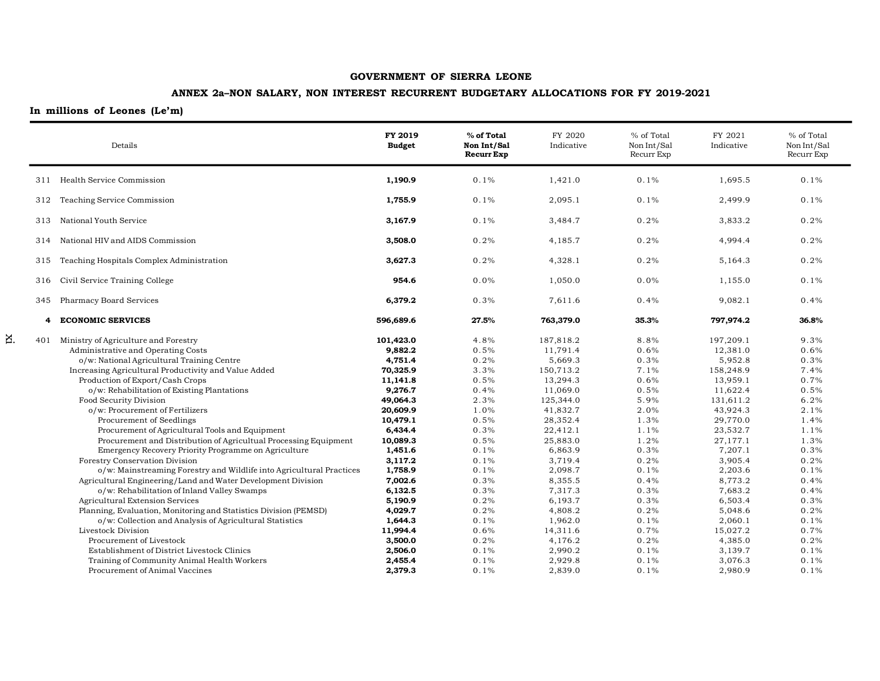**GOVERNMENT OF SIERRA LEONE**

**ANNEX 2a–NON SALARY, NON INTEREST RECURRENT BUDGETARY ALLOCATIONS FOR FY 2019-2021**

**In millions of Leones (Le'm)**

| | Details | **FY 2019 Budget** | **% of Total Non Int/Sal Recurr Exp** | FY 2020 Indicative | % of Total Non Int/Sal Recurr Exp | FY 2021 Indicative | % of Total Non Int/Sal Recurr Exp |
|---|---|---|---|---|---|---|---|
| 311 | Health Service Commission | **1,190.9** | 0.1% | 1,421.0 | 0.1% | 1,695.5 | 0.1% |
| 312 | Teaching Service Commission | **1,755.9** | 0.1% | 2,095.1 | 0.1% | 2,499.9 | 0.1% |
| 313 | National Youth Service | **3,167.9** | 0.1% | 3,484.7 | 0.2% | 3,833.2 | 0.2% |
| 314 | National HIV and AIDS Commission | **3,508.0** | 0.2% | 4,185.7 | 0.2% | 4,994.4 | 0.2% |
| 315 | Teaching Hospitals Complex Administration | **3,627.3** | 0.2% | 4,328.1 | 0.2% | 5,164.3 | 0.2% |
| 316 | Civil Service Training College | **954.6** | 0.0% | 1,050.0 | 0.0% | 1,155.0 | 0.1% |
| 345 | Pharmacy Board Services | **6,379.2** | 0.3% | 7,611.6 | 0.4% | 9,082.1 | 0.4% |
| **4** | **ECONOMIC SERVICES** | **596,689.6** | **27.5%** | **763,379.0** | **35.3%** | **797,974.2** | **36.8%** |
| 401 | Ministry of Agriculture and Forestry | **101,423.0** | 4.8% | 187,818.2 | 8.8% | 197,209.1 | 9.3% |
| | Administrative and Operating Costs | **9,882.2** | 0.5% | 11,791.4 | 0.6% | 12,381.0 | 0.6% |
| | o/w: National Agricultural Training Centre | **4,751.4** | 0.2% | 5,669.3 | 0.3% | 5,952.8 | 0.3% |
| | Increasing Agricultural Productivity and Value Added | **70,325.9** | 3.3% | 150,713.2 | 7.1% | 158,248.9 | 7.4% |
| | Production of Export/Cash Crops | **11,141.8** | 0.5% | 13,294.3 | 0.6% | 13,959.1 | 0.7% |
| | o/w: Rehabilitation of Existing Plantations | **9,276.7** | 0.4% | 11,069.0 | 0.5% | 11,622.4 | 0.5% |
| | Food Security Division | **49,064.3** | 2.3% | 125,344.0 | 5.9% | 131,611.2 | 6.2% |
| | o/w: Procurement of Fertilizers | **20,609.9** | 1.0% | 41,832.7 | 2.0% | 43,924.3 | 2.1% |
| | Procurement of Seedlings | **10,479.1** | 0.5% | 28,352.4 | 1.3% | 29,770.0 | 1.4% |
| | Procurement of Agricultural Tools and Equipment | **6,434.4** | 0.3% | 22,412.1 | 1.1% | 23,532.7 | 1.1% |
| | Procurement and Distribution of Agricultual Processing Equipment | **10,089.3** | 0.5% | 25,883.0 | 1.2% | 27,177.1 | 1.3% |
| | Emergency Recovery Priority Programme on Agriculture | **1,451.6** | 0.1% | 6,863.9 | 0.3% | 7,207.1 | 0.3% |
| | Forestry Conservation Division | **3,117.2** | 0.1% | 3,719.4 | 0.2% | 3,905.4 | 0.2% |
| | o/w: Mainstreaming Forestry and Wildlife into Agricultural Practices | **1,758.9** | 0.1% | 2,098.7 | 0.1% | 2,203.6 | 0.1% |
| | Agricultural Engineering/Land and Water Development Division | **7,002.6** | 0.3% | 8,355.5 | 0.4% | 8,773.2 | 0.4% |
| | o/w: Rehabilitation of Inland Valley Swamps | **6,132.5** | 0.3% | 7,317.3 | 0.3% | 7,683.2 | 0.4% |
| | Agricultural Extension Services | **5,190.9** | 0.2% | 6,193.7 | 0.3% | 6,503.4 | 0.3% |
| | Planning, Evaluation, Monitoring and Statistics Division (PEMSD) | **4,029.7** | 0.2% | 4,808.2 | 0.2% | 5,048.6 | 0.2% |
| | o/w: Collection and Analysis of Agricultural Statistics | **1,644.3** | 0.1% | 1,962.0 | 0.1% | 2,060.1 | 0.1% |
| | Livestock Division | **11,994.4** | 0.6% | 14,311.6 | 0.7% | 15,027.2 | 0.7% |
| | Procurement of Livestock | **3,500.0** | 0.2% | 4,176.2 | 0.2% | 4,385.0 | 0.2% |
| | Establishment of District Livestock Clinics | **2,506.0** | 0.1% | 2,990.2 | 0.1% | 3,139.7 | 0.1% |
| | Training of Community Animal Health Workers | **2,455.4** | 0.1% | 2,929.8 | 0.1% | 3,076.3 | 0.1% |
| | Procurement of Animal Vaccines | **2,379.3** | 0.1% | 2,839.0 | 0.1% | 2,980.9 | 0.1% |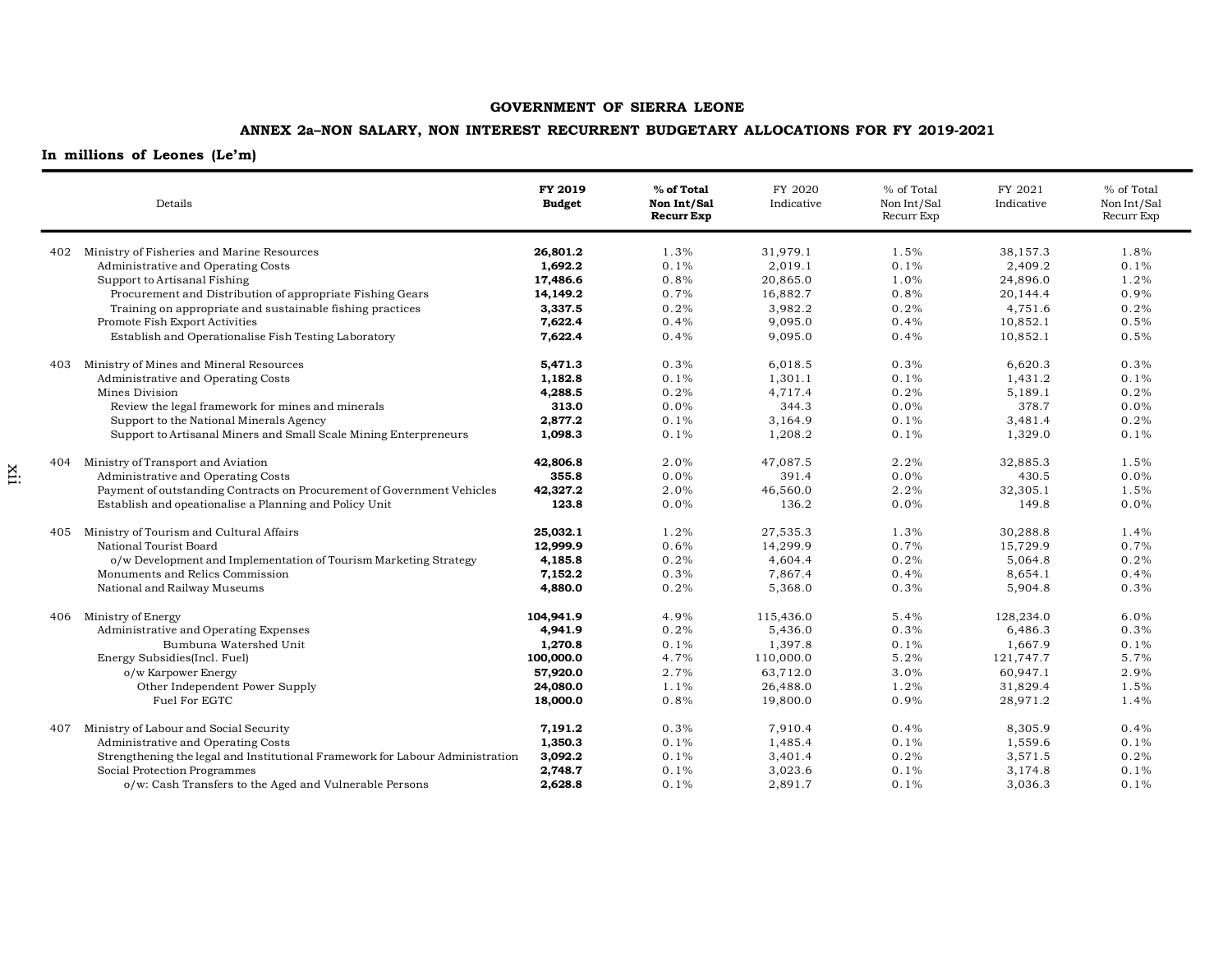**GOVERNMENT OF SIERRA LEONE**

**ANNEX 2a–NON SALARY, NON INTEREST RECURRENT BUDGETARY ALLOCATIONS FOR FY 2019-2021**

**In millions of Leones (Le'm)**

| | Details | **FY 2019 Budget** | **% of Total Non Int/Sal Recurr Exp** | FY 2020 Indicative | % of Total Non Int/Sal Recurr Exp | FY 2021 Indicative | % of Total Non Int/Sal Recurr Exp |
|---|---|---|---|---|---|---|---|
| 402 | Ministry of Fisheries and Marine Resources | **26,801.2** | 1.3% | 31,979.1 | 1.5% | 38,157.3 | 1.8% |
| | Administrative and Operating Costs | **1,692.2** | 0.1% | 2,019.1 | 0.1% | 2,409.2 | 0.1% |
| | Support to Artisanal Fishing | **17,486.6** | 0.8% | 20,865.0 | 1.0% | 24,896.0 | 1.2% |
| | Procurement and Distribution of appropriate Fishing Gears | **14,149.2** | 0.7% | 16,882.7 | 0.8% | 20,144.4 | 0.9% |
| | Training on appropriate and sustainable fishing practices | **3,337.5** | 0.2% | 3,982.2 | 0.2% | 4,751.6 | 0.2% |
| | Promote Fish Export Activities | **7,622.4** | 0.4% | 9,095.0 | 0.4% | 10,852.1 | 0.5% |
| | Establish and Operationalise Fish Testing Laboratory | **7,622.4** | 0.4% | 9,095.0 | 0.4% | 10,852.1 | 0.5% |
| 403 | Ministry of Mines and Mineral Resources | **5,471.3** | 0.3% | 6,018.5 | 0.3% | 6,620.3 | 0.3% |
| | Administrative and Operating Costs | **1,182.8** | 0.1% | 1,301.1 | 0.1% | 1,431.2 | 0.1% |
| | Mines Division | **4,288.5** | 0.2% | 4,717.4 | 0.2% | 5,189.1 | 0.2% |
| | Review the legal framework for mines and minerals | **313.0** | 0.0% | 344.3 | 0.0% | 378.7 | 0.0% |
| | Support to the National Minerals Agency | **2,877.2** | 0.1% | 3,164.9 | 0.1% | 3,481.4 | 0.2% |
| | Support to Artisanal Miners and Small Scale Mining Enterpreneurs | **1,098.3** | 0.1% | 1,208.2 | 0.1% | 1,329.0 | 0.1% |
| 404 | Ministry of Transport and Aviation | **42,806.8** | 2.0% | 47,087.5 | 2.2% | 32,885.3 | 1.5% |
| | Administrative and Operating Costs | **355.8** | 0.0% | 391.4 | 0.0% | 430.5 | 0.0% |
| | Payment of outstanding Contracts on Procurement of Government Vehicles | **42,327.2** | 2.0% | 46,560.0 | 2.2% | 32,305.1 | 1.5% |
| | Establish and opeationalise a Planning and Policy Unit | **123.8** | 0.0% | 136.2 | 0.0% | 149.8 | 0.0% |
| 405 | Ministry of Tourism and Cultural Affairs | **25,032.1** | 1.2% | 27,535.3 | 1.3% | 30,288.8 | 1.4% |
| | National Tourist Board | **12,999.9** | 0.6% | 14,299.9 | 0.7% | 15,729.9 | 0.7% |
| | o/w Development and Implementation of Tourism Marketing Strategy | **4,185.8** | 0.2% | 4,604.4 | 0.2% | 5,064.8 | 0.2% |
| | Monuments and Relics Commission | **7,152.2** | 0.3% | 7,867.4 | 0.4% | 8,654.1 | 0.4% |
| | National and Railway Museums | **4,880.0** | 0.2% | 5,368.0 | 0.3% | 5,904.8 | 0.3% |
| 406 | Ministry of Energy | **104,941.9** | 4.9% | 115,436.0 | 5.4% | 128,234.0 | 6.0% |
| | Administrative and Operating Expenses | **4,941.9** | 0.2% | 5,436.0 | 0.3% | 6,486.3 | 0.3% |
| | Bumbuna Watershed Unit | **1,270.8** | 0.1% | 1,397.8 | 0.1% | 1,667.9 | 0.1% |
| | Energy Subsidies(Incl. Fuel) | **100,000.0** | 4.7% | 110,000.0 | 5.2% | 121,747.7 | 5.7% |
| | o/w Karpower Energy | **57,920.0** | 2.7% | 63,712.0 | 3.0% | 60,947.1 | 2.9% |
| | Other Independent Power Supply | **24,080.0** | 1.1% | 26,488.0 | 1.2% | 31,829.4 | 1.5% |
| | Fuel For EGTC | **18,000.0** | 0.8% | 19,800.0 | 0.9% | 28,971.2 | 1.4% |
| 407 | Ministry of Labour and Social Security | **7,191.2** | 0.3% | 7,910.4 | 0.4% | 8,305.9 | 0.4% |
| | Administrative and Operating Costs | **1,350.3** | 0.1% | 1,485.4 | 0.1% | 1,559.6 | 0.1% |
| | Strengthening the legal and Institutional Framework for Labour Administration | **3,092.2** | 0.1% | 3,401.4 | 0.2% | 3,571.5 | 0.2% |
| | Social Protection Programmes | **2,748.7** | 0.1% | 3,023.6 | 0.1% | 3,174.8 | 0.1% |
| | o/w: Cash Transfers to the Aged and Vulnerable Persons | **2,628.8** | 0.1% | 2,891.7 | 0.1% | 3,036.3 | 0.1% |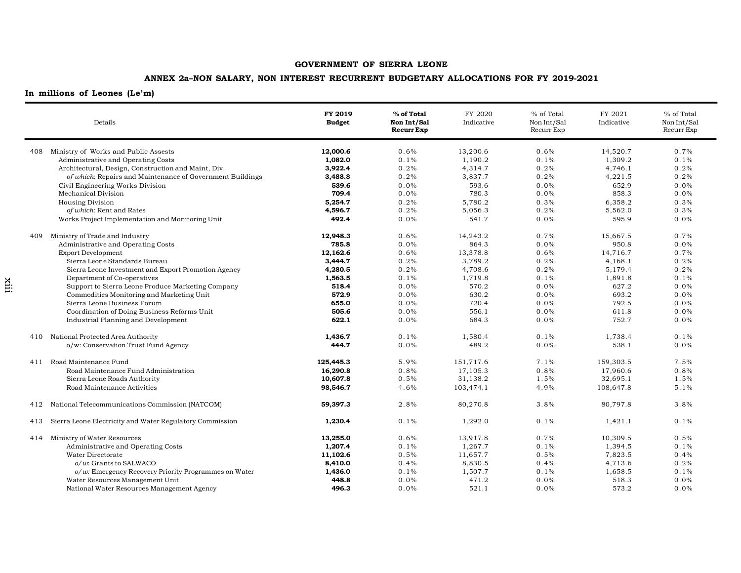**GOVERNMENT OF SIERRA LEONE**

**ANNEX 2a–NON SALARY, NON INTEREST RECURRENT BUDGETARY ALLOCATIONS FOR FY 2019-2021**

**In millions of Leones (Le'm)**

| | Details | **FY 2019 Budget** | **% of Total Non Int/Sal Recurr Exp** | FY 2020 Indicative | % of Total Non Int/Sal Recurr Exp | FY 2021 Indicative | % of Total Non Int/Sal Recurr Exp |
|---|---|---|---|---|---|---|---|
| 408 | Ministry of Works and Public Assests | **12,000.6** | 0.6% | 13,200.6 | 0.6% | 14,520.7 | 0.7% |
| | Administrative and Operating Costs | **1,082.0** | 0.1% | 1,190.2 | 0.1% | 1,309.2 | 0.1% |
| | Architectural, Design, Construction and Maint, Div. | **3,922.4** | 0.2% | 4,314.7 | 0.2% | 4,746.1 | 0.2% |
| | *of which*: Repairs and Maintenance of Government Buildings | **3,488.8** | 0.2% | 3,837.7 | 0.2% | 4,221.5 | 0.2% |
| | Civil Engineering Works Division | **539.6** | 0.0% | 593.6 | 0.0% | 652.9 | 0.0% |
| | Mechanical Division | **709.4** | 0.0% | 780.3 | 0.0% | 858.3 | 0.0% |
| | Housing Division | **5,254.7** | 0.2% | 5,780.2 | 0.3% | 6,358.2 | 0.3% |
| | *of which*: Rent and Rates | **4,596.7** | 0.2% | 5,056.3 | 0.2% | 5,562.0 | 0.3% |
| | Works Project Implementation and Monitoring Unit | **492.4** | 0.0% | 541.7 | 0.0% | 595.9 | 0.0% |
| 409 | Ministry of Trade and Industry | **12,948.3** | 0.6% | 14,243.2 | 0.7% | 15,667.5 | 0.7% |
| | Administrative and Operating Costs | **785.8** | 0.0% | 864.3 | 0.0% | 950.8 | 0.0% |
| | Export Development | **12,162.6** | 0.6% | 13,378.8 | 0.6% | 14,716.7 | 0.7% |
| | Sierra Leone Standards Bureau | **3,444.7** | 0.2% | 3,789.2 | 0.2% | 4,168.1 | 0.2% |
| | Sierra Leone Investment and Export Promotion Agency | **4,280.5** | 0.2% | 4,708.6 | 0.2% | 5,179.4 | 0.2% |
| | Department of Co-operatives | **1,563.5** | 0.1% | 1,719.8 | 0.1% | 1,891.8 | 0.1% |
| | Support to Sierra Leone Produce Marketing Company | **518.4** | 0.0% | 570.2 | 0.0% | 627.2 | 0.0% |
| | Commodities Monitoring and Marketing Unit | **572.9** | 0.0% | 630.2 | 0.0% | 693.2 | 0.0% |
| | Sierra Leone Business Forum | **655.0** | 0.0% | 720.4 | 0.0% | 792.5 | 0.0% |
| | Coordination of Doing Business Reforms Unit | **505.6** | 0.0% | 556.1 | 0.0% | 611.8 | 0.0% |
| | Industrial Planning and Development | **622.1** | 0.0% | 684.3 | 0.0% | 752.7 | 0.0% |
| 410 | National Protected Area Authority | **1,436.7** | 0.1% | 1,580.4 | 0.1% | 1,738.4 | 0.1% |
| | o/w: Conservation Trust Fund Agency | **444.7** | 0.0% | 489.2 | 0.0% | 538.1 | 0.0% |
| 411 | Road Maintenance Fund | **125,445.3** | 5.9% | 151,717.6 | 7.1% | 159,303.5 | 7.5% |
| | Road Maintenance Fund Administration | **16,290.8** | 0.8% | 17,105.3 | 0.8% | 17,960.6 | 0.8% |
| | Sierra Leone Roads Authority | **10,607.8** | 0.5% | 31,138.2 | 1.5% | 32,695.1 | 1.5% |
| | Road Maintenance Activities | **98,546.7** | 4.6% | 103,474.1 | 4.9% | 108,647.8 | 5.1% |
| 412 | National Telecommunications Commission (NATCOM) | **59,397.3** | 2.8% | 80,270.8 | 3.8% | 80,797.8 | 3.8% |
| 413 | Sierra Leone Electricity and Water Regulatory Commission | **1,230.4** | 0.1% | 1,292.0 | 0.1% | 1,421.1 | 0.1% |
| 414 | Ministry of Water Resources | **13,255.0** | 0.6% | 13,917.8 | 0.7% | 10,309.5 | 0.5% |
| | Administrative and Operating Costs | **1,207.4** | 0.1% | 1,267.7 | 0.1% | 1,394.5 | 0.1% |
| | Water Directorate | **11,102.6** | 0.5% | 11,657.7 | 0.5% | 7,823.5 | 0.4% |
| | *o/w*: Grants to SALWACO | **8,410.0** | 0.4% | 8,830.5 | 0.4% | 4,713.6 | 0.2% |
| | *o/w*: Emergency Recovery Priority Programmes on Water | **1,436.0** | 0.1% | 1,507.7 | 0.1% | 1,658.5 | 0.1% |
| | Water Resources Management Unit | **448.8** | 0.0% | 471.2 | 0.0% | 518.3 | 0.0% |
| | National Water Resources Management Agency | **496.3** | 0.0% | 521.1 | 0.0% | 573.2 | 0.0% |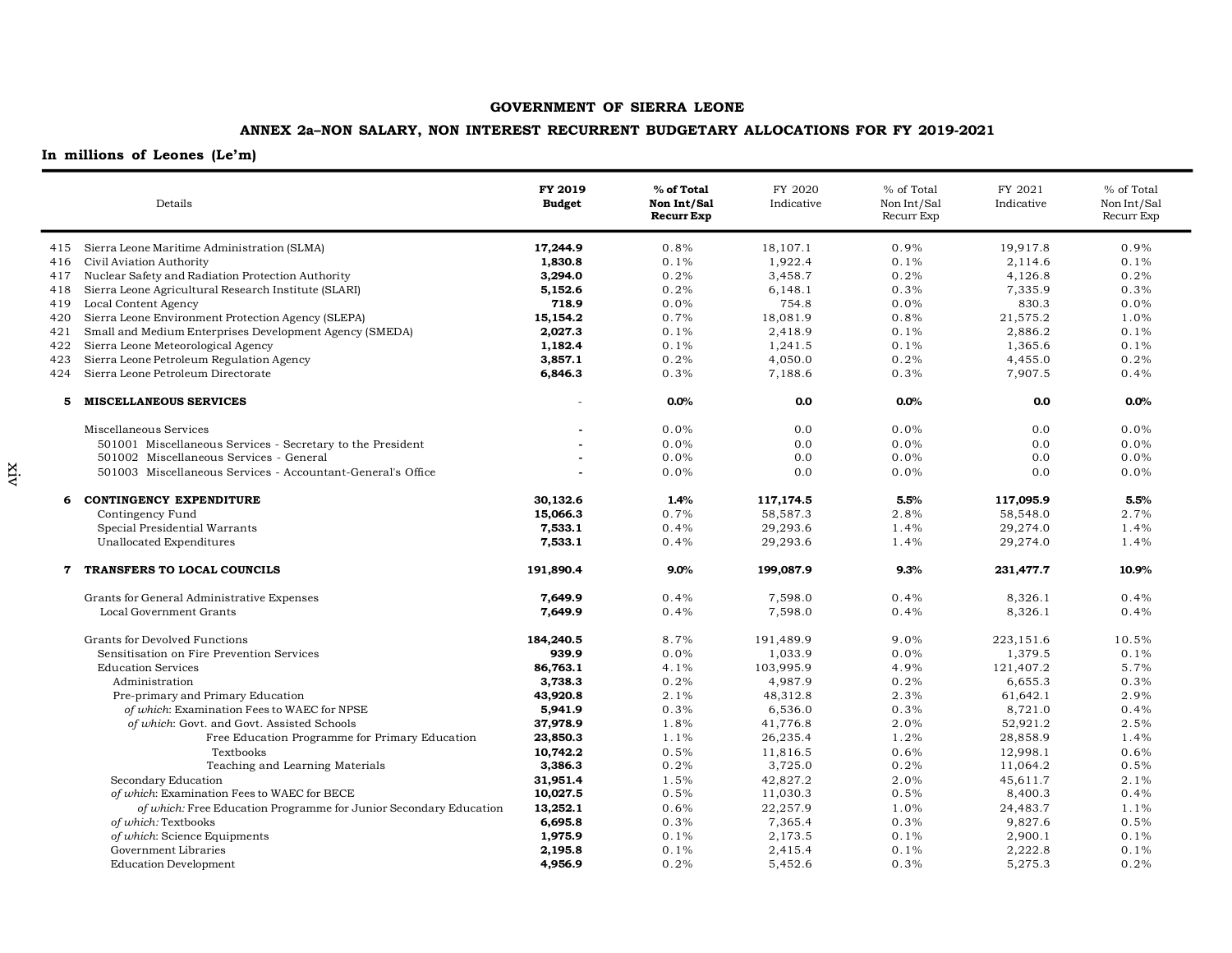## GOVERNMENT OF SIERRA LEONE

### ANNEX 2a–NON SALARY, NON INTEREST RECURRENT BUDGETARY ALLOCATIONS FOR FY 2019-2021

**In millions of Leones (Le'm)**

| | Details | FY 2019 Budget | % of Total Non Int/Sal Recurr Exp | FY 2020 Indicative | % of Total Non Int/Sal Recurr Exp | FY 2021 Indicative | % of Total Non Int/Sal Recurr Exp |
|---|---|---|---|---|---|---|---|
| 415 | Sierra Leone Maritime Administration (SLMA) | **17,244.9** | 0.8% | 18,107.1 | 0.9% | 19,917.8 | 0.9% |
| 416 | Civil Aviation Authority | **1,830.8** | 0.1% | 1,922.4 | 0.1% | 2,114.6 | 0.1% |
| 417 | Nuclear Safety and Radiation Protection Authority | **3,294.0** | 0.2% | 3,458.7 | 0.2% | 4,126.8 | 0.2% |
| 418 | Sierra Leone Agricultural Research Institute (SLARI) | **5,152.6** | 0.2% | 6,148.1 | 0.3% | 7,335.9 | 0.3% |
| 419 | Local Content Agency | **718.9** | 0.0% | 754.8 | 0.0% | 830.3 | 0.0% |
| 420 | Sierra Leone Environment Protection Agency (SLEPA) | **15,154.2** | 0.7% | 18,081.9 | 0.8% | 21,575.2 | 1.0% |
| 421 | Small and Medium Enterprises Development Agency (SMEDA) | **2,027.3** | 0.1% | 2,418.9 | 0.1% | 2,886.2 | 0.1% |
| 422 | Sierra Leone Meteorological Agency | **1,182.4** | 0.1% | 1,241.5 | 0.1% | 1,365.6 | 0.1% |
| 423 | Sierra Leone Petroleum Regulation Agency | **3,857.1** | 0.2% | 4,050.0 | 0.2% | 4,455.0 | 0.2% |
| 424 | Sierra Leone Petroleum Directorate | **6,846.3** | 0.3% | 7,188.6 | 0.3% | 7,907.5 | 0.4% |
| **5** | **MISCELLANEOUS SERVICES** | - | **0.0%** | **0.0** | **0.0%** | **0.0** | **0.0%** |
| | Miscellaneous Services | **-** | 0.0% | 0.0 | 0.0% | 0.0 | 0.0% |
| | 501001 Miscellaneous Services - Secretary to the President | **-** | 0.0% | 0.0 | 0.0% | 0.0 | 0.0% |
| | 501002 Miscellaneous Services - General | **-** | 0.0% | 0.0 | 0.0% | 0.0 | 0.0% |
| | 501003 Miscellaneous Services - Accountant-General's Office | **-** | 0.0% | 0.0 | 0.0% | 0.0 | 0.0% |
| **6** | **CONTINGENCY EXPENDITURE** | **30,132.6** | **1.4%** | **117,174.5** | **5.5%** | **117,095.9** | **5.5%** |
| | Contingency Fund | **15,066.3** | 0.7% | 58,587.3 | 2.8% | 58,548.0 | 2.7% |
| | Special Presidential Warrants | **7,533.1** | 0.4% | 29,293.6 | 1.4% | 29,274.0 | 1.4% |
| | Unallocated Expenditures | **7,533.1** | 0.4% | 29,293.6 | 1.4% | 29,274.0 | 1.4% |
| **7** | **TRANSFERS TO LOCAL COUNCILS** | **191,890.4** | **9.0%** | **199,087.9** | **9.3%** | **231,477.7** | **10.9%** |
| | Grants for General Administrative Expenses | **7,649.9** | 0.4% | 7,598.0 | 0.4% | 8,326.1 | 0.4% |
| | Local Government Grants | **7,649.9** | 0.4% | 7,598.0 | 0.4% | 8,326.1 | 0.4% |
| | Grants for Devolved Functions | **184,240.5** | 8.7% | 191,489.9 | 9.0% | 223,151.6 | 10.5% |
| | Sensitisation on Fire Prevention Services | **939.9** | 0.0% | 1,033.9 | 0.0% | 1,379.5 | 0.1% |
| | Education Services | **86,763.1** | 4.1% | 103,995.9 | 4.9% | 121,407.2 | 5.7% |
| | Administration | **3,738.3** | 0.2% | 4,987.9 | 0.2% | 6,655.3 | 0.3% |
| | Pre-primary and Primary Education | **43,920.8** | 2.1% | 48,312.8 | 2.3% | 61,642.1 | 2.9% |
| | *of which*: Examination Fees to WAEC for NPSE | **5,941.9** | 0.3% | 6,536.0 | 0.3% | 8,721.0 | 0.4% |
| | *of which*: Govt. and Govt. Assisted Schools | **37,978.9** | 1.8% | 41,776.8 | 2.0% | 52,921.2 | 2.5% |
| | Free Education Programme for Primary Education | **23,850.3** | 1.1% | 26,235.4 | 1.2% | 28,858.9 | 1.4% |
| | Textbooks | **10,742.2** | 0.5% | 11,816.5 | 0.6% | 12,998.1 | 0.6% |
| | Teaching and Learning Materials | **3,386.3** | 0.2% | 3,725.0 | 0.2% | 11,064.2 | 0.5% |
| | Secondary Education | **31,951.4** | 1.5% | 42,827.2 | 2.0% | 45,611.7 | 2.1% |
| | *of which*: Examination Fees to WAEC for BECE | **10,027.5** | 0.5% | 11,030.3 | 0.5% | 8,400.3 | 0.4% |
| | *of which:* Free Education Programme for Junior Secondary Education | **13,252.1** | 0.6% | 22,257.9 | 1.0% | 24,483.7 | 1.1% |
| | *of which:* Textbooks | **6,695.8** | 0.3% | 7,365.4 | 0.3% | 9,827.6 | 0.5% |
| | *of which*: Science Equipments | **1,975.9** | 0.1% | 2,173.5 | 0.1% | 2,900.1 | 0.1% |
| | Government Libraries | **2,195.8** | 0.1% | 2,415.4 | 0.1% | 2,222.8 | 0.1% |
| | Education Development | **4,956.9** | 0.2% | 5,452.6 | 0.3% | 5,275.3 | 0.2% |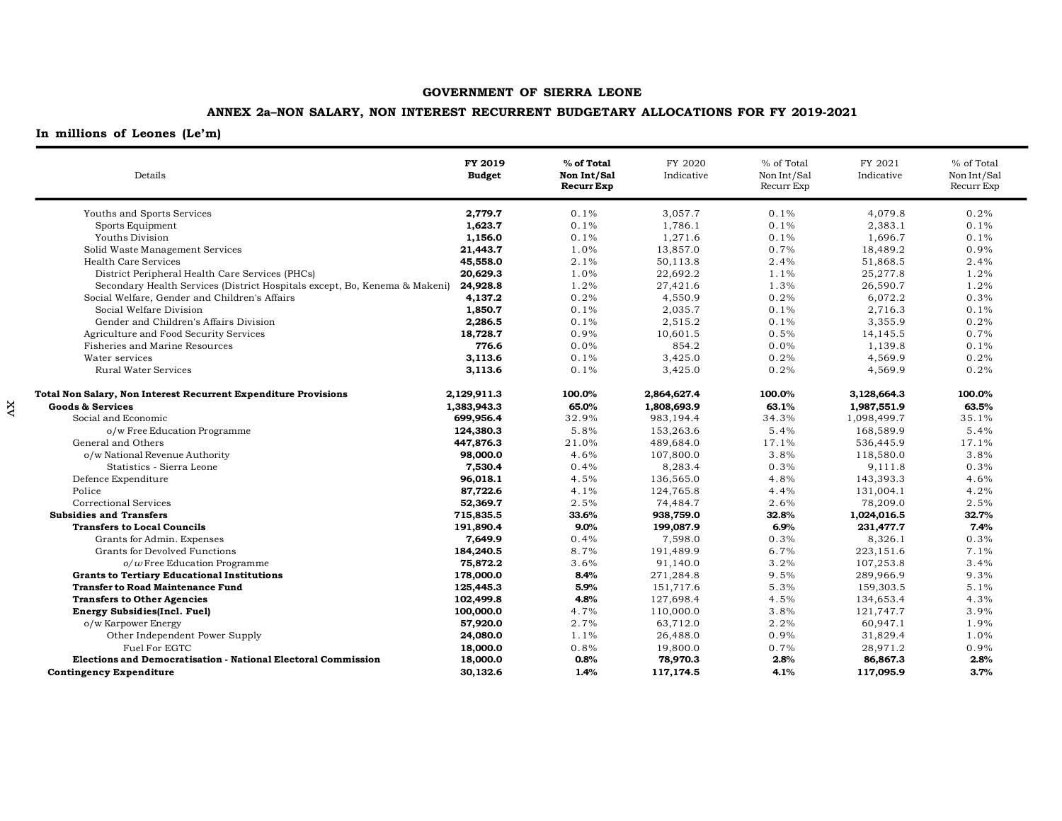**GOVERNMENT OF SIERRA LEONE**

**ANNEX 2a–NON SALARY, NON INTEREST RECURRENT BUDGETARY ALLOCATIONS FOR FY 2019-2021**

**In millions of Leones (Le'm)**

| Details | **FY 2019 Budget** | **% of Total Non Int/Sal Recurr Exp** | FY 2020 Indicative | % of Total Non Int/Sal Recurr Exp | FY 2021 Indicative | % of Total Non Int/Sal Recurr Exp |
|---|---|---|---|---|---|---|
| Youths and Sports Services | **2,779.7** | 0.1% | 3,057.7 | 0.1% | 4,079.8 | 0.2% |
| Sports Equipment | **1,623.7** | 0.1% | 1,786.1 | 0.1% | 2,383.1 | 0.1% |
| Youths Division | **1,156.0** | 0.1% | 1,271.6 | 0.1% | 1,696.7 | 0.1% |
| Solid Waste Management Services | **21,443.7** | 1.0% | 13,857.0 | 0.7% | 18,489.2 | 0.9% |
| Health Care Services | **45,558.0** | 2.1% | 50,113.8 | 2.4% | 51,868.5 | 2.4% |
| District Peripheral Health Care Services (PHCs) | **20,629.3** | 1.0% | 22,692.2 | 1.1% | 25,277.8 | 1.2% |
| Secondary Health Services (District Hospitals except, Bo, Kenema & Makeni) | **24,928.8** | 1.2% | 27,421.6 | 1.3% | 26,590.7 | 1.2% |
| Social Welfare, Gender and Children's Affairs | **4,137.2** | 0.2% | 4,550.9 | 0.2% | 6,072.2 | 0.3% |
| Social Welfare Division | **1,850.7** | 0.1% | 2,035.7 | 0.1% | 2,716.3 | 0.1% |
| Gender and Children's Affairs Division | **2,286.5** | 0.1% | 2,515.2 | 0.1% | 3,355.9 | 0.2% |
| Agriculture and Food Security Services | **18,728.7** | 0.9% | 10,601.5 | 0.5% | 14,145.5 | 0.7% |
| Fisheries and Marine Resources | **776.6** | 0.0% | 854.2 | 0.0% | 1,139.8 | 0.1% |
| Water services | **3,113.6** | 0.1% | 3,425.0 | 0.2% | 4,569.9 | 0.2% |
| Rural Water Services | **3,113.6** | 0.1% | 3,425.0 | 0.2% | 4,569.9 | 0.2% |
| **Total Non Salary, Non Interest Recurrent Expenditure Provisions** | **2,129,911.3** | **100.0%** | **2,864,627.4** | **100.0%** | **3,128,664.3** | **100.0%** |
| **Goods & Services** | **1,383,943.3** | **65.0%** | **1,808,693.9** | **63.1%** | **1,987,551.9** | **63.5%** |
| Social and Economic | **699,956.4** | 32.9% | 983,194.4 | 34.3% | 1,098,499.7 | 35.1% |
| o/w Free Education Programme | **124,380.3** | 5.8% | 153,263.6 | 5.4% | 168,589.9 | 5.4% |
| General and Others | **447,876.3** | 21.0% | 489,684.0 | 17.1% | 536,445.9 | 17.1% |
| o/w National Revenue Authority | **98,000.0** | 4.6% | 107,800.0 | 3.8% | 118,580.0 | 3.8% |
| Statistics - Sierra Leone | **7,530.4** | 0.4% | 8,283.4 | 0.3% | 9,111.8 | 0.3% |
| Defence Expenditure | **96,018.1** | 4.5% | 136,565.0 | 4.8% | 143,393.3 | 4.6% |
| Police | **87,722.6** | 4.1% | 124,765.8 | 4.4% | 131,004.1 | 4.2% |
| Correctional Services | **52,369.7** | 2.5% | 74,484.7 | 2.6% | 78,209.0 | 2.5% |
| **Subsidies and Transfers** | **715,835.5** | **33.6%** | **938,759.0** | **32.8%** | **1,024,016.5** | **32.7%** |
| **Transfers to Local Councils** | **191,890.4** | **9.0%** | **199,087.9** | **6.9%** | **231,477.7** | **7.4%** |
| Grants for Admin. Expenses | **7,649.9** | 0.4% | 7,598.0 | 0.3% | 8,326.1 | 0.3% |
| Grants for Devolved Functions | **184,240.5** | 8.7% | 191,489.9 | 6.7% | 223,151.6 | 7.1% |
| *o/w* Free Education Programme | **75,872.2** | 3.6% | 91,140.0 | 3.2% | 107,253.8 | 3.4% |
| **Grants to Tertiary Educational Institutions** | **178,000.0** | **8.4%** | 271,284.8 | 9.5% | 289,966.9 | 9.3% |
| **Transfer to Road Maintenance Fund** | **125,445.3** | **5.9%** | 151,717.6 | 5.3% | 159,303.5 | 5.1% |
| **Transfers to Other Agencies** | **102,499.8** | **4.8%** | 127,698.4 | 4.5% | 134,653.4 | 4.3% |
| **Energy Subsidies(Incl. Fuel)** | **100,000.0** | 4.7% | 110,000.0 | 3.8% | 121,747.7 | 3.9% |
| o/w Karpower Energy | **57,920.0** | 2.7% | 63,712.0 | 2.2% | 60,947.1 | 1.9% |
| Other Independent Power Supply | **24,080.0** | 1.1% | 26,488.0 | 0.9% | 31,829.4 | 1.0% |
| Fuel For EGTC | **18,000.0** | 0.8% | 19,800.0 | 0.7% | 28,971.2 | 0.9% |
| **Elections and Democratisation - National Electoral Commission** | **18,000.0** | **0.8%** | **78,970.3** | **2.8%** | **86,867.3** | **2.8%** |
| **Contingency Expenditure** | **30,132.6** | **1.4%** | **117,174.5** | **4.1%** | **117,095.9** | **3.7%** |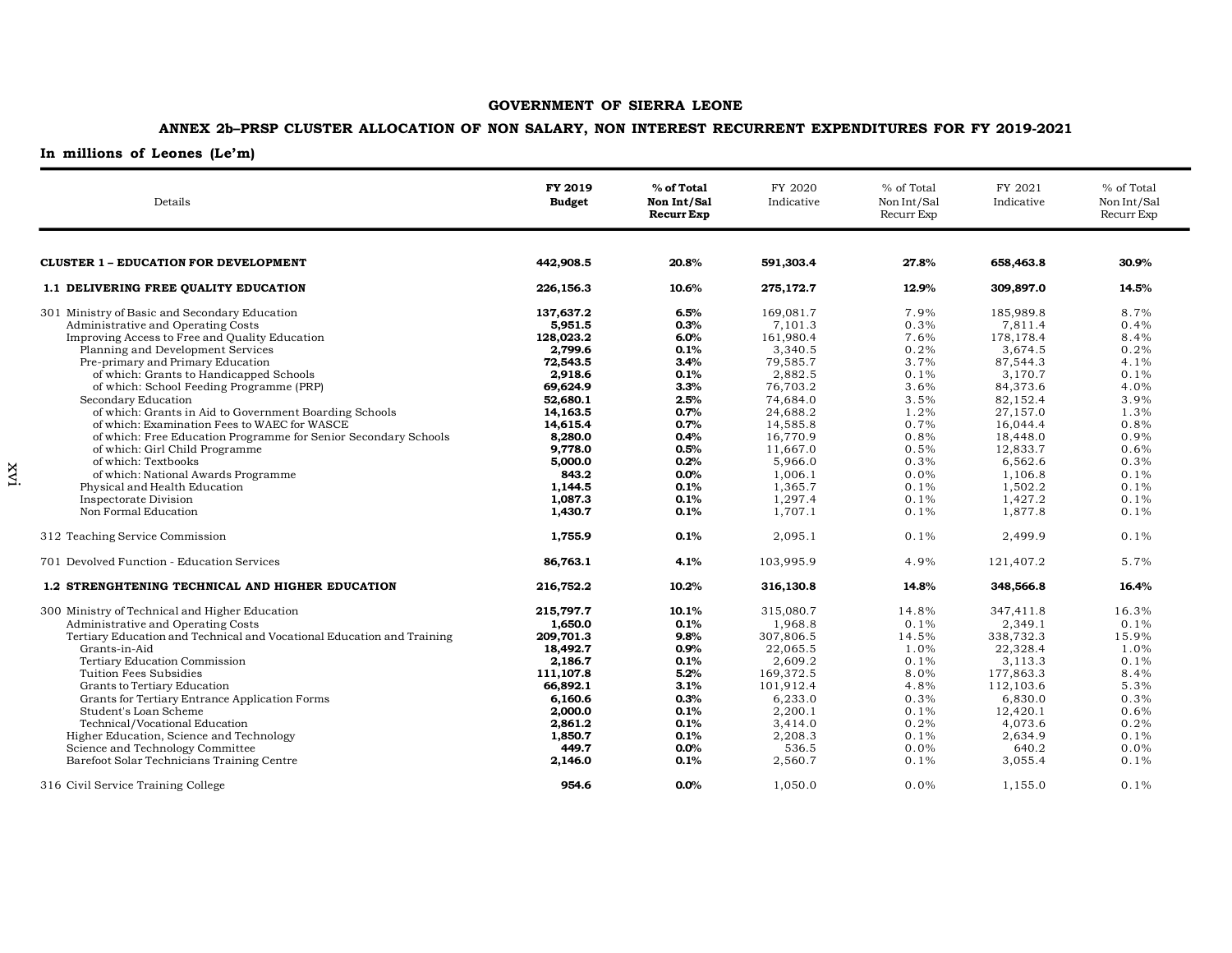**GOVERNMENT OF SIERRA LEONE**

**ANNEX 2b–PRSP CLUSTER ALLOCATION OF NON SALARY, NON INTEREST RECURRENT EXPENDITURES FOR FY 2019-2021**

**In millions of Leones (Le'm)**

| Details | FY 2019 Budget | % of Total Non Int/Sal Recurr Exp | FY 2020 Indicative | % of Total Non Int/Sal Recurr Exp | FY 2021 Indicative | % of Total Non Int/Sal Recurr Exp |
|---|---|---|---|---|---|---|
| **CLUSTER 1 – EDUCATION FOR DEVELOPMENT** | **442,908.5** | **20.8%** | **591,303.4** | **27.8%** | **658,463.8** | **30.9%** |
| **1.1 DELIVERING FREE QUALITY EDUCATION** | **226,156.3** | **10.6%** | **275,172.7** | **12.9%** | **309,897.0** | **14.5%** |
| 301 Ministry of Basic and Secondary Education | **137,637.2** | **6.5%** | 169,081.7 | 7.9% | 185,989.8 | 8.7% |
| Administrative and Operating Costs | **5,951.5** | **0.3%** | 7,101.3 | 0.3% | 7,811.4 | 0.4% |
| Improving Access to Free and Quality Education | **128,023.2** | **6.0%** | 161,980.4 | 7.6% | 178,178.4 | 8.4% |
| Planning and Development Services | **2,799.6** | **0.1%** | 3,340.5 | 0.2% | 3,674.5 | 0.2% |
| Pre-primary and Primary Education | **72,543.5** | **3.4%** | 79,585.7 | 3.7% | 87,544.3 | 4.1% |
| of which: Grants to Handicapped Schools | **2,918.6** | **0.1%** | 2,882.5 | 0.1% | 3,170.7 | 0.1% |
| of which: School Feeding Programme (PRP) | **69,624.9** | **3.3%** | 76,703.2 | 3.6% | 84,373.6 | 4.0% |
| Secondary Education | **52,680.1** | **2.5%** | 74,684.0 | 3.5% | 82,152.4 | 3.9% |
| of which: Grants in Aid to Government Boarding Schools | **14,163.5** | **0.7%** | 24,688.2 | 1.2% | 27,157.0 | 1.3% |
| of which: Examination Fees to WAEC for WASCE | **14,615.4** | **0.7%** | 14,585.8 | 0.7% | 16,044.4 | 0.8% |
| of which: Free Education Programme for Senior Secondary Schools | **8,280.0** | **0.4%** | 16,770.9 | 0.8% | 18,448.0 | 0.9% |
| of which: Girl Child Programme | **9,778.0** | **0.5%** | 11,667.0 | 0.5% | 12,833.7 | 0.6% |
| of which: Textbooks | **5,000.0** | **0.2%** | 5,966.0 | 0.3% | 6,562.6 | 0.3% |
| of which: National Awards Programme | **843.2** | **0.0%** | 1,006.1 | 0.0% | 1,106.8 | 0.1% |
| Physical and Health Education | **1,144.5** | **0.1%** | 1,365.7 | 0.1% | 1,502.2 | 0.1% |
| Inspectorate Division | **1,087.3** | **0.1%** | 1,297.4 | 0.1% | 1,427.2 | 0.1% |
| Non Formal Education | **1,430.7** | **0.1%** | 1,707.1 | 0.1% | 1,877.8 | 0.1% |
| 312 Teaching Service Commission | **1,755.9** | **0.1%** | 2,095.1 | 0.1% | 2,499.9 | 0.1% |
| 701 Devolved Function - Education Services | **86,763.1** | **4.1%** | 103,995.9 | 4.9% | 121,407.2 | 5.7% |
| **1.2 STRENGHTENING TECHNICAL AND HIGHER EDUCATION** | **216,752.2** | **10.2%** | **316,130.8** | **14.8%** | **348,566.8** | **16.4%** |
| 300 Ministry of Technical and Higher Education | **215,797.7** | **10.1%** | 315,080.7 | 14.8% | 347,411.8 | 16.3% |
| Administrative and Operating Costs | **1,650.0** | **0.1%** | 1,968.8 | 0.1% | 2,349.1 | 0.1% |
| Tertiary Education and Technical and Vocational Education and Training | **209,701.3** | **9.8%** | 307,806.5 | 14.5% | 338,732.3 | 15.9% |
| Grants-in-Aid | **18,492.7** | **0.9%** | 22,065.5 | 1.0% | 22,328.4 | 1.0% |
| Tertiary Education Commission | **2,186.7** | **0.1%** | 2,609.2 | 0.1% | 3,113.3 | 0.1% |
| Tuition Fees Subsidies | **111,107.8** | **5.2%** | 169,372.5 | 8.0% | 177,863.3 | 8.4% |
| Grants to Tertiary Education | **66,892.1** | **3.1%** | 101,912.4 | 4.8% | 112,103.6 | 5.3% |
| Grants for Tertiary Entrance Application Forms | **6,160.6** | **0.3%** | 6,233.0 | 0.3% | 6,830.0 | 0.3% |
| Student's Loan Scheme | **2,000.0** | **0.1%** | 2,200.1 | 0.1% | 12,420.1 | 0.6% |
| Technical/Vocational Education | **2,861.2** | **0.1%** | 3,414.0 | 0.2% | 4,073.6 | 0.2% |
| Higher Education, Science and Technology | **1,850.7** | **0.1%** | 2,208.3 | 0.1% | 2,634.9 | 0.1% |
| Science and Technology Committee | **449.7** | **0.0%** | 536.5 | 0.0% | 640.2 | 0.0% |
| Barefoot Solar Technicians Training Centre | **2,146.0** | **0.1%** | 2,560.7 | 0.1% | 3,055.4 | 0.1% |
| 316 Civil Service Training College | **954.6** | **0.0%** | 1,050.0 | 0.0% | 1,155.0 | 0.1% |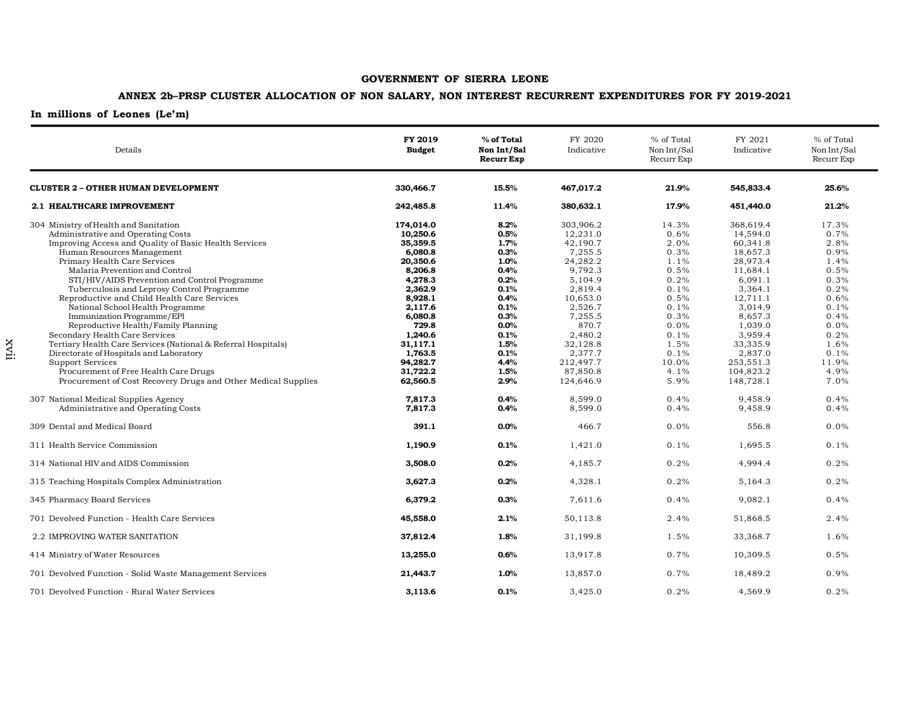**GOVERNMENT OF SIERRA LEONE**

**ANNEX 2b–PRSP CLUSTER ALLOCATION OF NON SALARY, NON INTEREST RECURRENT EXPENDITURES FOR FY 2019-2021**

**In millions of Leones (Le'm)**

| Details | **FY 2019 Budget** | **% of Total Non Int/Sal Recurr Exp** | FY 2020 Indicative | % of Total Non Int/Sal Recurr Exp | FY 2021 Indicative | % of Total Non Int/Sal Recurr Exp |
|---|---|---|---|---|---|---|
| **CLUSTER 2 – OTHER HUMAN DEVELOPMENT** | **330,466.7** | **15.5%** | **467,017.2** | **21.9%** | **545,833.4** | **25.6%** |
| **2.1 HEALTHCARE IMPROVEMENT** | **242,485.8** | **11.4%** | **380,632.1** | **17.9%** | **451,440.0** | **21.2%** |
| 304 Ministry of Health and Sanitation | **174,014.0** | **8.2%** | 303,906.2 | 14.3% | 368,619.4 | 17.3% |
| Administrative and Operating Costs | **10,250.6** | **0.5%** | 12,231.0 | 0.6% | 14,594.0 | 0.7% |
| Improving Access and Quality of Basic Health Services | **35,359.5** | **1.7%** | 42,190.7 | 2.0% | 60,341.8 | 2.8% |
| Human Resources Management | **6,080.8** | **0.3%** | 7,255.5 | 0.3% | 18,657.3 | 0.9% |
| Primary Health Care Services | **20,350.6** | **1.0%** | 24,282.2 | 1.1% | 28,973.4 | 1.4% |
| Malaria Prevention and Control | **8,206.8** | **0.4%** | 9,792.3 | 0.5% | 11,684.1 | 0.5% |
| STI/HIV/AIDS Prevention and Control Programme | **4,278.3** | **0.2%** | 5,104.9 | 0.2% | 6,091.1 | 0.3% |
| Tuberculosis and Leprosy Control Programme | **2,362.9** | **0.1%** | 2,819.4 | 0.1% | 3,364.1 | 0.2% |
| Reproductive and Child Health Care Services | **8,928.1** | **0.4%** | 10,653.0 | 0.5% | 12,711.1 | 0.6% |
| National School Health Programme | **2,117.6** | **0.1%** | 2,526.7 | 0.1% | 3,014.9 | 0.1% |
| Immunization Programme/EPI | **6,080.8** | **0.3%** | 7,255.5 | 0.3% | 8,657.3 | 0.4% |
| Reproductive Health/Family Planning | **729.8** | **0.0%** | 870.7 | 0.0% | 1,039.0 | 0.0% |
| Secondary Health Care Services | **1,240.6** | **0.1%** | 2,480.2 | 0.1% | 3,959.4 | 0.2% |
| Tertiary Health Care Services (National & Referral Hospitals) | **31,117.1** | **1.5%** | 32,128.8 | 1.5% | 33,335.9 | 1.6% |
| Directorate of Hospitals and Laboratory | **1,763.5** | **0.1%** | 2,377.7 | 0.1% | 2,837.0 | 0.1% |
| Support Services | **94,282.7** | **4.4%** | 212,497.7 | 10.0% | 253,551.3 | 11.9% |
| Procurement of Free Health Care Drugs | **31,722.2** | **1.5%** | 87,850.8 | 4.1% | 104,823.2 | 4.9% |
| Procurement of Cost Recovery Drugs and Other Medical Supplies | **62,560.5** | **2.9%** | 124,646.9 | 5.9% | 148,728.1 | 7.0% |
| 307 National Medical Supplies Agency | **7,817.3** | **0.4%** | 8,599.0 | 0.4% | 9,458.9 | 0.4% |
| Administrative and Operating Costs | **7,817.3** | **0.4%** | 8,599.0 | 0.4% | 9,458.9 | 0.4% |
| 309 Dental and Medical Board | **391.1** | **0.0%** | 466.7 | 0.0% | 556.8 | 0.0% |
| 311 Health Service Commission | **1,190.9** | **0.1%** | 1,421.0 | 0.1% | 1,695.5 | 0.1% |
| 314 National HIV and AIDS Commission | **3,508.0** | **0.2%** | 4,185.7 | 0.2% | 4,994.4 | 0.2% |
| 315 Teaching Hospitals Complex Administration | **3,627.3** | **0.2%** | 4,328.1 | 0.2% | 5,164.3 | 0.2% |
| 345 Pharmacy Board Services | **6,379.2** | **0.3%** | 7,611.6 | 0.4% | 9,082.1 | 0.4% |
| 701 Devolved Function - Health Care Services | **45,558.0** | **2.1%** | 50,113.8 | 2.4% | 51,868.5 | 2.4% |
| 2.2 IMPROVING WATER SANITATION | **37,812.4** | **1.8%** | 31,199.8 | 1.5% | 33,368.7 | 1.6% |
| 414 Ministry of Water Resources | **13,255.0** | **0.6%** | 13,917.8 | 0.7% | 10,309.5 | 0.5% |
| 701 Devolved Function - Solid Waste Management Services | **21,443.7** | **1.0%** | 13,857.0 | 0.7% | 18,489.2 | 0.9% |
| 701 Devolved Function - Rural Water Services | **3,113.6** | **0.1%** | 3,425.0 | 0.2% | 4,569.9 | 0.2% |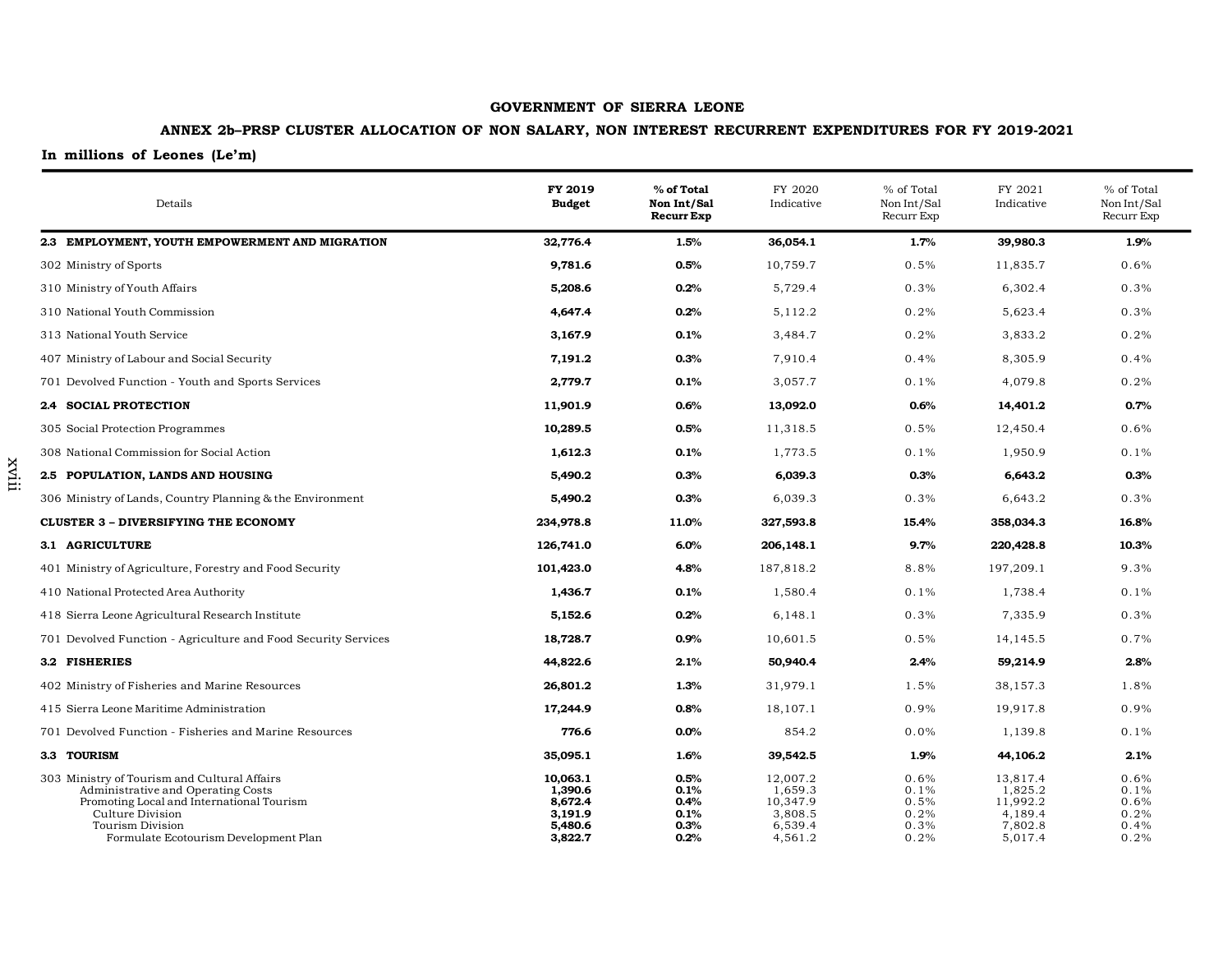**GOVERNMENT OF SIERRA LEONE**

**ANNEX 2b–PRSP CLUSTER ALLOCATION OF NON SALARY, NON INTEREST RECURRENT EXPENDITURES FOR FY 2019-2021**

**In millions of Leones (Le'm)**

| Details | FY 2019 Budget | % of Total Non Int/Sal Recurr Exp | FY 2020 Indicative | % of Total Non Int/Sal Recurr Exp | FY 2021 Indicative | % of Total Non Int/Sal Recurr Exp |
|---|---|---|---|---|---|---|
| **2.3 EMPLOYMENT, YOUTH EMPOWERMENT AND MIGRATION** | **32,776.4** | **1.5%** | **36,054.1** | **1.7%** | **39,980.3** | **1.9%** |
| 302 Ministry of Sports | **9,781.6** | **0.5%** | 10,759.7 | 0.5% | 11,835.7 | 0.6% |
| 310 Ministry of Youth Affairs | **5,208.6** | **0.2%** | 5,729.4 | 0.3% | 6,302.4 | 0.3% |
| 310 National Youth Commission | **4,647.4** | **0.2%** | 5,112.2 | 0.2% | 5,623.4 | 0.3% |
| 313 National Youth Service | **3,167.9** | **0.1%** | 3,484.7 | 0.2% | 3,833.2 | 0.2% |
| 407 Ministry of Labour and Social Security | **7,191.2** | **0.3%** | 7,910.4 | 0.4% | 8,305.9 | 0.4% |
| 701 Devolved Function - Youth and Sports Services | **2,779.7** | **0.1%** | 3,057.7 | 0.1% | 4,079.8 | 0.2% |
| **2.4 SOCIAL PROTECTION** | **11,901.9** | **0.6%** | **13,092.0** | **0.6%** | **14,401.2** | **0.7%** |
| 305 Social Protection Programmes | **10,289.5** | **0.5%** | 11,318.5 | 0.5% | 12,450.4 | 0.6% |
| 308 National Commission for Social Action | **1,612.3** | **0.1%** | 1,773.5 | 0.1% | 1,950.9 | 0.1% |
| **2.5 POPULATION, LANDS AND HOUSING** | **5,490.2** | **0.3%** | **6,039.3** | **0.3%** | **6,643.2** | **0.3%** |
| 306 Ministry of Lands, Country Planning & the Environment | **5,490.2** | **0.3%** | 6,039.3 | 0.3% | 6,643.2 | 0.3% |
| **CLUSTER 3 – DIVERSIFYING THE ECONOMY** | **234,978.8** | **11.0%** | **327,593.8** | **15.4%** | **358,034.3** | **16.8%** |
| **3.1 AGRICULTURE** | **126,741.0** | **6.0%** | **206,148.1** | **9.7%** | **220,428.8** | **10.3%** |
| 401 Ministry of Agriculture, Forestry and Food Security | **101,423.0** | **4.8%** | 187,818.2 | 8.8% | 197,209.1 | 9.3% |
| 410 National Protected Area Authority | **1,436.7** | **0.1%** | 1,580.4 | 0.1% | 1,738.4 | 0.1% |
| 418 Sierra Leone Agricultural Research Institute | **5,152.6** | **0.2%** | 6,148.1 | 0.3% | 7,335.9 | 0.3% |
| 701 Devolved Function - Agriculture and Food Security Services | **18,728.7** | **0.9%** | 10,601.5 | 0.5% | 14,145.5 | 0.7% |
| **3.2 FISHERIES** | **44,822.6** | **2.1%** | **50,940.4** | **2.4%** | **59,214.9** | **2.8%** |
| 402 Ministry of Fisheries and Marine Resources | **26,801.2** | **1.3%** | 31,979.1 | 1.5% | 38,157.3 | 1.8% |
| 415 Sierra Leone Maritime Administration | **17,244.9** | **0.8%** | 18,107.1 | 0.9% | 19,917.8 | 0.9% |
| 701 Devolved Function - Fisheries and Marine Resources | **776.6** | **0.0%** | 854.2 | 0.0% | 1,139.8 | 0.1% |
| **3.3 TOURISM** | **35,095.1** | **1.6%** | **39,542.5** | **1.9%** | **44,106.2** | **2.1%** |
| 303 Ministry of Tourism and Cultural Affairs | **10,063.1** | **0.5%** | 12,007.2 | 0.6% | 13,817.4 | 0.6% |
| Administrative and Operating Costs | **1,390.6** | **0.1%** | 1,659.3 | 0.1% | 1,825.2 | 0.1% |
| Promoting Local and International Tourism | **8,672.4** | **0.4%** | 10,347.9 | 0.5% | 11,992.2 | 0.6% |
| Culture Division | **3,191.9** | **0.1%** | 3,808.5 | 0.2% | 4,189.4 | 0.2% |
| Tourism Division | **5,480.6** | **0.3%** | 6,539.4 | 0.3% | 7,802.8 | 0.4% |
| Formulate Ecotourism Development Plan | **3,822.7** | **0.2%** | 4,561.2 | 0.2% | 5,017.4 | 0.2% |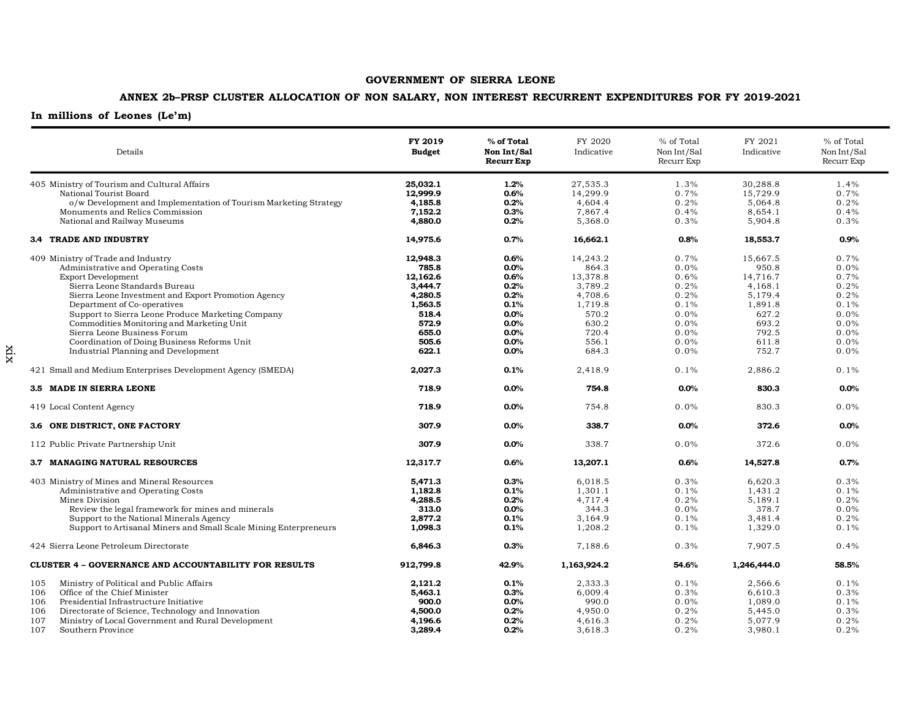**GOVERNMENT OF SIERRA LEONE**

**ANNEX 2b–PRSP CLUSTER ALLOCATION OF NON SALARY, NON INTEREST RECURRENT EXPENDITURES FOR FY 2019-2021**

**In millions of Leones (Le'm)**

| Details | **FY 2019 Budget** | **% of Total Non Int/Sal Recurr Exp** | FY 2020 Indicative | % of Total Non Int/Sal Recurr Exp | FY 2021 Indicative | % of Total Non Int/Sal Recurr Exp |
|---|---|---|---|---|---|---|
| 405 Ministry of Tourism and Cultural Affairs | **25,032.1** | **1.2%** | 27,535.3 | 1.3% | 30,288.8 | 1.4% |
| National Tourist Board | **12,999.9** | **0.6%** | 14,299.9 | 0.7% | 15,729.9 | 0.7% |
| o/w Development and Implementation of Tourism Marketing Strategy | **4,185.8** | **0.2%** | 4,604.4 | 0.2% | 5,064.8 | 0.2% |
| Monuments and Relics Commission | **7,152.2** | **0.3%** | 7,867.4 | 0.4% | 8,654.1 | 0.4% |
| National and Railway Museums | **4,880.0** | **0.2%** | 5,368.0 | 0.3% | 5,904.8 | 0.3% |
| **3.4 TRADE AND INDUSTRY** | **14,975.6** | **0.7%** | **16,662.1** | **0.8%** | **18,553.7** | **0.9%** |
| 409 Ministry of Trade and Industry | **12,948.3** | **0.6%** | 14,243.2 | 0.7% | 15,667.5 | 0.7% |
| Administrative and Operating Costs | **785.8** | **0.0%** | 864.3 | 0.0% | 950.8 | 0.0% |
| Export Development | **12,162.6** | **0.6%** | 13,378.8 | 0.6% | 14,716.7 | 0.7% |
| Sierra Leone Standards Bureau | **3,444.7** | **0.2%** | 3,789.2 | 0.2% | 4,168.1 | 0.2% |
| Sierra Leone Investment and Export Promotion Agency | **4,280.5** | **0.2%** | 4,708.6 | 0.2% | 5,179.4 | 0.2% |
| Department of Co-operatives | **1,563.5** | **0.1%** | 1,719.8 | 0.1% | 1,891.8 | 0.1% |
| Support to Sierra Leone Produce Marketing Company | **518.4** | **0.0%** | 570.2 | 0.0% | 627.2 | 0.0% |
| Commodities Monitoring and Marketing Unit | **572.9** | **0.0%** | 630.2 | 0.0% | 693.2 | 0.0% |
| Sierra Leone Business Forum | **655.0** | **0.0%** | 720.4 | 0.0% | 792.5 | 0.0% |
| Coordination of Doing Business Reforms Unit | **505.6** | **0.0%** | 556.1 | 0.0% | 611.8 | 0.0% |
| Industrial Planning and Development | **622.1** | **0.0%** | 684.3 | 0.0% | 752.7 | 0.0% |
| 421 Small and Medium Enterprises Development Agency (SMEDA) | **2,027.3** | **0.1%** | 2,418.9 | 0.1% | 2,886.2 | 0.1% |
| **3.5 MADE IN SIERRA LEONE** | **718.9** | **0.0%** | **754.8** | **0.0%** | **830.3** | **0.0%** |
| 419 Local Content Agency | **718.9** | **0.0%** | 754.8 | 0.0% | 830.3 | 0.0% |
| **3.6 ONE DISTRICT, ONE FACTORY** | **307.9** | **0.0%** | **338.7** | **0.0%** | **372.6** | **0.0%** |
| 112 Public Private Partnership Unit | **307.9** | **0.0%** | 338.7 | 0.0% | 372.6 | 0.0% |
| **3.7 MANAGING NATURAL RESOURCES** | **12,317.7** | **0.6%** | **13,207.1** | **0.6%** | **14,527.8** | **0.7%** |
| 403 Ministry of Mines and Mineral Resources | **5,471.3** | **0.3%** | 6,018.5 | 0.3% | 6,620.3 | 0.3% |
| Administrative and Operating Costs | **1,182.8** | **0.1%** | 1,301.1 | 0.1% | 1,431.2 | 0.1% |
| Mines Division | **4,288.5** | **0.2%** | 4,717.4 | 0.2% | 5,189.1 | 0.2% |
| Review the legal framework for mines and minerals | **313.0** | **0.0%** | 344.3 | 0.0% | 378.7 | 0.0% |
| Support to the National Minerals Agency | **2,877.2** | **0.1%** | 3,164.9 | 0.1% | 3,481.4 | 0.2% |
| Support to Artisanal Miners and Small Scale Mining Enterpreneurs | **1,098.3** | **0.1%** | 1,208.2 | 0.1% | 1,329.0 | 0.1% |
| 424 Sierra Leone Petroleum Directorate | **6,846.3** | **0.3%** | 7,188.6 | 0.3% | 7,907.5 | 0.4% |
| **CLUSTER 4 – GOVERNANCE AND ACCOUNTABILITY FOR RESULTS** | **912,799.8** | **42.9%** | **1,163,924.2** | **54.6%** | **1,246,444.0** | **58.5%** |
| 105 Ministry of Political and Public Affairs | **2,121.2** | **0.1%** | 2,333.3 | 0.1% | 2,566.6 | 0.1% |
| 106 Office of the Chief Minister | **5,463.1** | **0.3%** | 6,009.4 | 0.3% | 6,610.3 | 0.3% |
| 106 Presidential Infrastructure Initiative | **900.0** | **0.0%** | 990.0 | 0.0% | 1,089.0 | 0.1% |
| 106 Directorate of Science, Technology and Innovation | **4,500.0** | **0.2%** | 4,950.0 | 0.2% | 5,445.0 | 0.3% |
| 107 Ministry of Local Government and Rural Development | **4,196.6** | **0.2%** | 4,616.3 | 0.2% | 5,077.9 | 0.2% |
| 107 Southern Province | **3,289.4** | **0.2%** | 3,618.3 | 0.2% | 3,980.1 | 0.2% |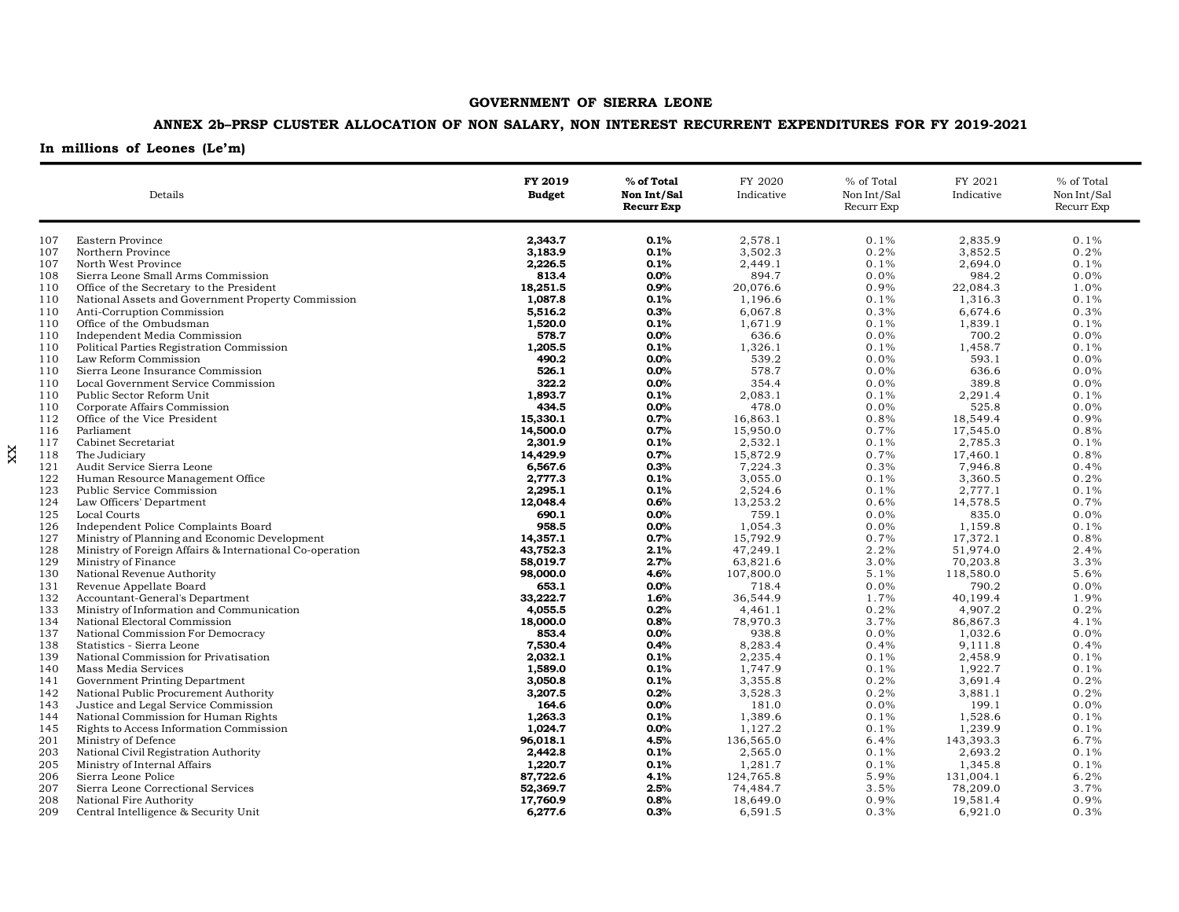**GOVERNMENT OF SIERRA LEONE**

**ANNEX 2b–PRSP CLUSTER ALLOCATION OF NON SALARY, NON INTEREST RECURRENT EXPENDITURES FOR FY 2019-2021**

**In millions of Leones (Le'm)**

| | Details | FY 2019 Budget | % of Total Non Int/Sal Recurr Exp | FY 2020 Indicative | % of Total Non Int/Sal Recurr Exp | FY 2021 Indicative | % of Total Non Int/Sal Recurr Exp |
|---|---|---|---|---|---|---|---|
| 107 | Eastern Province | **2,343.7** | **0.1%** | 2,578.1 | 0.1% | 2,835.9 | 0.1% |
| 107 | Northern Province | **3,183.9** | **0.1%** | 3,502.3 | 0.2% | 3,852.5 | 0.2% |
| 107 | North West Province | **2,226.5** | **0.1%** | 2,449.1 | 0.1% | 2,694.0 | 0.1% |
| 108 | Sierra Leone Small Arms Commission | **813.4** | **0.0%** | 894.7 | 0.0% | 984.2 | 0.0% |
| 110 | Office of the Secretary to the President | **18,251.5** | **0.9%** | 20,076.6 | 0.9% | 22,084.3 | 1.0% |
| 110 | National Assets and Government Property Commission | **1,087.8** | **0.1%** | 1,196.6 | 0.1% | 1,316.3 | 0.1% |
| 110 | Anti-Corruption Commission | **5,516.2** | **0.3%** | 6,067.8 | 0.3% | 6,674.6 | 0.3% |
| 110 | Office of the Ombudsman | **1,520.0** | **0.1%** | 1,671.9 | 0.1% | 1,839.1 | 0.1% |
| 110 | Independent Media Commission | **578.7** | **0.0%** | 636.6 | 0.0% | 700.2 | 0.0% |
| 110 | Political Parties Registration Commission | **1,205.5** | **0.1%** | 1,326.1 | 0.1% | 1,458.7 | 0.1% |
| 110 | Law Reform Commission | **490.2** | **0.0%** | 539.2 | 0.0% | 593.1 | 0.0% |
| 110 | Sierra Leone Insurance Commission | **526.1** | **0.0%** | 578.7 | 0.0% | 636.6 | 0.0% |
| 110 | Local Government Service Commission | **322.2** | **0.0%** | 354.4 | 0.0% | 389.8 | 0.0% |
| 110 | Public Sector Reform Unit | **1,893.7** | **0.1%** | 2,083.1 | 0.1% | 2,291.4 | 0.1% |
| 110 | Corporate Affairs Commission | **434.5** | **0.0%** | 478.0 | 0.0% | 525.8 | 0.0% |
| 112 | Office of the Vice President | **15,330.1** | **0.7%** | 16,863.1 | 0.8% | 18,549.4 | 0.9% |
| 116 | Parliament | **14,500.0** | **0.7%** | 15,950.0 | 0.7% | 17,545.0 | 0.8% |
| 117 | Cabinet Secretariat | **2,301.9** | **0.1%** | 2,532.1 | 0.1% | 2,785.3 | 0.1% |
| 118 | The Judiciary | **14,429.9** | **0.7%** | 15,872.9 | 0.7% | 17,460.1 | 0.8% |
| 121 | Audit Service Sierra Leone | **6,567.6** | **0.3%** | 7,224.3 | 0.3% | 7,946.8 | 0.4% |
| 122 | Human Resource Management Office | **2,777.3** | **0.1%** | 3,055.0 | 0.1% | 3,360.5 | 0.2% |
| 123 | Public Service Commission | **2,295.1** | **0.1%** | 2,524.6 | 0.1% | 2,777.1 | 0.1% |
| 124 | Law Officers' Department | **12,048.4** | **0.6%** | 13,253.2 | 0.6% | 14,578.5 | 0.7% |
| 125 | Local Courts | **690.1** | **0.0%** | 759.1 | 0.0% | 835.0 | 0.0% |
| 126 | Independent Police Complaints Board | **958.5** | **0.0%** | 1,054.3 | 0.0% | 1,159.8 | 0.1% |
| 127 | Ministry of Planning and Economic Development | **14,357.1** | **0.7%** | 15,792.9 | 0.7% | 17,372.1 | 0.8% |
| 128 | Ministry of Foreign Affairs & International Co-operation | **43,752.3** | **2.1%** | 47,249.1 | 2.2% | 51,974.0 | 2.4% |
| 129 | Ministry of Finance | **58,019.7** | **2.7%** | 63,821.6 | 3.0% | 70,203.8 | 3.3% |
| 130 | National Revenue Authority | **98,000.0** | **4.6%** | 107,800.0 | 5.1% | 118,580.0 | 5.6% |
| 131 | Revenue Appellate Board | **653.1** | **0.0%** | 718.4 | 0.0% | 790.2 | 0.0% |
| 132 | Accountant-General's Department | **33,222.7** | **1.6%** | 36,544.9 | 1.7% | 40,199.4 | 1.9% |
| 133 | Ministry of Information and Communication | **4,055.5** | **0.2%** | 4,461.1 | 0.2% | 4,907.2 | 0.2% |
| 134 | National Electoral Commission | **18,000.0** | **0.8%** | 78,970.3 | 3.7% | 86,867.3 | 4.1% |
| 137 | National Commission For Democracy | **853.4** | **0.0%** | 938.8 | 0.0% | 1,032.6 | 0.0% |
| 138 | Statistics - Sierra Leone | **7,530.4** | **0.4%** | 8,283.4 | 0.4% | 9,111.8 | 0.4% |
| 139 | National Commission for Privatisation | **2,032.1** | **0.1%** | 2,235.4 | 0.1% | 2,458.9 | 0.1% |
| 140 | Mass Media Services | **1,589.0** | **0.1%** | 1,747.9 | 0.1% | 1,922.7 | 0.1% |
| 141 | Government Printing Department | **3,050.8** | **0.1%** | 3,355.8 | 0.2% | 3,691.4 | 0.2% |
| 142 | National Public Procurement Authority | **3,207.5** | **0.2%** | 3,528.3 | 0.2% | 3,881.1 | 0.2% |
| 143 | Justice and Legal Service Commission | **164.6** | **0.0%** | 181.0 | 0.0% | 199.1 | 0.0% |
| 144 | National Commission for Human Rights | **1,263.3** | **0.1%** | 1,389.6 | 0.1% | 1,528.6 | 0.1% |
| 145 | Rights to Access Information Commission | **1,024.7** | **0.0%** | 1,127.2 | 0.1% | 1,239.9 | 0.1% |
| 201 | Ministry of Defence | **96,018.1** | **4.5%** | 136,565.0 | 6.4% | 143,393.3 | 6.7% |
| 203 | National Civil Registration Authority | **2,442.8** | **0.1%** | 2,565.0 | 0.1% | 2,693.2 | 0.1% |
| 205 | Ministry of Internal Affairs | **1,220.7** | **0.1%** | 1,281.7 | 0.1% | 1,345.8 | 0.1% |
| 206 | Sierra Leone Police | **87,722.6** | **4.1%** | 124,765.8 | 5.9% | 131,004.1 | 6.2% |
| 207 | Sierra Leone Correctional Services | **52,369.7** | **2.5%** | 74,484.7 | 3.5% | 78,209.0 | 3.7% |
| 208 | National Fire Authority | **17,760.9** | **0.8%** | 18,649.0 | 0.9% | 19,581.4 | 0.9% |
| 209 | Central Intelligence & Security Unit | **6,277.6** | **0.3%** | 6,591.5 | 0.3% | 6,921.0 | 0.3% |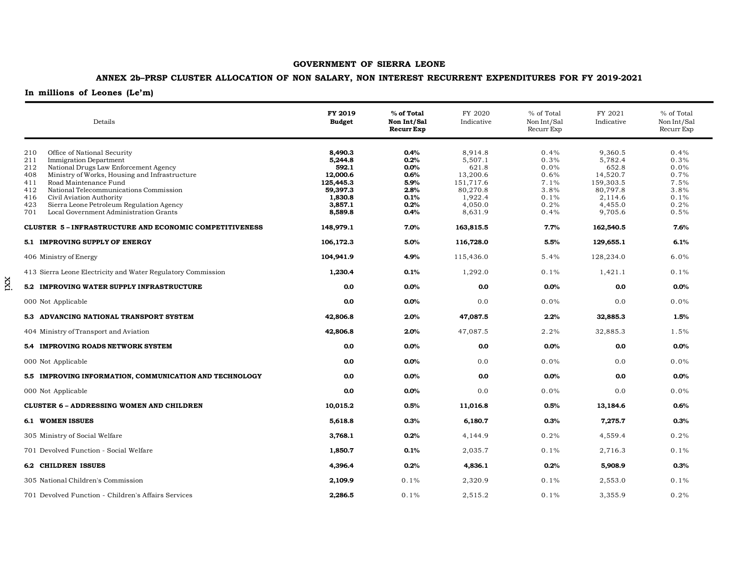**GOVERNMENT OF SIERRA LEONE**

**ANNEX 2b–PRSP CLUSTER ALLOCATION OF NON SALARY, NON INTEREST RECURRENT EXPENDITURES FOR FY 2019-2021**

**In millions of Leones (Le'm)**

| Details | FY 2019 Budget | % of Total Non Int/Sal Recurr Exp | FY 2020 Indicative | % of Total Non Int/Sal Recurr Exp | FY 2021 Indicative | % of Total Non Int/Sal Recurr Exp |
|---|---|---|---|---|---|---|
| 210 Office of National Security | **8,490.3** | **0.4%** | 8,914.8 | 0.4% | 9,360.5 | 0.4% |
| 211 Immigration Department | **5,244.8** | **0.2%** | 5,507.1 | 0.3% | 5,782.4 | 0.3% |
| 212 National Drugs Law Enforcement Agency | **592.1** | **0.0%** | 621.8 | 0.0% | 652.8 | 0.0% |
| 408 Ministry of Works, Housing and Infrastructure | **12,000.6** | **0.6%** | 13,200.6 | 0.6% | 14,520.7 | 0.7% |
| 411 Road Maintenance Fund | **125,445.3** | **5.9%** | 151,717.6 | 7.1% | 159,303.5 | 7.5% |
| 412 National Telecommunications Commission | **59,397.3** | **2.8%** | 80,270.8 | 3.8% | 80,797.8 | 3.8% |
| 416 Civil Aviation Authority | **1,830.8** | **0.1%** | 1,922.4 | 0.1% | 2,114.6 | 0.1% |
| 423 Sierra Leone Petroleum Regulation Agency | **3,857.1** | **0.2%** | 4,050.0 | 0.2% | 4,455.0 | 0.2% |
| 701 Local Government Administration Grants | **8,589.8** | **0.4%** | 8,631.9 | 0.4% | 9,705.6 | 0.5% |
| **CLUSTER 5 – INFRASTRUCTURE AND ECONOMIC COMPETITIVENESS** | **148,979.1** | **7.0%** | **163,815.5** | **7.7%** | **162,540.5** | **7.6%** |
| **5.1 IMPROVING SUPPLY OF ENERGY** | **106,172.3** | **5.0%** | **116,728.0** | **5.5%** | **129,655.1** | **6.1%** |
| 406 Ministry of Energy | **104,941.9** | **4.9%** | 115,436.0 | 5.4% | 128,234.0 | 6.0% |
| 413 Sierra Leone Electricity and Water Regulatory Commission | **1,230.4** | **0.1%** | 1,292.0 | 0.1% | 1,421.1 | 0.1% |
| **5.2 IMPROVING WATER SUPPLY INFRASTRUCTURE** | **0.0** | **0.0%** | **0.0** | **0.0%** | **0.0** | **0.0%** |
| 000 Not Applicable | **0.0** | **0.0%** | 0.0 | 0.0% | 0.0 | 0.0% |
| **5.3 ADVANCING NATIONAL TRANSPORT SYSTEM** | **42,806.8** | **2.0%** | **47,087.5** | **2.2%** | **32,885.3** | **1.5%** |
| 404 Ministry of Transport and Aviation | **42,806.8** | **2.0%** | 47,087.5 | 2.2% | 32,885.3 | 1.5% |
| **5.4 IMPROVING ROADS NETWORK SYSTEM** | **0.0** | **0.0%** | **0.0** | **0.0%** | **0.0** | **0.0%** |
| 000 Not Applicable | **0.0** | **0.0%** | 0.0 | 0.0% | 0.0 | 0.0% |
| **5.5 IMPROVING INFORMATION, COMMUNICATION AND TECHNOLOGY** | **0.0** | **0.0%** | **0.0** | **0.0%** | **0.0** | **0.0%** |
| 000 Not Applicable | **0.0** | **0.0%** | 0.0 | 0.0% | 0.0 | 0.0% |
| **CLUSTER 6 – ADDRESSING WOMEN AND CHILDREN** | **10,015.2** | **0.5%** | **11,016.8** | **0.5%** | **13,184.6** | **0.6%** |
| **6.1 WOMEN ISSUES** | **5,618.8** | **0.3%** | **6,180.7** | **0.3%** | **7,275.7** | **0.3%** |
| 305 Ministry of Social Welfare | **3,768.1** | **0.2%** | 4,144.9 | 0.2% | 4,559.4 | 0.2% |
| 701 Devolved Function - Social Welfare | **1,850.7** | **0.1%** | 2,035.7 | 0.1% | 2,716.3 | 0.1% |
| **6.2 CHILDREN ISSUES** | **4,396.4** | **0.2%** | **4,836.1** | **0.2%** | **5,908.9** | **0.3%** |
| 305 National Children's Commission | **2,109.9** | 0.1% | 2,320.9 | 0.1% | 2,553.0 | 0.1% |
| 701 Devolved Function - Children's Affairs Services | **2,286.5** | 0.1% | 2,515.2 | 0.1% | 3,355.9 | 0.2% |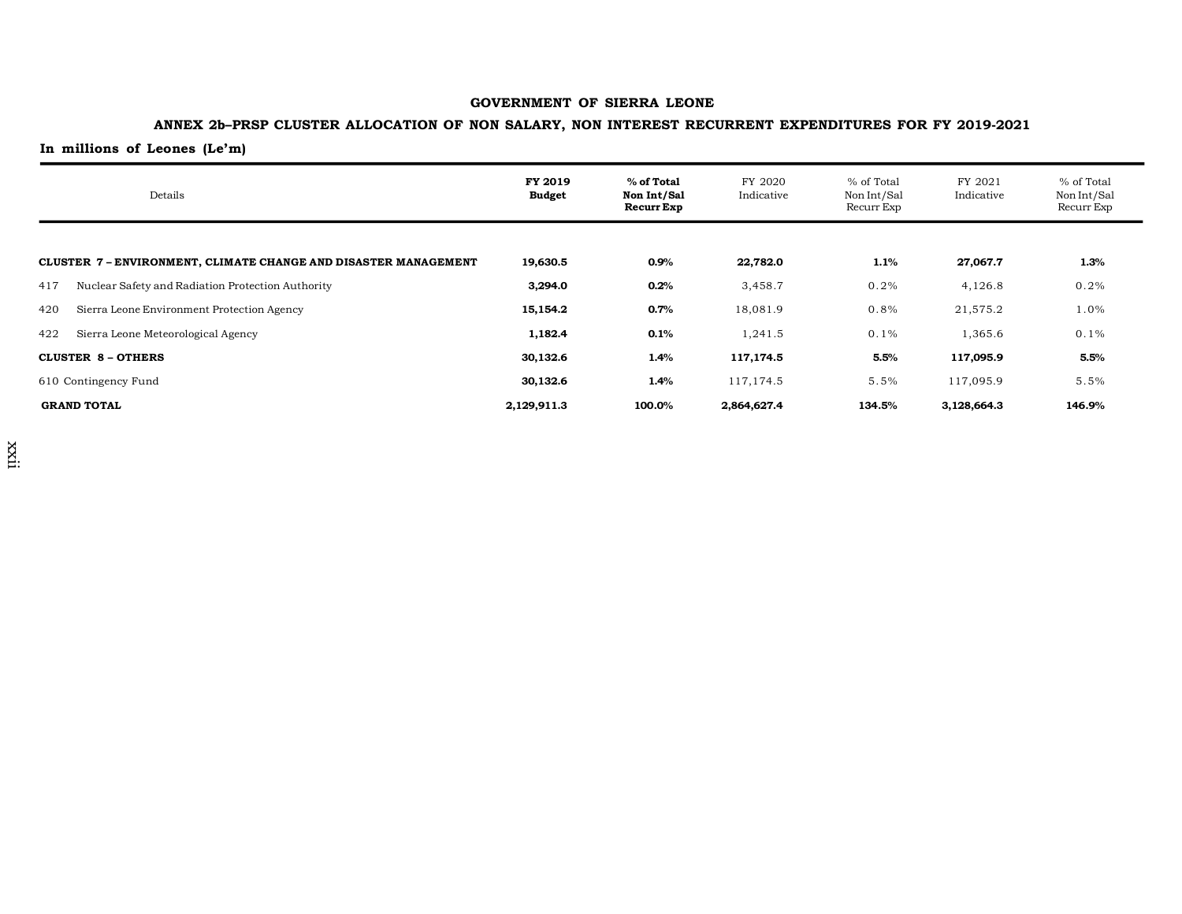**GOVERNMENT OF SIERRA LEONE**

**ANNEX 2b–PRSP CLUSTER ALLOCATION OF NON SALARY, NON INTEREST RECURRENT EXPENDITURES FOR FY 2019-2021**

**In millions of Leones (Le'm)**

| Details | **FY 2019 Budget** | **% of Total Non Int/Sal Recurr Exp** | FY 2020 Indicative | % of Total Non Int/Sal Recurr Exp | FY 2021 Indicative | % of Total Non Int/Sal Recurr Exp |
|---|---|---|---|---|---|---|
| **CLUSTER 7 – ENVIRONMENT, CLIMATE CHANGE AND DISASTER MANAGEMENT** | **19,630.5** | **0.9%** | **22,782.0** | **1.1%** | **27,067.7** | **1.3%** |
| 417 Nuclear Safety and Radiation Protection Authority | **3,294.0** | **0.2%** | 3,458.7 | 0.2% | 4,126.8 | 0.2% |
| 420 Sierra Leone Environment Protection Agency | **15,154.2** | **0.7%** | 18,081.9 | 0.8% | 21,575.2 | 1.0% |
| 422 Sierra Leone Meteorological Agency | **1,182.4** | **0.1%** | 1,241.5 | 0.1% | 1,365.6 | 0.1% |
| **CLUSTER 8 – OTHERS** | **30,132.6** | **1.4%** | **117,174.5** | **5.5%** | **117,095.9** | **5.5%** |
| 610 Contingency Fund | **30,132.6** | **1.4%** | 117,174.5 | 5.5% | 117,095.9 | 5.5% |
| **GRAND TOTAL** | **2,129,911.3** | **100.0%** | **2,864,627.4** | **134.5%** | **3,128,664.3** | **146.9%** |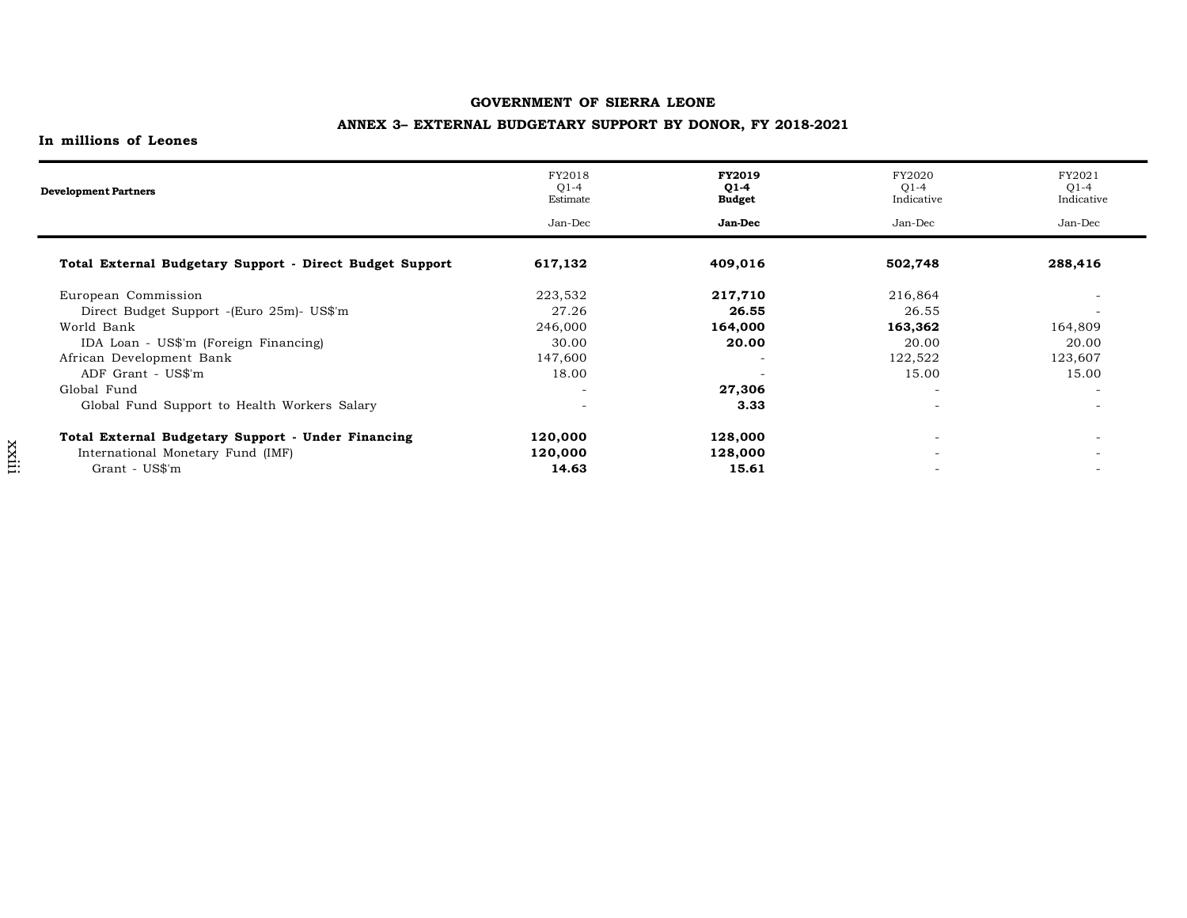**GOVERNMENT OF SIERRA LEONE**

**ANNEX 3– EXTERNAL BUDGETARY SUPPORT BY DONOR, FY 2018-2021**

**In millions of Leones**

| Development Partners | FY2018 Q1-4 Estimate Jan-Dec | **FY2019 Q1-4 Budget Jan-Dec** | FY2020 Q1-4 Indicative Jan-Dec | FY2021 Q1-4 Indicative Jan-Dec |
|---|---|---|---|---|
| **Total External Budgetary Support - Direct Budget Support** | **617,132** | **409,016** | **502,748** | **288,416** |
| European Commission | 223,532 | **217,710** | 216,864 | - |
| Direct Budget Support -(Euro 25m)- US$'m | 27.26 | **26.55** | 26.55 | - |
| World Bank | 246,000 | **164,000** | **163,362** | 164,809 |
| IDA Loan - US$'m (Foreign Financing) | 30.00 | **20.00** | 20.00 | 20.00 |
| African Development Bank | 147,600 | - | 122,522 | 123,607 |
| ADF Grant - US$'m | 18.00 | - | 15.00 | 15.00 |
| Global Fund | - | **27,306** | - | - |
| Global Fund Support to Health Workers Salary | - | **3.33** | - | - |
| **Total External Budgetary Support - Under Financing** | **120,000** | **128,000** | - | - |
| International Monetary Fund (IMF) | **120,000** | **128,000** | - | - |
| Grant - US$'m | **14.63** | **15.61** | - | - |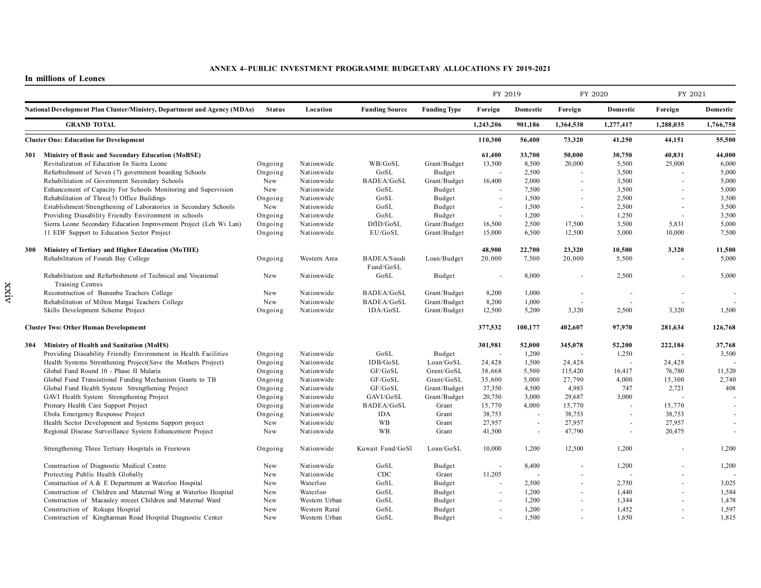# ANNEX 4–PUBLIC INVESTMENT PROGRAMME BUDGETARY ALLOCATIONS FY 2019-2021

**In millions of Leones**

| National Development Plan Cluster/Ministry, Department and Agency (MDAs) | Status | Location | Funding Source | Funding Type | FY 2019 Foreign | FY 2019 Domestic | FY 2020 Foreign | FY 2020 Domestic | FY 2021 Foreign | FY 2021 Domestic |
|---|---|---|---|---|---|---|---|---|---|---|
| **GRAND TOTAL** | | | | | **1,243,206** | **901,186** | **1,364,538** | **1,277,417** | **1,288,035** | **1,766,758** |
| **Cluster One: Education for Development** | | | | | **110,300** | **56,400** | **73,320** | **41,250** | **44,151** | **55,500** |
| **301 Ministry of Basic and Secondary Education (MoBSE)** | | | | | **61,400** | **33,700** | **50,000** | **30,750** | **40,831** | **44,000** |
| Revitalization of Education In Sierra Leone | Ongoing | Nationwide | WB/GoSL | Grant/Budget | 13,500 | 8,500 | 20,000 | 5,500 | 25,000 | 6,000 |
| Refurbishment of Seven (7) government boarding Schools | Ongoing | Nationwide | GoSL | Budget | - | 2,500 | - | 3,500 | - | 5,000 |
| Rehabilitation of Government Secondary Schools | New | Nationwide | BADEA/GoSL | Grant/Budget | 16,400 | 2,000 | - | 3,500 | - | 5,000 |
| Enhancement of Capacity For Schools Monitoring and Supervision | New | Nationwide | GoSL | Budget | - | 7,500 | - | 3,500 | - | 5,000 |
| Rehabilitation of Three(3) Office Buildings | Ongoing | Nationwide | GoSL | Budget | - | 1,500 | - | 2,500 | - | 3,500 |
| Establishment/Strengthening of Laboratories in Secondary Schools | New | Nationwide | GoSL | Budget | - | 1,500 | - | 2,500 | - | 3,500 |
| Providing Diasability Friendly Environment in schools | Ongoing | Nationwide | GoSL | Budget | - | 1,200 | - | 1,250 | - | 3,500 |
| Sierra Leone Secondary Education Improvement Project (Leh Wi Lan) | Ongoing | Nationwide | DfID/GoSL | Grant/Budget | 16,500 | 2,500 | 17,500 | 3,500 | 5,831 | 5,000 |
| 11 EDF Support to Education Sector Project | Ongoing | Nationwide | EU/GoSL | Grant/Budget | 15,000 | 6,500 | 12,500 | 5,000 | 10,000 | 7,500 |
| **300 Ministry of Tertiary and Higher Education (MoTHE)** | | | | | **48,900** | **22,700** | **23,320** | **10,500** | **3,320** | **11,500** |
| Rehabilitation of Fourah Bay College | Ongoing | Western Area | BADEA/Saudi Fund/GoSL | Loan/Budget | 20,000 | 7,500 | 20,000 | 5,500 | - | 5,000 |
| Rehabilitation and Refurbishment of Technical and Vocational Training Centres | New | Nationwide | GoSL | Budget | - | 8,000 | - | 2,500 | - | 5,000 |
| Reconstruction of Bununbu Teachers College | New | Nationwide | BADEA/GoSL | Grant/Budget | 8,200 | 1,000 | - | - | - | - |
| Rehabilitation of Milton Margai Teachers College | New | Nationwide | BADEA/GoSL | Grant/Budget | 8,200 | 1,000 | - | - | - | - |
| Skills Development Scheme Project | Ongoing | Nationwide | IDA/GoSL | Grant/Budget | 12,500 | 5,200 | 3,320 | 2,500 | 3,320 | 1,500 |
| **Cluster Two: Other Human Developmemt** | | | | | **377,532** | **100,177** | **402,607** | **97,970** | **281,634** | **126,768** |
| **304 Ministry of Health and Sanitation (MoHS)** | | | | | **301,981** | **52,000** | **345,078** | **52,200** | **222,184** | **37,768** |
| Providing Diasability Friendly Environment in Health Facilities | Ongoing | Nationwide | GoSL | Budget | - | 1,200 | - | 1,250 | - | 3,500 |
| Health Systems Strenthening Project(Save the Mothers Project) | Ongoing | Nationwide | IDB/GoSL | Loan/GoSL | 24,428 | 1,500 | 24,428 | - | 24,428 | - |
| Global Fund Round 10 - Phase II Malaria | Ongoing | Nationwide | GF/GoSL | Grant/GoSL | 38,668 | 5,500 | 115,420 | 16,417 | 76,780 | 11,520 |
| Global Fund Transistional Funding Mechanism Grants to TB | Ongoing | Nationwide | GF/GoSL | Grant/GoSL | 35,600 | 5,000 | 27,790 | 4,000 | 15,300 | 2,740 |
| Global Fund Health System Strengthening Project | Ongoing | Nationwide | GF/GoSL | Grant/Budget | 37,350 | 4,500 | 4,983 | 747 | 2,721 | 408 |
| GAVI Health System Strengthening Project | Ongoing | Nationwide | GAVI/GoSL | Grant/Budget | 20,750 | 3,000 | 29,687 | 3,000 | - | - |
| Primary Health Care Support Project | Ongoing | Nationwide | BADEA/GoSL | Grant | 15,770 | 4,000 | 15,770 | - | 15,770 | - |
| Ebola Emergency Response Project | Ongoing | Nationwide | IDA | Grant | 38,753 | - | 38,753 | - | 38,753 | - |
| Health Sector Development and Systems Support project | New | Nationwide | WB | Grant | 27,957 | - | 27,957 | - | 27,957 | - |
| Regional Disease Surveillance System Enhancement Project | New | Nationwide | WB | Grant | 41,500 | - | 47,790 | - | 20,475 | - |
| Strengthening Three Tertiary Hospitals in Freetown | Ongoing | Nationwide | Kuwait Fund/GoSl | Loan/GoSL | 10,000 | 1,200 | 12,500 | 1,200 | - | 1,200 |
| Construction of Diagnostic Medical Centre | New | Nationwide | GoSL | Budget | - | 8,400 | - | 1,200 | - | 1,200 |
| Protecting Public Health Globally | New | Nationwide | CDC | Grant | 11,205 | - | - | - | - | - |
| Construction of A & E Department at Waterloo Hospital | New | Waterloo | GoSL | Budget | - | 2,500 | - | 2,750 | - | 3,025 |
| Construction of Children and Maternal Wing at Waterloo Hospital | New | Waterloo | GoSL | Budget | - | 1,200 | - | 1,440 | - | 1,584 |
| Construction of Macauley streeet Children and Maternal Ward | New | Western Urban | GoSL | Budget | - | 1,200 | - | 1,344 | - | 1,478 |
| Construction of Rokupa Hospital | New | Western Rural | GoSL | Budget | - | 1,200 | - | 1,452 | - | 1,597 |
| Construction of Kingharman Road Hospital Diagnostic Center | New | Western Urban | GoSL | Budget | - | 1,500 | - | 1,650 | - | 1,815 |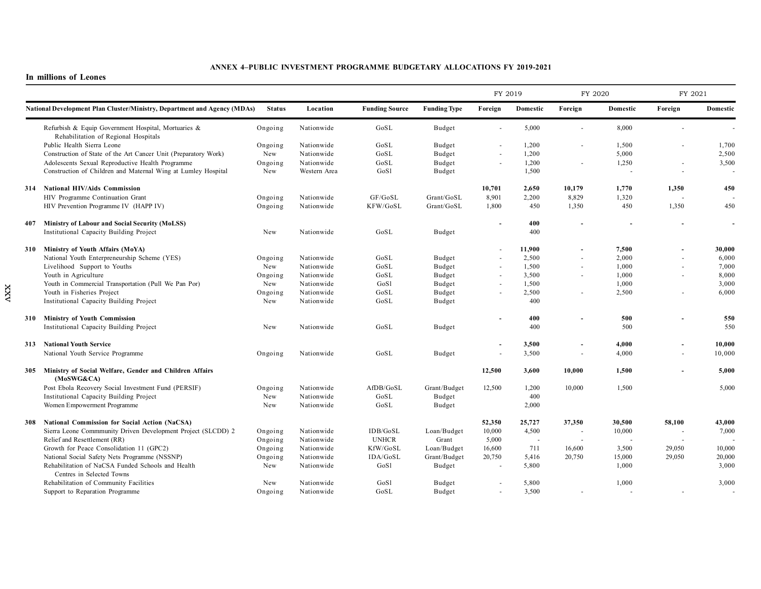**ANNEX 4–PUBLIC INVESTMENT PROGRAMME BUDGETARY ALLOCATIONS FY 2019-2021**

**In millions of Leones**

| National Development Plan Cluster/Ministry, Department and Agency (MDAs) | Status | Location | Funding Source | Funding Type | FY 2019 | | FY 2020 | | FY 2021 | |
|---|---|---|---|---|---|---|---|---|---|---|
| | | | | | Foreign | Domestic | Foreign | Domestic | Foreign | Domestic |
| Refurbish & Equip Government Hospital, Mortuaries & Rehabilitation of Regional Hospitals | Ongoing | Nationwide | GoSL | Budget | - | 5,000 | - | 8,000 | - | - |
| Public Health Sierra Leone | Ongoing | Nationwide | GoSL | Budget | - | 1,200 | - | 1,500 | - | 1,700 |
| Construction of State of the Art Cancer Unit (Preparatory Work) | New | Nationwide | GoSL | Budget | - | 1,200 | | 5,000 | | 2,500 |
| Adolescents Sexual Reproductive Health Programme | Ongoing | Nationwide | GoSL | Budget | - | 1,200 | - | 1,250 | - | 3,500 |
| Construction of Children and Maternal Wing at Lumley Hospital | New | Western Area | GoSl | Budget | | 1,500 | | - | - | - |
| **314 National HIV/Aids Commission** | | | | | **10,701** | **2,650** | **10,179** | **1,770** | **1,350** | **450** |
| HIV Programme Continuation Grant | Ongoing | Nationwide | GF/GoSL | Grant/GoSL | 8,901 | 2,200 | 8,829 | 1,320 | - | - |
| HIV Prevention Programme IV (HAPP IV) | Ongoing | Nationwide | KFW/GoSL | Grant/GoSL | 1,800 | 450 | 1,350 | 450 | 1,350 | 450 |
| **407 Ministry of Labour and Social Security (MoLSS)** | | | | | **-** | **400** | **-** | **-** | **-** | **-** |
| Institutional Capacity Building Project | New | Nationwide | GoSL | Budget | | 400 | | | | |
| **310 Ministry of Youth Affairs (MoYA)** | | | | | - | **11,900** | **-** | **7,500** | **-** | **30,000** |
| National Youth Enterpreneurship Scheme (YES) | Ongoing | Nationwide | GoSL | Budget | - | 2,500 | - | 2,000 | - | 6,000 |
| Livelihood Support to Youths | New | Nationwide | GoSL | Budget | - | 1,500 | - | 1,000 | - | 7,000 |
| Youth in Agriculture | Ongoing | Nationwide | GoSL | Budget | - | 3,500 | - | 1,000 | - | 8,000 |
| Youth in Commercial Transportation (Pull We Pan Por) | New | Nationwide | GoSl | Budget | - | 1,500 | | 1,000 | | 3,000 |
| Youth in Fisheries Project | Ongoing | Nationwide | GoSL | Budget | - | 2,500 | - | 2,500 | - | 6,000 |
| Institutional Capacity Building Project | New | Nationwide | GoSL | Budget | | 400 | | | | |
| **310 Ministry of Youth Commission** | | | | | **-** | **400** | **-** | **500** | **-** | **550** |
| Institutional Capacity Building Project | New | Nationwide | GoSL | Budget | | 400 | | 500 | | 550 |
| **313 National Youth Service** | | | | | **-** | **3,500** | **-** | **4,000** | **-** | **10,000** |
| National Youth Service Programme | Ongoing | Nationwide | GoSL | Budget | - | 3,500 | - | 4,000 | - | 10,000 |
| **305 Ministry of Social Welfare, Gender and Children Affairs (MoSWG&CA)** | | | | | **12,500** | **3,600** | **10,000** | **1,500** | **-** | **5,000** |
| Post Ebola Recovery Social Investment Fund (PERSIF) | Ongoing | Nationwide | AfDB/GoSL | Grant/Budget | 12,500 | 1,200 | 10,000 | 1,500 | | 5,000 |
| Institutional Capacity Building Project | New | Nationwide | GoSL | Budget | | 400 | | | | |
| Women Empowerment Programme | New | Nationwide | GoSL | Budget | | 2,000 | | | | |
| **308 National Commission for Social Action (NaCSA)** | | | | | **52,350** | **25,727** | **37,350** | **30,500** | **58,100** | **43,000** |
| Sierra Leone Commmunity Driven Development Project (SLCDD) 2 | Ongoing | Nationwide | IDB/GoSL | Loan/Budget | 10,000 | 4,500 | - | 10,000 | - | 7,000 |
| Relief and Resettlement (RR) | Ongoing | Nationwide | UNHCR | Grant | 5,000 | - | - | - | - | - |
| Growth for Peace Consolidation 11 (GPC2) | Ongoing | Nationwide | KfW/GoSL | Loan/Budget | 16,600 | 711 | 16,600 | 3,500 | 29,050 | 10,000 |
| National Social Safety Nets Programme (NSSNP) | Ongoing | Nationwide | IDA/GoSL | Grant/Budget | 20,750 | 5,416 | 20,750 | 15,000 | 29,050 | 20,000 |
| Rehabilitation of NaCSA Funded Schools and Health Centres in Selected Towns | New | Nationwide | GoSl | Budget | - | 5,800 | | 1,000 | | 3,000 |
| Rehabilitation of Community Facilities | New | Nationwide | GoSl | Budget | - | 5,800 | | 1,000 | | 3,000 |
| Support to Reparation Programme | Ongoing | Nationwide | GoSL | Budget | - | 3,500 | - | - | - | - |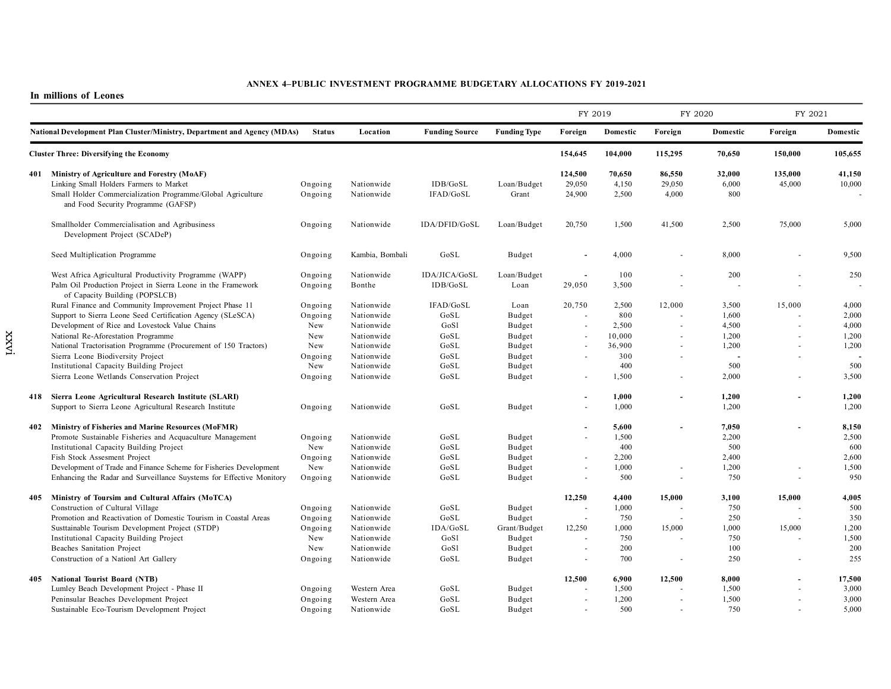**ANNEX 4–PUBLIC INVESTMENT PROGRAMME BUDGETARY ALLOCATIONS FY 2019-2021**

**In millions of Leones**

| | National Development Plan Cluster/Ministry, Department and Agency (MDAs) | Status | Location | Funding Source | Funding Type | FY 2019 | | FY 2020 | | FY 2021 | |
|---|---|---|---|---|---|---|---|---|---|---|---|
| | | | | | | Foreign | Domestic | Foreign | Domestic | Foreign | Domestic |
| | **Cluster Three: Diversifying the Economy** | | | | | **154,645** | **104,000** | **115,295** | **70,650** | **150,000** | **105,655** |
| **401** | **Ministry of Agriculture and Forestry (MoAF)** | | | | | **124,500** | **70,650** | **86,550** | **32,000** | **135,000** | **41,150** |
| | Linking Small Holders Farmers to Market | Ongoing | Nationwide | IDB/GoSL | Loan/Budget | 29,050 | 4,150 | 29,050 | 6,000 | 45,000 | 10,000 |
| | Small Holder Commercialization Programme/Global Agriculture and Food Security Programme (GAFSP) | Ongoing | Nationwide | IFAD/GoSL | Grant | 24,900 | 2,500 | 4,000 | 800 | | - |
| | Smallholder Commercialisation and Agribusiness Development Project (SCADeP) | Ongoing | Nationwide | IDA/DFID/GoSL | Loan/Budget | 20,750 | 1,500 | 41,500 | 2,500 | 75,000 | 5,000 |
| | Seed Multiplication Programme | Ongoing | Kambia, Bombali | GoSL | Budget | - | 4,000 | - | 8,000 | - | 9,500 |
| | West Africa Agricultural Productivity Programme (WAPP) | Ongoing | Nationwide | IDA/JICA/GoSL | Loan/Budget | - | 100 | - | 200 | - | 250 |
| | Palm Oil Production Project in Sierra Leone in the Framework of Capacity Building (POPSLCB) | Ongoing | Bonthe | IDB/GoSL | Loan | 29,050 | 3,500 | - | - | - | - |
| | Rural Finance and Community Improvement Project Phase 11 | Ongoing | Nationwide | IFAD/GoSL | Loan | 20,750 | 2,500 | 12,000 | 3,500 | 15,000 | 4,000 |
| | Support to Sierra Leone Seed Certification Agency (SLeSCA) | Ongoing | Nationwide | GoSL | Budget | - | 800 | - | 1,600 | - | 2,000 |
| | Development of Rice and Lovestock Value Chains | New | Nationwide | GoSl | Budget | - | 2,500 | - | 4,500 | - | 4,000 |
| | National Re-Aforestation Programme | New | Nationwide | GoSL | Budget | - | 10,000 | - | 1,200 | - | 1,200 |
| | National Tractorisation Programme (Procurement of 150 Tractors) | New | Nationwide | GoSL | Budget | - | 36,900 | - | 1,200 | - | 1,200 |
| | Sierra Leone Biodiversity Project | Ongoing | Nationwide | GoSL | Budget | - | 300 | - | - | - | - |
| | Institutional Capacity Building Project | New | Nationwide | GoSL | Budget | | 400 | | 500 | | 500 |
| | Sierra Leone Wetlands Conservation Project | Ongoing | Nationwide | GoSL | Budget | - | 1,500 | - | 2,000 | - | 3,500 |
| **418** | **Sierra Leone Agricultural Research Institute (SLARI)** | | | | | **-** | **1,000** | **-** | **1,200** | **-** | **1,200** |
| | Support to Sierra Leone Agricultural Research Institute | Ongoing | Nationwide | GoSL | Budget | - | 1,000 | | 1,200 | | 1,200 |
| **402** | **Ministry of Fisheries and Marine Resources (MoFMR)** | | | | | **-** | **5,600** | **-** | **7,050** | **-** | **8,150** |
| | Promote Sustainable Fisheries and Acquaculture Management | Ongoing | Nationwide | GoSL | Budget | - | 1,500 | | 2,200 | | 2,500 |
| | Institutional Capacity Building Project | New | Nationwide | GoSL | Budget | | 400 | | 500 | | 600 |
| | Fish Stock Assesment Project | Ongoing | Nationwide | GoSL | Budget | - | 2,200 | | 2,400 | | 2,600 |
| | Development of Trade and Finance Scheme for Fisheries Development | New | Nationwide | GoSL | Budget | - | 1,000 | - | 1,200 | - | 1,500 |
| | Enhancing the Radar and Surveillance Suystems for Effective Monitory | Ongoing | Nationwide | GoSL | Budget | - | 500 | - | 750 | - | 950 |
| **405** | **Ministry of Toursim and Cultural Affairs (MoTCA)** | | | | | **12,250** | **4,400** | **15,000** | **3,100** | **15,000** | **4,005** |
| | Construction of Cultural Village | Ongoing | Nationwide | GoSL | Budget | - | 1,000 | - | 750 | - | 500 |
| | Promotion and Reactivation of Domestic Tourism in Coastal Areas | Ongoing | Nationwide | GoSL | Budget | - | 750 | - | 250 | - | 350 |
| | Susttainable Tourism Development Project (STDP) | Ongoing | Nationwide | IDA/GoSL | Grant/Budget | 12,250 | 1,000 | 15,000 | 1,000 | 15,000 | 1,200 |
| | Institutional Capacity Building Project | New | Nationwide | GoSl | Budget | - | 750 | - | 750 | - | 1,500 |
| | Beaches Sanitation Project | New | Nationwide | GoSl | Budget | - | 200 | | 100 | | 200 |
| | Construction of a Nationl Art Gallery | Ongoing | Nationwide | GoSL | Budget | - | 700 | - | 250 | - | 255 |
| **405** | **National Tourist Board (NTB)** | | | | | **12,500** | **6,900** | **12,500** | **8,000** | **-** | **17,500** |
| | Lumley Beach Development Project - Phase II | Ongoing | Western Area | GoSL | Budget | - | 1,500 | - | 1,500 | - | 3,000 |
| | Peninsular Beaches Development Project | Ongoing | Western Area | GoSL | Budget | - | 1,200 | - | 1,500 | - | 3,000 |
| | Sustainable Eco-Tourism Development Project | Ongoing | Nationwide | GoSL | Budget | - | 500 | - | 750 | - | 5,000 |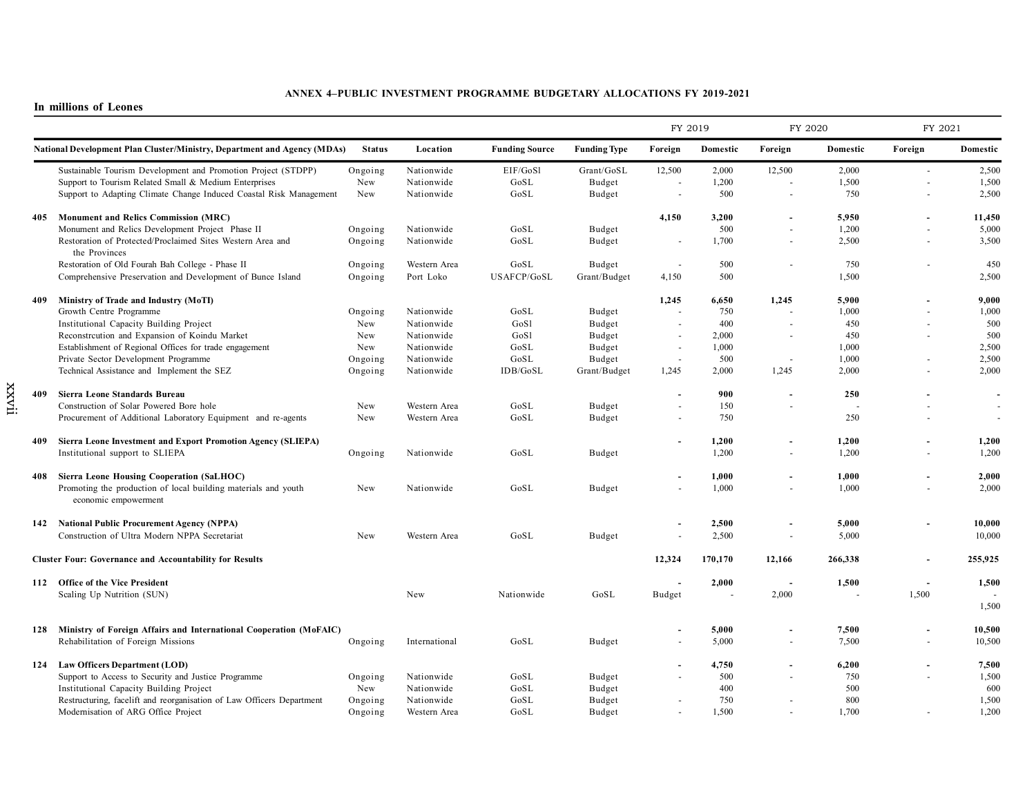**ANNEX 4–PUBLIC INVESTMENT PROGRAMME BUDGETARY ALLOCATIONS FY 2019-2021**

**In millions of Leones**

| National Development Plan Cluster/Ministry, Department and Agency (MDAs) | Status | Location | Funding Source | Funding Type | FY 2019 Foreign | FY 2019 Domestic | FY 2020 Foreign | FY 2020 Domestic | FY 2021 Foreign | FY 2021 Domestic |
|---|---|---|---|---|---|---|---|---|---|---|
| Sustainable Tourism Development and Promotion Project (STDPP) | Ongoing | Nationwide | EIF/GoSl | Grant/GoSL | 12,500 | 2,000 | 12,500 | 2,000 | - | 2,500 |
| Support to Tourism Related Small & Medium Enterprises | New | Nationwide | GoSL | Budget | - | 1,200 | - | 1,500 | - | 1,500 |
| Support to Adapting Climate Change Induced Coastal Risk Management | New | Nationwide | GoSL | Budget | - | 500 | - | 750 | - | 2,500 |
| **405 Monument and Relics Commission (MRC)** | | | | | **4,150** | **3,200** | **-** | **5,950** | **-** | **11,450** |
| Monument and Relics Development Project Phase II | Ongoing | Nationwide | GoSL | Budget | | 500 | - | 1,200 | - | 5,000 |
| Restoration of Protected/Proclaimed Sites Western Area and the Provinces | Ongoing | Nationwide | GoSL | Budget | - | 1,700 | - | 2,500 | - | 3,500 |
| Restoration of Old Fourah Bah College - Phase II | Ongoing | Western Area | GoSL | Budget | - | 500 | - | 750 | - | 450 |
| Comprehensive Preservation and Development of Bunce Island | Ongoing | Port Loko | USAFCP/GoSL | Grant/Budget | 4,150 | 500 | | 1,500 | | 2,500 |
| **409 Ministry of Trade and Industry (MoTI)** | | | | | **1,245** | **6,650** | **1,245** | **5,900** | **-** | **9,000** |
| Growth Centre Programme | Ongoing | Nationwide | GoSL | Budget | - | 750 | - | 1,000 | - | 1,000 |
| Institutional Capacity Building Project | New | Nationwide | GoSl | Budget | - | 400 | - | 450 | - | 500 |
| Reconstrcution and Expansion of Koindu Market | New | Nationwide | GoSl | Budget | - | 2,000 | - | 450 | - | 500 |
| Establishment of Regional Offices for trade engagement | New | Nationwide | GoSL | Budget | - | 1,000 | | 1,000 | - | 2,500 |
| Private Sector Development Programme | Ongoing | Nationwide | GoSL | Budget | - | 500 | - | 1,000 | - | 2,500 |
| Technical Assistance and Implement the SEZ | Ongoing | Nationwide | IDB/GoSL | Grant/Budget | 1,245 | 2,000 | 1,245 | 2,000 | - | 2,000 |
| **409 Sierra Leone Standards Bureau** | | | | | **-** | **900** | **-** | **250** | **-** | **-** |
| Construction of Solar Powered Bore hole | New | Western Area | GoSL | Budget | - | 150 | - | - | - | - |
| Procurement of Additional Laboratory Equipment and re-agents | New | Western Area | GoSL | Budget | - | 750 | | 250 | - | - |
| **409 Sierra Leone Investment and Export Promotion Agency (SLIEPA)** | | | | | **-** | **1,200** | **-** | **1,200** | **-** | **1,200** |
| Institutional support to SLIEPA | Ongoing | Nationwide | GoSL | Budget | | 1,200 | - | 1,200 | - | 1,200 |
| **408 Sierra Leone Housing Cooperation (SaLHOC)** | | | | | **-** | **1,000** | **-** | **1,000** | **-** | **2,000** |
| Promoting the production of local building materials and youth economic empowerment | New | Nationwide | GoSL | Budget | - | 1,000 | - | 1,000 | - | 2,000 |
| **142 National Public Procurement Agency (NPPA)** | | | | | **-** | **2,500** | **-** | **5,000** | **-** | **10,000** |
| Construction of Ultra Modern NPPA Secretariat | New | Western Area | GoSL | Budget | - | 2,500 | - | 5,000 | | 10,000 |
| **Cluster Four: Governance and Accountability for Results** | | | | | **12,324** | **170,170** | **12,166** | **266,338** | **-** | **255,925** |
| **112 Office of the Vice President** | | | | | **-** | **2,000** | **-** | **1,500** | **-** | **1,500** |
| Scaling Up Nutrition (SUN) | | New | Nationwide | GoSL | Budget | - | 2,000 | - | 1,500 | - 1,500 |
| **128 Ministry of Foreign Affairs and International Cooperation (MoFAIC)** | | | | | **-** | **5,000** | **-** | **7,500** | **-** | **10,500** |
| Rehabilitation of Foreign Missions | Ongoing | International | GoSL | Budget | - | 5,000 | - | 7,500 | - | 10,500 |
| **124 Law Officers Department (LOD)** | | | | | **-** | **4,750** | **-** | **6,200** | **-** | **7,500** |
| Support to Access to Security and Justice Programme | Ongoing | Nationwide | GoSL | Budget | - | 500 | - | 750 | - | 1,500 |
| Institutional Capacity Building Project | New | Nationwide | GoSL | Budget | | 400 | | 500 | | 600 |
| Restructuring, facelift and reorganisation of Law Officers Department | Ongoing | Nationwide | GoSL | Budget | - | 750 | - | 800 | | 1,500 |
| Modernisation of ARG Office Project | Ongoing | Western Area | GoSL | Budget | - | 1,500 | - | 1,700 | - | 1,200 |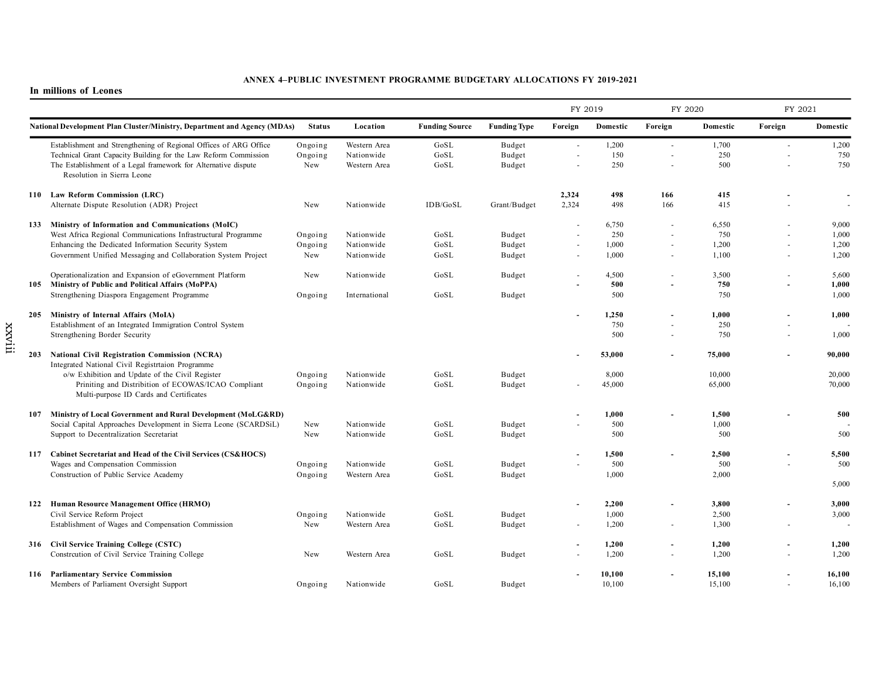## ANNEX 4–PUBLIC INVESTMENT PROGRAMME BUDGETARY ALLOCATIONS FY 2019-2021

**In millions of Leones**

| National Development Plan Cluster/Ministry, Department and Agency (MDAs) | Status | Location | Funding Source | Funding Type | FY 2019 | | FY 2020 | | FY 2021 | |
|---|---|---|---|---|---|---|---|---|---|---|
| | | | | | Foreign | Domestic | Foreign | Domestic | Foreign | Domestic |
| Establishment and Strengthening of Regional Offices of ARG Office | Ongoing | Western Area | GoSL | Budget | - | 1,200 | - | 1,700 | - | 1,200 |
| Technical Grant Capacity Building for the Law Reform Commission | Ongoing | Nationwide | GoSL | Budget | - | 150 | - | 250 | - | 750 |
| The Establishment of a Legal framework for Alternative dispute Resolution in Sierra Leone | New | Western Area | GoSL | Budget | - | 250 | - | 500 | - | 750 |
| **110 Law Reform Commission (LRC)** | | | | | **2,324** | **498** | **166** | **415** | **-** | **-** |
| Alternate Dispute Resolution (ADR) Project | New | Nationwide | IDB/GoSL | Grant/Budget | 2,324 | 498 | 166 | 415 | - | - |
| **133 Ministry of Information and Communications (MoIC)** | | | | | - | 6,750 | - | 6,550 | - | 9,000 |
| West Africa Regional Communications Infrastructural Programme | Ongoing | Nationwide | GoSL | Budget | - | 250 | - | 750 | - | 1,000 |
| Enhancing the Dedicated Information Security System | Ongoing | Nationwide | GoSL | Budget | - | 1,000 | - | 1,200 | - | 1,200 |
| Government Unified Messaging and Collaboration System Project | New | Nationwide | GoSL | Budget | - | 1,000 | - | 1,100 | - | 1,200 |
| Operationalization and Expansion of eGovernment Platform | New | Nationwide | GoSL | Budget | - | 4,500 | - | 3,500 | - | 5,600 |
| **105 Ministry of Public and Political Affairs (MoPPA)** | | | | | **-** | **500** | **-** | **750** | **-** | **1,000** |
| Strengthening Diaspora Engagement Programme | Ongoing | International | GoSL | Budget | | 500 | | 750 | | 1,000 |
| **205 Ministry of Internal Affairs (MoIA)** | | | | | **-** | **1,250** | **-** | **1,000** | **-** | **1,000** |
| Establishment of an Integrated Immigration Control System | | | | | | 750 | - | 250 | - | - |
| Strengthening Border Security | | | | | | 500 | - | 750 | - | 1,000 |
| **203 National Civil Registration Commission (NCRA)** | | | | | **-** | **53,000** | **-** | **75,000** | **-** | **90,000** |
| Integrated National Civil Registrtaion Programme | | | | | | | | | | |
| o/w Exhibition and Update of the Civil Register | Ongoing | Nationwide | GoSL | Budget | | 8,000 | | 10,000 | | 20,000 |
| Priniting and Distribition of ECOWAS/ICAO Compliant Multi-purpose ID Cards and Certificates | Ongoing | Nationwide | GoSL | Budget | - | 45,000 | | 65,000 | | 70,000 |
| **107 Ministry of Local Government and Rural Development (MoLG&RD)** | | | | | **-** | **1,000** | **-** | **1,500** | **-** | **500** |
| Social Capital Approaches Development in Sierra Leone (SCARDSiL) | New | Nationwide | GoSL | Budget | - | 500 | | 1,000 | | - |
| Support to Decentralization Secretariat | New | Nationwide | GoSL | Budget | | 500 | | 500 | | 500 |
| **117 Cabinet Secretariat and Head of the Civil Services (CS&HOCS)** | | | | | **-** | **1,500** | **-** | **2,500** | **-** | **5,500** |
| Wages and Compensation Commission | Ongoing | Nationwide | GoSL | Budget | - | 500 | | 500 | - | 500 |
| Construction of Public Service Academy | Ongoing | Western Area | GoSL | Budget | | 1,000 | | 2,000 | | 5,000 |
| **122 Human Resource Management Office (HRMO)** | | | | | **-** | **2,200** | **-** | **3,800** | **-** | **3,000** |
| Civil Service Reform Project | Ongoing | Nationwide | GoSL | Budget | | 1,000 | | 2,500 | | 3,000 |
| Establishment of Wages and Compensation Commission | New | Western Area | GoSL | Budget | - | 1,200 | - | 1,300 | - | - |
| **316 Civil Service Training College (CSTC)** | | | | | **-** | **1,200** | **-** | **1,200** | **-** | **1,200** |
| Constrcution of Civil Service Training College | New | Western Area | GoSL | Budget | - | 1,200 | - | 1,200 | - | 1,200 |
| **116 Parliamentary Service Commission** | | | | | **-** | **10,100** | **-** | **15,100** | **-** | **16,100** |
| Members of Parliament Oversight Support | Ongoing | Nationwide | GoSL | Budget | | 10,100 | | 15,100 | - | 16,100 |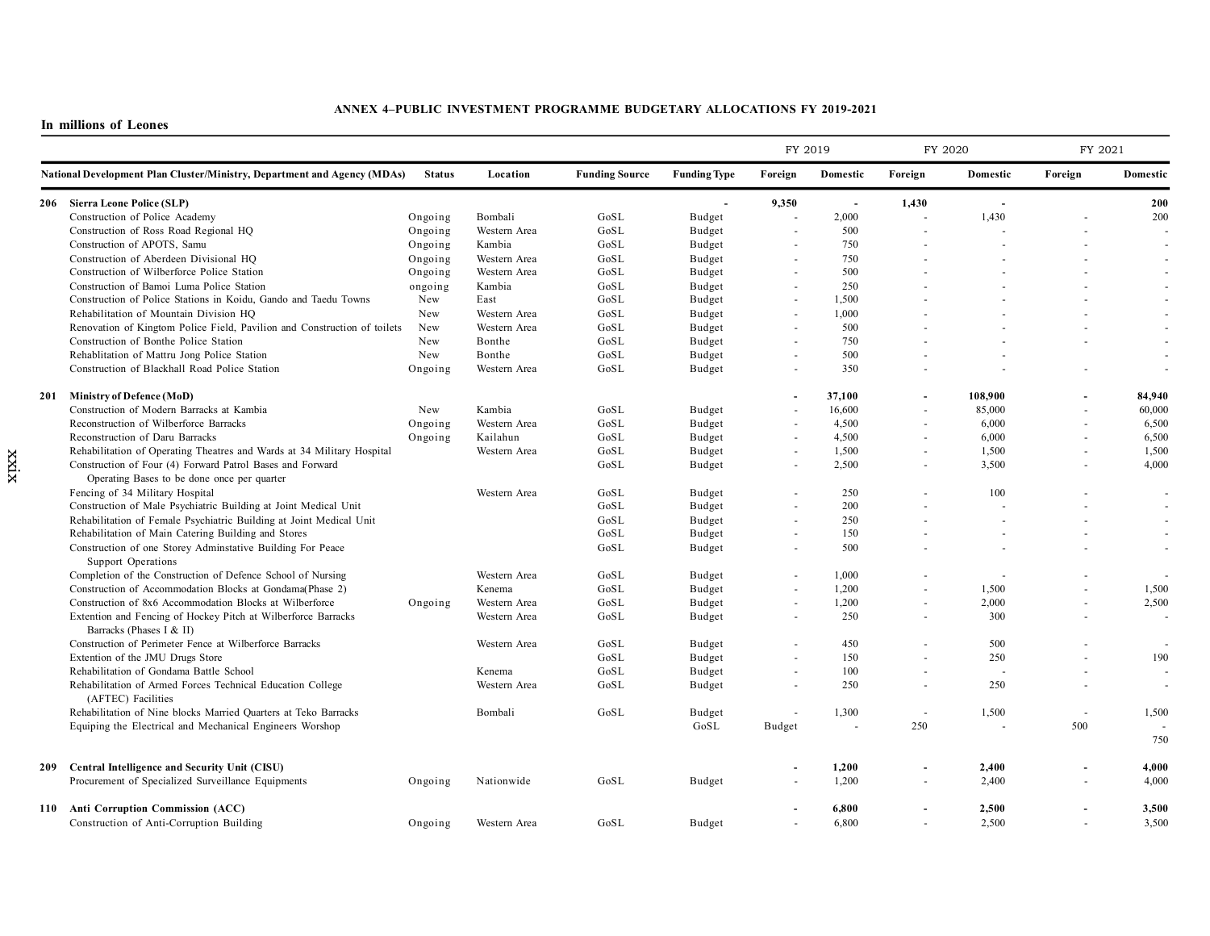## ANNEX 4–PUBLIC INVESTMENT PROGRAMME BUDGETARY ALLOCATIONS FY 2019-2021

**In millions of Leones**

| National Development Plan Cluster/Ministry, Department and Agency (MDAs) | Status | Location | Funding Source | Funding Type | FY 2019 Foreign | FY 2019 Domestic | FY 2020 Foreign | FY 2020 Domestic | FY 2021 Foreign | FY 2021 Domestic |
|---|---|---|---|---|---|---|---|---|---|---|
| **206 Sierra Leone Police (SLP)** | | | | - | **9,350** | **-** | **1,430** | **-** | | **200** |
| Construction of Police Academy | Ongoing | Bombali | GoSL | Budget | - | 2,000 | - | 1,430 | - | 200 |
| Construction of Ross Road Regional HQ | Ongoing | Western Area | GoSL | Budget | - | 500 | - | - | - | - |
| Construction of APOTS, Samu | Ongoing | Kambia | GoSL | Budget | - | 750 | - | - | - | - |
| Construction of Aberdeen Divisional HQ | Ongoing | Western Area | GoSL | Budget | - | 750 | - | - | - | - |
| Construction of Wilberforce Police Station | Ongoing | Western Area | GoSL | Budget | - | 500 | - | - | - | - |
| Construction of Bamoi Luma Police Station | ongoing | Kambia | GoSL | Budget | - | 250 | - | - | - | - |
| Construction of Police Stations in Koidu, Gando and Taedu Towns | New | East | GoSL | Budget | - | 1,500 | - | - | - | - |
| Rehabilitation of Mountain Division HQ | New | Western Area | GoSL | Budget | - | 1,000 | - | - | - | - |
| Renovation of Kingtom Police Field, Pavilion and Construction of toilets | New | Western Area | GoSL | Budget | - | 500 | - | - | - | - |
| Construction of Bonthe Police Station | New | Bonthe | GoSL | Budget | - | 750 | - | - | - | - |
| Rehablitation of Mattru Jong Police Station | New | Bonthe | GoSL | Budget | - | 500 | - | - | | - |
| Construction of Blackhall Road Police Station | Ongoing | Western Area | GoSL | Budget | - | 350 | - | - | - | - |
| **201 Ministry of Defence (MoD)** | | | | | **-** | **37,100** | **-** | **108,900** | **-** | **84,940** |
| Construction of Modern Barracks at Kambia | New | Kambia | GoSL | Budget | - | 16,600 | - | 85,000 | - | 60,000 |
| Reconstruction of Wilberforce Barracks | Ongoing | Western Area | GoSL | Budget | - | 4,500 | - | 6,000 | - | 6,500 |
| Reconstruction of Daru Barracks | Ongoing | Kailahun | GoSL | Budget | - | 4,500 | - | 6,000 | - | 6,500 |
| Rehabilitation of Operating Theatres and Wards at 34 Military Hospital | | Western Area | GoSL | Budget | - | 1,500 | - | 1,500 | - | 1,500 |
| Construction of Four (4) Forward Patrol Bases and Forward Operating Bases to be done once per quarter | | | GoSL | Budget | - | 2,500 | - | 3,500 | - | 4,000 |
| Fencing of 34 Military Hospital | | Western Area | GoSL | Budget | - | 250 | - | 100 | - | - |
| Construction of Male Psychiatric Building at Joint Medical Unit | | | GoSL | Budget | - | 200 | - | - | - | - |
| Rehabilitation of Female Psychiatric Building at Joint Medical Unit | | | GoSL | Budget | - | 250 | - | - | - | - |
| Rehabilitation of Main Catering Building and Stores | | | GoSL | Budget | - | 150 | - | - | - | - |
| Construction of one Storey Adminstative Building For Peace Support Operations | | | GoSL | Budget | - | 500 | - | - | - | - |
| Completion of the Construction of Defence School of Nursing | | Western Area | GoSL | Budget | - | 1,000 | - | - | - | - |
| Construction of Accommodation Blocks at Gondama(Phase 2) | | Kenema | GoSL | Budget | - | 1,200 | - | 1,500 | - | 1,500 |
| Construction of 8x6 Accommodation Blocks at Wilberforce | Ongoing | Western Area | GoSL | Budget | - | 1,200 | - | 2,000 | - | 2,500 |
| Extention and Fencing of Hockey Pitch at Wilberforce Barracks Barracks (Phases I & II) | | Western Area | GoSL | Budget | - | 250 | - | 300 | - | - |
| Construction of Perimeter Fence at Wilberforce Barracks | | Western Area | GoSL | Budget | - | 450 | - | 500 | - | - |
| Extention of the JMU Drugs Store | | | GoSL | Budget | - | 150 | - | 250 | - | 190 |
| Rehabilitation of Gondama Battle School | | Kenema | GoSL | Budget | - | 100 | - | - | - | - |
| Rehabilitation of Armed Forces Technical Education College (AFTEC) Facilities | | Western Area | GoSL | Budget | - | 250 | - | 250 | - | - |
| Rehabilitation of Nine blocks Married Quarters at Teko Barracks | | Bombali | GoSL | Budget | - | 1,300 | - | 1,500 | - | 1,500 |
| Equiping the Electrical and Mechanical Engineers Worshop | | | | GoSL | Budget | - | 250 | - | 500 | - 750 |
| **209 Central Intelligence and Security Unit (CISU)** | | | | | **-** | **1,200** | **-** | **2,400** | **-** | **4,000** |
| Procurement of Specialized Surveillance Equipments | Ongoing | Nationwide | GoSL | Budget | - | 1,200 | - | 2,400 | - | 4,000 |
| **110 Anti Corruption Commission (ACC)** | | | | | **-** | **6,800** | **-** | **2,500** | **-** | **3,500** |
| Construction of Anti-Corruption Building | Ongoing | Western Area | GoSL | Budget | - | 6,800 | - | 2,500 | - | 3,500 |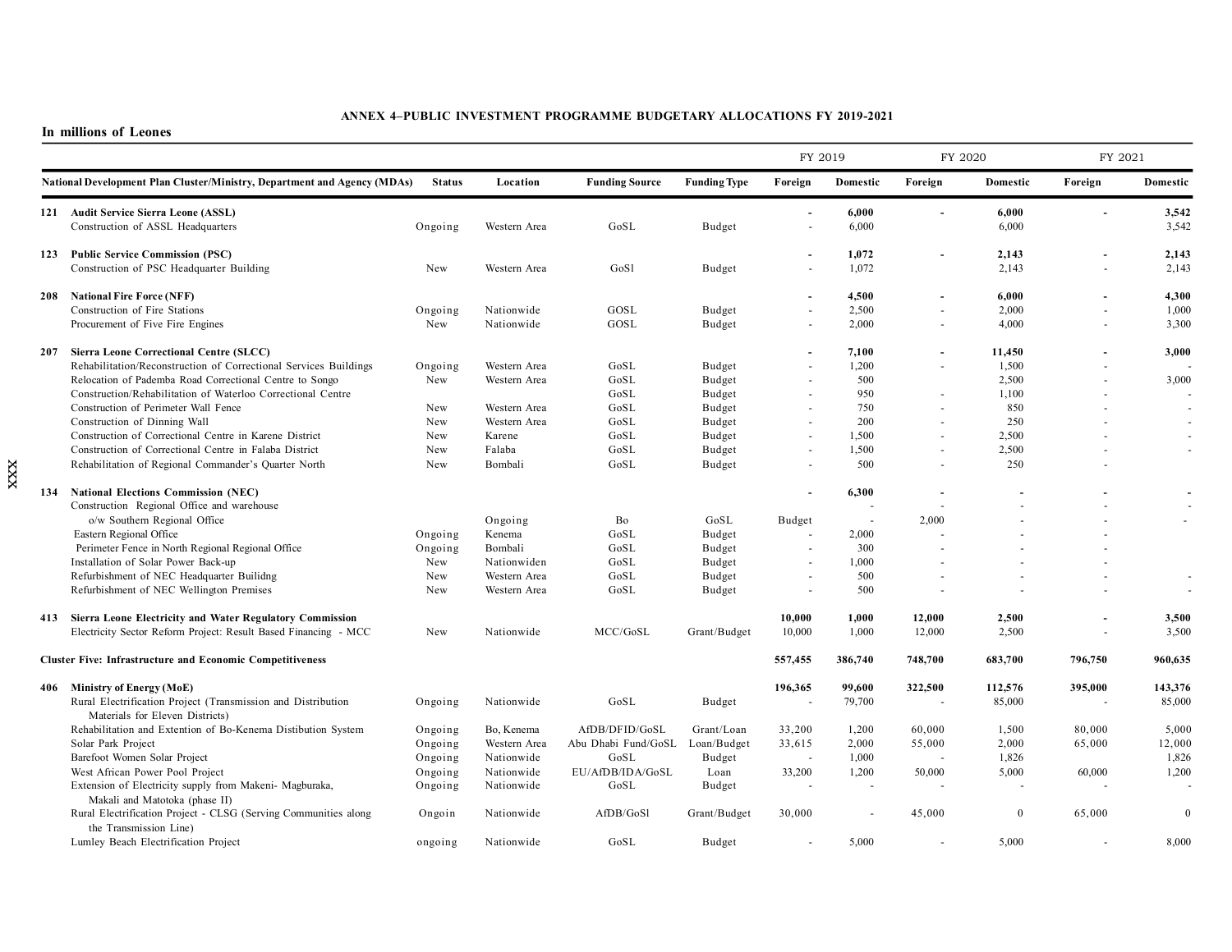## ANNEX 4–PUBLIC INVESTMENT PROGRAMME BUDGETARY ALLOCATIONS FY 2019-2021

**In millions of Leones**

| National Development Plan Cluster/Ministry, Department and Agency (MDAs) | Status | Location | Funding Source | Funding Type | FY 2019 Foreign | FY 2019 Domestic | FY 2020 Foreign | FY 2020 Domestic | FY 2021 Foreign | FY 2021 Domestic |
|---|---|---|---|---|---|---|---|---|---|---|
| **121 Audit Service Sierra Leone (ASSL)** | | | | | **-** | **6,000** | **-** | **6,000** | **-** | **3,542** |
| Construction of ASSL Headquarters | Ongoing | Western Area | GoSL | Budget | - | 6,000 | | 6,000 | | 3,542 |
| **123 Public Service Commission (PSC)** | | | | | **-** | **1,072** | **-** | **2,143** | **-** | **2,143** |
| Construction of PSC Headquarter Building | New | Western Area | GoSl | Budget | - | 1,072 | | 2,143 | - | 2,143 |
| **208 National Fire Force (NFF)** | | | | | **-** | **4,500** | **-** | **6,000** | **-** | **4,300** |
| Construction of Fire Stations | Ongoing | Nationwide | GOSL | Budget | - | 2,500 | - | 2,000 | - | 1,000 |
| Procurement of Five Fire Engines | New | Nationwide | GOSL | Budget | - | 2,000 | - | 4,000 | - | 3,300 |
| **207 Sierra Leone Correctional Centre (SLCC)** | | | | | **-** | **7,100** | **-** | **11,450** | **-** | **3,000** |
| Rehabilitation/Reconstruction of Correctional Services Buildings | Ongoing | Western Area | GoSL | Budget | - | 1,200 | - | 1,500 | - | - |
| Relocation of Pademba Road Correctional Centre to Songo | New | Western Area | GoSL | Budget | - | 500 | | 2,500 | - | 3,000 |
| Construction/Rehabilitation of Waterloo Correctional Centre | | | GoSL | Budget | - | 950 | - | 1,100 | - | - |
| Construction of Perimeter Wall Fence | New | Western Area | GoSL | Budget | - | 750 | - | 850 | - | - |
| Construction of Dinning Wall | New | Western Area | GoSL | Budget | - | 200 | - | 250 | - | - |
| Construction of Correctional Centre in Karene District | New | Karene | GoSL | Budget | - | 1,500 | - | 2,500 | - | - |
| Construction of Correctional Centre in Falaba District | New | Falaba | GoSL | Budget | - | 1,500 | - | 2,500 | - | - |
| Rehabilitation of Regional Commander's Quarter North | New | Bombali | GoSL | Budget | - | 500 | - | 250 | - | |
| **134 National Elections Commission (NEC)** | | | | | **-** | **6,300** | **-** | **-** | **-** | **-** |
| Construction Regional Office and warehouse | | | | | | - | - | - | - | - |
| o/w Southern Regional Office | | Ongoing | Bo | GoSL | Budget | - | 2,000 | - | - | - |
| Eastern Regional Office | Ongoing | Kenema | GoSL | Budget | - | 2,000 | - | - | - | |
| Perimeter Fence in North Regional Regional Office | Ongoing | Bombali | GoSL | Budget | - | 300 | - | - | - | |
| Installation of Solar Power Back-up | New | Nationwiden | GoSL | Budget | - | 1,000 | - | - | - | |
| Refurbishment of NEC Headquarter Builidng | New | Western Area | GoSL | Budget | - | 500 | - | - | - | - |
| Refurbishment of NEC Wellington Premises | New | Western Area | GoSL | Budget | - | 500 | - | - | - | - |
| **413 Sierra Leone Electricity and Water Regulatory Commission** | | | | | **10,000** | **1,000** | **12,000** | **2,500** | **-** | **3,500** |
| Electricity Sector Reform Project: Result Based Financing - MCC | New | Nationwide | MCC/GoSL | Grant/Budget | 10,000 | 1,000 | 12,000 | 2,500 | - | 3,500 |
| **Cluster Five: Infrastructure and Economic Competitiveness** | | | | | **557,455** | **386,740** | **748,700** | **683,700** | **796,750** | **960,635** |
| **406 Ministry of Energy (MoE)** | | | | | **196,365** | **99,600** | **322,500** | **112,576** | **395,000** | **143,376** |
| Rural Electrification Project (Transmission and Distribution Materials for Eleven Districts) | Ongoing | Nationwide | GoSL | Budget | - | 79,700 | - | 85,000 | - | 85,000 |
| Rehabilitation and Extention of Bo-Kenema Distibution System | Ongoing | Bo, Kenema | AfDB/DFID/GoSL | Grant/Loan | 33,200 | 1,200 | 60,000 | 1,500 | 80,000 | 5,000 |
| Solar Park Project | Ongoing | Western Area | Abu Dhabi Fund/GoSL | Loan/Budget | 33,615 | 2,000 | 55,000 | 2,000 | 65,000 | 12,000 |
| Barefoot Women Solar Project | Ongoing | Nationwide | GoSL | Budget | - | 1,000 | - | 1,826 | | 1,826 |
| West African Power Pool Project | Ongoing | Nationwide | EU/AfDB/IDA/GoSL | Loan | 33,200 | 1,200 | 50,000 | 5,000 | 60,000 | 1,200 |
| Extension of Electricity supply from Makeni- Magburaka, Makali and Matotoka (phase II) | Ongoing | Nationwide | GoSL | Budget | - | - | - | - | - | - |
| Rural Electrification Project - CLSG (Serving Communities along the Transmission Line) | Ongoin | Nationwide | AfDB/GoSl | Grant/Budget | 30,000 | - | 45,000 | 0 | 65,000 | 0 |
| Lumley Beach Electrification Project | ongoing | Nationwide | GoSL | Budget | - | 5,000 | - | 5,000 | - | 8,000 |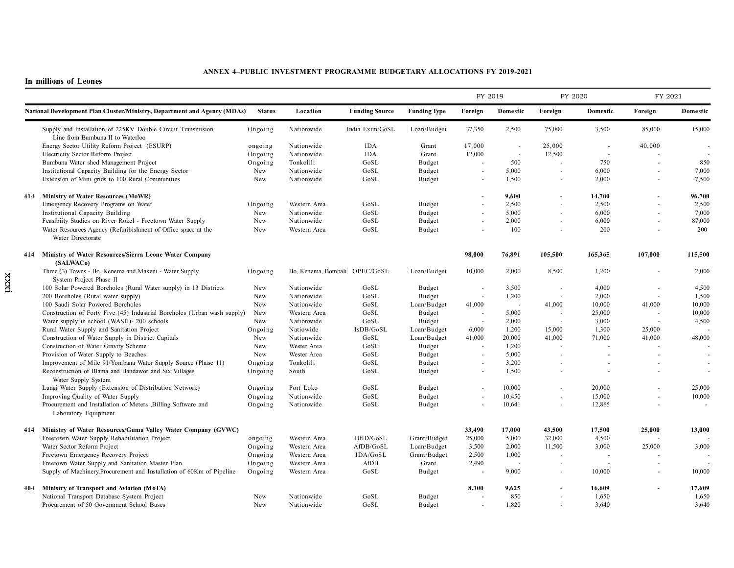**ANNEX 4–PUBLIC INVESTMENT PROGRAMME BUDGETARY ALLOCATIONS FY 2019-2021**

**In millions of Leones**

| National Development Plan Cluster/Ministry, Department and Agency (MDAs) | Status | Location | Funding Source | Funding Type | FY 2019 | | FY 2020 | | FY 2021 | |
|---|---|---|---|---|---|---|---|---|---|---|
| | | | | | Foreign | Domestic | Foreign | Domestic | Foreign | Domestic |
| Supply and Installation of 225KV Double Circuit Transmision Line from Bumbuna II to Waterloo | Ongoing | Nationwide | India Exim/GoSL | Loan/Budget | 37,350 | 2,500 | 75,000 | 3,500 | 85,000 | 15,000 |
| Energy Sector Utility Reform Project (ESURP) | ongoing | Nationwide | IDA | Grant | 17,000 | - | 25,000 | - | 40,000 | - |
| Electricity Sector Reform Project | Ongoing | Nationwide | IDA | Grant | 12,000 | - | 12,500 | - | - | - |
| Bumbuna Water shed Management Project | Ongoing | Tonkolili | GoSL | Budget | - | 500 | - | 750 | - | 850 |
| Institutional Capacity Building for the Energy Sector | New | Nationwide | GoSL | Budget | - | 5,000 | - | 6,000 | - | 7,000 |
| Extension of Mini grids to 100 Rural Communities | New | Nationwide | GoSL | Budget | - | 1,500 | - | 2,000 | - | 7,500 |
| **414 Ministry of Water Resources (MoWR)** | | | | | **-** | **9,600** | **-** | **14,700** | **-** | **96,700** |
| Emergency Recovery Programs on Water | Ongoing | Western Area | GoSL | Budget | - | 2,500 | - | 2,500 | - | 2,500 |
| Institutional Capacity Building | New | Nationwide | GoSL | Budget | - | 5,000 | - | 6,000 | - | 7,000 |
| Feasibiity Studies on River Rokel - Freetown Water Supply | New | Nationwide | GoSL | Budget | - | 2,000 | - | 6,000 | - | 87,000 |
| Water Resources Agency (Refiribishment of Office space at the Water Directorate | New | Western Area | GoSL | Budget | - | 100 | - | 200 | - | 200 |
| **414 Ministry of Water Resources/Sierra Leone Water Company (SALWACo)** | | | | | **98,000** | **76,891** | **105,500** | **165,365** | **107,000** | **115,500** |
| Three (3) Towns - Bo, Kenema and Makeni - Water Supply System Project Phase II | Ongoing | Bo, Kenema, Bombali | OPEC/GoSL | Loan/Budget | 10,000 | 2,000 | 8,500 | 1,200 | - | 2,000 |
| 100 Solar Powered Boreholes (Rural Water supply) in 13 Districts | New | Nationwide | GoSL | Budget | - | 3,500 | - | 4,000 | - | 4,500 |
| 200 Boreholes (Rural water supply) | New | Nationwide | GoSL | Budget | - | 1,200 | - | 2,000 | - | 1,500 |
| 100 Saudi Solar Powered Boreholes | New | Nationwide | GoSL | Loan/Budget | 41,000 | - | 41,000 | 10,000 | 41,000 | 10,000 |
| Construction of Forty Five (45) Industrial Boreholes (Urban wash supply) | New | Western Area | GoSL | Budget | - | 5,000 | - | 25,000 | - | 10,000 |
| Water supply in school (WASH)- 200 schools | New | Nationwide | GoSL | Budget | - | 2,000 | - | 3,000 | - | 4,500 |
| Rural Water Supply and Sanitation Project | Ongoing | Natiowide | IsDB/GoSL | Loan/Budget | 6,000 | 1,200 | 15,000 | 1,300 | 25,000 | - |
| Construction of Water Supply in District Capitals | New | Nationwide | GoSL | Loan/Budget | 41,000 | 20,000 | 41,000 | 71,000 | 41,000 | 48,000 |
| Construction of Water Gravity Scheme | New | Wester Area | GoSL | Budget | - | 1,200 | - | - | - | - |
| Provision of Water Supply to Beaches | New | Wester Area | GoSL | Budget | - | 5,000 | - | - | - | - |
| Improvement of Mile 91/Yonibana Water Supply Source (Phase 11) | Ongoing | Tonkolili | GoSL | Budget | - | 3,200 | - | - | - | - |
| Reconstruction of Blama and Bandawor and Six Villages Water Supply System | Ongoing | South | GoSL | Budget | - | 1,500 | - | - | - | - |
| Lungi Water Supply (Extension of Distribution Network) | Ongoing | Port Loko | GoSL | Budget | - | 10,000 | - | 20,000 | - | 25,000 |
| Improving Quality of Water Supply | Ongoing | Nationwide | GoSL | Budget | - | 10,450 | - | 15,000 | - | 10,000 |
| Procurement and Installation of Meters ,Billing Software and Laboratory Equipment | Ongoing | Nationwide | GoSL | Budget | - | 10,641 | - | 12,865 | - | - |
| **414 Ministry of Water Resources/Guma Valley Water Company (GVWC)** | | | | | **33,490** | **17,000** | **43,500** | **17,500** | **25,000** | **13,000** |
| Freetowm Water Supply Rehabilitation Project | ongoing | Western Area | DfID/GoSL | Grant/Budget | 25,000 | 5,000 | 32,000 | 4,500 | - | - |
| Water Sector Reform Project | Ongoing | Western Area | AfDB/GoSL | Loan/Budget | 3,500 | 2,000 | 11,500 | 3,000 | 25,000 | 3,000 |
| Freetown Emergency Recovery Project | Ongoing | Western Area | IDA/GoSL | Grant/Budget | 2,500 | 1,000 | - | - | - | - |
| Freetown Water Supply and Sanitation Master Plan | Ongoing | Western Area | AfDB | Grant | 2,490 | - | - | - | - | - |
| Supply of Machinery,Procurement and Installation of 60Km of Pipeline | Ongoing | Western Area | GoSL | Budget | - | 9,000 | - | 10,000 | - | 10,000 |
| **404 Ministry of Transport and Aviation (MoTA)** | | | | | **8,300** | **9,625** | **-** | **16,609** | **-** | **17,609** |
| National Transport Database System Project | New | Nationwide | GoSL | Budget | - | 850 | - | 1,650 | | 1,650 |
| Procurement of 50 Government School Buses | New | Nationwide | GoSL | Budget | - | 1,820 | - | 3,640 | | 3,640 |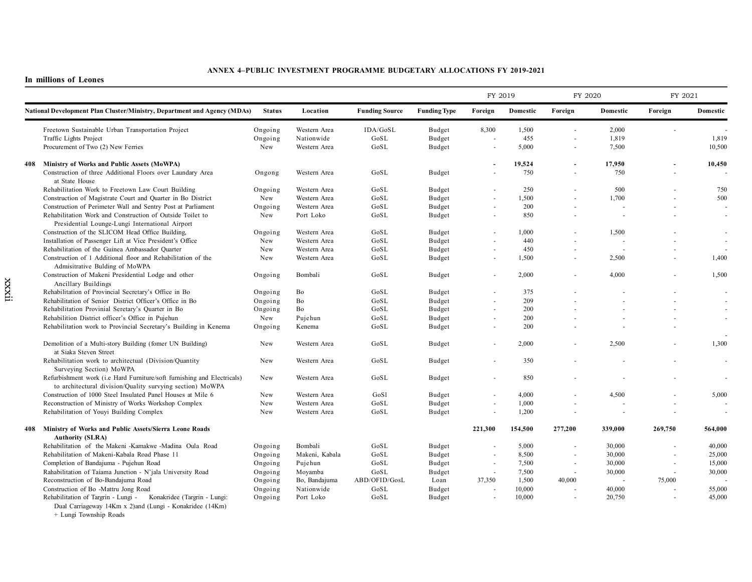## ANNEX 4–PUBLIC INVESTMENT PROGRAMME BUDGETARY ALLOCATIONS FY 2019-2021

**In millions of Leones**

| National Development Plan Cluster/Ministry, Department and Agency (MDAs) | Status | Location | Funding Source | Funding Type | FY 2019 Foreign | FY 2019 Domestic | FY 2020 Foreign | FY 2020 Domestic | FY 2021 Foreign | FY 2021 Domestic |
|---|---|---|---|---|---|---|---|---|---|---|
| Freetown Sustainable Urban Transportation Project | Ongoing | Western Area | IDA/GoSL | Budget | 8,300 | 1,500 | - | 2,000 | - | - |
| Traffic Lights Project | Ongoing | Nationwide | GoSL | Budget | - | 455 | - | 1,819 | | 1,819 |
| Procurement of Two (2) New Ferries | New | Western Area | GoSL | Budget | - | 5,000 | - | 7,500 | | 10,500 |
| **408 Ministry of Works and Public Assets (MoWPA)** | | | | | **-** | **19,524** | **-** | **17,950** | **-** | **10,450** |
| Construction of three Additional Floors over Laundary Area at State House | Ongong | Western Area | GoSL | Budget | - | 750 | - | 750 | - | - |
| Rehabilitation Work to Freetown Law Court Building | Ongoing | Western Area | GoSL | Budget | - | 250 | - | 500 | - | 750 |
| Construction of Magistrate Court and Quarter in Bo District | New | Western Area | GoSL | Budget | - | 1,500 | - | 1,700 | - | 500 |
| Construction of Perimeter Wall and Sentry Post at Parliament | Ongoing | Western Area | GoSL | Budget | - | 200 | - | - | - | - |
| Rehabilitation Work and Construction of Outside Toilet to Presidential Lounge-Lungi International Airport | New | Port Loko | GoSL | Budget | - | 850 | - | - | - | - |
| Construction of the SLICOM Head Office Building, | Ongoing | Western Area | GoSL | Budget | - | 1,000 | - | 1,500 | - | - |
| Installation of Passenger Lift at Vice President's Office | New | Western Area | GoSL | Budget | - | 440 | - | - | - | - |
| Rehabilitation of the Guinea Ambassador Quarter | New | Western Area | GoSL | Budget | - | 450 | - | - | - | - |
| Construction of 1 Additional floor and Rehabilitation of the Admisitrative Bulding of MoWPA | New | Western Area | GoSL | Budget | - | 1,500 | - | 2,500 | - | 1,400 |
| Construction of Makeni Presidential Lodge and other Ancillary Buildings | Ongoing | Bombali | GoSL | Budget | - | 2,000 | - | 4,000 | - | 1,500 |
| Rehabilitation of Provincial Secretary's Office in Bo | Ongoing | Bo | GoSL | Budget | - | 375 | - | - | - | - |
| Rehabilitation of Senior District Officer's Office in Bo | Ongoing | Bo | GoSL | Budget | - | 209 | - | - | - | - |
| Rehabilitation Provinial Seretary's Quarter in Bo | Ongoing | Bo | GoSL | Budget | - | 200 | - | - | - | - |
| Rehabilition District officer's Office in Pujehun | New | Pujehun | GoSL | Budget | - | 200 | - | - | - | - |
| Rehabilitation work to Provincial Secretary's Building in Kenema | Ongoing | Kenema | GoSL | Budget | - | 200 | - | - | - | - |
| Demolition of a Multi-story Building (fomer UN Building) at Siaka Steven Street | New | Western Area | GoSL | Budget | - | 2,000 | - | 2,500 | - | 1,300 |
| Rehabilitation work to architectual (Division/Quantity Surveying Section) MoWPA | New | Western Area | GoSL | Budget | - | 350 | - | - | - | - |
| Refurbishment work (i.e Hard Furniture/soft furnishing and Electricals) to architectural division/Quality survying section) MoWPA | New | Western Area | GoSL | Budget | - | 850 | - | - | - | - |
| Construction of 1000 Steel Insulated Panel Houses at Mile 6 | New | Western Area | GoSl | Budget | - | 4,000 | - | 4,500 | - | 5,000 |
| Reconstruction of Ministry of Works Workshop Complex | New | Western Area | GoSL | Budget | - | 1,000 | - | - | - | - |
| Rehabilitation of Youyi Building Complex | New | Western Area | GoSL | Budget | - | 1,200 | - | - | - | - |
| **408 Ministry of Works and Public Assets/Sierra Leone Roads Authority (SLRA)** | | | | | **221,300** | **154,500** | **277,200** | **339,000** | **269,750** | **564,000** |
| Rehabilitation of the Makeni -Kamakwe -Madina Oula Road | Ongoing | Bombali | GoSL | Budget | - | 5,000 | - | 30,000 | - | 40,000 |
| Rehabilitation of Makeni-Kabala Road Phase 11 | Ongoing | Makeni, Kabala | GoSL | Budget | - | 8,500 | - | 30,000 | - | 25,000 |
| Completion of Bandajuma - Pujehun Road | Ongoing | Pujehun | GoSL | Budget | - | 7,500 | - | 30,000 | - | 15,000 |
| Rahabilitation of Taiama Junction - N'jala University Road | Ongoing | Moyamba | GoSL | Budget | - | 7,500 | - | 30,000 | - | 30,000 |
| Reconstruction of Bo-Bandajuma Road | Ongoing | Bo, Bandajuma | ABD/OFID/GosL | Loan | 37,350 | 1,500 | 40,000 | - | 75,000 | - |
| Construction of Bo -Mattru Jong Road | Ongoing | Nationwide | GoSL | Budget | - | 10,000 | - | 40,000 | - | 55,000 |
| Rehabilitation of Targrin - Lungi - Konakridee (Targrin - Lungi: Dual Carriageway 14Km x 2)and (Lungi - Konakridee (14Km) + Lungi Township Roads | Ongoing | Port Loko | GoSL | Budget | - | 10,000 | - | 20,750 | - | 45,000 |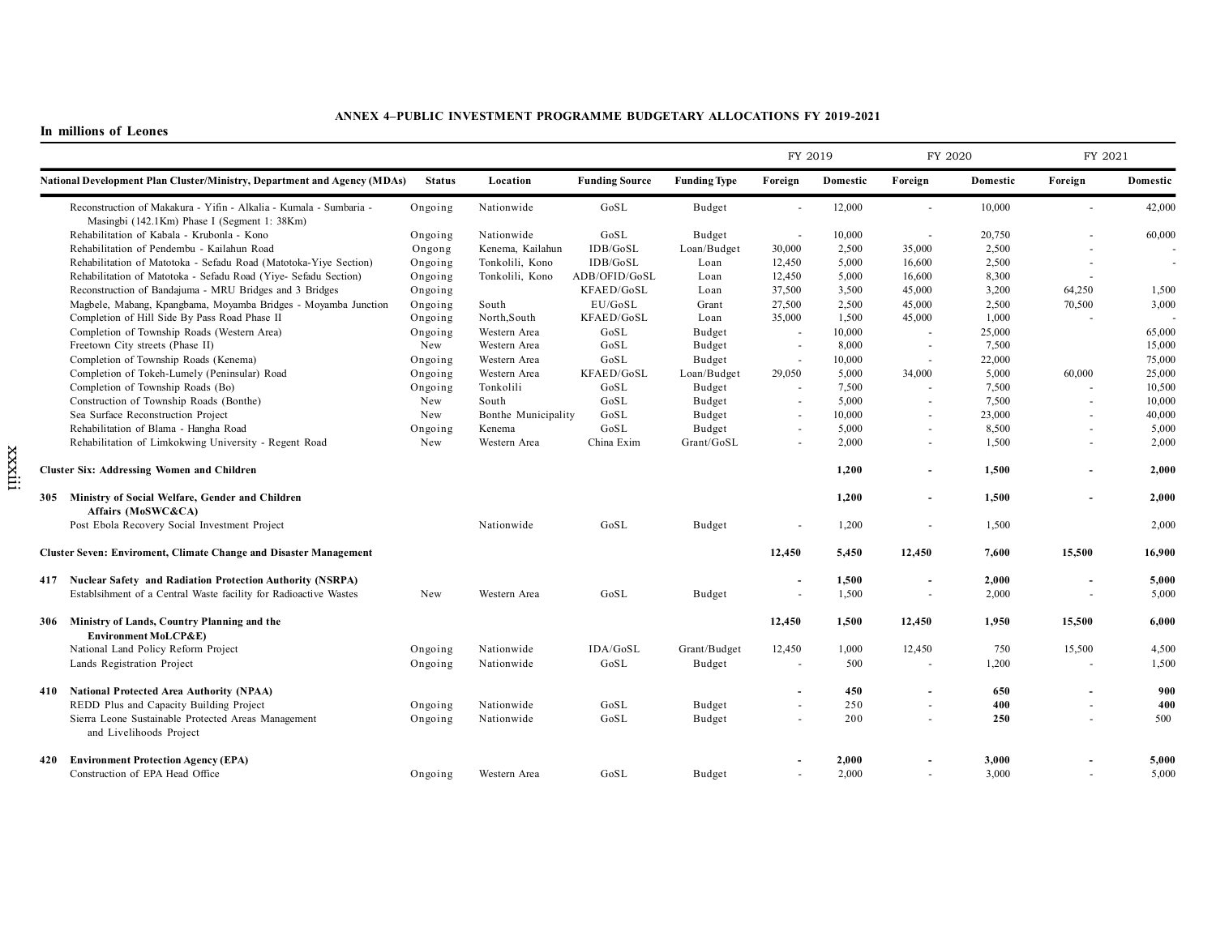## ANNEX 4–PUBLIC INVESTMENT PROGRAMME BUDGETARY ALLOCATIONS FY 2019-2021

**In millions of Leones**

| National Development Plan Cluster/Ministry, Department and Agency (MDAs) | Status | Location | Funding Source | Funding Type | FY 2019 | | FY 2020 | | FY 2021 | |
|---|---|---|---|---|---|---|---|---|---|---|
| | | | | | Foreign | Domestic | Foreign | Domestic | Foreign | Domestic |
| Reconstruction of Makakura - Yifin - Alkalia - Kumala - Sumbaria - Masingbi (142.1Km) Phase I (Segment 1: 38Km) | Ongoing | Nationwide | GoSL | Budget | - | 12,000 | - | 10,000 | - | 42,000 |
| Rehabilitation of Kabala - Krubonla - Kono | Ongoing | Nationwide | GoSL | Budget | - | 10,000 | - | 20,750 | - | 60,000 |
| Rehabilitation of Pendembu - Kailahun Road | Ongong | Kenema, Kailahun | IDB/GoSL | Loan/Budget | 30,000 | 2,500 | 35,000 | 2,500 | - | - |
| Rehabilitation of Matotoka - Sefadu Road (Matotoka-Yiye Section) | Ongoing | Tonkolili, Kono | IDB/GoSL | Loan | 12,450 | 5,000 | 16,600 | 2,500 | - | - |
| Rehabilitation of Matotoka - Sefadu Road (Yiye- Sefadu Section) | Ongoing | Tonkolili, Kono | ADB/OFID/GoSL | Loan | 12,450 | 5,000 | 16,600 | 8,300 | - | |
| Reconstruction of Bandajuma - MRU Bridges and 3 Bridges | Ongoing | | KFAED/GoSL | Loan | 37,500 | 3,500 | 45,000 | 3,200 | 64,250 | 1,500 |
| Magbele, Mabang, Kpangbama, Moyamba Bridges - Moyamba Junction | Ongoing | South | EU/GoSL | Grant | 27,500 | 2,500 | 45,000 | 2,500 | 70,500 | 3,000 |
| Completion of Hill Side By Pass Road Phase II | Ongoing | North,South | KFAED/GoSL | Loan | 35,000 | 1,500 | 45,000 | 1,000 | - | - |
| Completion of Township Roads (Western Area) | Ongoing | Western Area | GoSL | Budget | - | 10,000 | - | 25,000 | | 65,000 |
| Freetown City streets (Phase II) | New | Western Area | GoSL | Budget | - | 8,000 | - | 7,500 | | 15,000 |
| Completion of Township Roads (Kenema) | Ongoing | Western Area | GoSL | Budget | - | 10,000 | - | 22,000 | | 75,000 |
| Completion of Tokeh-Lumely (Peninsular) Road | Ongoing | Western Area | KFAED/GoSL | Loan/Budget | 29,050 | 5,000 | 34,000 | 5,000 | 60,000 | 25,000 |
| Completion of Township Roads (Bo) | Ongoing | Tonkolili | GoSL | Budget | - | 7,500 | - | 7,500 | - | 10,500 |
| Construction of Township Roads (Bonthe) | New | South | GoSL | Budget | - | 5,000 | - | 7,500 | - | 10,000 |
| Sea Surface Reconstruction Project | New | Bonthe Municipality | GoSL | Budget | - | 10,000 | - | 23,000 | - | 40,000 |
| Rehabilitation of Blama - Hangha Road | Ongoing | Kenema | GoSL | Budget | - | 5,000 | - | 8,500 | - | 5,000 |
| Rehabilitation of Limkokwing University - Regent Road | New | Western Area | China Exim | Grant/GoSL | - | 2,000 | - | 1,500 | - | 2,000 |
| **Cluster Six: Addressing Women and Children** | | | | | | **1,200** | **-** | **1,500** | **-** | **2,000** |
| **305 Ministry of Social Welfare, Gender and Children Affairs (MoSWC&CA)** | | | | | | **1,200** | **-** | **1,500** | **-** | **2,000** |
| Post Ebola Recovery Social Investment Project | | Nationwide | GoSL | Budget | - | 1,200 | - | 1,500 | | 2,000 |
| **Cluster Seven: Enviroment, Climate Change and Disaster Management** | | | | | **12,450** | **5,450** | **12,450** | **7,600** | **15,500** | **16,900** |
| **417 Nuclear Safety and Radiation Protection Authority (NSRPA)** | | | | | **-** | **1,500** | **-** | **2,000** | **-** | **5,000** |
| Establsihment of a Central Waste facility for Radioactive Wastes | New | Western Area | GoSL | Budget | - | 1,500 | - | 2,000 | - | 5,000 |
| **306 Ministry of Lands, Country Planning and the Environment MoLCP&E)** | | | | | **12,450** | **1,500** | **12,450** | **1,950** | **15,500** | **6,000** |
| National Land Policy Reform Project | Ongoing | Nationwide | IDA/GoSL | Grant/Budget | 12,450 | 1,000 | 12,450 | 750 | 15,500 | 4,500 |
| Lands Registration Project | Ongoing | Nationwide | GoSL | Budget | - | 500 | - | 1,200 | - | 1,500 |
| **410 National Protected Area Authority (NPAA)** | | | | | **-** | **450** | **-** | **650** | **-** | **900** |
| REDD Plus and Capacity Building Project | Ongoing | Nationwide | GoSL | Budget | - | 250 | - | **400** | - | **400** |
| Sierra Leone Sustainable Protected Areas Management and Livelihoods Project | Ongoing | Nationwide | GoSL | Budget | - | 200 | - | **250** | - | 500 |
| **420 Environment Protection Agency (EPA)** | | | | | **-** | **2,000** | **-** | **3,000** | **-** | **5,000** |
| Construction of EPA Head Office | Ongoing | Western Area | GoSL | Budget | - | 2,000 | - | 3,000 | - | 5,000 |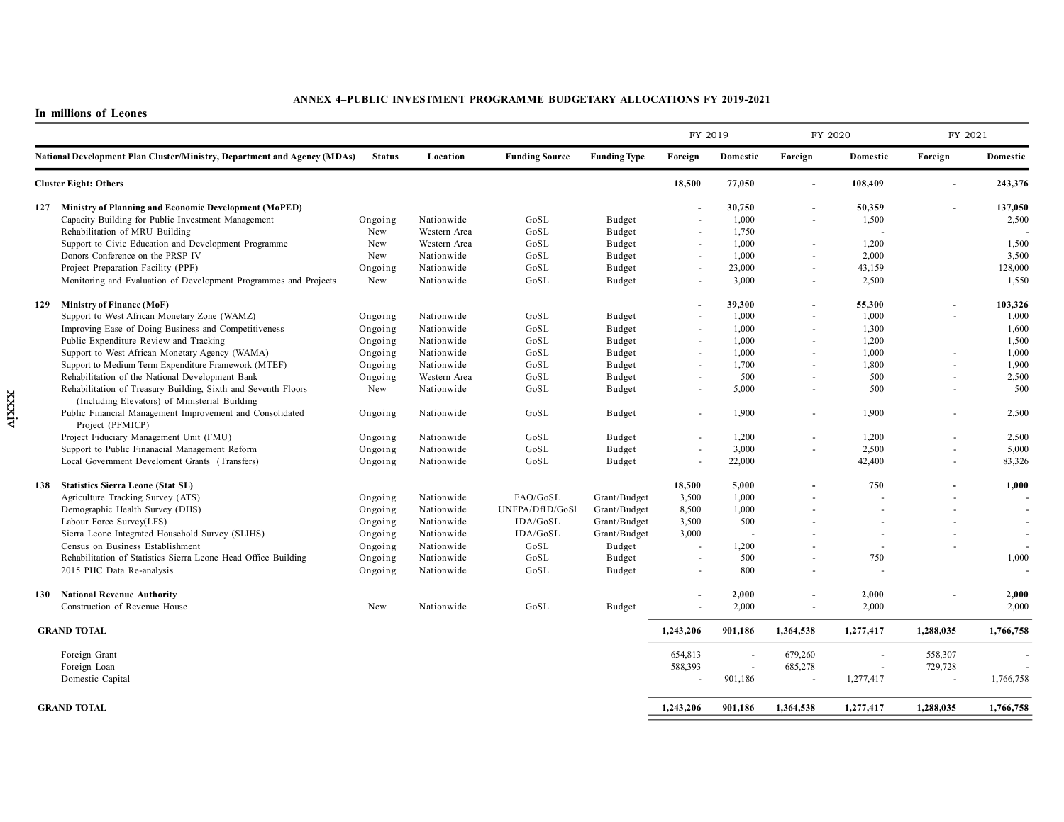# ANNEX 4–PUBLIC INVESTMENT PROGRAMME BUDGETARY ALLOCATIONS FY 2019-2021

**In millions of Leones**

| National Development Plan Cluster/Ministry, Department and Agency (MDAs) | Status | Location | Funding Source | Funding Type | FY 2019 | | FY 2020 | | FY 2021 | |
|---|---|---|---|---|---|---|---|---|---|---|
| | | | | | Foreign | Domestic | Foreign | Domestic | Foreign | Domestic |
| **Cluster Eight: Others** | | | | | **18,500** | **77,050** | **-** | **108,409** | **-** | **243,376** |
| **127 Ministry of Planning and Economic Development (MoPED)** | | | | | **-** | **30,750** | **-** | **50,359** | **-** | **137,050** |
| Capacity Building for Public Investment Management | Ongoing | Nationwide | GoSL | Budget | - | 1,000 | - | 1,500 | | 2,500 |
| Rehabilitation of MRU Building | New | Western Area | GoSL | Budget | - | 1,750 | | - | | - |
| Support to Civic Education and Development Programme | New | Western Area | GoSL | Budget | - | 1,000 | - | 1,200 | | 1,500 |
| Donors Conference on the PRSP IV | New | Nationwide | GoSL | Budget | - | 1,000 | - | 2,000 | | 3,500 |
| Project Preparation Facility (PPF) | Ongoing | Nationwide | GoSL | Budget | - | 23,000 | - | 43,159 | | 128,000 |
| Monitoring and Evaluation of Development Programmes and Projects | New | Nationwide | GoSL | Budget | - | 3,000 | - | 2,500 | | 1,550 |
| **129 Ministry of Finance (MoF)** | | | | | **-** | **39,300** | **-** | **55,300** | **-** | **103,326** |
| Support to West African Monetary Zone (WAMZ) | Ongoing | Nationwide | GoSL | Budget | - | 1,000 | - | 1,000 | - | 1,000 |
| Improving Ease of Doing Business and Competitiveness | Ongoing | Nationwide | GoSL | Budget | - | 1,000 | - | 1,300 | | 1,600 |
| Public Expenditure Review and Tracking | Ongoing | Nationwide | GoSL | Budget | - | 1,000 | - | 1,200 | | 1,500 |
| Support to West African Monetary Agency (WAMA) | Ongoing | Nationwide | GoSL | Budget | - | 1,000 | - | 1,000 | - | 1,000 |
| Support to Medium Term Expenditure Framework (MTEF) | Ongoing | Nationwide | GoSL | Budget | - | 1,700 | - | 1,800 | - | 1,900 |
| Rehabilitation of the National Development Bank | Ongoing | Western Area | GoSL | Budget | - | 500 | - | 500 | - | 2,500 |
| Rehabilitation of Treasury Building, Sixth and Seventh Floors (Including Elevators) of Ministerial Building | New | Nationwide | GoSL | Budget | - | 5,000 | - | 500 | - | 500 |
| Public Financial Management Improvement and Consolidated Project (PFMICP) | Ongoing | Nationwide | GoSL | Budget | - | 1,900 | - | 1,900 | - | 2,500 |
| Project Fiduciary Management Unit (FMU) | Ongoing | Nationwide | GoSL | Budget | - | 1,200 | - | 1,200 | - | 2,500 |
| Support to Public Finanacial Management Reform | Ongoing | Nationwide | GoSL | Budget | - | 3,000 | - | 2,500 | - | 5,000 |
| Local Government Develoment Grants (Transfers) | Ongoing | Nationwide | GoSL | Budget | - | 22,000 | | 42,400 | - | 83,326 |
| **138 Statistics Sierra Leone (Stat SL)** | | | | | **18,500** | **5,000** | **-** | **750** | **-** | **1,000** |
| Agriculture Tracking Survey (ATS) | Ongoing | Nationwide | FAO/GoSL | Grant/Budget | 3,500 | 1,000 | - | - | - | - |
| Demographic Health Survey (DHS) | Ongoing | Nationwide | UNFPA/DfID/GoSl | Grant/Budget | 8,500 | 1,000 | - | - | - | - |
| Labour Force Survey(LFS) | Ongoing | Nationwide | IDA/GoSL | Grant/Budget | 3,500 | 500 | - | - | - | - |
| Sierra Leone Integrated Household Survey (SLIHS) | Ongoing | Nationwide | IDA/GoSL | Grant/Budget | 3,000 | - | - | - | - | - |
| Census on Business Establishment | Ongoing | Nationwide | GoSL | Budget | - | 1,200 | - | - | - | - |
| Rehabilitation of Statistics Sierra Leone Head Office Building | Ongoing | Nationwide | GoSL | Budget | - | 500 | - | 750 | | 1,000 |
| 2015 PHC Data Re-analysis | Ongoing | Nationwide | GoSL | Budget | - | 800 | - | - | | - |
| **130 National Revenue Authority** | | | | | **-** | **2,000** | **-** | **2,000** | **-** | **2,000** |
| Construction of Revenue House | New | Nationwide | GoSL | Budget | - | 2,000 | - | 2,000 | | 2,000 |
| **GRAND TOTAL** | | | | | **1,243,206** | **901,186** | **1,364,538** | **1,277,417** | **1,288,035** | **1,766,758** |
| Foreign Grant | | | | | 654,813 | - | 679,260 | - | 558,307 | - |
| Foreign Loan | | | | | 588,393 | - | 685,278 | - | 729,728 | - |
| Domestic Capital | | | | | - | 901,186 | - | 1,277,417 | - | 1,766,758 |
| **GRAND TOTAL** | | | | | **1,243,206** | **901,186** | **1,364,538** | **1,277,417** | **1,288,035** | **1,766,758** |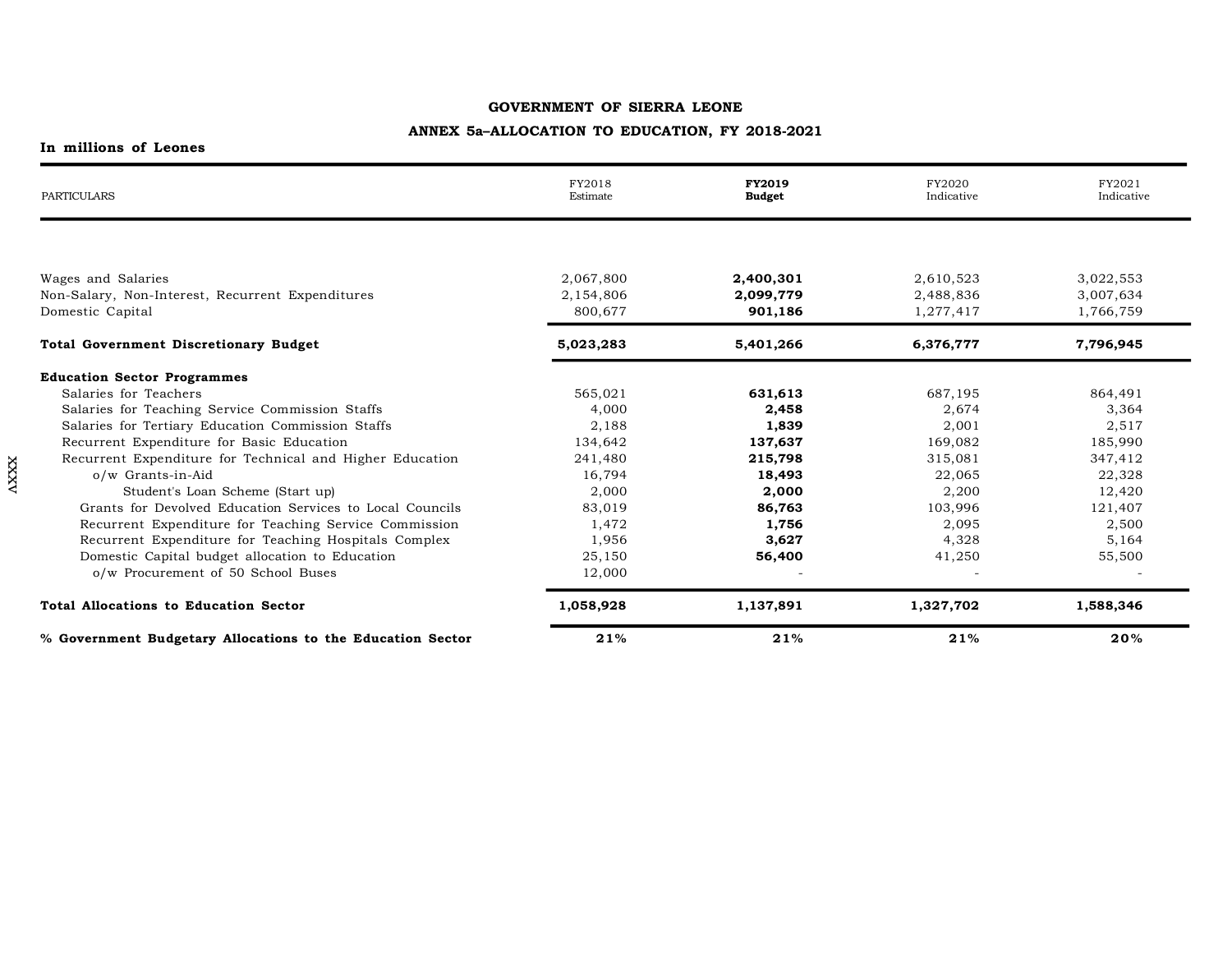**GOVERNMENT OF SIERRA LEONE**

**ANNEX 5a–ALLOCATION TO EDUCATION, FY 2018-2021**

**In millions of Leones**

| PARTICULARS | FY2018 Estimate | **FY2019 Budget** | FY2020 Indicative | FY2021 Indicative |
|---|---|---|---|---|
| Wages and Salaries | 2,067,800 | **2,400,301** | 2,610,523 | 3,022,553 |
| Non-Salary, Non-Interest, Recurrent Expenditures | 2,154,806 | **2,099,779** | 2,488,836 | 3,007,634 |
| Domestic Capital | 800,677 | **901,186** | 1,277,417 | 1,766,759 |
| **Total Government Discretionary Budget** | **5,023,283** | **5,401,266** | **6,376,777** | **7,796,945** |
| **Education Sector Programmes** | | | | |
| Salaries for Teachers | 565,021 | **631,613** | 687,195 | 864,491 |
| Salaries for Teaching Service Commission Staffs | 4,000 | **2,458** | 2,674 | 3,364 |
| Salaries for Tertiary Education Commission Staffs | 2,188 | **1,839** | 2,001 | 2,517 |
| Recurrent Expenditure for Basic Education | 134,642 | **137,637** | 169,082 | 185,990 |
| Recurrent Expenditure for Technical and Higher Education | 241,480 | **215,798** | 315,081 | 347,412 |
| o/w Grants-in-Aid | 16,794 | **18,493** | 22,065 | 22,328 |
| Student's Loan Scheme (Start up) | 2,000 | **2,000** | 2,200 | 12,420 |
| Grants for Devolved Education Services to Local Councils | 83,019 | **86,763** | 103,996 | 121,407 |
| Recurrent Expenditure for Teaching Service Commission | 1,472 | **1,756** | 2,095 | 2,500 |
| Recurrent Expenditure for Teaching Hospitals Complex | 1,956 | **3,627** | 4,328 | 5,164 |
| Domestic Capital budget allocation to Education | 25,150 | **56,400** | 41,250 | 55,500 |
| o/w Procurement of 50 School Buses | 12,000 | - | - | - |
| **Total Allocations to Education Sector** | **1,058,928** | **1,137,891** | **1,327,702** | **1,588,346** |
| **% Government Budgetary Allocations to the Education Sector** | **21%** | **21%** | **21%** | **20%** |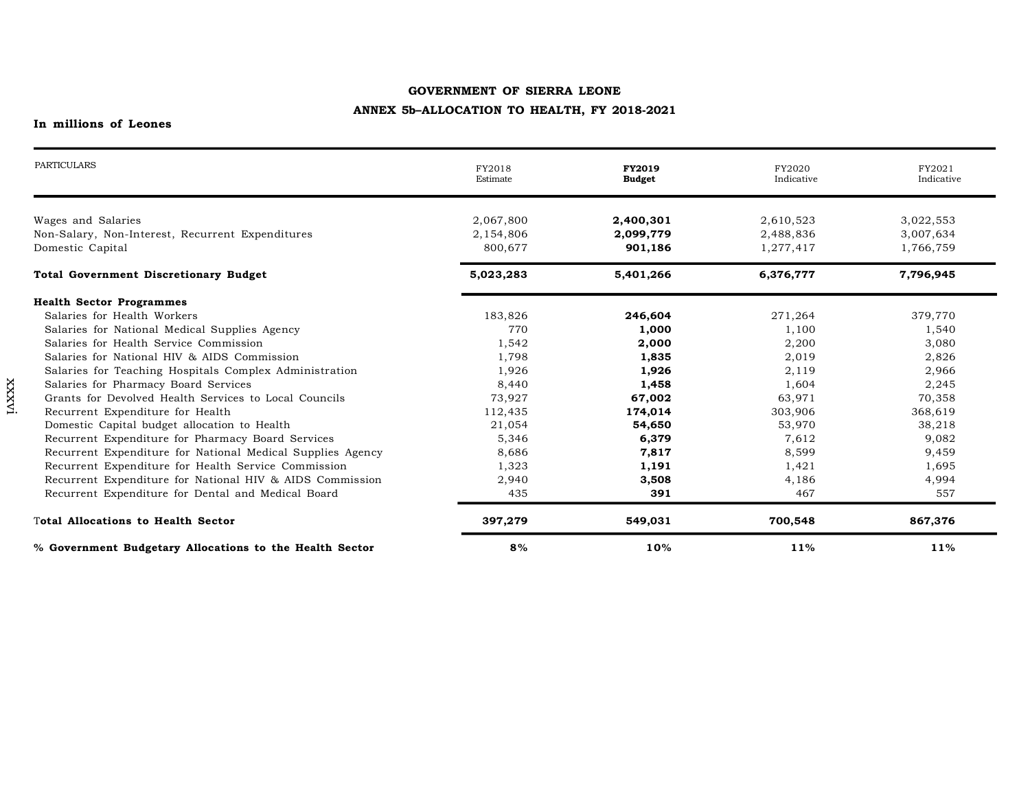**GOVERNMENT OF SIERRA LEONE**

**ANNEX 5b–ALLOCATION TO HEALTH, FY 2018-2021**

**In millions of Leones**

| PARTICULARS | FY2018 Estimate | **FY2019 Budget** | FY2020 Indicative | FY2021 Indicative |
|---|---|---|---|---|
| Wages and Salaries | 2,067,800 | **2,400,301** | 2,610,523 | 3,022,553 |
| Non-Salary, Non-Interest, Recurrent Expenditures | 2,154,806 | **2,099,779** | 2,488,836 | 3,007,634 |
| Domestic Capital | 800,677 | **901,186** | 1,277,417 | 1,766,759 |
| **Total Government Discretionary Budget** | **5,023,283** | **5,401,266** | **6,376,777** | **7,796,945** |
| **Health Sector Programmes** | | | | |
| Salaries for Health Workers | 183,826 | **246,604** | 271,264 | 379,770 |
| Salaries for National Medical Supplies Agency | 770 | **1,000** | 1,100 | 1,540 |
| Salaries for Health Service Commission | 1,542 | **2,000** | 2,200 | 3,080 |
| Salaries for National HIV & AIDS Commission | 1,798 | **1,835** | 2,019 | 2,826 |
| Salaries for Teaching Hospitals Complex Administration | 1,926 | **1,926** | 2,119 | 2,966 |
| Salaries for Pharmacy Board Services | 8,440 | **1,458** | 1,604 | 2,245 |
| Grants for Devolved Health Services to Local Councils | 73,927 | **67,002** | 63,971 | 70,358 |
| Recurrent Expenditure for Health | 112,435 | **174,014** | 303,906 | 368,619 |
| Domestic Capital budget allocation to Health | 21,054 | **54,650** | 53,970 | 38,218 |
| Recurrent Expenditure for Pharmacy Board Services | 5,346 | **6,379** | 7,612 | 9,082 |
| Recurrent Expenditure for National Medical Supplies Agency | 8,686 | **7,817** | 8,599 | 9,459 |
| Recurrent Expenditure for Health Service Commission | 1,323 | **1,191** | 1,421 | 1,695 |
| Recurrent Expenditure for National HIV & AIDS Commission | 2,940 | **3,508** | 4,186 | 4,994 |
| Recurrent Expenditure for Dental and Medical Board | 435 | **391** | 467 | 557 |
| **Total Allocations to Health Sector** | **397,279** | **549,031** | **700,548** | **867,376** |
| **% Government Budgetary Allocations to the Health Sector** | **8%** | **10%** | **11%** | **11%** |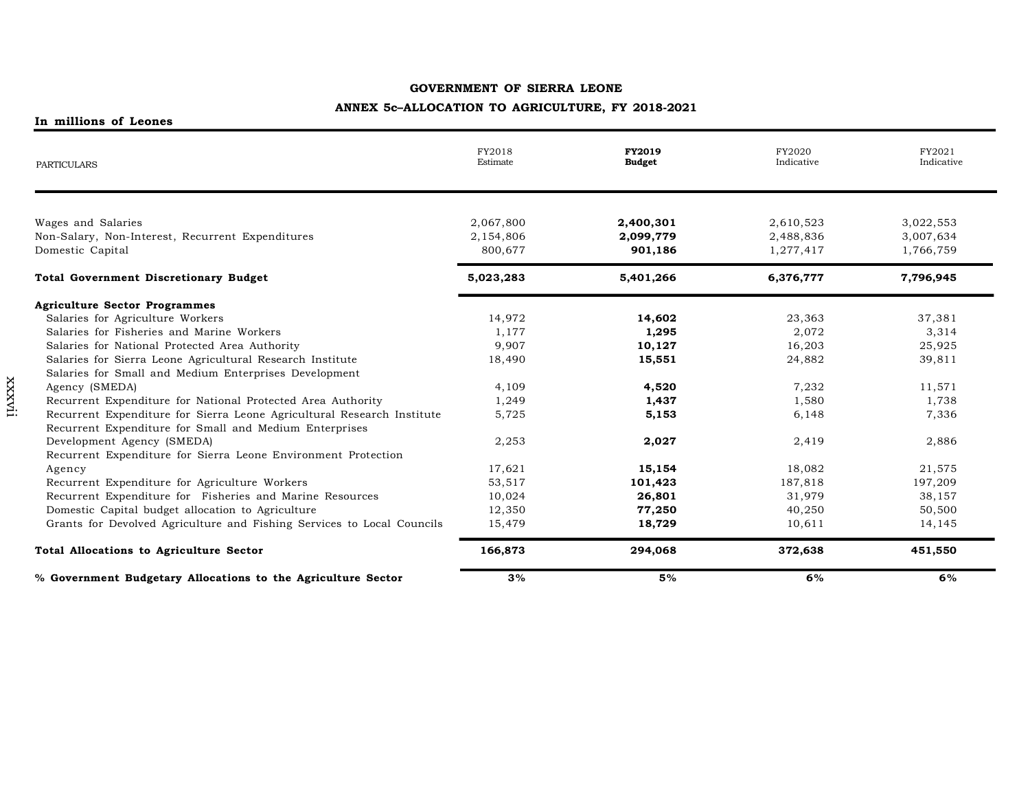**GOVERNMENT OF SIERRA LEONE**

**ANNEX 5c–ALLOCATION TO AGRICULTURE, FY 2018-2021**

**In millions of Leones**

| PARTICULARS | FY2018 Estimate | **FY2019 Budget** | FY2020 Indicative | FY2021 Indicative |
|---|---|---|---|---|
| Wages and Salaries | 2,067,800 | **2,400,301** | 2,610,523 | 3,022,553 |
| Non-Salary, Non-Interest, Recurrent Expenditures | 2,154,806 | **2,099,779** | 2,488,836 | 3,007,634 |
| Domestic Capital | 800,677 | **901,186** | 1,277,417 | 1,766,759 |
| **Total Government Discretionary Budget** | **5,023,283** | **5,401,266** | **6,376,777** | **7,796,945** |
| **Agriculture Sector Programmes** | | | | |
| Salaries for Agriculture Workers | 14,972 | **14,602** | 23,363 | 37,381 |
| Salaries for Fisheries and Marine Workers | 1,177 | **1,295** | 2,072 | 3,314 |
| Salaries for National Protected Area Authority | 9,907 | **10,127** | 16,203 | 25,925 |
| Salaries for Sierra Leone Agricultural Research Institute | 18,490 | **15,551** | 24,882 | 39,811 |
| Salaries for Small and Medium Enterprises Development Agency (SMEDA) | 4,109 | **4,520** | 7,232 | 11,571 |
| Recurrent Expenditure for National Protected Area Authority | 1,249 | **1,437** | 1,580 | 1,738 |
| Recurrent Expenditure for Sierra Leone Agricultural Research Institute | 5,725 | **5,153** | 6,148 | 7,336 |
| Recurrent Expenditure for Small and Medium Enterprises Development Agency (SMEDA) | 2,253 | **2,027** | 2,419 | 2,886 |
| Recurrent Expenditure for Sierra Leone Environment Protection Agency | 17,621 | **15,154** | 18,082 | 21,575 |
| Recurrent Expenditure for Agriculture Workers | 53,517 | **101,423** | 187,818 | 197,209 |
| Recurrent Expenditure for Fisheries and Marine Resources | 10,024 | **26,801** | 31,979 | 38,157 |
| Domestic Capital budget allocation to Agriculture | 12,350 | **77,250** | 40,250 | 50,500 |
| Grants for Devolved Agriculture and Fishing Services to Local Councils | 15,479 | **18,729** | 10,611 | 14,145 |
| **Total Allocations to Agriculture Sector** | **166,873** | **294,068** | **372,638** | **451,550** |
| **% Government Budgetary Allocations to the Agriculture Sector** | **3%** | **5%** | **6%** | **6%** |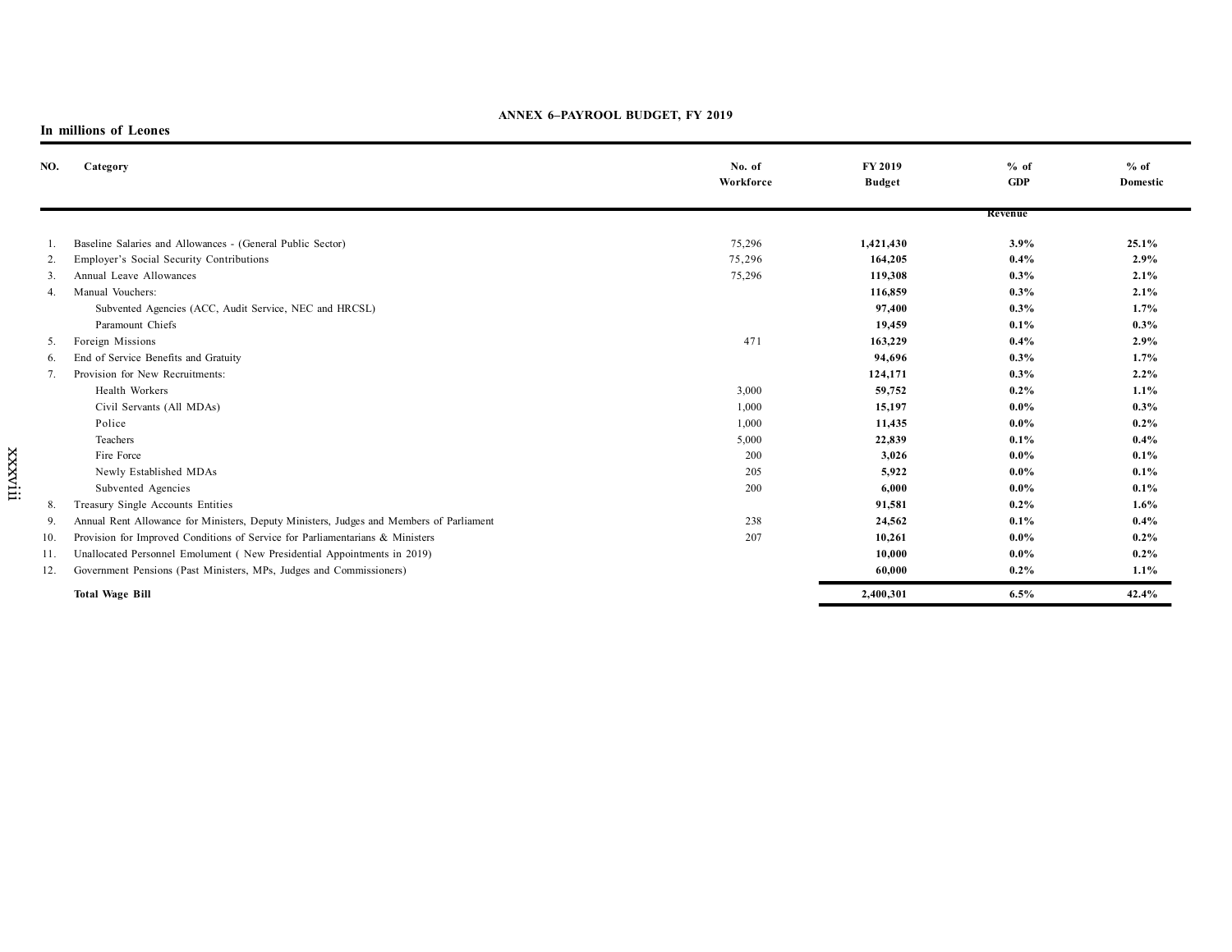## ANNEX 6–PAYROOL BUDGET, FY 2019

**In millions of Leones**

| NO. | Category | No. of Workforce | FY 2019 Budget | % of GDP | % of Domestic Revenue |
|---|---|---|---|---|---|
| 1. | Baseline Salaries and Allowances - (General Public Sector) | 75,296 | **1,421,430** | **3.9%** | **25.1%** |
| 2. | Employer's Social Security Contributions | 75,296 | **164,205** | **0.4%** | **2.9%** |
| 3. | Annual Leave Allowances | 75,296 | **119,308** | **0.3%** | **2.1%** |
| 4. | Manual Vouchers: | | **116,859** | **0.3%** | **2.1%** |
| | Subvented Agencies (ACC, Audit Service, NEC and HRCSL) | | **97,400** | **0.3%** | **1.7%** |
| | Paramount Chiefs | | **19,459** | **0.1%** | **0.3%** |
| 5. | Foreign Missions | 471 | **163,229** | **0.4%** | **2.9%** |
| 6. | End of Service Benefits and Gratuity | | **94,696** | **0.3%** | **1.7%** |
| 7. | Provision for New Recruitments: | | **124,171** | **0.3%** | **2.2%** |
| | Health Workers | 3,000 | **59,752** | **0.2%** | **1.1%** |
| | Civil Servants (All MDAs) | 1,000 | **15,197** | **0.0%** | **0.3%** |
| | Police | 1,000 | **11,435** | **0.0%** | **0.2%** |
| | Teachers | 5,000 | **22,839** | **0.1%** | **0.4%** |
| | Fire Force | 200 | **3,026** | **0.0%** | **0.1%** |
| | Newly Established MDAs | 205 | **5,922** | **0.0%** | **0.1%** |
| | Subvented Agencies | 200 | **6,000** | **0.0%** | **0.1%** |
| 8. | Treasury Single Accounts Entities | | **91,581** | **0.2%** | **1.6%** |
| 9. | Annual Rent Allowance for Ministers, Deputy Ministers, Judges and Members of Parliament | 238 | **24,562** | **0.1%** | **0.4%** |
| 10. | Provision for Improved Conditions of Service for Parliamentarians & Ministers | 207 | **10,261** | **0.0%** | **0.2%** |
| 11. | Unallocated Personnel Emolument ( New Presidential Appointments in 2019) | | **10,000** | **0.0%** | **0.2%** |
| 12. | Government Pensions (Past Ministers, MPs, Judges and Commissioners) | | **60,000** | **0.2%** | **1.1%** |
| | **Total Wage Bill** | | **2,400,301** | **6.5%** | **42.4%** |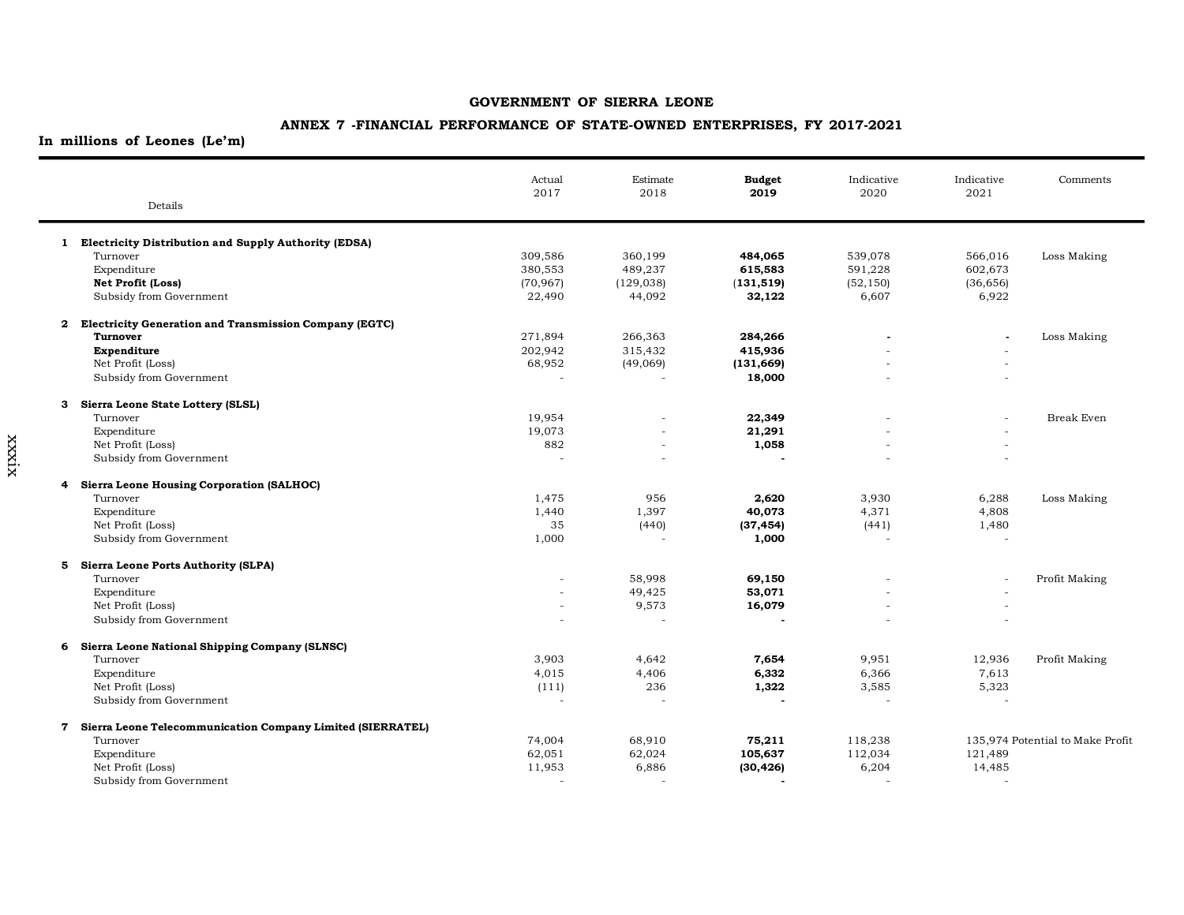**GOVERNMENT OF SIERRA LEONE**

**ANNEX 7 -FINANCIAL PERFORMANCE OF STATE-OWNED ENTERPRISES, FY 2017-2021**

**In millions of Leones (Le'm)**

| Details | Actual 2017 | Estimate 2018 | **Budget 2019** | Indicative 2020 | Indicative 2021 | Comments |
|---|---|---|---|---|---|---|
| **1 Electricity Distribution and Supply Authority (EDSA)** | | | | | | |
| Turnover | 309,586 | 360,199 | **484,065** | 539,078 | 566,016 | Loss Making |
| Expenditure | 380,553 | 489,237 | **615,583** | 591,228 | 602,673 | |
| **Net Profit (Loss)** | (70,967) | (129,038) | **(131,519)** | (52,150) | (36,656) | |
| Subsidy from Government | 22,490 | 44,092 | **32,122** | 6,607 | 6,922 | |
| **2 Electricity Generation and Transmission Company (EGTC)** | | | | | | |
| **Turnover** | 271,894 | 266,363 | **284,266** | **-** | **-** | Loss Making |
| **Expenditure** | 202,942 | 315,432 | **415,936** | - | - | |
| Net Profit (Loss) | 68,952 | (49,069) | **(131,669)** | - | - | |
| Subsidy from Government | - | - | **18,000** | - | - | |
| **3 Sierra Leone State Lottery (SLSL)** | | | | | | |
| Turnover | 19,954 | - | **22,349** | - | - | Break Even |
| Expenditure | 19,073 | - | **21,291** | - | - | |
| Net Profit (Loss) | 882 | - | **1,058** | - | - | |
| Subsidy from Government | - | - | **-** | - | - | |
| **4 Sierra Leone Housing Corporation (SALHOC)** | | | | | | |
| Turnover | 1,475 | 956 | **2,620** | 3,930 | 6,288 | Loss Making |
| Expenditure | 1,440 | 1,397 | **40,073** | 4,371 | 4,808 | |
| Net Profit (Loss) | 35 | (440) | **(37,454)** | (441) | 1,480 | |
| Subsidy from Government | 1,000 | - | **1,000** | - | - | |
| **5 Sierra Leone Ports Authority (SLPA)** | | | | | | |
| Turnover | - | 58,998 | **69,150** | - | - | Profit Making |
| Expenditure | - | 49,425 | **53,071** | - | - | |
| Net Profit (Loss) | - | 9,573 | **16,079** | - | - | |
| Subsidy from Government | - | - | **-** | - | - | |
| **6 Sierra Leone National Shipping Company (SLNSC)** | | | | | | |
| Turnover | 3,903 | 4,642 | **7,654** | 9,951 | 12,936 | Profit Making |
| Expenditure | 4,015 | 4,406 | **6,332** | 6,366 | 7,613 | |
| Net Profit (Loss) | (111) | 236 | **1,322** | 3,585 | 5,323 | |
| Subsidy from Government | - | - | **-** | - | - | |
| **7 Sierra Leone Telecommunication Company Limited (SIERRATEL)** | | | | | | |
| Turnover | 74,004 | 68,910 | **75,211** | 118,238 | 135,974 | Potential to Make Profit |
| Expenditure | 62,051 | 62,024 | **105,637** | 112,034 | 121,489 | |
| Net Profit (Loss) | 11,953 | 6,886 | **(30,426)** | 6,204 | 14,485 | |
| Subsidy from Government | - | - | **-** | - | - | |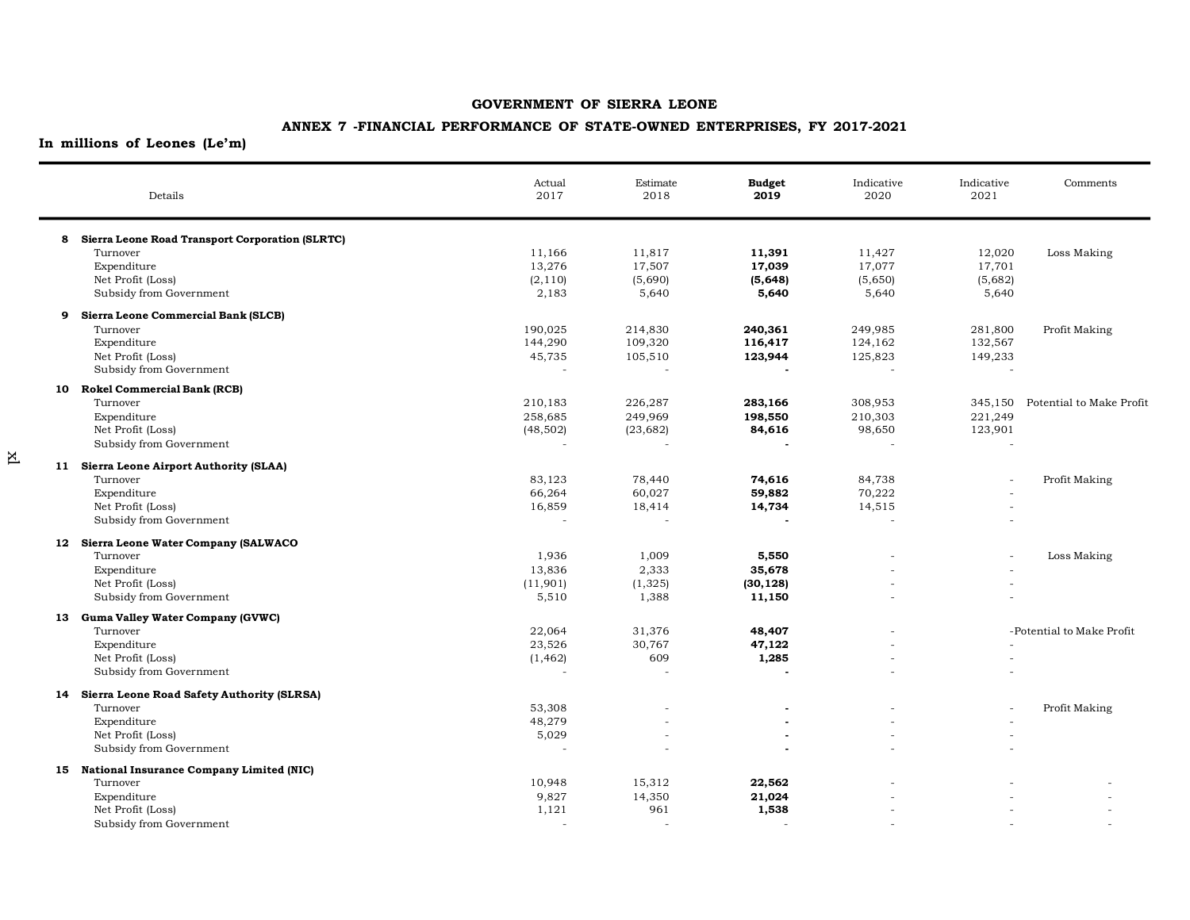# GOVERNMENT OF SIERRA LEONE

## ANNEX 7 -FINANCIAL PERFORMANCE OF STATE-OWNED ENTERPRISES, FY 2017-2021

**In millions of Leones (Le'm)**

| | Details | Actual 2017 | Estimate 2018 | **Budget 2019** | Indicative 2020 | Indicative 2021 | Comments |
|---|---|---|---|---|---|---|---|
| **8** | **Sierra Leone Road Transport Corporation (SLRTC)** | | | | | | |
| | Turnover | 11,166 | 11,817 | **11,391** | 11,427 | 12,020 | Loss Making |
| | Expenditure | 13,276 | 17,507 | **17,039** | 17,077 | 17,701 | |
| | Net Profit (Loss) | (2,110) | (5,690) | **(5,648)** | (5,650) | (5,682) | |
| | Subsidy from Government | 2,183 | 5,640 | **5,640** | 5,640 | 5,640 | |
| **9** | **Sierra Leone Commercial Bank (SLCB)** | | | | | | |
| | Turnover | 190,025 | 214,830 | **240,361** | 249,985 | 281,800 | Profit Making |
| | Expenditure | 144,290 | 109,320 | **116,417** | 124,162 | 132,567 | |
| | Net Profit (Loss) | 45,735 | 105,510 | **123,944** | 125,823 | 149,233 | |
| | Subsidy from Government | - | - | **-** | - | - | |
| **10** | **Rokel Commercial Bank (RCB)** | | | | | | |
| | Turnover | 210,183 | 226,287 | **283,166** | 308,953 | 345,150 | Potential to Make Profit |
| | Expenditure | 258,685 | 249,969 | **198,550** | 210,303 | 221,249 | |
| | Net Profit (Loss) | (48,502) | (23,682) | **84,616** | 98,650 | 123,901 | |
| | Subsidy from Government | - | - | **-** | - | - | |
| **11** | **Sierra Leone Airport Authority (SLAA)** | | | | | | |
| | Turnover | 83,123 | 78,440 | **74,616** | 84,738 | - | Profit Making |
| | Expenditure | 66,264 | 60,027 | **59,882** | 70,222 | - | |
| | Net Profit (Loss) | 16,859 | 18,414 | **14,734** | 14,515 | - | |
| | Subsidy from Government | - | - | **-** | - | - | |
| **12** | **Sierra Leone Water Company (SALWACO** | | | | | | |
| | Turnover | 1,936 | 1,009 | **5,550** | - | - | Loss Making |
| | Expenditure | 13,836 | 2,333 | **35,678** | - | - | |
| | Net Profit (Loss) | (11,901) | (1,325) | **(30,128)** | - | - | |
| | Subsidy from Government | 5,510 | 1,388 | **11,150** | - | - | |
| **13** | **Guma Valley Water Company (GVWC)** | | | | | | |
| | Turnover | 22,064 | 31,376 | **48,407** | - | - | Potential to Make Profit |
| | Expenditure | 23,526 | 30,767 | **47,122** | - | - | |
| | Net Profit (Loss) | (1,462) | 609 | **1,285** | - | - | |
| | Subsidy from Government | - | - | **-** | - | - | |
| **14** | **Sierra Leone Road Safety Authority (SLRSA)** | | | | | | |
| | Turnover | 53,308 | - | **-** | - | - | Profit Making |
| | Expenditure | 48,279 | - | **-** | - | - | |
| | Net Profit (Loss) | 5,029 | - | **-** | - | - | |
| | Subsidy from Government | - | - | **-** | - | - | |
| **15** | **National Insurance Company Limited (NIC)** | | | | | | |
| | Turnover | 10,948 | 15,312 | **22,562** | - | - | - |
| | Expenditure | 9,827 | 14,350 | **21,024** | - | - | - |
| | Net Profit (Loss) | 1,121 | 961 | **1,538** | - | - | - |
| | Subsidy from Government | - | - | - | - | - | - |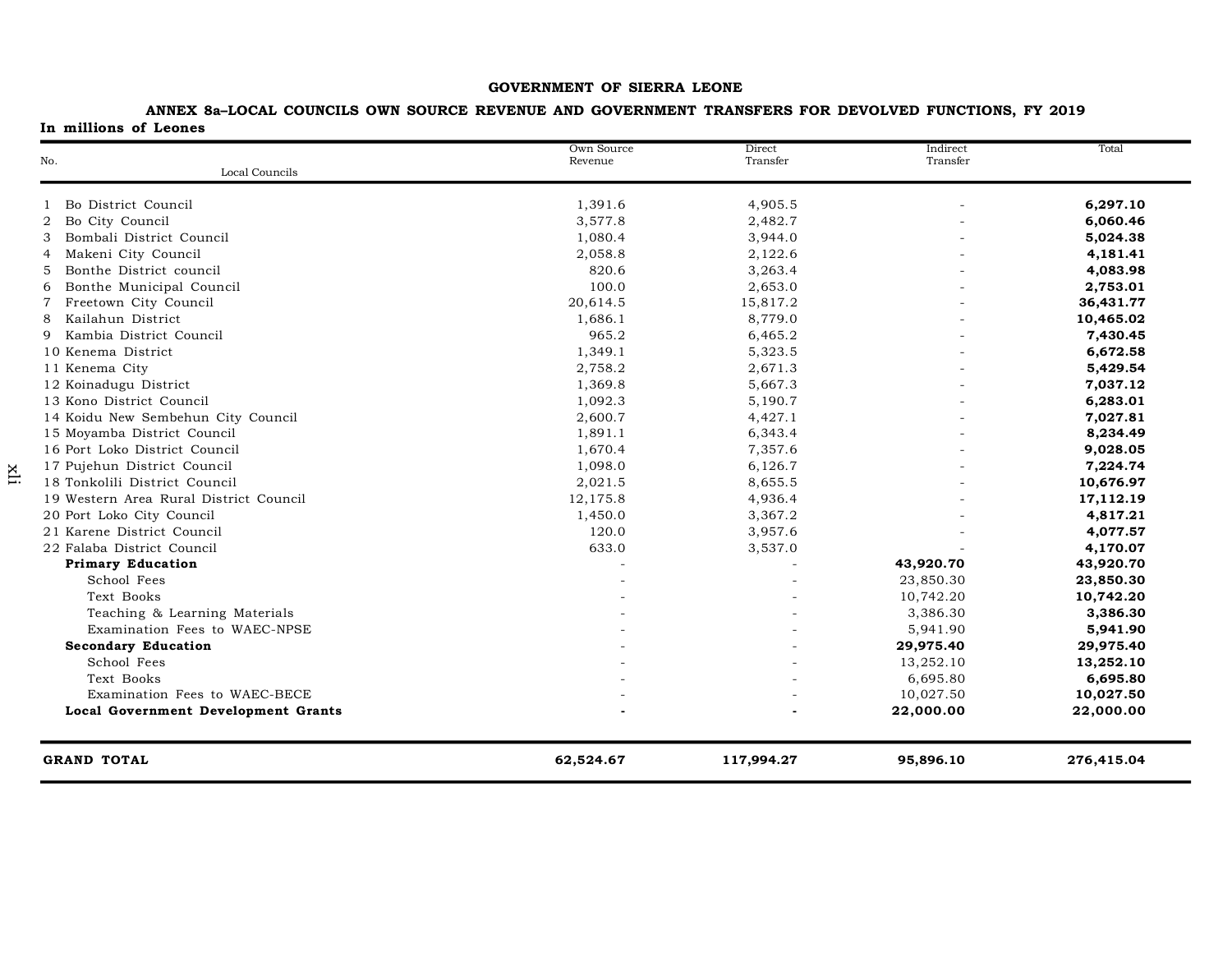**GOVERNMENT OF SIERRA LEONE**

**ANNEX 8a–LOCAL COUNCILS OWN SOURCE REVENUE AND GOVERNMENT TRANSFERS FOR DEVOLVED FUNCTIONS, FY 2019**

**In millions of Leones**

| No. | Local Councils | Own Source Revenue | Direct Transfer | Indirect Transfer | Total |
|---|---|---|---|---|---|
| 1 | Bo District Council | 1,391.6 | 4,905.5 | - | **6,297.10** |
| 2 | Bo City Council | 3,577.8 | 2,482.7 | - | **6,060.46** |
| 3 | Bombali District Council | 1,080.4 | 3,944.0 | - | **5,024.38** |
| 4 | Makeni City Council | 2,058.8 | 2,122.6 | - | **4,181.41** |
| 5 | Bonthe District council | 820.6 | 3,263.4 | - | **4,083.98** |
| 6 | Bonthe Municipal Council | 100.0 | 2,653.0 | - | **2,753.01** |
| 7 | Freetown City Council | 20,614.5 | 15,817.2 | - | **36,431.77** |
| 8 | Kailahun District | 1,686.1 | 8,779.0 | - | **10,465.02** |
| 9 | Kambia District Council | 965.2 | 6,465.2 | - | **7,430.45** |
| 10 | Kenema District | 1,349.1 | 5,323.5 | - | **6,672.58** |
| 11 | Kenema City | 2,758.2 | 2,671.3 | - | **5,429.54** |
| 12 | Koinadugu District | 1,369.8 | 5,667.3 | - | **7,037.12** |
| 13 | Kono District Council | 1,092.3 | 5,190.7 | - | **6,283.01** |
| 14 | Koidu New Sembehun City Council | 2,600.7 | 4,427.1 | - | **7,027.81** |
| 15 | Moyamba District Council | 1,891.1 | 6,343.4 | - | **8,234.49** |
| 16 | Port Loko District Council | 1,670.4 | 7,357.6 | - | **9,028.05** |
| 17 | Pujehun District Council | 1,098.0 | 6,126.7 | - | **7,224.74** |
| 18 | Tonkolili District Council | 2,021.5 | 8,655.5 | - | **10,676.97** |
| 19 | Western Area Rural District Council | 12,175.8 | 4,936.4 | - | **17,112.19** |
| 20 | Port Loko City Council | 1,450.0 | 3,367.2 | - | **4,817.21** |
| 21 | Karene District Council | 120.0 | 3,957.6 | - | **4,077.57** |
| 22 | Falaba District Council | 633.0 | 3,537.0 | - | **4,170.07** |
| | **Primary Education** | - | - | **43,920.70** | **43,920.70** |
| | School Fees | - | - | 23,850.30 | **23,850.30** |
| | Text Books | - | - | 10,742.20 | **10,742.20** |
| | Teaching & Learning Materials | - | - | 3,386.30 | **3,386.30** |
| | Examination Fees to WAEC-NPSE | - | - | 5,941.90 | **5,941.90** |
| | **Secondary Education** | - | - | **29,975.40** | **29,975.40** |
| | School Fees | - | - | 13,252.10 | **13,252.10** |
| | Text Books | - | - | 6,695.80 | **6,695.80** |
| | Examination Fees to WAEC-BECE | - | - | 10,027.50 | **10,027.50** |
| | **Local Government Development Grants** | **-** | **-** | **22,000.00** | **22,000.00** |
| | **GRAND TOTAL** | **62,524.67** | **117,994.27** | **95,896.10** | **276,415.04** |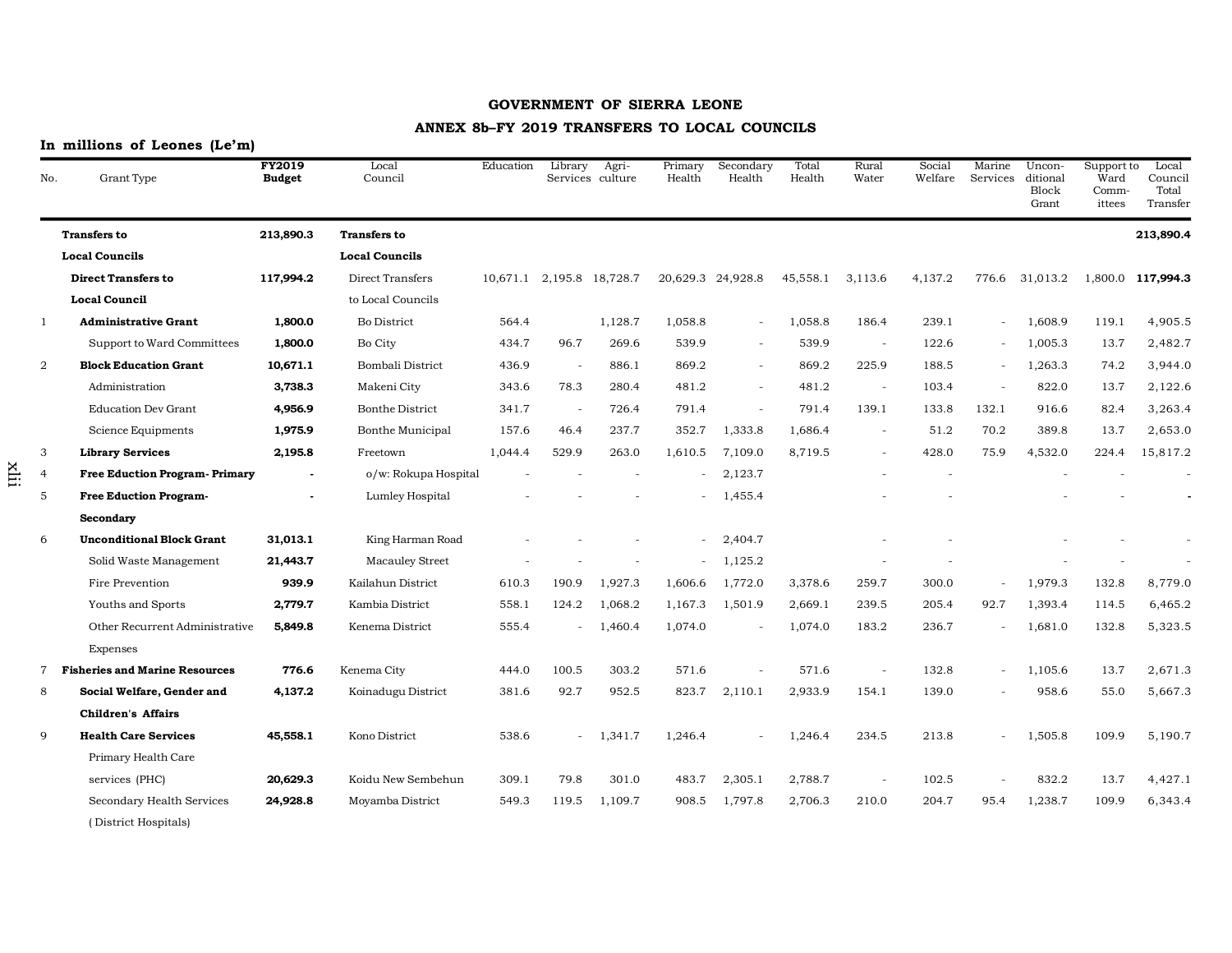# GOVERNMENT OF SIERRA LEONE

## ANNEX 8b–FY 2019 TRANSFERS TO LOCAL COUNCILS

**In millions of Leones (Le'm)**

| No. | Grant Type | FY2019 Budget | Local Council | Education | Library Services | Agri-culture | Primary Health | Secondary Health | Total Health | Rural Water | Social Welfare | Marine Services | Uncon-ditional Block Grant | Support to Ward Comm-ittees | Local Council Total Transfer |
|---|---|---|---|---|---|---|---|---|---|---|---|---|---|---|---|
| | **Transfers to Local Councils** | **213,890.3** | **Transfers to Local Councils** | | | | | | | | | | | | **213,890.4** |
| | **Direct Transfers to Local Council** | **117,994.2** | Direct Transfers to Local Councils | 10,671.1 | 2,195.8 | 18,728.7 | 20,629.3 | 24,928.8 | 45,558.1 | 3,113.6 | 4,137.2 | 776.6 | 31,013.2 | 1,800.0 | **117,994.3** |
| 1 | **Administrative Grant** | **1,800.0** | Bo District | 564.4 | | 1,128.7 | 1,058.8 | - | 1,058.8 | 186.4 | 239.1 | - | 1,608.9 | 119.1 | 4,905.5 |
| | Support to Ward Committees | **1,800.0** | Bo City | 434.7 | 96.7 | 269.6 | 539.9 | - | 539.9 | - | 122.6 | - | 1,005.3 | 13.7 | 2,482.7 |
| 2 | **Block Education Grant** | **10,671.1** | Bombali District | 436.9 | - | 886.1 | 869.2 | - | 869.2 | 225.9 | 188.5 | - | 1,263.3 | 74.2 | 3,944.0 |
| | Administration | **3,738.3** | Makeni City | 343.6 | 78.3 | 280.4 | 481.2 | - | 481.2 | - | 103.4 | - | 822.0 | 13.7 | 2,122.6 |
| | Education Dev Grant | **4,956.9** | Bonthe District | 341.7 | - | 726.4 | 791.4 | - | 791.4 | 139.1 | 133.8 | 132.1 | 916.6 | 82.4 | 3,263.4 |
| | Science Equipments | **1,975.9** | Bonthe Municipal | 157.6 | 46.4 | 237.7 | 352.7 | 1,333.8 | 1,686.4 | - | 51.2 | 70.2 | 389.8 | 13.7 | 2,653.0 |
| 3 | **Library Services** | **2,195.8** | Freetown | 1,044.4 | 529.9 | 263.0 | 1,610.5 | 7,109.0 | 8,719.5 | - | 428.0 | 75.9 | 4,532.0 | 224.4 | 15,817.2 |
| 4 | **Free Eduction Program- Primary** | **-** | o/w: Rokupa Hospital | - | - | - | - | 2,123.7 | | - | - | | - | - | - |
| 5 | **Free Eduction Program- Secondary** | **-** | Lumley Hospital | - | - | - | - | 1,455.4 | | - | - | | - | - | **-** |
| 6 | **Unconditional Block Grant** | **31,013.1** | King Harman Road | - | - | - | - | 2,404.7 | | - | - | | - | - | - |
| | Solid Waste Management | **21,443.7** | Macauley Street | - | - | - | - | 1,125.2 | | - | - | | - | - | - |
| | Fire Prevention | **939.9** | Kailahun District | 610.3 | 190.9 | 1,927.3 | 1,606.6 | 1,772.0 | 3,378.6 | 259.7 | 300.0 | - | 1,979.3 | 132.8 | 8,779.0 |
| | Youths and Sports | **2,779.7** | Kambia District | 558.1 | 124.2 | 1,068.2 | 1,167.3 | 1,501.9 | 2,669.1 | 239.5 | 205.4 | 92.7 | 1,393.4 | 114.5 | 6,465.2 |
| | Other Recurrent Administrative Expenses | **5,849.8** | Kenema District | 555.4 | - | 1,460.4 | 1,074.0 | - | 1,074.0 | 183.2 | 236.7 | - | 1,681.0 | 132.8 | 5,323.5 |
| 7 | **Fisheries and Marine Resources** | **776.6** | Kenema City | 444.0 | 100.5 | 303.2 | 571.6 | - | 571.6 | - | 132.8 | - | 1,105.6 | 13.7 | 2,671.3 |
| 8 | **Social Welfare, Gender and Children's Affairs** | **4,137.2** | Koinadugu District | 381.6 | 92.7 | 952.5 | 823.7 | 2,110.1 | 2,933.9 | 154.1 | 139.0 | - | 958.6 | 55.0 | 5,667.3 |
| 9 | **Health Care Services** | **45,558.1** | Kono District | 538.6 | - | 1,341.7 | 1,246.4 | - | 1,246.4 | 234.5 | 213.8 | - | 1,505.8 | 109.9 | 5,190.7 |
| | Primary Health Care services (PHC) | **20,629.3** | Koidu New Sembehun | 309.1 | 79.8 | 301.0 | 483.7 | 2,305.1 | 2,788.7 | - | 102.5 | - | 832.2 | 13.7 | 4,427.1 |
| | Secondary Health Services (District Hospitals) | **24,928.8** | Moyamba District | 549.3 | 119.5 | 1,109.7 | 908.5 | 1,797.8 | 2,706.3 | 210.0 | 204.7 | 95.4 | 1,238.7 | 109.9 | 6,343.4 |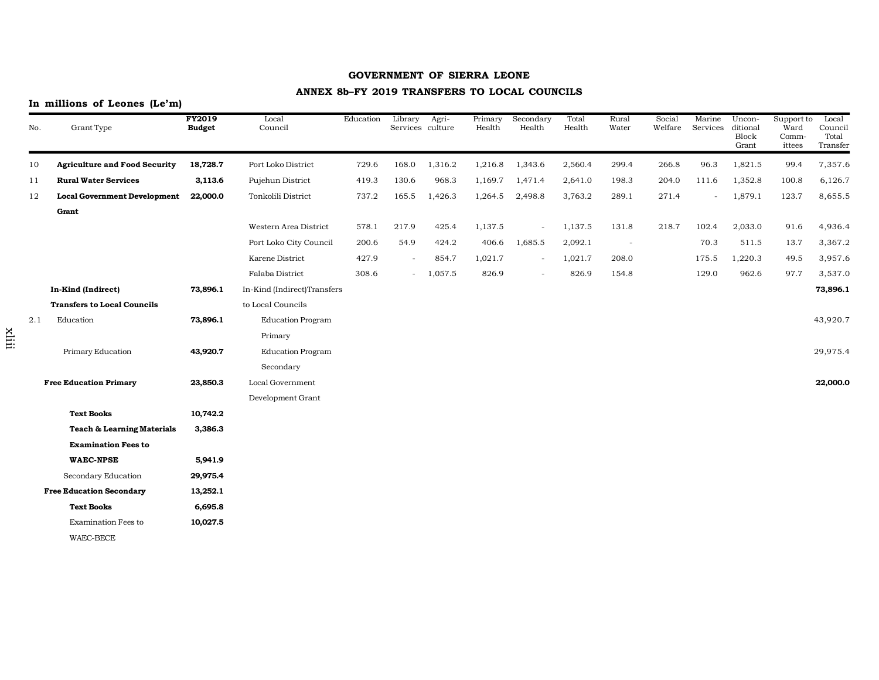# GOVERNMENT OF SIERRA LEONE

## ANNEX 8b–FY 2019 TRANSFERS TO LOCAL COUNCILS

**In millions of Leones (Le'm)**

| No. | Grant Type | FY2019 Budget | Local Council | Education | Library Services | Agri-culture | Primary Health | Secondary Health | Total Health | Rural Water | Social Welfare | Marine Services | Uncon-ditional Block Grant | Support to Ward Comm-ittees | Local Council Total Transfer |
|---|---|---|---|---|---|---|---|---|---|---|---|---|---|---|---|
| 10 | **Agriculture and Food Security** | **18,728.7** | Port Loko District | 729.6 | 168.0 | 1,316.2 | 1,216.8 | 1,343.6 | 2,560.4 | 299.4 | 266.8 | 96.3 | 1,821.5 | 99.4 | 7,357.6 |
| 11 | **Rural Water Services** | **3,113.6** | Pujehun District | 419.3 | 130.6 | 968.3 | 1,169.7 | 1,471.4 | 2,641.0 | 198.3 | 204.0 | 111.6 | 1,352.8 | 100.8 | 6,126.7 |
| 12 | **Local Government Development Grant** | **22,000.0** | Tonkolili District | 737.2 | 165.5 | 1,426.3 | 1,264.5 | 2,498.8 | 3,763.2 | 289.1 | 271.4 | - | 1,879.1 | 123.7 | 8,655.5 |
| | | | Western Area District | 578.1 | 217.9 | 425.4 | 1,137.5 | - | 1,137.5 | 131.8 | 218.7 | 102.4 | 2,033.0 | 91.6 | 4,936.4 |
| | | | Port Loko City Council | 200.6 | 54.9 | 424.2 | 406.6 | 1,685.5 | 2,092.1 | - | | 70.3 | 511.5 | 13.7 | 3,367.2 |
| | | | Karene District | 427.9 | - | 854.7 | 1,021.7 | - | 1,021.7 | 208.0 | | 175.5 | 1,220.3 | 49.5 | 3,957.6 |
| | | | Falaba District | 308.6 | - | 1,057.5 | 826.9 | - | 826.9 | 154.8 | | 129.0 | 962.6 | 97.7 | 3,537.0 |
| | **In-Kind (Indirect) Transfers to Local Councils** | **73,896.1** | In-Kind (Indirect)Transfers to Local Councils | | | | | | | | | | | | **73,896.1** |
| 2.1 | Education | **73,896.1** | Education Program Primary | | | | | | | | | | | | 43,920.7 |
| | Primary Education | **43,920.7** | Education Program Secondary | | | | | | | | | | | | 29,975.4 |
| | **Free Education Primary** | **23,850.3** | Local Government Development Grant | | | | | | | | | | | | **22,000.0** |
| | **Text Books** | **10,742.2** | | | | | | | | | | | | | |
| | **Teach & Learning Materials** | **3,386.3** | | | | | | | | | | | | | |
| | **Examination Fees to WAEC-NPSE** | **5,941.9** | | | | | | | | | | | | | |
| | Secondary Education | **29,975.4** | | | | | | | | | | | | | |
| | **Free Education Secondary** | **13,252.1** | | | | | | | | | | | | | |
| | **Text Books** | **6,695.8** | | | | | | | | | | | | | |
| | Examination Fees to WAEC-BECE | **10,027.5** | | | | | | | | | | | | | |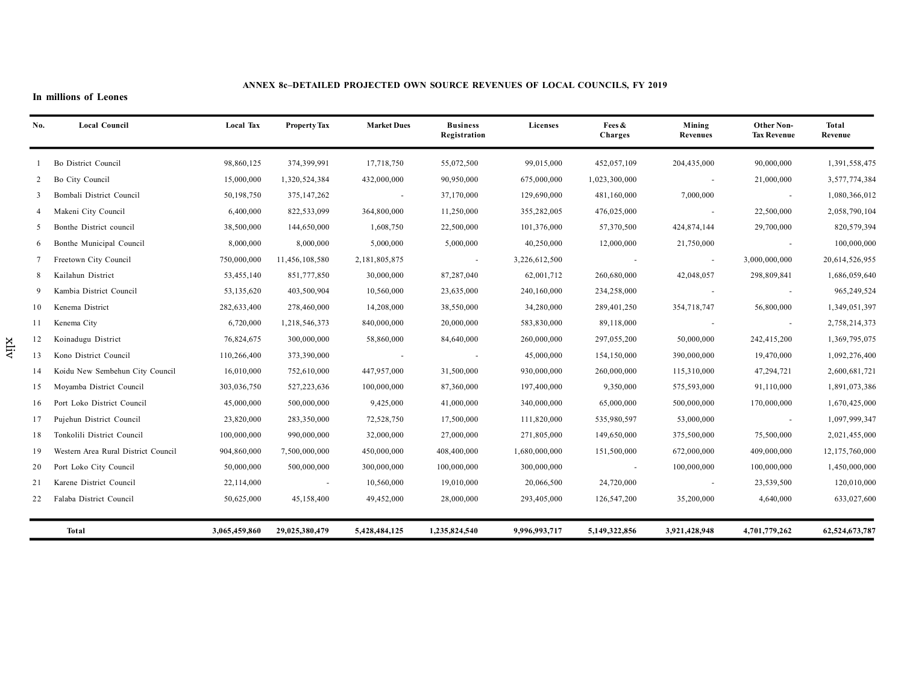### ANNEX 8c–DETAILED PROJECTED OWN SOURCE REVENUES OF LOCAL COUNCILS, FY 2019

**In millions of Leones**

| No. | Local Council | Local Tax | Property Tax | Market Dues | Business Registration | Licenses | Fees & Charges | Mining Revenues | Other Non-Tax Revenue | Total Revenue |
|---|---|---|---|---|---|---|---|---|---|---|
| 1 | Bo District Council | 98,860,125 | 374,399,991 | 17,718,750 | 55,072,500 | 99,015,000 | 452,057,109 | 204,435,000 | 90,000,000 | 1,391,558,475 |
| 2 | Bo City Council | 15,000,000 | 1,320,524,384 | 432,000,000 | 90,950,000 | 675,000,000 | 1,023,300,000 | - | 21,000,000 | 3,577,774,384 |
| 3 | Bombali District Council | 50,198,750 | 375,147,262 | - | 37,170,000 | 129,690,000 | 481,160,000 | 7,000,000 | - | 1,080,366,012 |
| 4 | Makeni City Council | 6,400,000 | 822,533,099 | 364,800,000 | 11,250,000 | 355,282,005 | 476,025,000 | - | 22,500,000 | 2,058,790,104 |
| 5 | Bonthe District council | 38,500,000 | 144,650,000 | 1,608,750 | 22,500,000 | 101,376,000 | 57,370,500 | 424,874,144 | 29,700,000 | 820,579,394 |
| 6 | Bonthe Municipal Council | 8,000,000 | 8,000,000 | 5,000,000 | 5,000,000 | 40,250,000 | 12,000,000 | 21,750,000 | - | 100,000,000 |
| 7 | Freetown City Council | 750,000,000 | 11,456,108,580 | 2,181,805,875 | - | 3,226,612,500 | - | - | 3,000,000,000 | 20,614,526,955 |
| 8 | Kailahun District | 53,455,140 | 851,777,850 | 30,000,000 | 87,287,040 | 62,001,712 | 260,680,000 | 42,048,057 | 298,809,841 | 1,686,059,640 |
| 9 | Kambia District Council | 53,135,620 | 403,500,904 | 10,560,000 | 23,635,000 | 240,160,000 | 234,258,000 | - | - | 965,249,524 |
| 10 | Kenema District | 282,633,400 | 278,460,000 | 14,208,000 | 38,550,000 | 34,280,000 | 289,401,250 | 354,718,747 | 56,800,000 | 1,349,051,397 |
| 11 | Kenema City | 6,720,000 | 1,218,546,373 | 840,000,000 | 20,000,000 | 583,830,000 | 89,118,000 | - | - | 2,758,214,373 |
| 12 | Koinadugu District | 76,824,675 | 300,000,000 | 58,860,000 | 84,640,000 | 260,000,000 | 297,055,200 | 50,000,000 | 242,415,200 | 1,369,795,075 |
| 13 | Kono District Council | 110,266,400 | 373,390,000 | - | - | 45,000,000 | 154,150,000 | 390,000,000 | 19,470,000 | 1,092,276,400 |
| 14 | Koidu New Sembehun City Council | 16,010,000 | 752,610,000 | 447,957,000 | 31,500,000 | 930,000,000 | 260,000,000 | 115,310,000 | 47,294,721 | 2,600,681,721 |
| 15 | Moyamba District Council | 303,036,750 | 527,223,636 | 100,000,000 | 87,360,000 | 197,400,000 | 9,350,000 | 575,593,000 | 91,110,000 | 1,891,073,386 |
| 16 | Port Loko District Council | 45,000,000 | 500,000,000 | 9,425,000 | 41,000,000 | 340,000,000 | 65,000,000 | 500,000,000 | 170,000,000 | 1,670,425,000 |
| 17 | Pujehun District Council | 23,820,000 | 283,350,000 | 72,528,750 | 17,500,000 | 111,820,000 | 535,980,597 | 53,000,000 | - | 1,097,999,347 |
| 18 | Tonkolili District Council | 100,000,000 | 990,000,000 | 32,000,000 | 27,000,000 | 271,805,000 | 149,650,000 | 375,500,000 | 75,500,000 | 2,021,455,000 |
| 19 | Western Area Rural District Council | 904,860,000 | 7,500,000,000 | 450,000,000 | 408,400,000 | 1,680,000,000 | 151,500,000 | 672,000,000 | 409,000,000 | 12,175,760,000 |
| 20 | Port Loko City Council | 50,000,000 | 500,000,000 | 300,000,000 | 100,000,000 | 300,000,000 | - | 100,000,000 | 100,000,000 | 1,450,000,000 |
| 21 | Karene District Council | 22,114,000 | - | 10,560,000 | 19,010,000 | 20,066,500 | 24,720,000 | - | 23,539,500 | 120,010,000 |
| 22 | Falaba District Council | 50,625,000 | 45,158,400 | 49,452,000 | 28,000,000 | 293,405,000 | 126,547,200 | 35,200,000 | 4,640,000 | 633,027,600 |
| | **Total** | **3,065,459,860** | **29,025,380,479** | **5,428,484,125** | **1,235,824,540** | **9,996,993,717** | **5,149,322,856** | **3,921,428,948** | **4,701,779,262** | **62,524,673,787** |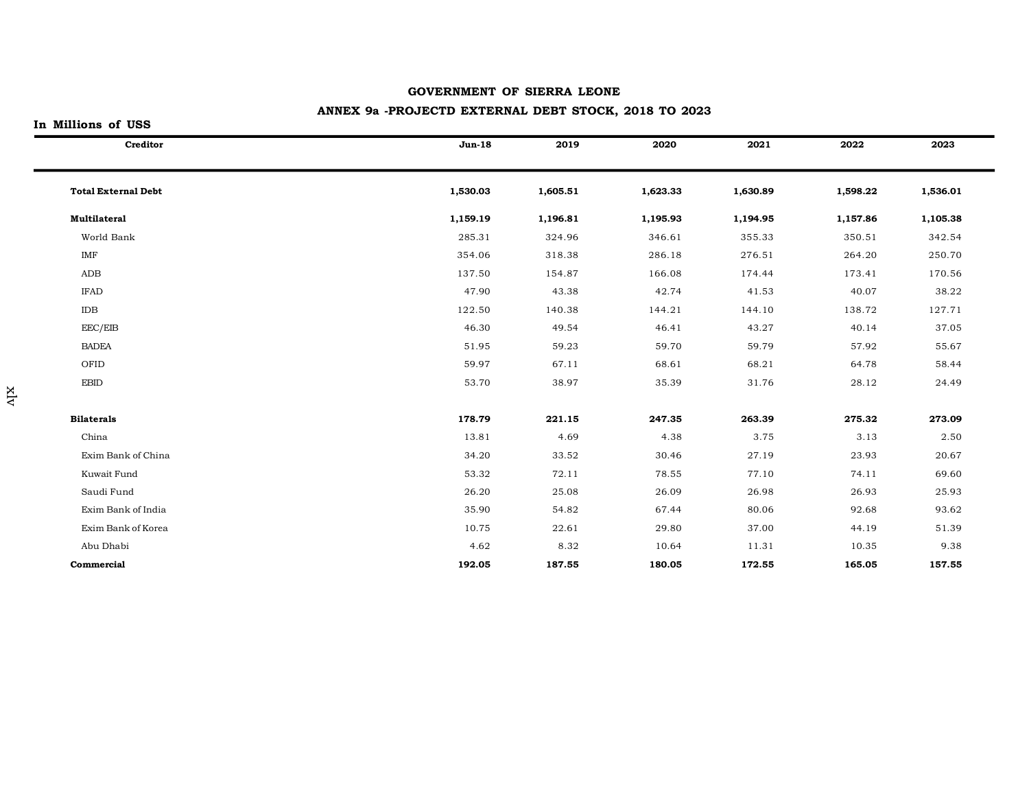**GOVERNMENT OF SIERRA LEONE**

**ANNEX 9a -PROJECTD EXTERNAL DEBT STOCK, 2018 TO 2023**

**In Millions of US$**

| Creditor | Jun-18 | 2019 | 2020 | 2021 | 2022 | 2023 |
|---|---|---|---|---|---|---|
| **Total External Debt** | **1,530.03** | **1,605.51** | **1,623.33** | **1,630.89** | **1,598.22** | **1,536.01** |
| **Multilateral** | **1,159.19** | **1,196.81** | **1,195.93** | **1,194.95** | **1,157.86** | **1,105.38** |
| World Bank | 285.31 | 324.96 | 346.61 | 355.33 | 350.51 | 342.54 |
| IMF | 354.06 | 318.38 | 286.18 | 276.51 | 264.20 | 250.70 |
| ADB | 137.50 | 154.87 | 166.08 | 174.44 | 173.41 | 170.56 |
| IFAD | 47.90 | 43.38 | 42.74 | 41.53 | 40.07 | 38.22 |
| IDB | 122.50 | 140.38 | 144.21 | 144.10 | 138.72 | 127.71 |
| EEC/EIB | 46.30 | 49.54 | 46.41 | 43.27 | 40.14 | 37.05 |
| BADEA | 51.95 | 59.23 | 59.70 | 59.79 | 57.92 | 55.67 |
| OFID | 59.97 | 67.11 | 68.61 | 68.21 | 64.78 | 58.44 |
| EBID | 53.70 | 38.97 | 35.39 | 31.76 | 28.12 | 24.49 |
| **Bilaterals** | **178.79** | **221.15** | **247.35** | **263.39** | **275.32** | **273.09** |
| China | 13.81 | 4.69 | 4.38 | 3.75 | 3.13 | 2.50 |
| Exim Bank of China | 34.20 | 33.52 | 30.46 | 27.19 | 23.93 | 20.67 |
| Kuwait Fund | 53.32 | 72.11 | 78.55 | 77.10 | 74.11 | 69.60 |
| Saudi Fund | 26.20 | 25.08 | 26.09 | 26.98 | 26.93 | 25.93 |
| Exim Bank of India | 35.90 | 54.82 | 67.44 | 80.06 | 92.68 | 93.62 |
| Exim Bank of Korea | 10.75 | 22.61 | 29.80 | 37.00 | 44.19 | 51.39 |
| Abu Dhabi | 4.62 | 8.32 | 10.64 | 11.31 | 10.35 | 9.38 |
| **Commercial** | **192.05** | **187.55** | **180.05** | **172.55** | **165.05** | **157.55** |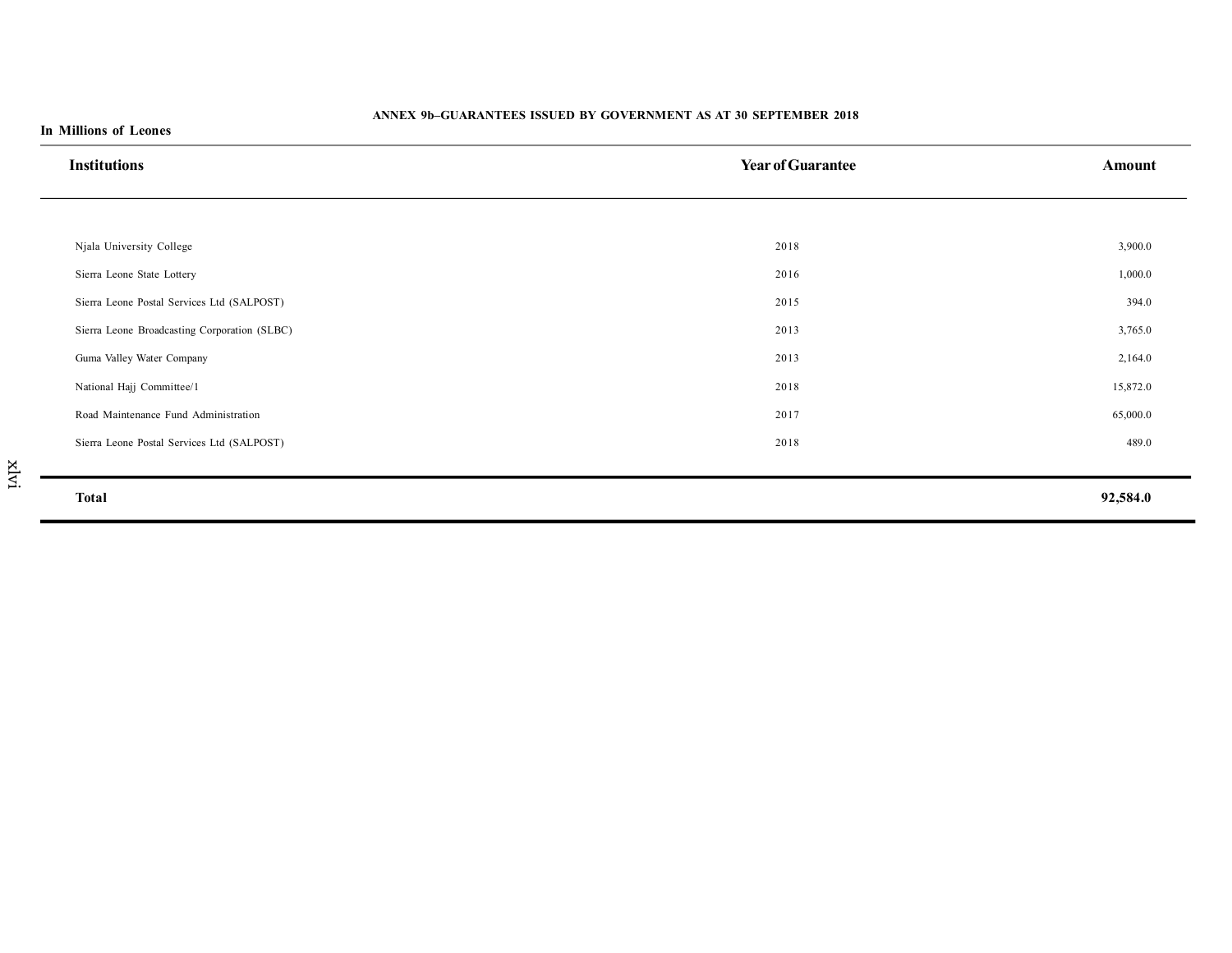## ANNEX 9b–GUARANTEES ISSUED BY GOVERNMENT AS AT 30 SEPTEMBER 2018

**In Millions of Leones**

| Institutions | Year of Guarantee | Amount |
|---|---|---|
| Njala University College | 2018 | 3,900.0 |
| Sierra Leone State Lottery | 2016 | 1,000.0 |
| Sierra Leone Postal Services Ltd (SALPOST) | 2015 | 394.0 |
| Sierra Leone Broadcasting Corporation (SLBC) | 2013 | 3,765.0 |
| Guma Valley Water Company | 2013 | 2,164.0 |
| National Hajj Committee/1 | 2018 | 15,872.0 |
| Road Maintenance Fund Administration | 2017 | 65,000.0 |
| Sierra Leone Postal Services Ltd (SALPOST) | 2018 | 489.0 |
| **Total** | | **92,584.0** |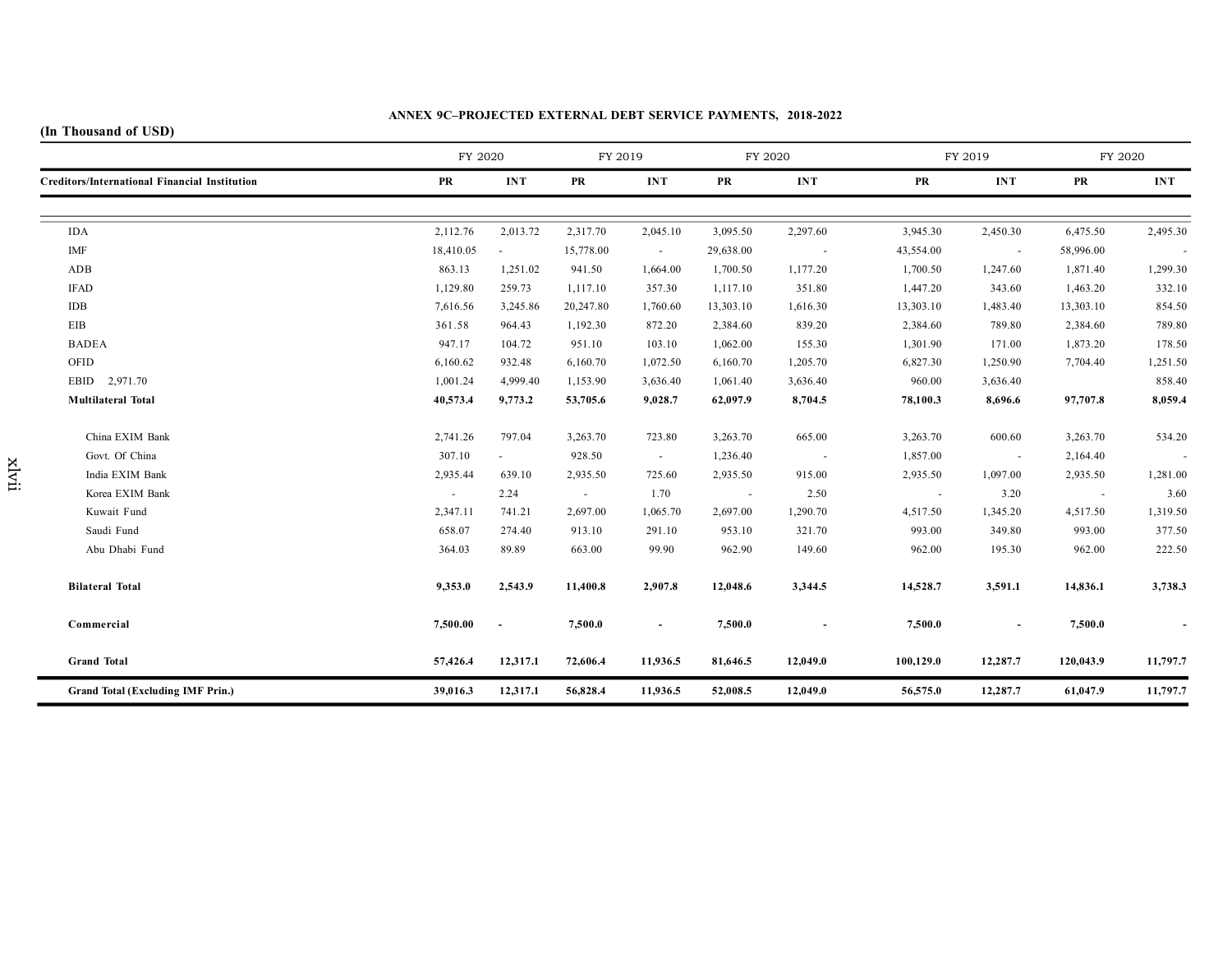**ANNEX 9C–PROJECTED EXTERNAL DEBT SERVICE PAYMENTS, 2018-2022**

**(In Thousand of USD)**

| | FY 2020 | | FY 2019 | | FY 2020 | | FY 2019 | | FY 2020 | |
|---|---|---|---|---|---|---|---|---|---|---|
| **Creditors/International Financial Institution** | **PR** | **INT** | **PR** | **INT** | **PR** | **INT** | **PR** | **INT** | **PR** | **INT** |
| IDA | 2,112.76 | 2,013.72 | 2,317.70 | 2,045.10 | 3,095.50 | 2,297.60 | 3,945.30 | 2,450.30 | 6,475.50 | 2,495.30 |
| IMF | 18,410.05 | - | 15,778.00 | - | 29,638.00 | - | 43,554.00 | - | 58,996.00 | - |
| ADB | 863.13 | 1,251.02 | 941.50 | 1,664.00 | 1,700.50 | 1,177.20 | 1,700.50 | 1,247.60 | 1,871.40 | 1,299.30 |
| IFAD | 1,129.80 | 259.73 | 1,117.10 | 357.30 | 1,117.10 | 351.80 | 1,447.20 | 343.60 | 1,463.20 | 332.10 |
| IDB | 7,616.56 | 3,245.86 | 20,247.80 | 1,760.60 | 13,303.10 | 1,616.30 | 13,303.10 | 1,483.40 | 13,303.10 | 854.50 |
| EIB | 361.58 | 964.43 | 1,192.30 | 872.20 | 2,384.60 | 839.20 | 2,384.60 | 789.80 | 2,384.60 | 789.80 |
| BADEA | 947.17 | 104.72 | 951.10 | 103.10 | 1,062.00 | 155.30 | 1,301.90 | 171.00 | 1,873.20 | 178.50 |
| OFID | 6,160.62 | 932.48 | 6,160.70 | 1,072.50 | 6,160.70 | 1,205.70 | 6,827.30 | 1,250.90 | 7,704.40 | 1,251.50 |
| EBID 2,971.70 | 1,001.24 | 4,999.40 | 1,153.90 | 3,636.40 | 1,061.40 | 3,636.40 | 960.00 | 3,636.40 | | 858.40 |
| **Multilateral Total** | **40,573.4** | **9,773.2** | **53,705.6** | **9,028.7** | **62,097.9** | **8,704.5** | **78,100.3** | **8,696.6** | **97,707.8** | **8,059.4** |
| China EXIM Bank | 2,741.26 | 797.04 | 3,263.70 | 723.80 | 3,263.70 | 665.00 | 3,263.70 | 600.60 | 3,263.70 | 534.20 |
| Govt. Of China | 307.10 | - | 928.50 | - | 1,236.40 | - | 1,857.00 | - | 2,164.40 | - |
| India EXIM Bank | 2,935.44 | 639.10 | 2,935.50 | 725.60 | 2,935.50 | 915.00 | 2,935.50 | 1,097.00 | 2,935.50 | 1,281.00 |
| Korea EXIM Bank | - | 2.24 | - | 1.70 | - | 2.50 | - | 3.20 | - | 3.60 |
| Kuwait Fund | 2,347.11 | 741.21 | 2,697.00 | 1,065.70 | 2,697.00 | 1,290.70 | 4,517.50 | 1,345.20 | 4,517.50 | 1,319.50 |
| Saudi Fund | 658.07 | 274.40 | 913.10 | 291.10 | 953.10 | 321.70 | 993.00 | 349.80 | 993.00 | 377.50 |
| Abu Dhabi Fund | 364.03 | 89.89 | 663.00 | 99.90 | 962.90 | 149.60 | 962.00 | 195.30 | 962.00 | 222.50 |
| **Bilateral Total** | **9,353.0** | **2,543.9** | **11,400.8** | **2,907.8** | **12,048.6** | **3,344.5** | **14,528.7** | **3,591.1** | **14,836.1** | **3,738.3** |
| **Commercial** | **7,500.00** | **-** | **7,500.0** | **-** | **7,500.0** | **-** | **7,500.0** | **-** | **7,500.0** | **-** |
| **Grand Total** | **57,426.4** | **12,317.1** | **72,606.4** | **11,936.5** | **81,646.5** | **12,049.0** | **100,129.0** | **12,287.7** | **120,043.9** | **11,797.7** |
| **Grand Total (Excluding IMF Prin.)** | **39,016.3** | **12,317.1** | **56,828.4** | **11,936.5** | **52,008.5** | **12,049.0** | **56,575.0** | **12,287.7** | **61,047.9** | **11,797.7** |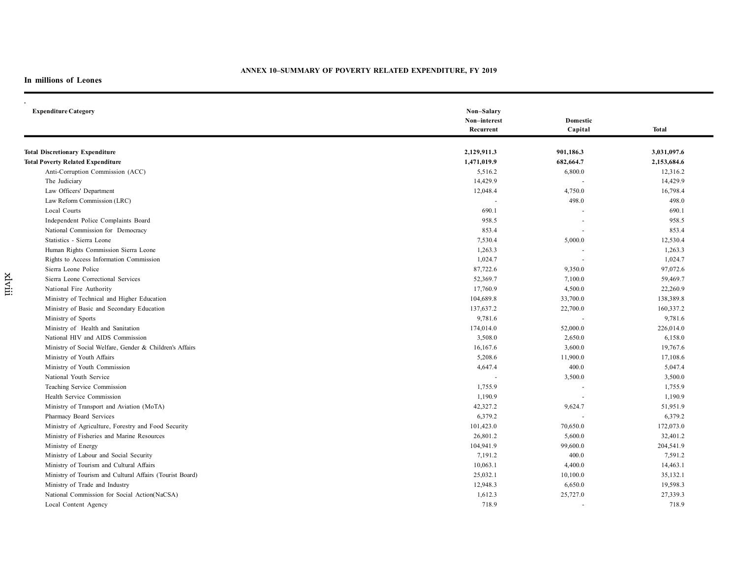### ANNEX 10–SUMMARY OF POVERTY RELATED EXPENDITURE, FY 2019

**In millions of Leones**

| Expenditure Category | Non–Salary Non–interest Recurrent | Domestic Capital | Total |
|---|---|---|---|
| **Total Discretionary Expenditure** | **2,129,911.3** | **901,186.3** | **3,031,097.6** |
| **Total Poverty Related Expenditure** | **1,471,019.9** | **682,664.7** | **2,153,684.6** |
| Anti-Corruption Commission (ACC) | 5,516.2 | 6,800.0 | 12,316.2 |
| The Judiciary | 14,429.9 | - | 14,429.9 |
| Law Officers' Department | 12,048.4 | 4,750.0 | 16,798.4 |
| Law Reform Commission (LRC) | - | 498.0 | 498.0 |
| Local Courts | 690.1 | - | 690.1 |
| Independent Police Complaints Board | 958.5 | - | 958.5 |
| National Commission for Democracy | 853.4 | - | 853.4 |
| Statistics - Sierra Leone | 7,530.4 | 5,000.0 | 12,530.4 |
| Human Rights Commission Sierra Leone | 1,263.3 | - | 1,263.3 |
| Rights to Access Information Commission | 1,024.7 | - | 1,024.7 |
| Sierra Leone Police | 87,722.6 | 9,350.0 | 97,072.6 |
| Sierra Leone Correctional Services | 52,369.7 | 7,100.0 | 59,469.7 |
| National Fire Authority | 17,760.9 | 4,500.0 | 22,260.9 |
| Ministry of Technical and Higher Education | 104,689.8 | 33,700.0 | 138,389.8 |
| Ministry of Basic and Secondary Education | 137,637.2 | 22,700.0 | 160,337.2 |
| Ministry of Sports | 9,781.6 | - | 9,781.6 |
| Ministry of Health and Sanitation | 174,014.0 | 52,000.0 | 226,014.0 |
| National HIV and AIDS Commission | 3,508.0 | 2,650.0 | 6,158.0 |
| Ministry of Social Welfare, Gender & Children's Affairs | 16,167.6 | 3,600.0 | 19,767.6 |
| Ministry of Youth Affairs | 5,208.6 | 11,900.0 | 17,108.6 |
| Ministry of Youth Commission | 4,647.4 | 400.0 | 5,047.4 |
| National Youth Service | - | 3,500.0 | 3,500.0 |
| Teaching Service Commission | 1,755.9 | - | 1,755.9 |
| Health Service Commission | 1,190.9 | - | 1,190.9 |
| Ministry of Transport and Aviation (MoTA) | 42,327.2 | 9,624.7 | 51,951.9 |
| Pharmacy Board Services | 6,379.2 | - | 6,379.2 |
| Ministry of Agriculture, Forestry and Food Security | 101,423.0 | 70,650.0 | 172,073.0 |
| Ministry of Fisheries and Marine Resources | 26,801.2 | 5,600.0 | 32,401.2 |
| Ministry of Energy | 104,941.9 | 99,600.0 | 204,541.9 |
| Ministry of Labour and Social Security | 7,191.2 | 400.0 | 7,591.2 |
| Ministry of Tourism and Cultural Affairs | 10,063.1 | 4,400.0 | 14,463.1 |
| Ministry of Tourism and Cultural Affairs (Tourist Board) | 25,032.1 | 10,100.0 | 35,132.1 |
| Ministry of Trade and Industry | 12,948.3 | 6,650.0 | 19,598.3 |
| National Commission for Social Action(NaCSA) | 1,612.3 | 25,727.0 | 27,339.3 |
| Local Content Agency | 718.9 | - | 718.9 |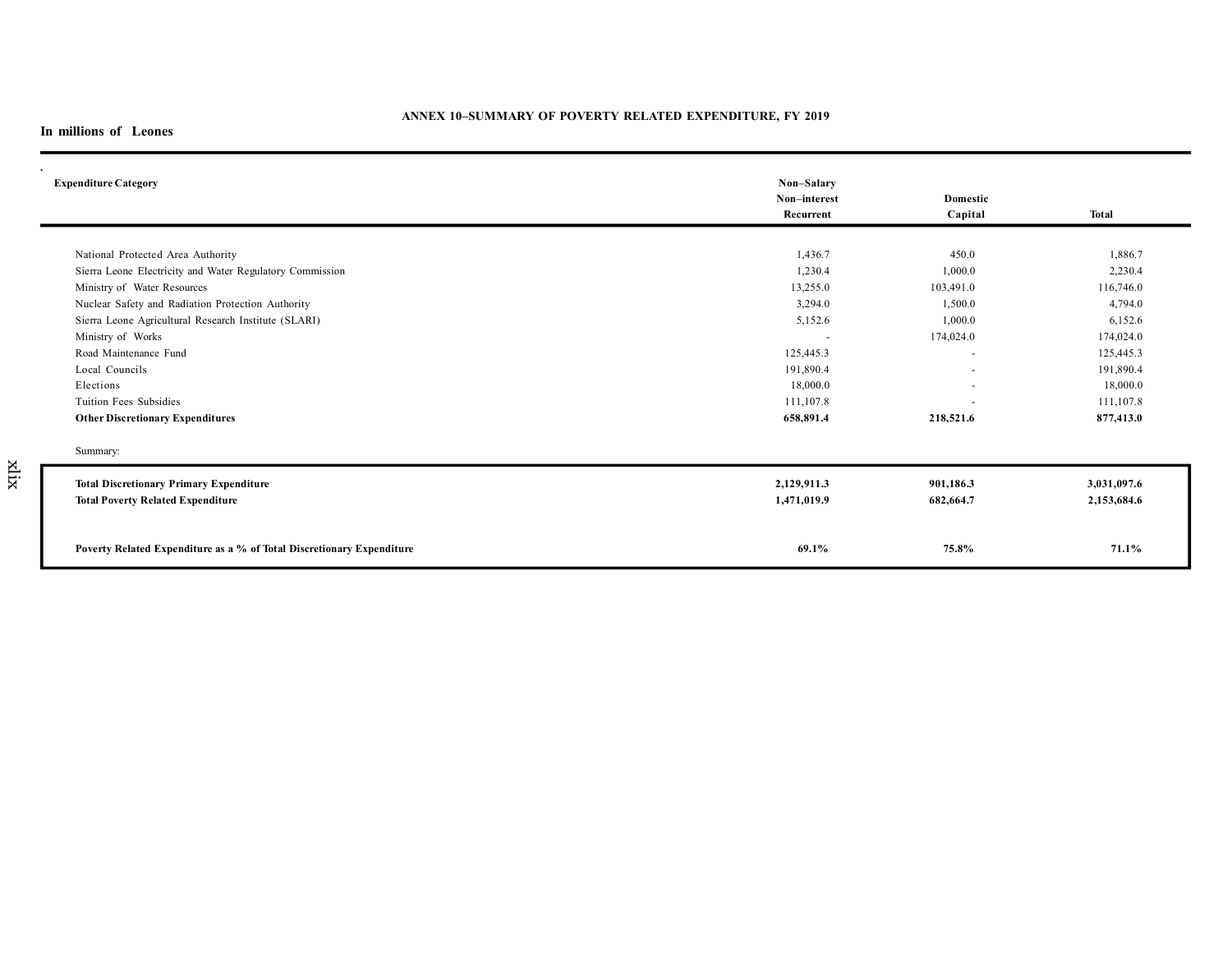**ANNEX 10–SUMMARY OF POVERTY RELATED EXPENDITURE, FY 2019**

**In millions of Leones**

| Expenditure Category | Non–Salary Non–interest Recurrent | Domestic Capital | Total |
|---|---|---|---|
| National Protected Area Authority | 1,436.7 | 450.0 | 1,886.7 |
| Sierra Leone Electricity and Water Regulatory Commission | 1,230.4 | 1,000.0 | 2,230.4 |
| Ministry of Water Resources | 13,255.0 | 103,491.0 | 116,746.0 |
| Nuclear Safety and Radiation Protection Authority | 3,294.0 | 1,500.0 | 4,794.0 |
| Sierra Leone Agricultural Research Institute (SLARI) | 5,152.6 | 1,000.0 | 6,152.6 |
| Ministry of Works | - | 174,024.0 | 174,024.0 |
| Road Maintenance Fund | 125,445.3 | - | 125,445.3 |
| Local Councils | 191,890.4 | - | 191,890.4 |
| Elections | 18,000.0 | - | 18,000.0 |
| Tuition Fees Subsidies | 111,107.8 | - | 111,107.8 |
| **Other Discretionary Expenditures** | **658,891.4** | **218,521.6** | **877,413.0** |
| Summary: | | | |
| **Total Discretionary Primary Expenditure** | **2,129,911.3** | **901,186.3** | **3,031,097.6** |
| **Total Poverty Related Expenditure** | **1,471,019.9** | **682,664.7** | **2,153,684.6** |
| **Poverty Related Expenditure as a % of Total Discretionary Expenditure** | **69.1%** | **75.8%** | **71.1%** |